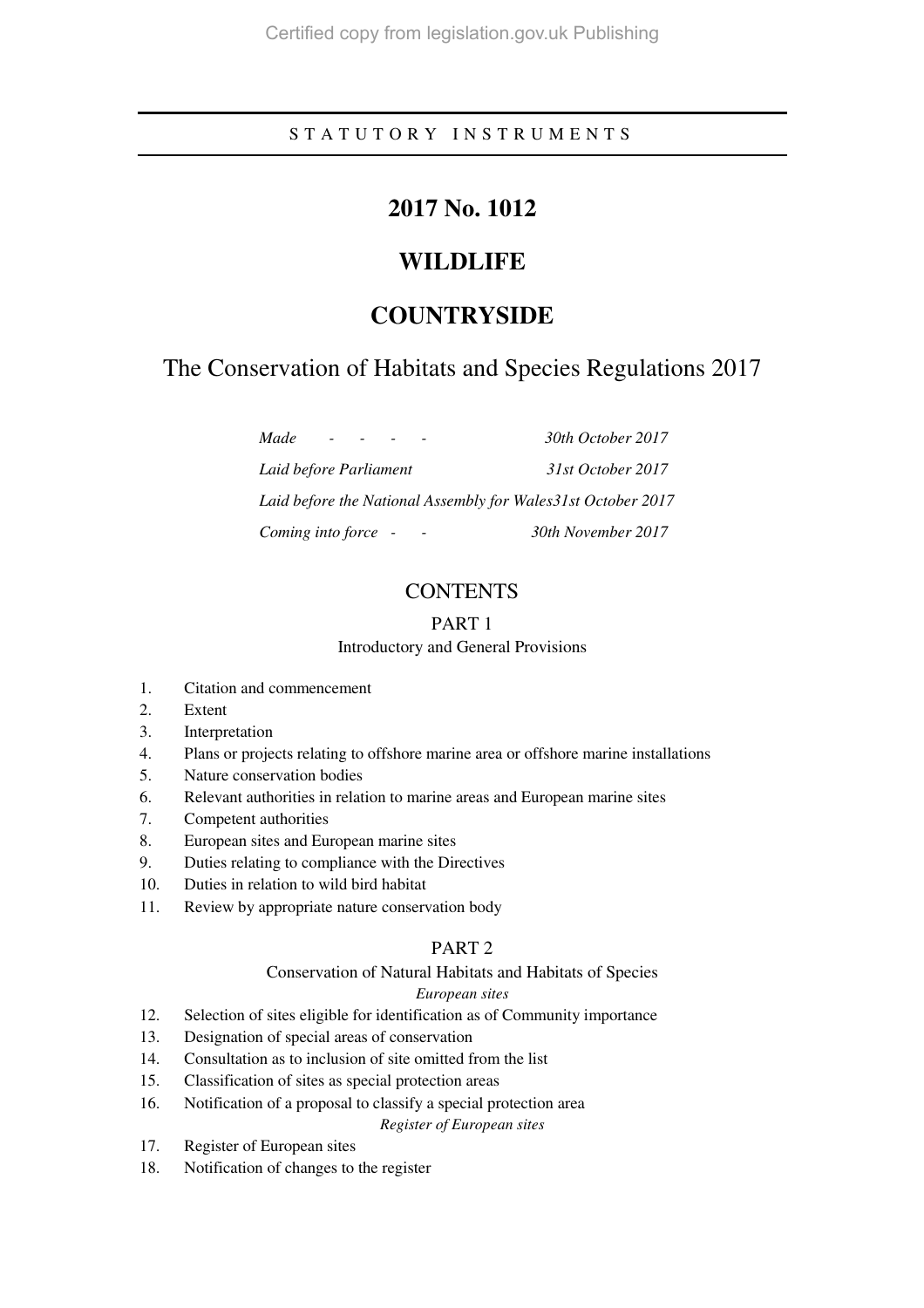Certified copy from legislation.gov.uk Publishing

STATUTORY INSTRUMENTS

# 2017 No. 1012

# WILDLIFE

# COUNTRYSIDE

## The Conservation of Habitats and Species Regulations 2017

| | |
|---|---|
| *Made - - - -* | *30th October 2017* |
| *Laid before Parliament* | *31st October 2017* |
| *Laid before the National Assembly for Wales* | *31st October 2017* |
| *Coming into force - -* | *30th November 2017* |

## CONTENTS

### PART 1

Introductory and General Provisions

1. Citation and commencement
2. Extent
3. Interpretation
4. Plans or projects relating to offshore marine area or offshore marine installations
5. Nature conservation bodies
6. Relevant authorities in relation to marine areas and European marine sites
7. Competent authorities
8. European sites and European marine sites
9. Duties relating to compliance with the Directives
10. Duties in relation to wild bird habitat
11. Review by appropriate nature conservation body

### PART 2

Conservation of Natural Habitats and Habitats of Species

*European sites*

12. Selection of sites eligible for identification as of Community importance
13. Designation of special areas of conservation
14. Consultation as to inclusion of site omitted from the list
15. Classification of sites as special protection areas
16. Notification of a proposal to classify a special protection area

*Register of European sites*

17. Register of European sites
18. Notification of changes to the register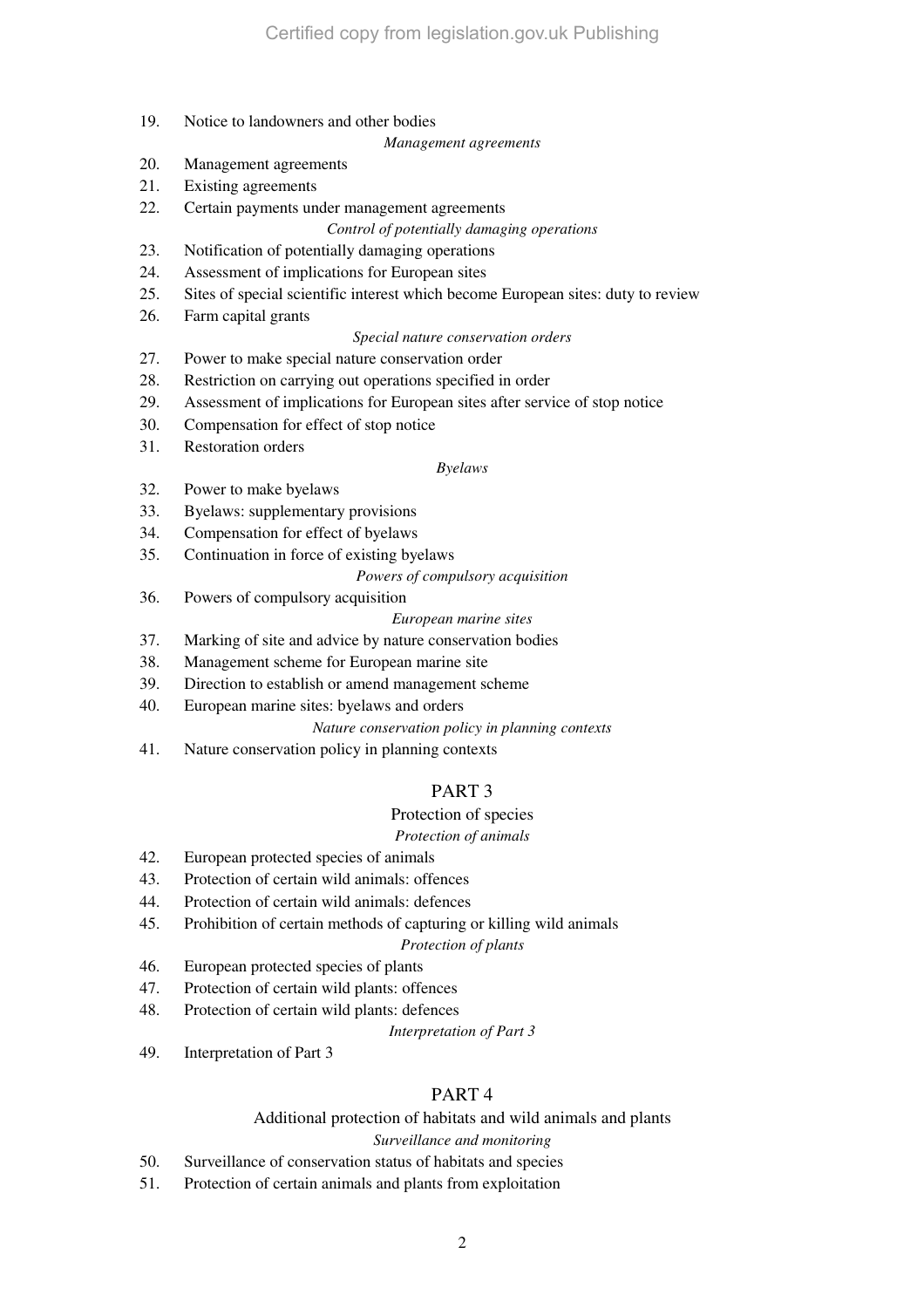19. Notice to landowners and other bodies

*Management agreements*

20. Management agreements
21. Existing agreements
22. Certain payments under management agreements

*Control of potentially damaging operations*

23. Notification of potentially damaging operations
24. Assessment of implications for European sites
25. Sites of special scientific interest which become European sites: duty to review
26. Farm capital grants

*Special nature conservation orders*

27. Power to make special nature conservation order
28. Restriction on carrying out operations specified in order
29. Assessment of implications for European sites after service of stop notice
30. Compensation for effect of stop notice
31. Restoration orders

*Byelaws*

32. Power to make byelaws
33. Byelaws: supplementary provisions
34. Compensation for effect of byelaws
35. Continuation in force of existing byelaws

*Powers of compulsory acquisition*

36. Powers of compulsory acquisition

*European marine sites*

37. Marking of site and advice by nature conservation bodies
38. Management scheme for European marine site
39. Direction to establish or amend management scheme
40. European marine sites: byelaws and orders

*Nature conservation policy in planning contexts*

41. Nature conservation policy in planning contexts

## PART 3

### Protection of species

*Protection of animals*

42. European protected species of animals
43. Protection of certain wild animals: offences
44. Protection of certain wild animals: defences
45. Prohibition of certain methods of capturing or killing wild animals

*Protection of plants*

46. European protected species of plants
47. Protection of certain wild plants: offences
48. Protection of certain wild plants: defences

*Interpretation of Part 3*

49. Interpretation of Part 3

## PART 4

### Additional protection of habitats and wild animals and plants

*Surveillance and monitoring*

50. Surveillance of conservation status of habitats and species
51. Protection of certain animals and plants from exploitation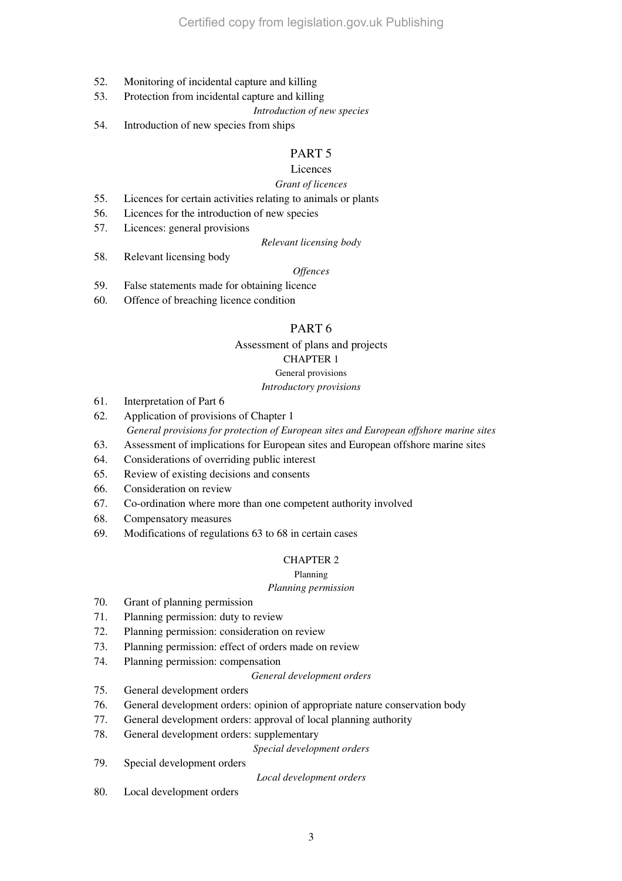52. Monitoring of incidental capture and killing
53. Protection from incidental capture and killing

*Introduction of new species*

54. Introduction of new species from ships

PART 5

Licences

*Grant of licences*

55. Licences for certain activities relating to animals or plants
56. Licences for the introduction of new species
57. Licences: general provisions

*Relevant licensing body*

58. Relevant licensing body

*Offences*

59. False statements made for obtaining licence
60. Offence of breaching licence condition

PART 6

Assessment of plans and projects

CHAPTER 1

General provisions

*Introductory provisions*

61. Interpretation of Part 6
62. Application of provisions of Chapter 1

*General provisions for protection of European sites and European offshore marine sites*

63. Assessment of implications for European sites and European offshore marine sites
64. Considerations of overriding public interest
65. Review of existing decisions and consents
66. Consideration on review
67. Co-ordination where more than one competent authority involved
68. Compensatory measures
69. Modifications of regulations 63 to 68 in certain cases

CHAPTER 2

Planning

*Planning permission*

70. Grant of planning permission
71. Planning permission: duty to review
72. Planning permission: consideration on review
73. Planning permission: effect of orders made on review
74. Planning permission: compensation

*General development orders*

75. General development orders
76. General development orders: opinion of appropriate nature conservation body
77. General development orders: approval of local planning authority
78. General development orders: supplementary

*Special development orders*

79. Special development orders

*Local development orders*

80. Local development orders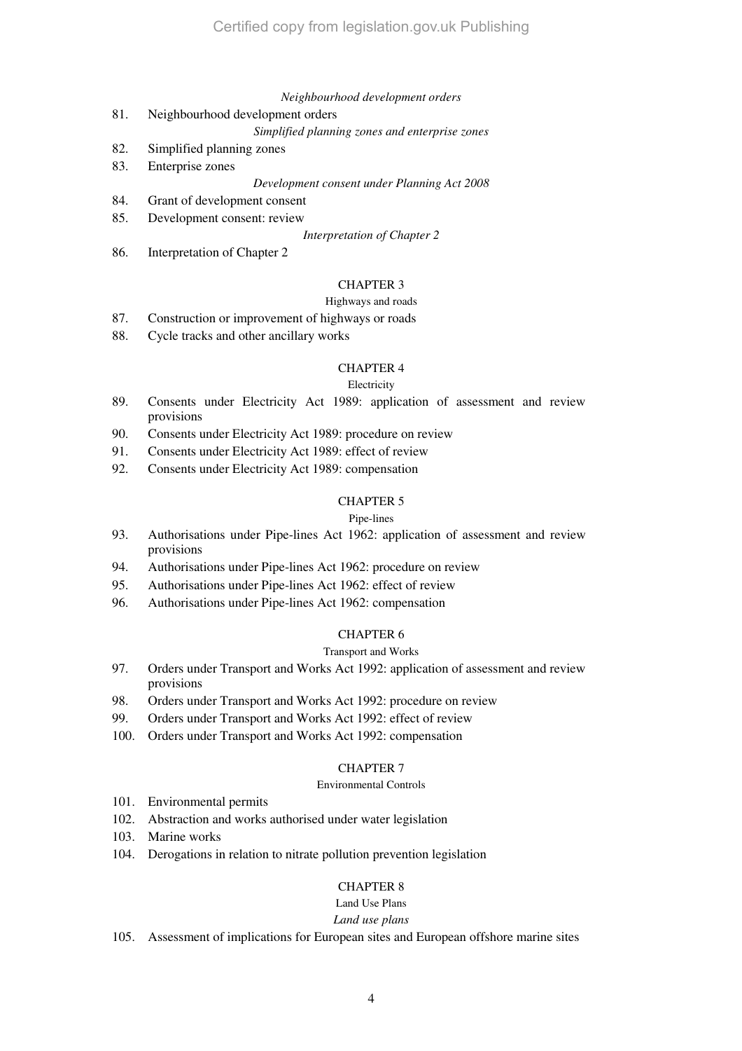*Neighbourhood development orders*

81. Neighbourhood development orders

*Simplified planning zones and enterprise zones*

82. Simplified planning zones
83. Enterprise zones

*Development consent under Planning Act 2008*

84. Grant of development consent
85. Development consent: review

*Interpretation of Chapter 2*

86. Interpretation of Chapter 2

CHAPTER 3

Highways and roads

87. Construction or improvement of highways or roads
88. Cycle tracks and other ancillary works

CHAPTER 4

Electricity

89. Consents under Electricity Act 1989: application of assessment and review provisions
90. Consents under Electricity Act 1989: procedure on review
91. Consents under Electricity Act 1989: effect of review
92. Consents under Electricity Act 1989: compensation

CHAPTER 5

Pipe-lines

93. Authorisations under Pipe-lines Act 1962: application of assessment and review provisions
94. Authorisations under Pipe-lines Act 1962: procedure on review
95. Authorisations under Pipe-lines Act 1962: effect of review
96. Authorisations under Pipe-lines Act 1962: compensation

CHAPTER 6

Transport and Works

97. Orders under Transport and Works Act 1992: application of assessment and review provisions
98. Orders under Transport and Works Act 1992: procedure on review
99. Orders under Transport and Works Act 1992: effect of review
100. Orders under Transport and Works Act 1992: compensation

CHAPTER 7

Environmental Controls

101. Environmental permits
102. Abstraction and works authorised under water legislation
103. Marine works
104. Derogations in relation to nitrate pollution prevention legislation

CHAPTER 8

Land Use Plans

*Land use plans*

105. Assessment of implications for European sites and European offshore marine sites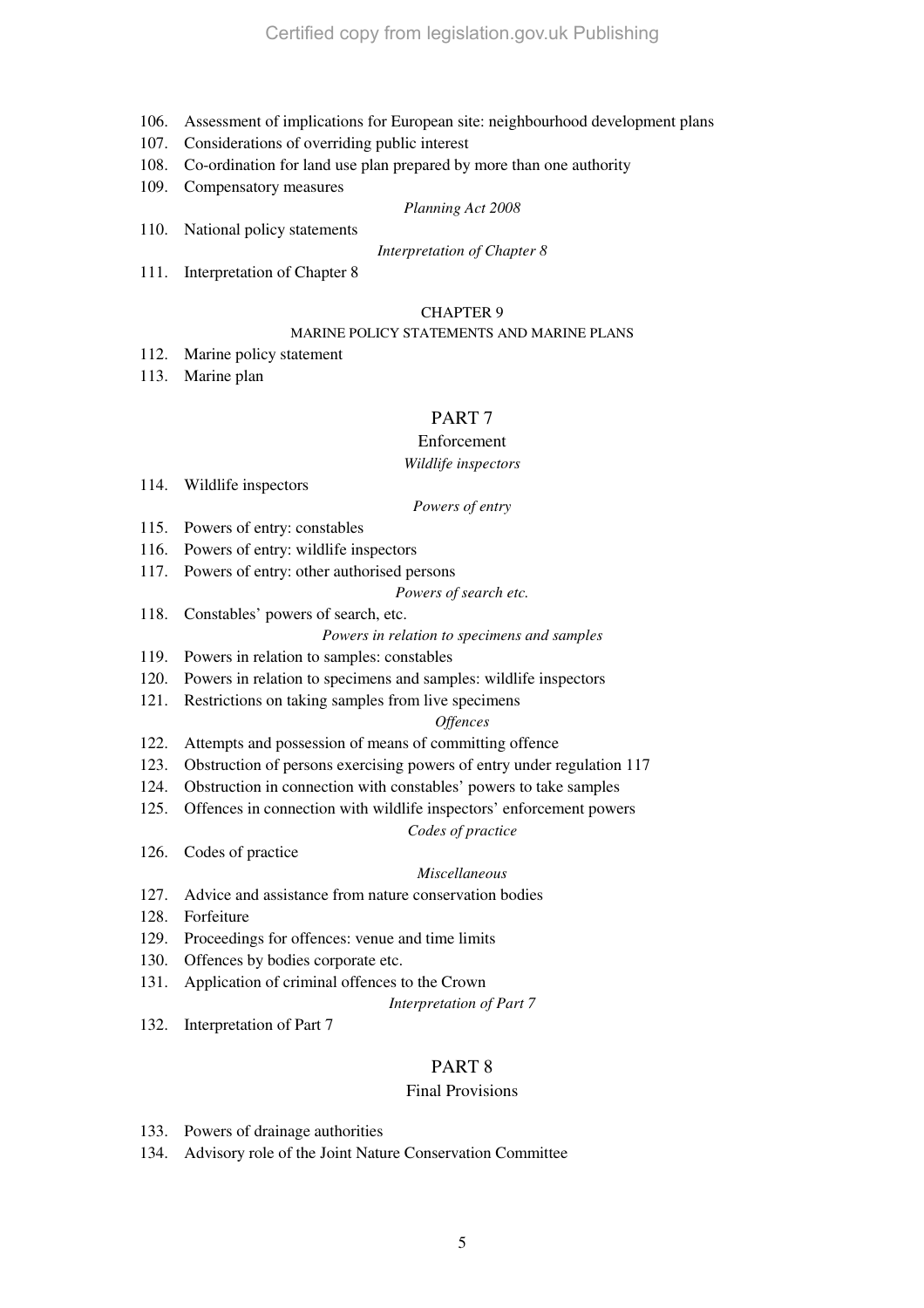106. Assessment of implications for European site: neighbourhood development plans
107. Considerations of overriding public interest
108. Co-ordination for land use plan prepared by more than one authority
109. Compensatory measures

*Planning Act 2008*

110. National policy statements

*Interpretation of Chapter 8*

111. Interpretation of Chapter 8

### CHAPTER 9

#### MARINE POLICY STATEMENTS AND MARINE PLANS

112. Marine policy statement
113. Marine plan

## PART 7

### Enforcement

*Wildlife inspectors*

114. Wildlife inspectors

*Powers of entry*

115. Powers of entry: constables
116. Powers of entry: wildlife inspectors
117. Powers of entry: other authorised persons

*Powers of search etc.*

118. Constables' powers of search, etc.

*Powers in relation to specimens and samples*

119. Powers in relation to samples: constables
120. Powers in relation to specimens and samples: wildlife inspectors
121. Restrictions on taking samples from live specimens

*Offences*

122. Attempts and possession of means of committing offence
123. Obstruction of persons exercising powers of entry under regulation 117
124. Obstruction in connection with constables' powers to take samples
125. Offences in connection with wildlife inspectors' enforcement powers

*Codes of practice*

126. Codes of practice

*Miscellaneous*

127. Advice and assistance from nature conservation bodies
128. Forfeiture
129. Proceedings for offences: venue and time limits
130. Offences by bodies corporate etc.
131. Application of criminal offences to the Crown

*Interpretation of Part 7*

132. Interpretation of Part 7

## PART 8

### Final Provisions

133. Powers of drainage authorities
134. Advisory role of the Joint Nature Conservation Committee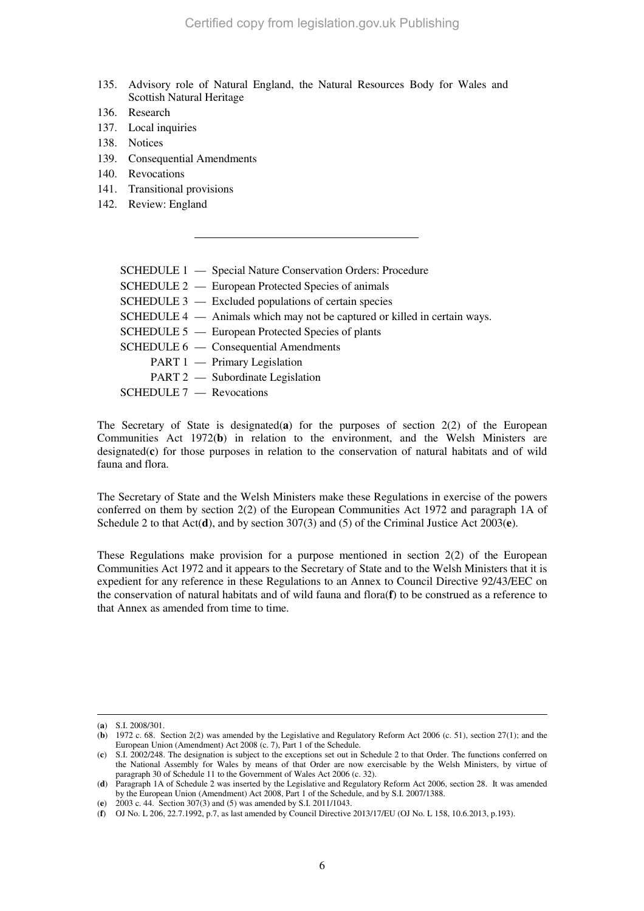135. Advisory role of Natural England, the Natural Resources Body for Wales and Scottish Natural Heritage
136. Research
137. Local inquiries
138. Notices
139. Consequential Amendments
140. Revocations
141. Transitional provisions
142. Review: England

---

SCHEDULE 1 — Special Nature Conservation Orders: Procedure

SCHEDULE 2 — European Protected Species of animals

SCHEDULE 3 — Excluded populations of certain species

SCHEDULE 4 — Animals which may not be captured or killed in certain ways.

SCHEDULE 5 — European Protected Species of plants

SCHEDULE 6 — Consequential Amendments

PART 1 — Primary Legislation

PART 2 — Subordinate Legislation

SCHEDULE 7 — Revocations

The Secretary of State is designated(**a**) for the purposes of section 2(2) of the European Communities Act 1972(**b**) in relation to the environment, and the Welsh Ministers are designated(**c**) for those purposes in relation to the conservation of natural habitats and of wild fauna and flora.

The Secretary of State and the Welsh Ministers make these Regulations in exercise of the powers conferred on them by section 2(2) of the European Communities Act 1972 and paragraph 1A of Schedule 2 to that Act(**d**), and by section 307(3) and (5) of the Criminal Justice Act 2003(**e**).

These Regulations make provision for a purpose mentioned in section 2(2) of the European Communities Act 1972 and it appears to the Secretary of State and to the Welsh Ministers that it is expedient for any reference in these Regulations to an Annex to Council Directive 92/43/EEC on the conservation of natural habitats and of wild fauna and flora(**f**) to be construed as a reference to that Annex as amended from time to time.

---

(**a**) S.I. 2008/301.

(**b**) 1972 c. 68. Section 2(2) was amended by the Legislative and Regulatory Reform Act 2006 (c. 51), section 27(1); and the European Union (Amendment) Act 2008 (c. 7), Part 1 of the Schedule.

(**c**) S.I. 2002/248. The designation is subject to the exceptions set out in Schedule 2 to that Order. The functions conferred on the National Assembly for Wales by means of that Order are now exercisable by the Welsh Ministers, by virtue of paragraph 30 of Schedule 11 to the Government of Wales Act 2006 (c. 32).

(**d**) Paragraph 1A of Schedule 2 was inserted by the Legislative and Regulatory Reform Act 2006, section 28. It was amended by the European Union (Amendment) Act 2008, Part 1 of the Schedule, and by S.I. 2007/1388.

(**e**) 2003 c. 44. Section 307(3) and (5) was amended by S.I. 2011/1043.

(**f**) OJ No. L 206, 22.7.1992, p.7, as last amended by Council Directive 2013/17/EU (OJ No. L 158, 10.6.2013, p.193).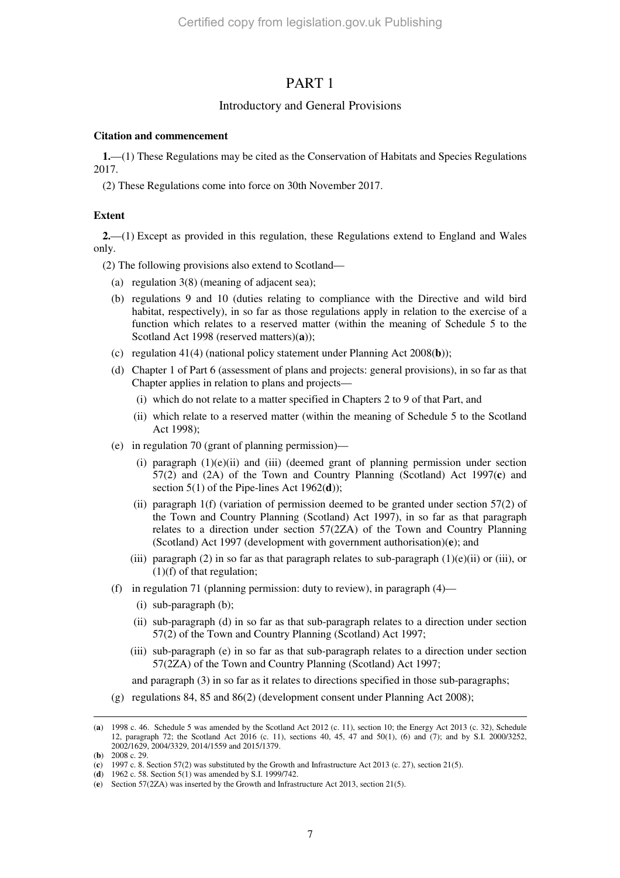# PART 1

## Introductory and General Provisions

**Citation and commencement**

**1.**—(1) These Regulations may be cited as the Conservation of Habitats and Species Regulations 2017.

(2) These Regulations come into force on 30th November 2017.

**Extent**

**2.**—(1) Except as provided in this regulation, these Regulations extend to England and Wales only.

(2) The following provisions also extend to Scotland—

- (a) regulation 3(8) (meaning of adjacent sea);
- (b) regulations 9 and 10 (duties relating to compliance with the Directive and wild bird habitat, respectively), in so far as those regulations apply in relation to the exercise of a function which relates to a reserved matter (within the meaning of Schedule 5 to the Scotland Act 1998 (reserved matters)(**a**));
- (c) regulation 41(4) (national policy statement under Planning Act 2008(**b**));
- (d) Chapter 1 of Part 6 (assessment of plans and projects: general provisions), in so far as that Chapter applies in relation to plans and projects—
  - (i) which do not relate to a matter specified in Chapters 2 to 9 of that Part, and
  - (ii) which relate to a reserved matter (within the meaning of Schedule 5 to the Scotland Act 1998);
- (e) in regulation 70 (grant of planning permission)—
  - (i) paragraph (1)(e)(ii) and (iii) (deemed grant of planning permission under section 57(2) and (2A) of the Town and Country Planning (Scotland) Act 1997(**c**) and section 5(1) of the Pipe-lines Act 1962(**d**));
  - (ii) paragraph 1(f) (variation of permission deemed to be granted under section 57(2) of the Town and Country Planning (Scotland) Act 1997), in so far as that paragraph relates to a direction under section 57(2ZA) of the Town and Country Planning (Scotland) Act 1997 (development with government authorisation)(**e**); and
  - (iii) paragraph (2) in so far as that paragraph relates to sub-paragraph (1)(e)(ii) or (iii), or (1)(f) of that regulation;
- (f) in regulation 71 (planning permission: duty to review), in paragraph (4)—
  - (i) sub-paragraph (b);
  - (ii) sub-paragraph (d) in so far as that sub-paragraph relates to a direction under section 57(2) of the Town and Country Planning (Scotland) Act 1997;
  - (iii) sub-paragraph (e) in so far as that sub-paragraph relates to a direction under section 57(2ZA) of the Town and Country Planning (Scotland) Act 1997;

  and paragraph (3) in so far as it relates to directions specified in those sub-paragraphs;
- (g) regulations 84, 85 and 86(2) (development consent under Planning Act 2008);

---

(**a**) 1998 c. 46. Schedule 5 was amended by the Scotland Act 2012 (c. 11), section 10; the Energy Act 2013 (c. 32), Schedule 12, paragraph 72; the Scotland Act 2016 (c. 11), sections 40, 45, 47 and 50(1), (6) and (7); and by S.I. 2000/3252, 2002/1629, 2004/3329, 2014/1559 and 2015/1379.

(**b**) 2008 c. 29.

(**c**) 1997 c. 8. Section 57(2) was substituted by the Growth and Infrastructure Act 2013 (c. 27), section 21(5).

(**d**) 1962 c. 58. Section 5(1) was amended by S.I. 1999/742.

(**e**) Section 57(2ZA) was inserted by the Growth and Infrastructure Act 2013, section 21(5).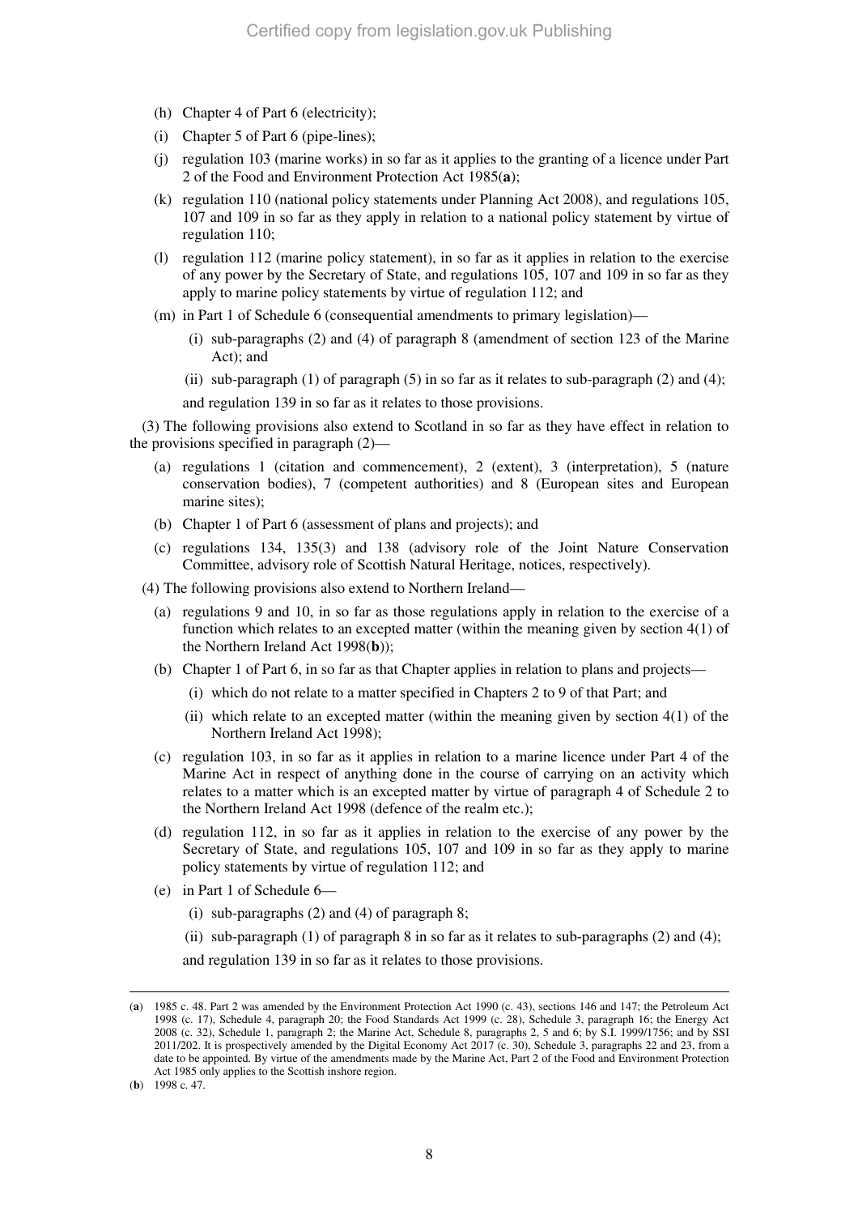- (h) Chapter 4 of Part 6 (electricity);
- (i) Chapter 5 of Part 6 (pipe-lines);
- (j) regulation 103 (marine works) in so far as it applies to the granting of a licence under Part 2 of the Food and Environment Protection Act 1985(**a**);
- (k) regulation 110 (national policy statements under Planning Act 2008), and regulations 105, 107 and 109 in so far as they apply in relation to a national policy statement by virtue of regulation 110;
- (l) regulation 112 (marine policy statement), in so far as it applies in relation to the exercise of any power by the Secretary of State, and regulations 105, 107 and 109 in so far as they apply to marine policy statements by virtue of regulation 112; and
- (m) in Part 1 of Schedule 6 (consequential amendments to primary legislation)—
  - (i) sub-paragraphs (2) and (4) of paragraph 8 (amendment of section 123 of the Marine Act); and
  - (ii) sub-paragraph (1) of paragraph (5) in so far as it relates to sub-paragraph (2) and (4);

  and regulation 139 in so far as it relates to those provisions.

(3) The following provisions also extend to Scotland in so far as they have effect in relation to the provisions specified in paragraph (2)—

- (a) regulations 1 (citation and commencement), 2 (extent), 3 (interpretation), 5 (nature conservation bodies), 7 (competent authorities) and 8 (European sites and European marine sites);
- (b) Chapter 1 of Part 6 (assessment of plans and projects); and
- (c) regulations 134, 135(3) and 138 (advisory role of the Joint Nature Conservation Committee, advisory role of Scottish Natural Heritage, notices, respectively).

(4) The following provisions also extend to Northern Ireland—

- (a) regulations 9 and 10, in so far as those regulations apply in relation to the exercise of a function which relates to an excepted matter (within the meaning given by section 4(1) of the Northern Ireland Act 1998(**b**));
- (b) Chapter 1 of Part 6, in so far as that Chapter applies in relation to plans and projects—
  - (i) which do not relate to a matter specified in Chapters 2 to 9 of that Part; and
  - (ii) which relate to an excepted matter (within the meaning given by section 4(1) of the Northern Ireland Act 1998);
- (c) regulation 103, in so far as it applies in relation to a marine licence under Part 4 of the Marine Act in respect of anything done in the course of carrying on an activity which relates to a matter which is an excepted matter by virtue of paragraph 4 of Schedule 2 to the Northern Ireland Act 1998 (defence of the realm etc.);
- (d) regulation 112, in so far as it applies in relation to the exercise of any power by the Secretary of State, and regulations 105, 107 and 109 in so far as they apply to marine policy statements by virtue of regulation 112; and
- (e) in Part 1 of Schedule 6—
  - (i) sub-paragraphs (2) and (4) of paragraph 8;
  - (ii) sub-paragraph (1) of paragraph 8 in so far as it relates to sub-paragraphs (2) and (4);

  and regulation 139 in so far as it relates to those provisions.

---

(**a**) 1985 c. 48. Part 2 was amended by the Environment Protection Act 1990 (c. 43), sections 146 and 147; the Petroleum Act 1998 (c. 17), Schedule 4, paragraph 20; the Food Standards Act 1999 (c. 28), Schedule 3, paragraph 16; the Energy Act 2008 (c. 32), Schedule 1, paragraph 2; the Marine Act, Schedule 8, paragraphs 2, 5 and 6; by S.I. 1999/1756; and by SSI 2011/202. It is prospectively amended by the Digital Economy Act 2017 (c. 30), Schedule 3, paragraphs 22 and 23, from a date to be appointed. By virtue of the amendments made by the Marine Act, Part 2 of the Food and Environment Protection Act 1985 only applies to the Scottish inshore region.

(**b**) 1998 c. 47.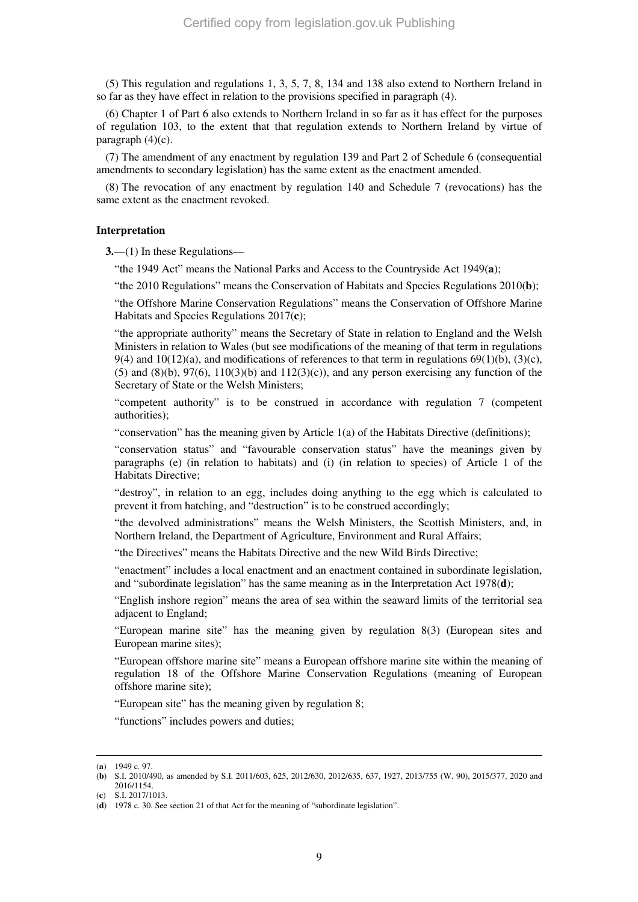(5) This regulation and regulations 1, 3, 5, 7, 8, 134 and 138 also extend to Northern Ireland in so far as they have effect in relation to the provisions specified in paragraph (4).

(6) Chapter 1 of Part 6 also extends to Northern Ireland in so far as it has effect for the purposes of regulation 103, to the extent that that regulation extends to Northern Ireland by virtue of paragraph (4)(c).

(7) The amendment of any enactment by regulation 139 and Part 2 of Schedule 6 (consequential amendments to secondary legislation) has the same extent as the enactment amended.

(8) The revocation of any enactment by regulation 140 and Schedule 7 (revocations) has the same extent as the enactment revoked.

**Interpretation**

**3.**—(1) In these Regulations—

"the 1949 Act" means the National Parks and Access to the Countryside Act 1949(**a**);

"the 2010 Regulations" means the Conservation of Habitats and Species Regulations 2010(**b**);

"the Offshore Marine Conservation Regulations" means the Conservation of Offshore Marine Habitats and Species Regulations 2017(**c**);

"the appropriate authority" means the Secretary of State in relation to England and the Welsh Ministers in relation to Wales (but see modifications of the meaning of that term in regulations 9(4) and 10(12)(a), and modifications of references to that term in regulations 69(1)(b), (3)(c), (5) and (8)(b), 97(6), 110(3)(b) and 112(3)(c)), and any person exercising any function of the Secretary of State or the Welsh Ministers;

"competent authority" is to be construed in accordance with regulation 7 (competent authorities);

"conservation" has the meaning given by Article 1(a) of the Habitats Directive (definitions);

"conservation status" and "favourable conservation status" have the meanings given by paragraphs (e) (in relation to habitats) and (i) (in relation to species) of Article 1 of the Habitats Directive;

"destroy", in relation to an egg, includes doing anything to the egg which is calculated to prevent it from hatching, and "destruction" is to be construed accordingly;

"the devolved administrations" means the Welsh Ministers, the Scottish Ministers, and, in Northern Ireland, the Department of Agriculture, Environment and Rural Affairs;

"the Directives" means the Habitats Directive and the new Wild Birds Directive;

"enactment" includes a local enactment and an enactment contained in subordinate legislation, and "subordinate legislation" has the same meaning as in the Interpretation Act 1978(**d**);

"English inshore region" means the area of sea within the seaward limits of the territorial sea adjacent to England;

"European marine site" has the meaning given by regulation 8(3) (European sites and European marine sites);

"European offshore marine site" means a European offshore marine site within the meaning of regulation 18 of the Offshore Marine Conservation Regulations (meaning of European offshore marine site);

"European site" has the meaning given by regulation 8;

"functions" includes powers and duties;

---

(**a**) 1949 c. 97.

(**b**) S.I. 2010/490, as amended by S.I. 2011/603, 625, 2012/630, 2012/635, 637, 1927, 2013/755 (W. 90), 2015/377, 2020 and 2016/1154.

(**c**) S.I. 2017/1013.

(**d**) 1978 c. 30. See section 21 of that Act for the meaning of "subordinate legislation".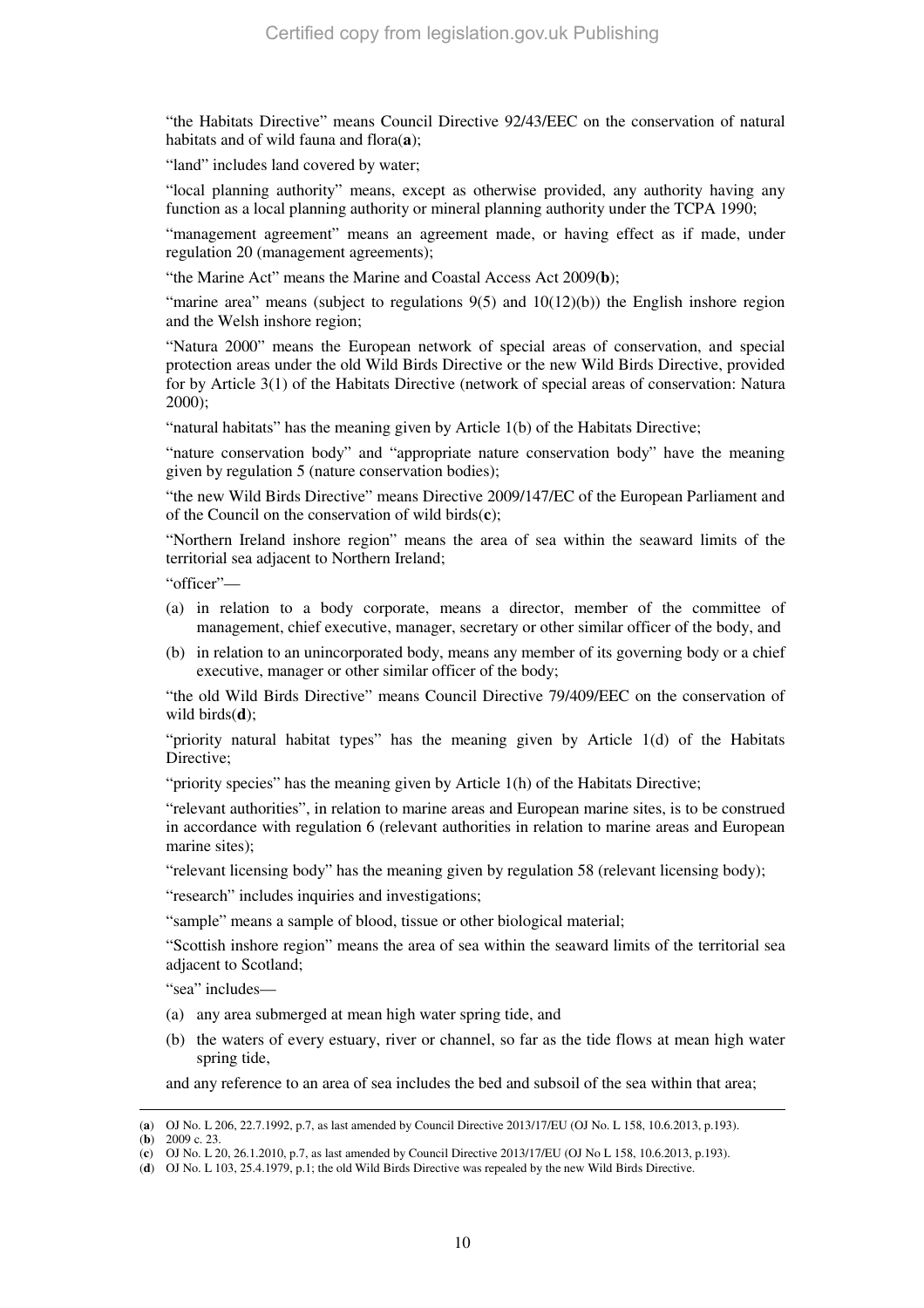"the Habitats Directive" means Council Directive 92/43/EEC on the conservation of natural habitats and of wild fauna and flora(**a**);

"land" includes land covered by water;

"local planning authority" means, except as otherwise provided, any authority having any function as a local planning authority or mineral planning authority under the TCPA 1990;

"management agreement" means an agreement made, or having effect as if made, under regulation 20 (management agreements);

"the Marine Act" means the Marine and Coastal Access Act 2009(**b**);

"marine area" means (subject to regulations 9(5) and 10(12)(b)) the English inshore region and the Welsh inshore region;

"Natura 2000" means the European network of special areas of conservation, and special protection areas under the old Wild Birds Directive or the new Wild Birds Directive, provided for by Article 3(1) of the Habitats Directive (network of special areas of conservation: Natura 2000);

"natural habitats" has the meaning given by Article 1(b) of the Habitats Directive;

"nature conservation body" and "appropriate nature conservation body" have the meaning given by regulation 5 (nature conservation bodies);

"the new Wild Birds Directive" means Directive 2009/147/EC of the European Parliament and of the Council on the conservation of wild birds(**c**);

"Northern Ireland inshore region" means the area of sea within the seaward limits of the territorial sea adjacent to Northern Ireland;

"officer"—

(a) in relation to a body corporate, means a director, member of the committee of management, chief executive, manager, secretary or other similar officer of the body, and

(b) in relation to an unincorporated body, means any member of its governing body or a chief executive, manager or other similar officer of the body;

"the old Wild Birds Directive" means Council Directive 79/409/EEC on the conservation of wild birds(**d**);

"priority natural habitat types" has the meaning given by Article 1(d) of the Habitats Directive;

"priority species" has the meaning given by Article 1(h) of the Habitats Directive;

"relevant authorities", in relation to marine areas and European marine sites, is to be construed in accordance with regulation 6 (relevant authorities in relation to marine areas and European marine sites);

"relevant licensing body" has the meaning given by regulation 58 (relevant licensing body);

"research" includes inquiries and investigations;

"sample" means a sample of blood, tissue or other biological material;

"Scottish inshore region" means the area of sea within the seaward limits of the territorial sea adjacent to Scotland;

"sea" includes—

(a) any area submerged at mean high water spring tide, and

(b) the waters of every estuary, river or channel, so far as the tide flows at mean high water spring tide,

and any reference to an area of sea includes the bed and subsoil of the sea within that area;

---

(**a**) OJ No. L 206, 22.7.1992, p.7, as last amended by Council Directive 2013/17/EU (OJ No. L 158, 10.6.2013, p.193).

(**b**) 2009 c. 23.

(**c**) OJ No. L 20, 26.1.2010, p.7, as last amended by Council Directive 2013/17/EU (OJ No L 158, 10.6.2013, p.193).

(**d**) OJ No. L 103, 25.4.1979, p.1; the old Wild Birds Directive was repealed by the new Wild Birds Directive.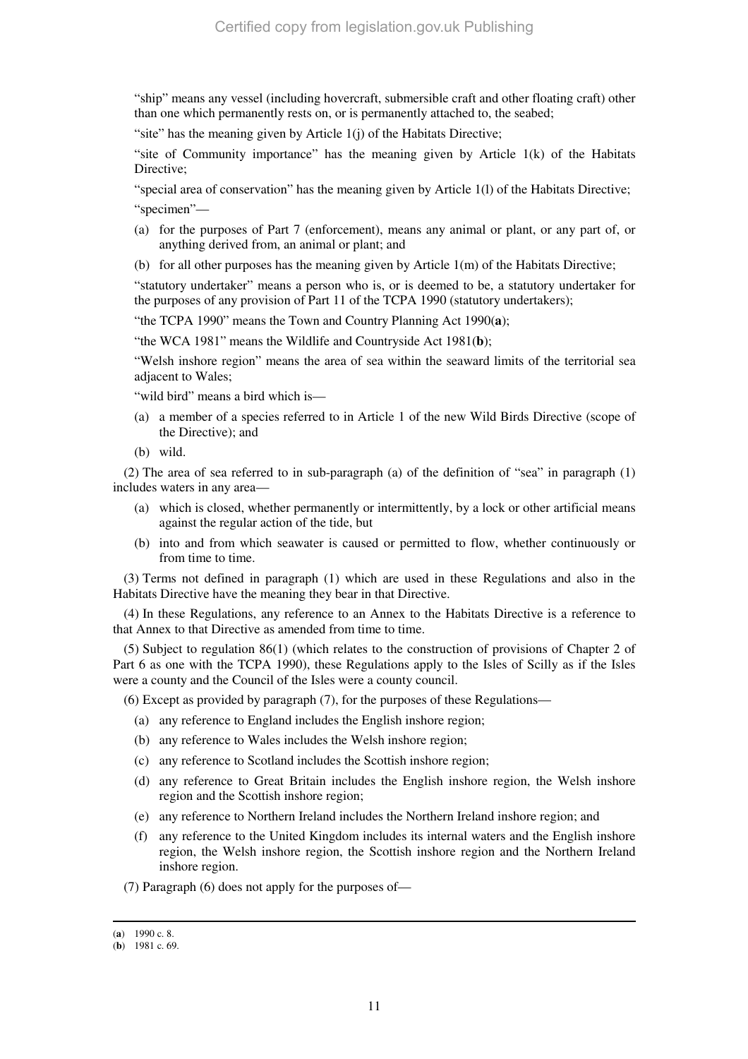"ship" means any vessel (including hovercraft, submersible craft and other floating craft) other than one which permanently rests on, or is permanently attached to, the seabed;

"site" has the meaning given by Article 1(j) of the Habitats Directive;

"site of Community importance" has the meaning given by Article 1(k) of the Habitats Directive;

"special area of conservation" has the meaning given by Article 1(l) of the Habitats Directive;

"specimen"—

(a) for the purposes of Part 7 (enforcement), means any animal or plant, or any part of, or anything derived from, an animal or plant; and

(b) for all other purposes has the meaning given by Article 1(m) of the Habitats Directive;

"statutory undertaker" means a person who is, or is deemed to be, a statutory undertaker for the purposes of any provision of Part 11 of the TCPA 1990 (statutory undertakers);

"the TCPA 1990" means the Town and Country Planning Act 1990(**a**);

"the WCA 1981" means the Wildlife and Countryside Act 1981(**b**);

"Welsh inshore region" means the area of sea within the seaward limits of the territorial sea adjacent to Wales;

"wild bird" means a bird which is—

(a) a member of a species referred to in Article 1 of the new Wild Birds Directive (scope of the Directive); and

(b) wild.

(2) The area of sea referred to in sub-paragraph (a) of the definition of "sea" in paragraph (1) includes waters in any area—

(a) which is closed, whether permanently or intermittently, by a lock or other artificial means against the regular action of the tide, but

(b) into and from which seawater is caused or permitted to flow, whether continuously or from time to time.

(3) Terms not defined in paragraph (1) which are used in these Regulations and also in the Habitats Directive have the meaning they bear in that Directive.

(4) In these Regulations, any reference to an Annex to the Habitats Directive is a reference to that Annex to that Directive as amended from time to time.

(5) Subject to regulation 86(1) (which relates to the construction of provisions of Chapter 2 of Part 6 as one with the TCPA 1990), these Regulations apply to the Isles of Scilly as if the Isles were a county and the Council of the Isles were a county council.

(6) Except as provided by paragraph (7), for the purposes of these Regulations—

(a) any reference to England includes the English inshore region;

(b) any reference to Wales includes the Welsh inshore region;

(c) any reference to Scotland includes the Scottish inshore region;

(d) any reference to Great Britain includes the English inshore region, the Welsh inshore region and the Scottish inshore region;

(e) any reference to Northern Ireland includes the Northern Ireland inshore region; and

(f) any reference to the United Kingdom includes its internal waters and the English inshore region, the Welsh inshore region, the Scottish inshore region and the Northern Ireland inshore region.

(7) Paragraph (6) does not apply for the purposes of—

---

(**a**) 1990 c. 8.

(**b**) 1981 c. 69.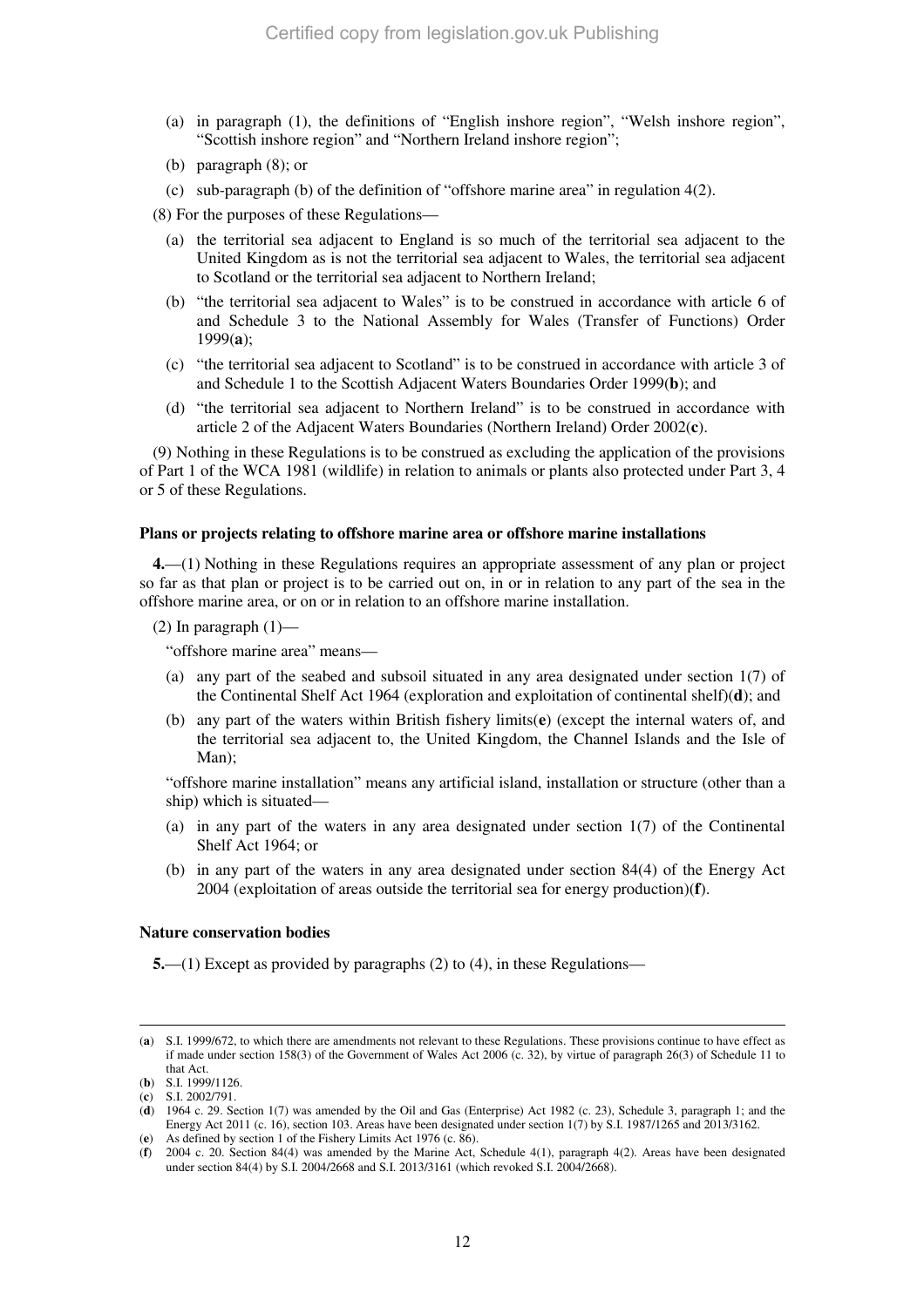(a) in paragraph (1), the definitions of "English inshore region", "Welsh inshore region", "Scottish inshore region" and "Northern Ireland inshore region";

(b) paragraph (8); or

(c) sub-paragraph (b) of the definition of "offshore marine area" in regulation 4(2).

(8) For the purposes of these Regulations—

(a) the territorial sea adjacent to England is so much of the territorial sea adjacent to the United Kingdom as is not the territorial sea adjacent to Wales, the territorial sea adjacent to Scotland or the territorial sea adjacent to Northern Ireland;

(b) "the territorial sea adjacent to Wales" is to be construed in accordance with article 6 of and Schedule 3 to the National Assembly for Wales (Transfer of Functions) Order 1999(**a**);

(c) "the territorial sea adjacent to Scotland" is to be construed in accordance with article 3 of and Schedule 1 to the Scottish Adjacent Waters Boundaries Order 1999(**b**); and

(d) "the territorial sea adjacent to Northern Ireland" is to be construed in accordance with article 2 of the Adjacent Waters Boundaries (Northern Ireland) Order 2002(**c**).

(9) Nothing in these Regulations is to be construed as excluding the application of the provisions of Part 1 of the WCA 1981 (wildlife) in relation to animals or plants also protected under Part 3, 4 or 5 of these Regulations.

**Plans or projects relating to offshore marine area or offshore marine installations**

**4.**—(1) Nothing in these Regulations requires an appropriate assessment of any plan or project so far as that plan or project is to be carried out on, in or in relation to any part of the sea in the offshore marine area, or on or in relation to an offshore marine installation.

(2) In paragraph (1)—

"offshore marine area" means—

(a) any part of the seabed and subsoil situated in any area designated under section 1(7) of the Continental Shelf Act 1964 (exploration and exploitation of continental shelf)(**d**); and

(b) any part of the waters within British fishery limits(**e**) (except the internal waters of, and the territorial sea adjacent to, the United Kingdom, the Channel Islands and the Isle of Man);

"offshore marine installation" means any artificial island, installation or structure (other than a ship) which is situated—

(a) in any part of the waters in any area designated under section 1(7) of the Continental Shelf Act 1964; or

(b) in any part of the waters in any area designated under section 84(4) of the Energy Act 2004 (exploitation of areas outside the territorial sea for energy production)(**f**).

**Nature conservation bodies**

**5.**—(1) Except as provided by paragraphs (2) to (4), in these Regulations—

---

(**a**) S.I. 1999/672, to which there are amendments not relevant to these Regulations. These provisions continue to have effect as if made under section 158(3) of the Government of Wales Act 2006 (c. 32), by virtue of paragraph 26(3) of Schedule 11 to that Act.

(**b**) S.I. 1999/1126.

(**c**) S.I. 2002/791.

(**d**) 1964 c. 29. Section 1(7) was amended by the Oil and Gas (Enterprise) Act 1982 (c. 23), Schedule 3, paragraph 1; and the Energy Act 2011 (c. 16), section 103. Areas have been designated under section 1(7) by S.I. 1987/1265 and 2013/3162.

(**e**) As defined by section 1 of the Fishery Limits Act 1976 (c. 86).

(**f**) 2004 c. 20. Section 84(4) was amended by the Marine Act, Schedule 4(1), paragraph 4(2). Areas have been designated under section 84(4) by S.I. 2004/2668 and S.I. 2013/3161 (which revoked S.I. 2004/2668).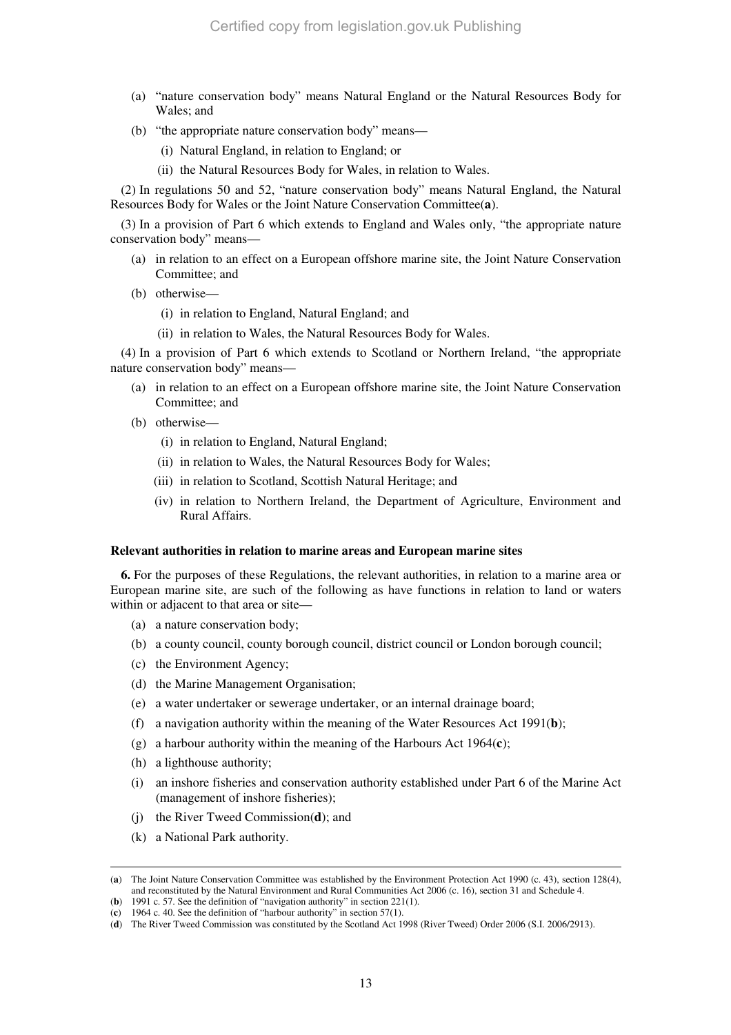(a) "nature conservation body" means Natural England or the Natural Resources Body for Wales; and

(b) "the appropriate nature conservation body" means—

(i) Natural England, in relation to England; or

(ii) the Natural Resources Body for Wales, in relation to Wales.

(2) In regulations 50 and 52, "nature conservation body" means Natural England, the Natural Resources Body for Wales or the Joint Nature Conservation Committee(**a**).

(3) In a provision of Part 6 which extends to England and Wales only, "the appropriate nature conservation body" means—

(a) in relation to an effect on a European offshore marine site, the Joint Nature Conservation Committee; and

(b) otherwise—

(i) in relation to England, Natural England; and

(ii) in relation to Wales, the Natural Resources Body for Wales.

(4) In a provision of Part 6 which extends to Scotland or Northern Ireland, "the appropriate nature conservation body" means—

(a) in relation to an effect on a European offshore marine site, the Joint Nature Conservation Committee; and

(b) otherwise—

(i) in relation to England, Natural England;

(ii) in relation to Wales, the Natural Resources Body for Wales;

(iii) in relation to Scotland, Scottish Natural Heritage; and

(iv) in relation to Northern Ireland, the Department of Agriculture, Environment and Rural Affairs.

**Relevant authorities in relation to marine areas and European marine sites**

**6.** For the purposes of these Regulations, the relevant authorities, in relation to a marine area or European marine site, are such of the following as have functions in relation to land or waters within or adjacent to that area or site—

(a) a nature conservation body;

(b) a county council, county borough council, district council or London borough council;

(c) the Environment Agency;

(d) the Marine Management Organisation;

(e) a water undertaker or sewerage undertaker, or an internal drainage board;

(f) a navigation authority within the meaning of the Water Resources Act 1991(**b**);

(g) a harbour authority within the meaning of the Harbours Act 1964(**c**);

(h) a lighthouse authority;

(i) an inshore fisheries and conservation authority established under Part 6 of the Marine Act (management of inshore fisheries);

(j) the River Tweed Commission(**d**); and

(k) a National Park authority.

---

(**a**) The Joint Nature Conservation Committee was established by the Environment Protection Act 1990 (c. 43), section 128(4), and reconstituted by the Natural Environment and Rural Communities Act 2006 (c. 16), section 31 and Schedule 4.

(**b**) 1991 c. 57. See the definition of "navigation authority" in section 221(1).

(**c**) 1964 c. 40. See the definition of "harbour authority" in section 57(1).

(**d**) The River Tweed Commission was constituted by the Scotland Act 1998 (River Tweed) Order 2006 (S.I. 2006/2913).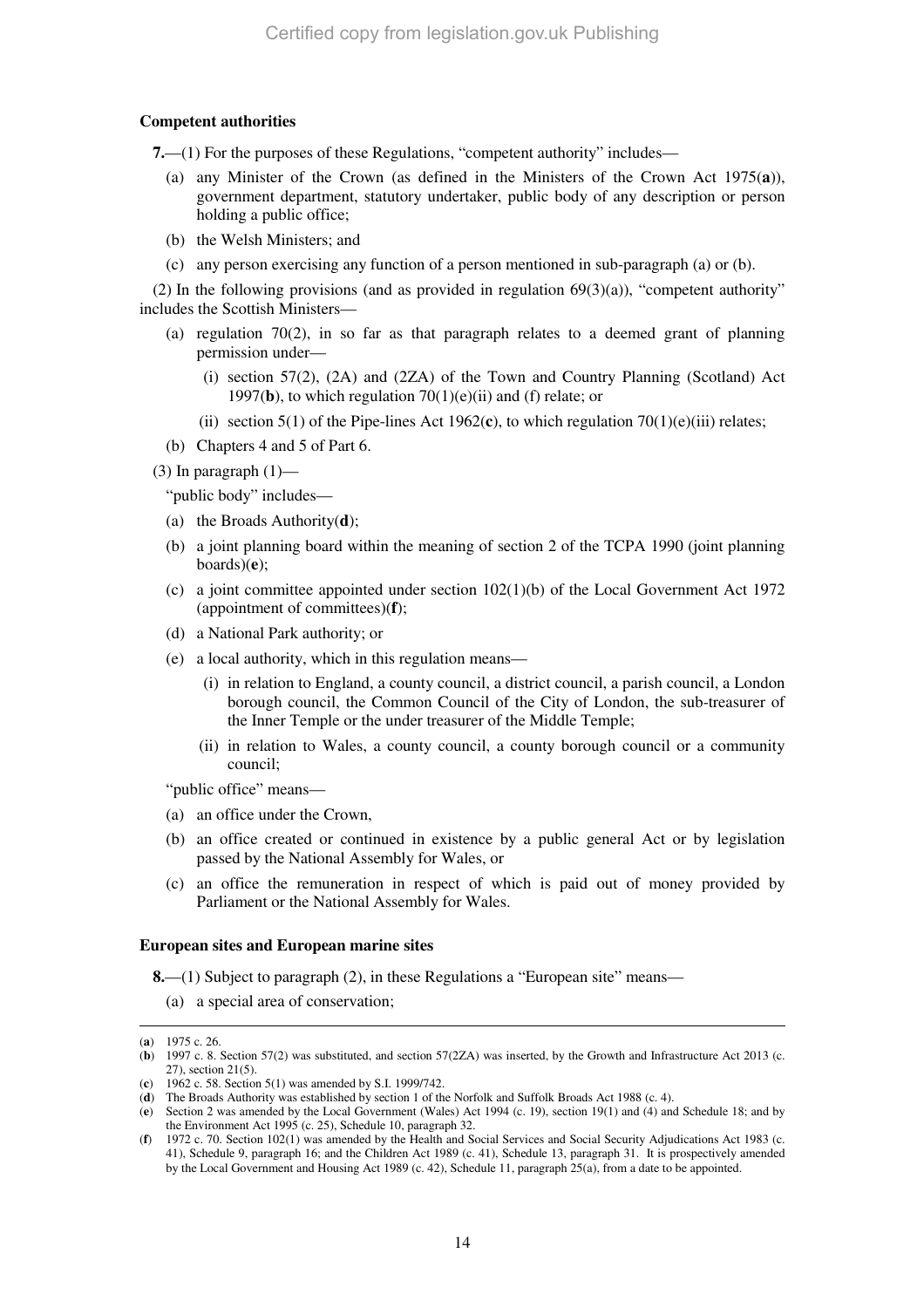**Competent authorities**

**7.**—(1) For the purposes of these Regulations, "competent authority" includes—

(a) any Minister of the Crown (as defined in the Ministers of the Crown Act 1975(**a**)), government department, statutory undertaker, public body of any description or person holding a public office;

(b) the Welsh Ministers; and

(c) any person exercising any function of a person mentioned in sub-paragraph (a) or (b).

(2) In the following provisions (and as provided in regulation 69(3)(a)), "competent authority" includes the Scottish Ministers—

(a) regulation 70(2), in so far as that paragraph relates to a deemed grant of planning permission under—

(i) section 57(2), (2A) and (2ZA) of the Town and Country Planning (Scotland) Act 1997(**b**), to which regulation 70(1)(e)(ii) and (f) relate; or

(ii) section 5(1) of the Pipe-lines Act 1962(**c**), to which regulation 70(1)(e)(iii) relates;

(b) Chapters 4 and 5 of Part 6.

(3) In paragraph (1)—

"public body" includes—

(a) the Broads Authority(**d**);

(b) a joint planning board within the meaning of section 2 of the TCPA 1990 (joint planning boards)(**e**);

(c) a joint committee appointed under section 102(1)(b) of the Local Government Act 1972 (appointment of committees)(**f**);

(d) a National Park authority; or

(e) a local authority, which in this regulation means—

(i) in relation to England, a county council, a district council, a parish council, a London borough council, the Common Council of the City of London, the sub-treasurer of the Inner Temple or the under treasurer of the Middle Temple;

(ii) in relation to Wales, a county council, a county borough council or a community council;

"public office" means—

(a) an office under the Crown,

(b) an office created or continued in existence by a public general Act or by legislation passed by the National Assembly for Wales, or

(c) an office the remuneration in respect of which is paid out of money provided by Parliament or the National Assembly for Wales.

**European sites and European marine sites**

**8.**—(1) Subject to paragraph (2), in these Regulations a "European site" means—

(a) a special area of conservation;

---

(**a**) 1975 c. 26.

(**b**) 1997 c. 8. Section 57(2) was substituted, and section 57(2ZA) was inserted, by the Growth and Infrastructure Act 2013 (c. 27), section 21(5).

(**c**) 1962 c. 58. Section 5(1) was amended by S.I. 1999/742.

(**d**) The Broads Authority was established by section 1 of the Norfolk and Suffolk Broads Act 1988 (c. 4).

(**e**) Section 2 was amended by the Local Government (Wales) Act 1994 (c. 19), section 19(1) and (4) and Schedule 18; and by the Environment Act 1995 (c. 25), Schedule 10, paragraph 32.

(**f**) 1972 c. 70. Section 102(1) was amended by the Health and Social Services and Social Security Adjudications Act 1983 (c. 41), Schedule 9, paragraph 16; and the Children Act 1989 (c. 41), Schedule 13, paragraph 31. It is prospectively amended by the Local Government and Housing Act 1989 (c. 42), Schedule 11, paragraph 25(a), from a date to be appointed.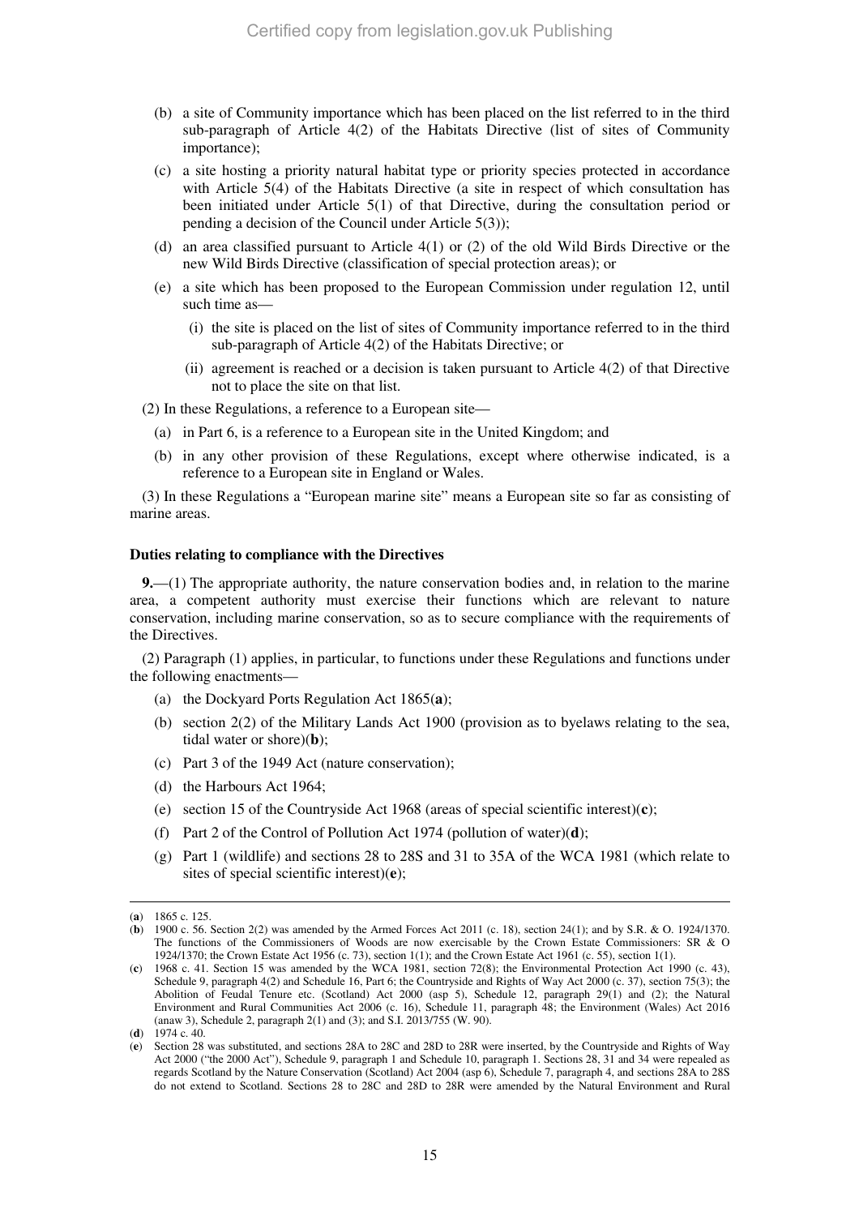(b) a site of Community importance which has been placed on the list referred to in the third sub-paragraph of Article 4(2) of the Habitats Directive (list of sites of Community importance);

(c) a site hosting a priority natural habitat type or priority species protected in accordance with Article 5(4) of the Habitats Directive (a site in respect of which consultation has been initiated under Article 5(1) of that Directive, during the consultation period or pending a decision of the Council under Article 5(3));

(d) an area classified pursuant to Article 4(1) or (2) of the old Wild Birds Directive or the new Wild Birds Directive (classification of special protection areas); or

(e) a site which has been proposed to the European Commission under regulation 12, until such time as—

(i) the site is placed on the list of sites of Community importance referred to in the third sub-paragraph of Article 4(2) of the Habitats Directive; or

(ii) agreement is reached or a decision is taken pursuant to Article 4(2) of that Directive not to place the site on that list.

(2) In these Regulations, a reference to a European site—

(a) in Part 6, is a reference to a European site in the United Kingdom; and

(b) in any other provision of these Regulations, except where otherwise indicated, is a reference to a European site in England or Wales.

(3) In these Regulations a "European marine site" means a European site so far as consisting of marine areas.

#### Duties relating to compliance with the Directives

**9.**—(1) The appropriate authority, the nature conservation bodies and, in relation to the marine area, a competent authority must exercise their functions which are relevant to nature conservation, including marine conservation, so as to secure compliance with the requirements of the Directives.

(2) Paragraph (1) applies, in particular, to functions under these Regulations and functions under the following enactments—

(a) the Dockyard Ports Regulation Act 1865(**a**);

(b) section 2(2) of the Military Lands Act 1900 (provision as to byelaws relating to the sea, tidal water or shore)(**b**);

(c) Part 3 of the 1949 Act (nature conservation);

(d) the Harbours Act 1964;

(e) section 15 of the Countryside Act 1968 (areas of special scientific interest)(**c**);

(f) Part 2 of the Control of Pollution Act 1974 (pollution of water)(**d**);

(g) Part 1 (wildlife) and sections 28 to 28S and 31 to 35A of the WCA 1981 (which relate to sites of special scientific interest)(**e**);

---

(**a**) 1865 c. 125.

(**b**) 1900 c. 56. Section 2(2) was amended by the Armed Forces Act 2011 (c. 18), section 24(1); and by S.R. & O. 1924/1370. The functions of the Commissioners of Woods are now exercisable by the Crown Estate Commissioners: SR & O 1924/1370; the Crown Estate Act 1956 (c. 73), section 1(1); and the Crown Estate Act 1961 (c. 55), section 1(1).

(**c**) 1968 c. 41. Section 15 was amended by the WCA 1981, section 72(8); the Environmental Protection Act 1990 (c. 43), Schedule 9, paragraph 4(2) and Schedule 16, Part 6; the Countryside and Rights of Way Act 2000 (c. 37), section 75(3); the Abolition of Feudal Tenure etc. (Scotland) Act 2000 (asp 5), Schedule 12, paragraph 29(1) and (2); the Natural Environment and Rural Communities Act 2006 (c. 16), Schedule 11, paragraph 48; the Environment (Wales) Act 2016 (anaw 3), Schedule 2, paragraph 2(1) and (3); and S.I. 2013/755 (W. 90).

(**d**) 1974 c. 40.

(**e**) Section 28 was substituted, and sections 28A to 28C and 28D to 28R were inserted, by the Countryside and Rights of Way Act 2000 ("the 2000 Act"), Schedule 9, paragraph 1 and Schedule 10, paragraph 1. Sections 28, 31 and 34 were repealed as regards Scotland by the Nature Conservation (Scotland) Act 2004 (asp 6), Schedule 7, paragraph 4, and sections 28A to 28S do not extend to Scotland. Sections 28 to 28C and 28D to 28R were amended by the Natural Environment and Rural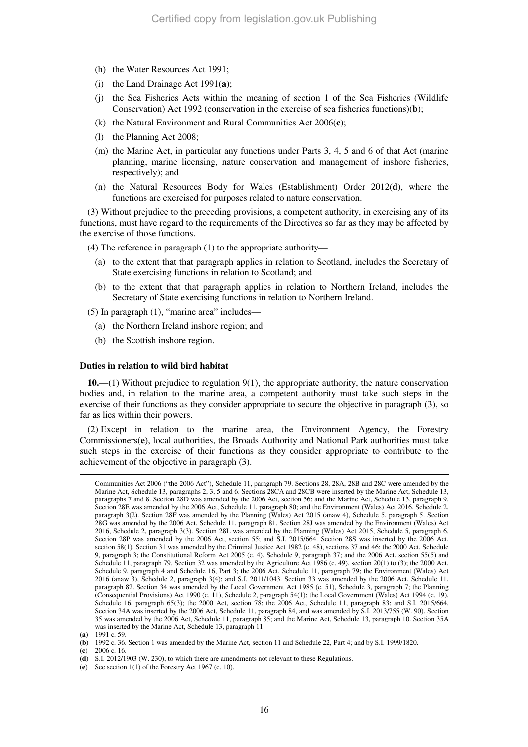(h) the Water Resources Act 1991;

(i) the Land Drainage Act 1991(**a**);

(j) the Sea Fisheries Acts within the meaning of section 1 of the Sea Fisheries (Wildlife Conservation) Act 1992 (conservation in the exercise of sea fisheries functions)(**b**);

(k) the Natural Environment and Rural Communities Act 2006(**c**);

(l) the Planning Act 2008;

(m) the Marine Act, in particular any functions under Parts 3, 4, 5 and 6 of that Act (marine planning, marine licensing, nature conservation and management of inshore fisheries, respectively); and

(n) the Natural Resources Body for Wales (Establishment) Order 2012(**d**), where the functions are exercised for purposes related to nature conservation.

(3) Without prejudice to the preceding provisions, a competent authority, in exercising any of its functions, must have regard to the requirements of the Directives so far as they may be affected by the exercise of those functions.

(4) The reference in paragraph (1) to the appropriate authority—

(a) to the extent that that paragraph applies in relation to Scotland, includes the Secretary of State exercising functions in relation to Scotland; and

(b) to the extent that that paragraph applies in relation to Northern Ireland, includes the Secretary of State exercising functions in relation to Northern Ireland.

(5) In paragraph (1), "marine area" includes—

(a) the Northern Ireland inshore region; and

(b) the Scottish inshore region.

**Duties in relation to wild bird habitat**

**10.**—(1) Without prejudice to regulation 9(1), the appropriate authority, the nature conservation bodies and, in relation to the marine area, a competent authority must take such steps in the exercise of their functions as they consider appropriate to secure the objective in paragraph (3), so far as lies within their powers.

(2) Except in relation to the marine area, the Environment Agency, the Forestry Commissioners(**e**), local authorities, the Broads Authority and National Park authorities must take such steps in the exercise of their functions as they consider appropriate to contribute to the achievement of the objective in paragraph (3).

---

Communities Act 2006 ("the 2006 Act"), Schedule 11, paragraph 79. Sections 28, 28A, 28B and 28C were amended by the Marine Act, Schedule 13, paragraphs 2, 3, 5 and 6. Sections 28CA and 28CB were inserted by the Marine Act, Schedule 13, paragraphs 7 and 8. Section 28D was amended by the 2006 Act, section 56; and the Marine Act, Schedule 13, paragraph 9. Section 28E was amended by the 2006 Act, Schedule 11, paragraph 80; and the Environment (Wales) Act 2016, Schedule 2, paragraph 3(2). Section 28F was amended by the Planning (Wales) Act 2015 (anaw 4), Schedule 5, paragraph 5. Section 28G was amended by the 2006 Act, Schedule 11, paragraph 81. Section 28J was amended by the Environment (Wales) Act 2016, Schedule 2, paragraph 3(3). Section 28L was amended by the Planning (Wales) Act 2015, Schedule 5, paragraph 6. Section 28P was amended by the 2006 Act, section 55; and S.I. 2015/664. Section 28S was inserted by the 2006 Act, section 58(1). Section 31 was amended by the Criminal Justice Act 1982 (c. 48), sections 37 and 46; the 2000 Act, Schedule 9, paragraph 3; the Constitutional Reform Act 2005 (c. 4), Schedule 9, paragraph 37; and the 2006 Act, section 55(5) and Schedule 11, paragraph 79. Section 32 was amended by the Agriculture Act 1986 (c. 49), section 20(1) to (3); the 2000 Act, Schedule 9, paragraph 4 and Schedule 16, Part 3; the 2006 Act, Schedule 11, paragraph 79; the Environment (Wales) Act 2016 (anaw 3), Schedule 2, paragraph 3(4); and S.I. 2011/1043. Section 33 was amended by the 2006 Act, Schedule 11, paragraph 82. Section 34 was amended by the Local Government Act 1985 (c. 51), Schedule 3, paragraph 7; the Planning (Consequential Provisions) Act 1990 (c. 11), Schedule 2, paragraph 54(1); the Local Government (Wales) Act 1994 (c. 19), Schedule 16, paragraph 65(3); the 2000 Act, section 78; the 2006 Act, Schedule 11, paragraph 83; and S.I. 2015/664. Section 34A was inserted by the 2006 Act, Schedule 11, paragraph 84, and was amended by S.I. 2013/755 (W. 90). Section 35 was amended by the 2006 Act, Schedule 11, paragraph 85; and the Marine Act, Schedule 13, paragraph 10. Section 35A was inserted by the Marine Act, Schedule 13, paragraph 11.

(**a**) 1991 c. 59.

(**b**) 1992 c. 36. Section 1 was amended by the Marine Act, section 11 and Schedule 22, Part 4; and by S.I. 1999/1820.

(**c**) 2006 c. 16.

(**d**) S.I. 2012/1903 (W. 230), to which there are amendments not relevant to these Regulations.

(**e**) See section 1(1) of the Forestry Act 1967 (c. 10).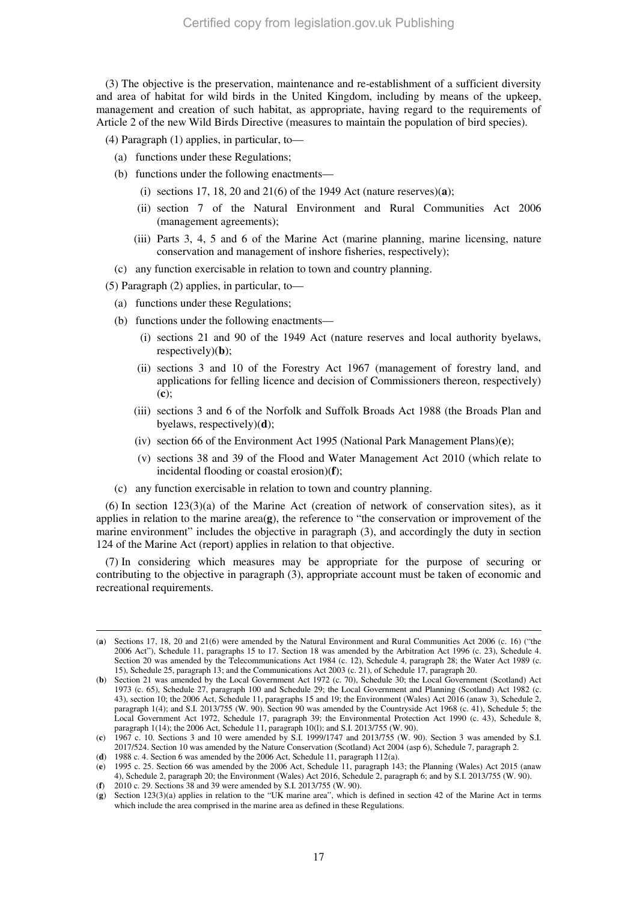(3) The objective is the preservation, maintenance and re-establishment of a sufficient diversity and area of habitat for wild birds in the United Kingdom, including by means of the upkeep, management and creation of such habitat, as appropriate, having regard to the requirements of Article 2 of the new Wild Birds Directive (measures to maintain the population of bird species).

(4) Paragraph (1) applies, in particular, to—

(a) functions under these Regulations;

(b) functions under the following enactments—

(i) sections 17, 18, 20 and 21(6) of the 1949 Act (nature reserves)(**a**);

(ii) section 7 of the Natural Environment and Rural Communities Act 2006 (management agreements);

(iii) Parts 3, 4, 5 and 6 of the Marine Act (marine planning, marine licensing, nature conservation and management of inshore fisheries, respectively);

(c) any function exercisable in relation to town and country planning.

(5) Paragraph (2) applies, in particular, to—

(a) functions under these Regulations;

(b) functions under the following enactments—

(i) sections 21 and 90 of the 1949 Act (nature reserves and local authority byelaws, respectively)(**b**);

(ii) sections 3 and 10 of the Forestry Act 1967 (management of forestry land, and applications for felling licence and decision of Commissioners thereon, respectively)(**c**);

(iii) sections 3 and 6 of the Norfolk and Suffolk Broads Act 1988 (the Broads Plan and byelaws, respectively)(**d**);

(iv) section 66 of the Environment Act 1995 (National Park Management Plans)(**e**);

(v) sections 38 and 39 of the Flood and Water Management Act 2010 (which relate to incidental flooding or coastal erosion)(**f**);

(c) any function exercisable in relation to town and country planning.

(6) In section 123(3)(a) of the Marine Act (creation of network of conservation sites), as it applies in relation to the marine area(**g**), the reference to "the conservation or improvement of the marine environment" includes the objective in paragraph (3), and accordingly the duty in section 124 of the Marine Act (report) applies in relation to that objective.

(7) In considering which measures may be appropriate for the purpose of securing or contributing to the objective in paragraph (3), appropriate account must be taken of economic and recreational requirements.

---

(**a**) Sections 17, 18, 20 and 21(6) were amended by the Natural Environment and Rural Communities Act 2006 (c. 16) ("the 2006 Act"), Schedule 11, paragraphs 15 to 17. Section 18 was amended by the Arbitration Act 1996 (c. 23), Schedule 4. Section 20 was amended by the Telecommunications Act 1984 (c. 12), Schedule 4, paragraph 28; the Water Act 1989 (c. 15), Schedule 25, paragraph 13; and the Communications Act 2003 (c. 21), of Schedule 17, paragraph 20.

(**b**) Section 21 was amended by the Local Government Act 1972 (c. 70), Schedule 30; the Local Government (Scotland) Act 1973 (c. 65), Schedule 27, paragraph 100 and Schedule 29; the Local Government and Planning (Scotland) Act 1982 (c. 43), section 10; the 2006 Act, Schedule 11, paragraphs 15 and 19; the Environment (Wales) Act 2016 (anaw 3), Schedule 2, paragraph 1(4); and S.I. 2013/755 (W. 90). Section 90 was amended by the Countryside Act 1968 (c. 41), Schedule 5; the Local Government Act 1972, Schedule 17, paragraph 39; the Environmental Protection Act 1990 (c. 43), Schedule 8, paragraph 1(14); the 2006 Act, Schedule 11, paragraph 10(l); and S.I. 2013/755 (W. 90).

(**c**) 1967 c. 10. Sections 3 and 10 were amended by S.I. 1999/1747 and 2013/755 (W. 90). Section 3 was amended by S.I. 2017/524. Section 10 was amended by the Nature Conservation (Scotland) Act 2004 (asp 6), Schedule 7, paragraph 2.

(**d**) 1988 c. 4. Section 6 was amended by the 2006 Act, Schedule 11, paragraph 112(a).

(**e**) 1995 c. 25. Section 66 was amended by the 2006 Act, Schedule 11, paragraph 143; the Planning (Wales) Act 2015 (anaw 4), Schedule 2, paragraph 20; the Environment (Wales) Act 2016, Schedule 2, paragraph 6; and by S.I. 2013/755 (W. 90).

(**f**) 2010 c. 29. Sections 38 and 39 were amended by S.I. 2013/755 (W. 90).

(**g**) Section 123(3)(a) applies in relation to the "UK marine area", which is defined in section 42 of the Marine Act in terms which include the area comprised in the marine area as defined in these Regulations.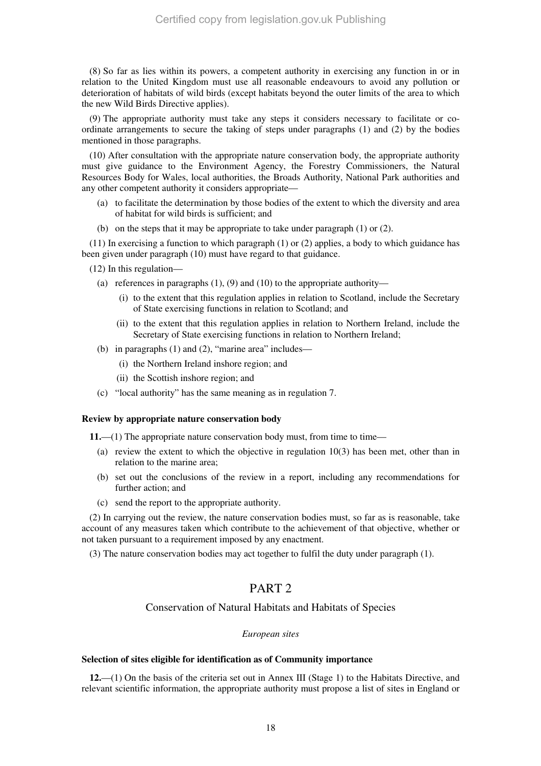(8) So far as lies within its powers, a competent authority in exercising any function in or in relation to the United Kingdom must use all reasonable endeavours to avoid any pollution or deterioration of habitats of wild birds (except habitats beyond the outer limits of the area to which the new Wild Birds Directive applies).

(9) The appropriate authority must take any steps it considers necessary to facilitate or co-ordinate arrangements to secure the taking of steps under paragraphs (1) and (2) by the bodies mentioned in those paragraphs.

(10) After consultation with the appropriate nature conservation body, the appropriate authority must give guidance to the Environment Agency, the Forestry Commissioners, the Natural Resources Body for Wales, local authorities, the Broads Authority, National Park authorities and any other competent authority it considers appropriate—

- (a) to facilitate the determination by those bodies of the extent to which the diversity and area of habitat for wild birds is sufficient; and
- (b) on the steps that it may be appropriate to take under paragraph (1) or (2).

(11) In exercising a function to which paragraph (1) or (2) applies, a body to which guidance has been given under paragraph (10) must have regard to that guidance.

(12) In this regulation—

- (a) references in paragraphs (1), (9) and (10) to the appropriate authority—
  - (i) to the extent that this regulation applies in relation to Scotland, include the Secretary of State exercising functions in relation to Scotland; and
  - (ii) to the extent that this regulation applies in relation to Northern Ireland, include the Secretary of State exercising functions in relation to Northern Ireland;
- (b) in paragraphs (1) and (2), "marine area" includes—
  - (i) the Northern Ireland inshore region; and
  - (ii) the Scottish inshore region; and
- (c) "local authority" has the same meaning as in regulation 7.

**Review by appropriate nature conservation body**

**11.**—(1) The appropriate nature conservation body must, from time to time—

- (a) review the extent to which the objective in regulation 10(3) has been met, other than in relation to the marine area;
- (b) set out the conclusions of the review in a report, including any recommendations for further action; and
- (c) send the report to the appropriate authority.

(2) In carrying out the review, the nature conservation bodies must, so far as is reasonable, take account of any measures taken which contribute to the achievement of that objective, whether or not taken pursuant to a requirement imposed by any enactment.

(3) The nature conservation bodies may act together to fulfil the duty under paragraph (1).

# PART 2

## Conservation of Natural Habitats and Habitats of Species

*European sites*

**Selection of sites eligible for identification as of Community importance**

**12.**—(1) On the basis of the criteria set out in Annex III (Stage 1) to the Habitats Directive, and relevant scientific information, the appropriate authority must propose a list of sites in England or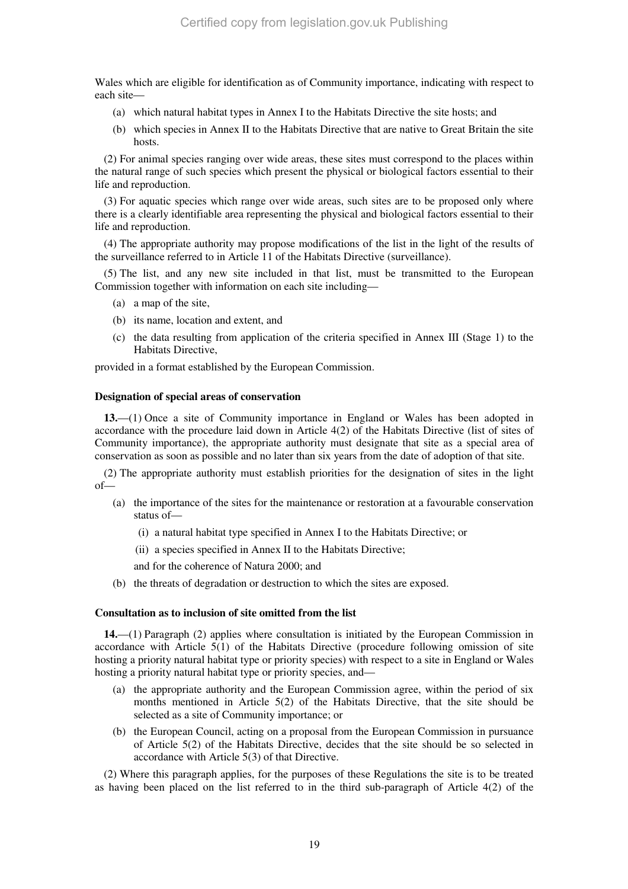Wales which are eligible for identification as of Community importance, indicating with respect to each site—

(a) which natural habitat types in Annex I to the Habitats Directive the site hosts; and

(b) which species in Annex II to the Habitats Directive that are native to Great Britain the site hosts.

(2) For animal species ranging over wide areas, these sites must correspond to the places within the natural range of such species which present the physical or biological factors essential to their life and reproduction.

(3) For aquatic species which range over wide areas, such sites are to be proposed only where there is a clearly identifiable area representing the physical and biological factors essential to their life and reproduction.

(4) The appropriate authority may propose modifications of the list in the light of the results of the surveillance referred to in Article 11 of the Habitats Directive (surveillance).

(5) The list, and any new site included in that list, must be transmitted to the European Commission together with information on each site including—

(a) a map of the site,

(b) its name, location and extent, and

(c) the data resulting from application of the criteria specified in Annex III (Stage 1) to the Habitats Directive,

provided in a format established by the European Commission.

**Designation of special areas of conservation**

**13.**—(1) Once a site of Community importance in England or Wales has been adopted in accordance with the procedure laid down in Article 4(2) of the Habitats Directive (list of sites of Community importance), the appropriate authority must designate that site as a special area of conservation as soon as possible and no later than six years from the date of adoption of that site.

(2) The appropriate authority must establish priorities for the designation of sites in the light of—

(a) the importance of the sites for the maintenance or restoration at a favourable conservation status of—

(i) a natural habitat type specified in Annex I to the Habitats Directive; or

(ii) a species specified in Annex II to the Habitats Directive;

and for the coherence of Natura 2000; and

(b) the threats of degradation or destruction to which the sites are exposed.

**Consultation as to inclusion of site omitted from the list**

**14.**—(1) Paragraph (2) applies where consultation is initiated by the European Commission in accordance with Article 5(1) of the Habitats Directive (procedure following omission of site hosting a priority natural habitat type or priority species) with respect to a site in England or Wales hosting a priority natural habitat type or priority species, and—

(a) the appropriate authority and the European Commission agree, within the period of six months mentioned in Article 5(2) of the Habitats Directive, that the site should be selected as a site of Community importance; or

(b) the European Council, acting on a proposal from the European Commission in pursuance of Article 5(2) of the Habitats Directive, decides that the site should be so selected in accordance with Article 5(3) of that Directive.

(2) Where this paragraph applies, for the purposes of these Regulations the site is to be treated as having been placed on the list referred to in the third sub-paragraph of Article 4(2) of the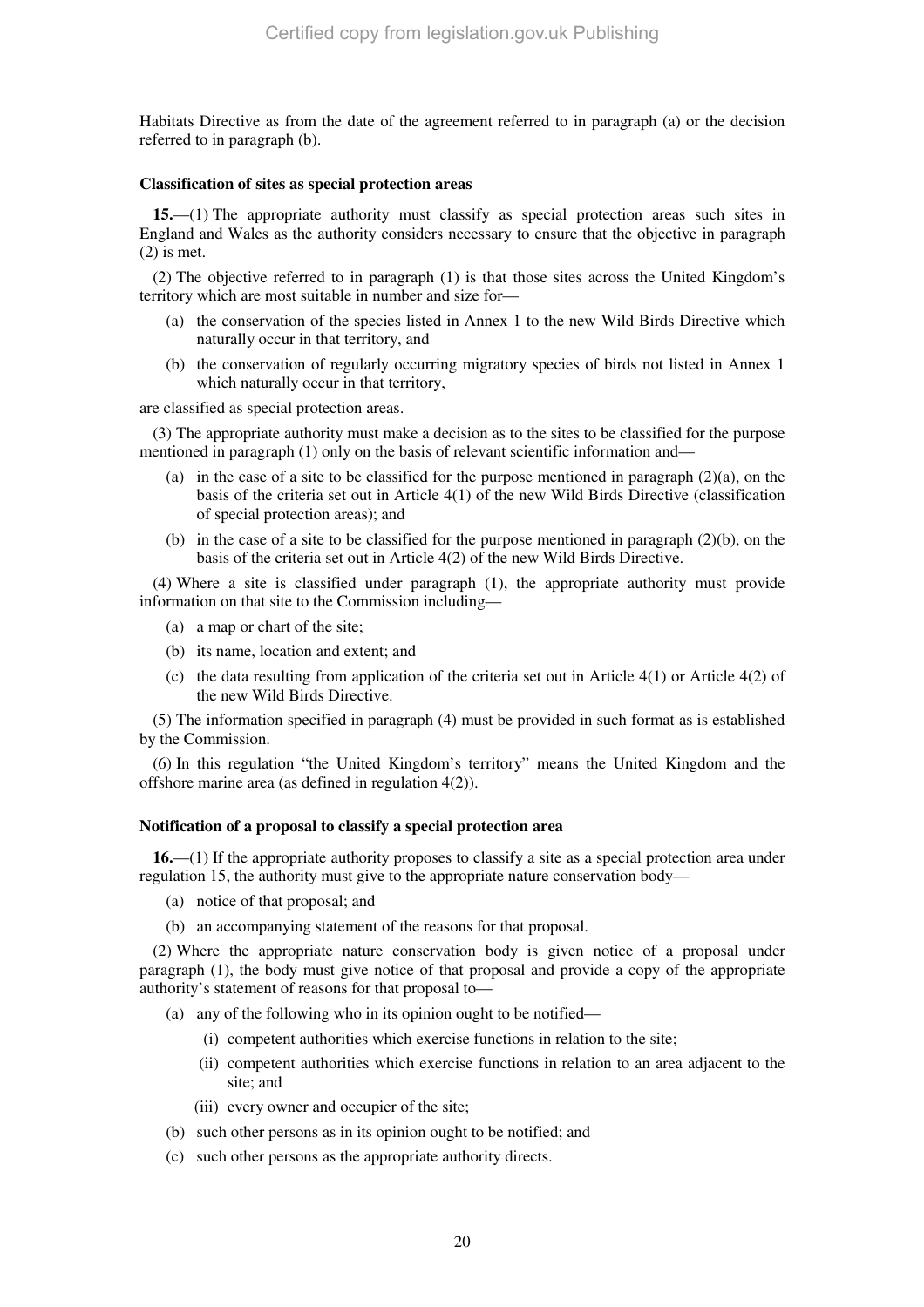Habitats Directive as from the date of the agreement referred to in paragraph (a) or the decision referred to in paragraph (b).

### Classification of sites as special protection areas

**15.**—(1) The appropriate authority must classify as special protection areas such sites in England and Wales as the authority considers necessary to ensure that the objective in paragraph (2) is met.

(2) The objective referred to in paragraph (1) is that those sites across the United Kingdom's territory which are most suitable in number and size for—

- (a) the conservation of the species listed in Annex 1 to the new Wild Birds Directive which naturally occur in that territory, and
- (b) the conservation of regularly occurring migratory species of birds not listed in Annex 1 which naturally occur in that territory,

are classified as special protection areas.

(3) The appropriate authority must make a decision as to the sites to be classified for the purpose mentioned in paragraph (1) only on the basis of relevant scientific information and—

- (a) in the case of a site to be classified for the purpose mentioned in paragraph (2)(a), on the basis of the criteria set out in Article 4(1) of the new Wild Birds Directive (classification of special protection areas); and
- (b) in the case of a site to be classified for the purpose mentioned in paragraph (2)(b), on the basis of the criteria set out in Article 4(2) of the new Wild Birds Directive.

(4) Where a site is classified under paragraph (1), the appropriate authority must provide information on that site to the Commission including—

- (a) a map or chart of the site;
- (b) its name, location and extent; and
- (c) the data resulting from application of the criteria set out in Article 4(1) or Article 4(2) of the new Wild Birds Directive.

(5) The information specified in paragraph (4) must be provided in such format as is established by the Commission.

(6) In this regulation "the United Kingdom's territory" means the United Kingdom and the offshore marine area (as defined in regulation 4(2)).

### Notification of a proposal to classify a special protection area

**16.**—(1) If the appropriate authority proposes to classify a site as a special protection area under regulation 15, the authority must give to the appropriate nature conservation body—

- (a) notice of that proposal; and
- (b) an accompanying statement of the reasons for that proposal.

(2) Where the appropriate nature conservation body is given notice of a proposal under paragraph (1), the body must give notice of that proposal and provide a copy of the appropriate authority's statement of reasons for that proposal to—

- (a) any of the following who in its opinion ought to be notified—
  - (i) competent authorities which exercise functions in relation to the site;
  - (ii) competent authorities which exercise functions in relation to an area adjacent to the site; and
  - (iii) every owner and occupier of the site;
- (b) such other persons as in its opinion ought to be notified; and
- (c) such other persons as the appropriate authority directs.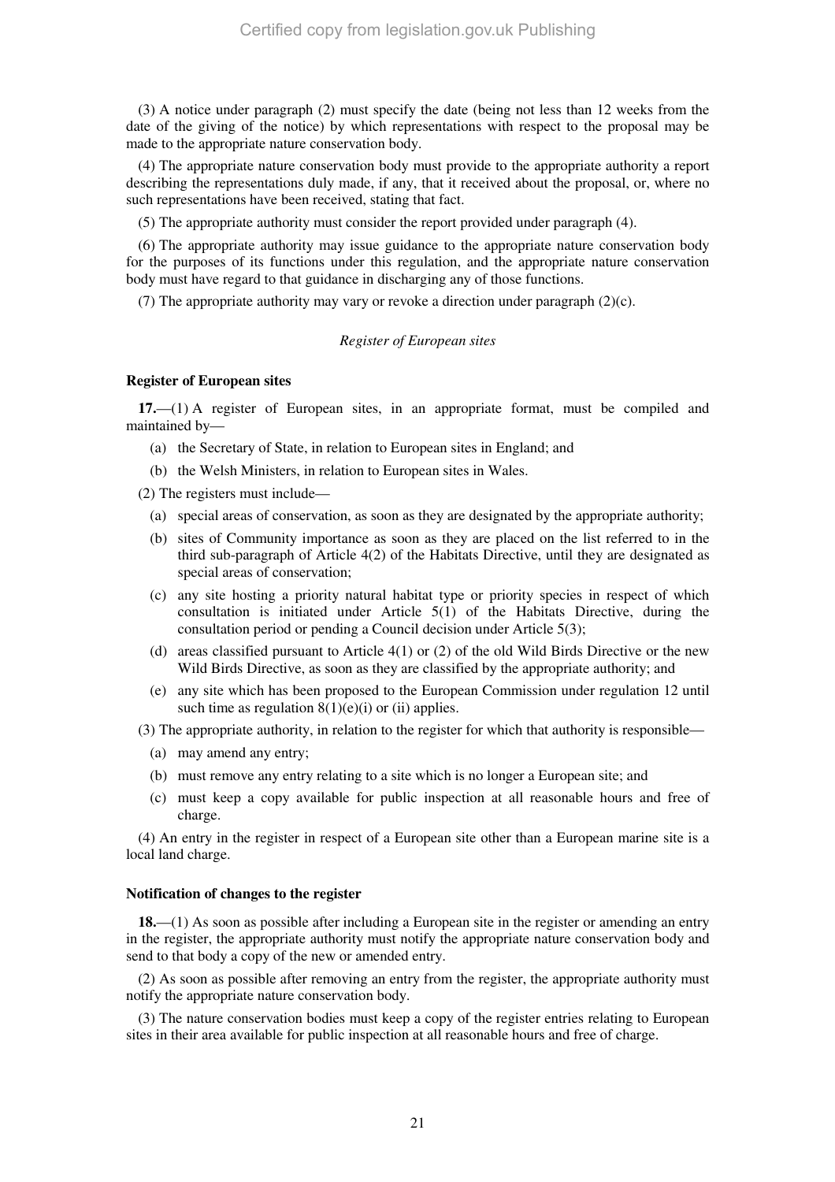(3) A notice under paragraph (2) must specify the date (being not less than 12 weeks from the date of the giving of the notice) by which representations with respect to the proposal may be made to the appropriate nature conservation body.

(4) The appropriate nature conservation body must provide to the appropriate authority a report describing the representations duly made, if any, that it received about the proposal, or, where no such representations have been received, stating that fact.

(5) The appropriate authority must consider the report provided under paragraph (4).

(6) The appropriate authority may issue guidance to the appropriate nature conservation body for the purposes of its functions under this regulation, and the appropriate nature conservation body must have regard to that guidance in discharging any of those functions.

(7) The appropriate authority may vary or revoke a direction under paragraph (2)(c).

*Register of European sites*

**Register of European sites**

**17.**—(1) A register of European sites, in an appropriate format, must be compiled and maintained by—

(a) the Secretary of State, in relation to European sites in England; and

(b) the Welsh Ministers, in relation to European sites in Wales.

(2) The registers must include—

(a) special areas of conservation, as soon as they are designated by the appropriate authority;

(b) sites of Community importance as soon as they are placed on the list referred to in the third sub-paragraph of Article 4(2) of the Habitats Directive, until they are designated as special areas of conservation;

(c) any site hosting a priority natural habitat type or priority species in respect of which consultation is initiated under Article 5(1) of the Habitats Directive, during the consultation period or pending a Council decision under Article 5(3);

(d) areas classified pursuant to Article 4(1) or (2) of the old Wild Birds Directive or the new Wild Birds Directive, as soon as they are classified by the appropriate authority; and

(e) any site which has been proposed to the European Commission under regulation 12 until such time as regulation 8(1)(e)(i) or (ii) applies.

(3) The appropriate authority, in relation to the register for which that authority is responsible—

(a) may amend any entry;

(b) must remove any entry relating to a site which is no longer a European site; and

(c) must keep a copy available for public inspection at all reasonable hours and free of charge.

(4) An entry in the register in respect of a European site other than a European marine site is a local land charge.

**Notification of changes to the register**

**18.**—(1) As soon as possible after including a European site in the register or amending an entry in the register, the appropriate authority must notify the appropriate nature conservation body and send to that body a copy of the new or amended entry.

(2) As soon as possible after removing an entry from the register, the appropriate authority must notify the appropriate nature conservation body.

(3) The nature conservation bodies must keep a copy of the register entries relating to European sites in their area available for public inspection at all reasonable hours and free of charge.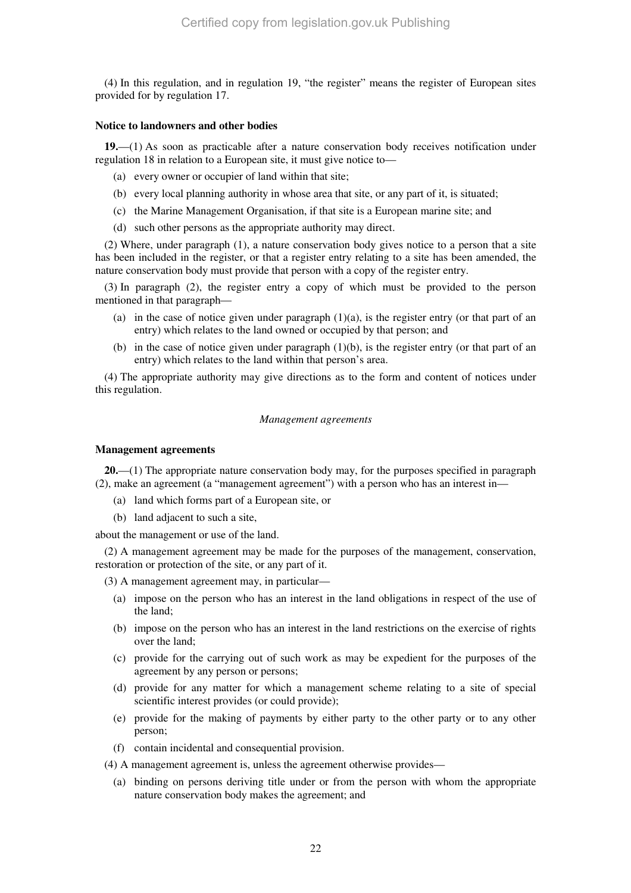(4) In this regulation, and in regulation 19, "the register" means the register of European sites provided for by regulation 17.

### Notice to landowners and other bodies

**19.**—(1) As soon as practicable after a nature conservation body receives notification under regulation 18 in relation to a European site, it must give notice to—

- (a) every owner or occupier of land within that site;
- (b) every local planning authority in whose area that site, or any part of it, is situated;
- (c) the Marine Management Organisation, if that site is a European marine site; and
- (d) such other persons as the appropriate authority may direct.

(2) Where, under paragraph (1), a nature conservation body gives notice to a person that a site has been included in the register, or that a register entry relating to a site has been amended, the nature conservation body must provide that person with a copy of the register entry.

(3) In paragraph (2), the register entry a copy of which must be provided to the person mentioned in that paragraph—

- (a) in the case of notice given under paragraph (1)(a), is the register entry (or that part of an entry) which relates to the land owned or occupied by that person; and
- (b) in the case of notice given under paragraph (1)(b), is the register entry (or that part of an entry) which relates to the land within that person's area.

(4) The appropriate authority may give directions as to the form and content of notices under this regulation.

*Management agreements*

### Management agreements

**20.**—(1) The appropriate nature conservation body may, for the purposes specified in paragraph (2), make an agreement (a "management agreement") with a person who has an interest in—

- (a) land which forms part of a European site, or
- (b) land adjacent to such a site,

about the management or use of the land.

(2) A management agreement may be made for the purposes of the management, conservation, restoration or protection of the site, or any part of it.

(3) A management agreement may, in particular—

- (a) impose on the person who has an interest in the land obligations in respect of the use of the land;
- (b) impose on the person who has an interest in the land restrictions on the exercise of rights over the land;
- (c) provide for the carrying out of such work as may be expedient for the purposes of the agreement by any person or persons;
- (d) provide for any matter for which a management scheme relating to a site of special scientific interest provides (or could provide);
- (e) provide for the making of payments by either party to the other party or to any other person;
- (f) contain incidental and consequential provision.

(4) A management agreement is, unless the agreement otherwise provides—

- (a) binding on persons deriving title under or from the person with whom the appropriate nature conservation body makes the agreement; and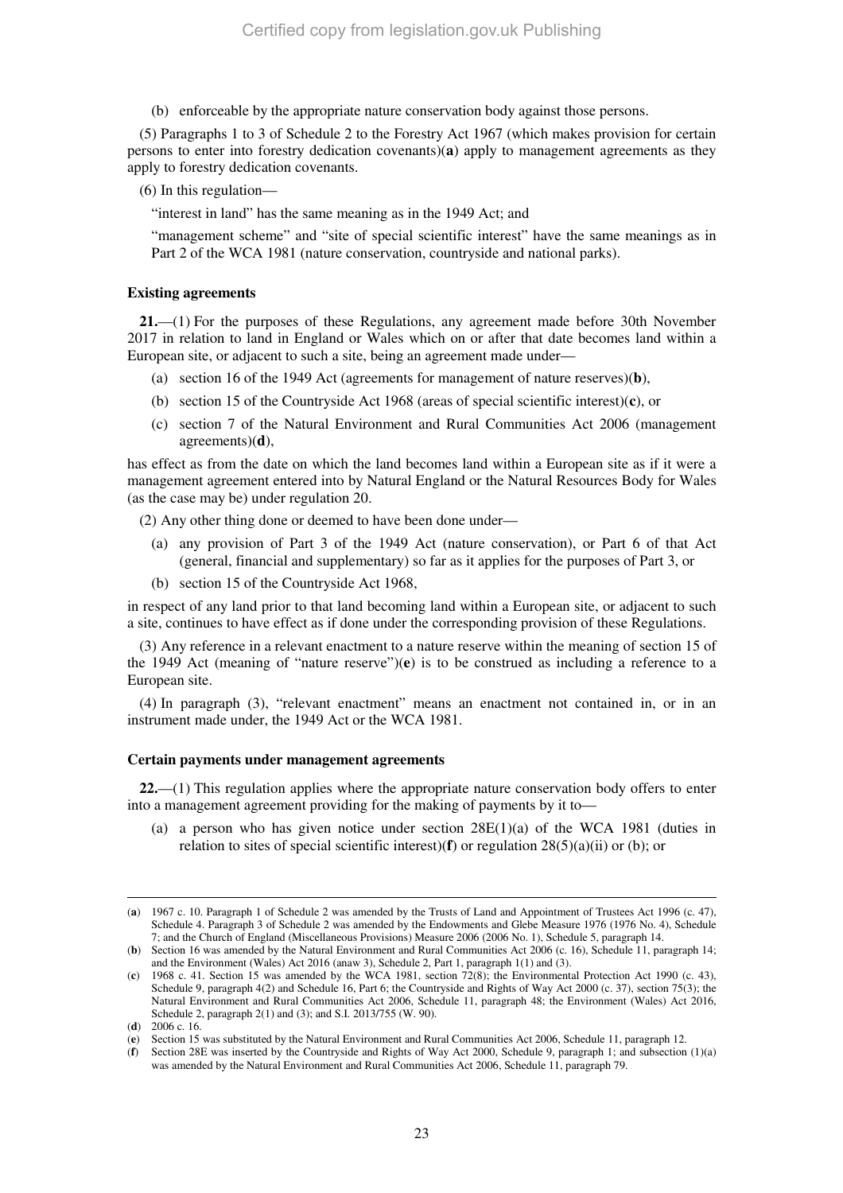(b) enforceable by the appropriate nature conservation body against those persons.

(5) Paragraphs 1 to 3 of Schedule 2 to the Forestry Act 1967 (which makes provision for certain persons to enter into forestry dedication covenants)(**a**) apply to management agreements as they apply to forestry dedication covenants.

(6) In this regulation—

"interest in land" has the same meaning as in the 1949 Act; and

"management scheme" and "site of special scientific interest" have the same meanings as in Part 2 of the WCA 1981 (nature conservation, countryside and national parks).

**Existing agreements**

**21.**—(1) For the purposes of these Regulations, any agreement made before 30th November 2017 in relation to land in England or Wales which on or after that date becomes land within a European site, or adjacent to such a site, being an agreement made under—

(a) section 16 of the 1949 Act (agreements for management of nature reserves)(**b**),

(b) section 15 of the Countryside Act 1968 (areas of special scientific interest)(**c**), or

(c) section 7 of the Natural Environment and Rural Communities Act 2006 (management agreements)(**d**),

has effect as from the date on which the land becomes land within a European site as if it were a management agreement entered into by Natural England or the Natural Resources Body for Wales (as the case may be) under regulation 20.

(2) Any other thing done or deemed to have been done under—

(a) any provision of Part 3 of the 1949 Act (nature conservation), or Part 6 of that Act (general, financial and supplementary) so far as it applies for the purposes of Part 3, or

(b) section 15 of the Countryside Act 1968,

in respect of any land prior to that land becoming land within a European site, or adjacent to such a site, continues to have effect as if done under the corresponding provision of these Regulations.

(3) Any reference in a relevant enactment to a nature reserve within the meaning of section 15 of the 1949 Act (meaning of "nature reserve")(**e**) is to be construed as including a reference to a European site.

(4) In paragraph (3), "relevant enactment" means an enactment not contained in, or in an instrument made under, the 1949 Act or the WCA 1981.

**Certain payments under management agreements**

**22.**—(1) This regulation applies where the appropriate nature conservation body offers to enter into a management agreement providing for the making of payments by it to—

(a) a person who has given notice under section 28E(1)(a) of the WCA 1981 (duties in relation to sites of special scientific interest)(**f**) or regulation 28(5)(a)(ii) or (b); or

---

(**a**) 1967 c. 10. Paragraph 1 of Schedule 2 was amended by the Trusts of Land and Appointment of Trustees Act 1996 (c. 47), Schedule 4. Paragraph 3 of Schedule 2 was amended by the Endowments and Glebe Measure 1976 (1976 No. 4), Schedule 7; and the Church of England (Miscellaneous Provisions) Measure 2006 (2006 No. 1), Schedule 5, paragraph 14.

(**b**) Section 16 was amended by the Natural Environment and Rural Communities Act 2006 (c. 16), Schedule 11, paragraph 14; and the Environment (Wales) Act 2016 (anaw 3), Schedule 2, Part 1, paragraph 1(1) and (3).

(**c**) 1968 c. 41. Section 15 was amended by the WCA 1981, section 72(8); the Environmental Protection Act 1990 (c. 43), Schedule 9, paragraph 4(2) and Schedule 16, Part 6; the Countryside and Rights of Way Act 2000 (c. 37), section 75(3); the Natural Environment and Rural Communities Act 2006, Schedule 11, paragraph 48; the Environment (Wales) Act 2016, Schedule 2, paragraph 2(1) and (3); and S.I. 2013/755 (W. 90).

(**d**) 2006 c. 16.

(**e**) Section 15 was substituted by the Natural Environment and Rural Communities Act 2006, Schedule 11, paragraph 12.

(**f**) Section 28E was inserted by the Countryside and Rights of Way Act 2000, Schedule 9, paragraph 1; and subsection (1)(a) was amended by the Natural Environment and Rural Communities Act 2006, Schedule 11, paragraph 79.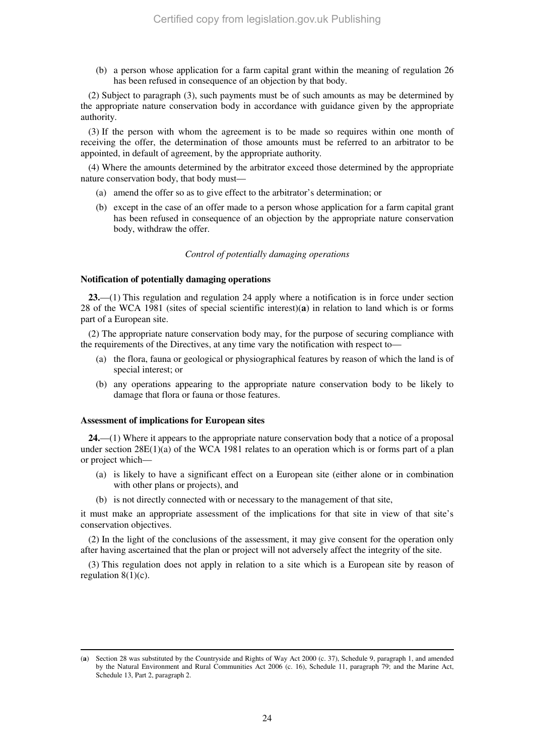(b) a person whose application for a farm capital grant within the meaning of regulation 26 has been refused in consequence of an objection by that body.

(2) Subject to paragraph (3), such payments must be of such amounts as may be determined by the appropriate nature conservation body in accordance with guidance given by the appropriate authority.

(3) If the person with whom the agreement is to be made so requires within one month of receiving the offer, the determination of those amounts must be referred to an arbitrator to be appointed, in default of agreement, by the appropriate authority.

(4) Where the amounts determined by the arbitrator exceed those determined by the appropriate nature conservation body, that body must—

(a) amend the offer so as to give effect to the arbitrator's determination; or

(b) except in the case of an offer made to a person whose application for a farm capital grant has been refused in consequence of an objection by the appropriate nature conservation body, withdraw the offer.

*Control of potentially damaging operations*

**Notification of potentially damaging operations**

**23.**—(1) This regulation and regulation 24 apply where a notification is in force under section 28 of the WCA 1981 (sites of special scientific interest)(**a**) in relation to land which is or forms part of a European site.

(2) The appropriate nature conservation body may, for the purpose of securing compliance with the requirements of the Directives, at any time vary the notification with respect to—

(a) the flora, fauna or geological or physiographical features by reason of which the land is of special interest; or

(b) any operations appearing to the appropriate nature conservation body to be likely to damage that flora or fauna or those features.

**Assessment of implications for European sites**

**24.**—(1) Where it appears to the appropriate nature conservation body that a notice of a proposal under section 28E(1)(a) of the WCA 1981 relates to an operation which is or forms part of a plan or project which—

(a) is likely to have a significant effect on a European site (either alone or in combination with other plans or projects), and

(b) is not directly connected with or necessary to the management of that site,

it must make an appropriate assessment of the implications for that site in view of that site's conservation objectives.

(2) In the light of the conclusions of the assessment, it may give consent for the operation only after having ascertained that the plan or project will not adversely affect the integrity of the site.

(3) This regulation does not apply in relation to a site which is a European site by reason of regulation 8(1)(c).

---

(**a**) Section 28 was substituted by the Countryside and Rights of Way Act 2000 (c. 37), Schedule 9, paragraph 1, and amended by the Natural Environment and Rural Communities Act 2006 (c. 16), Schedule 11, paragraph 79; and the Marine Act, Schedule 13, Part 2, paragraph 2.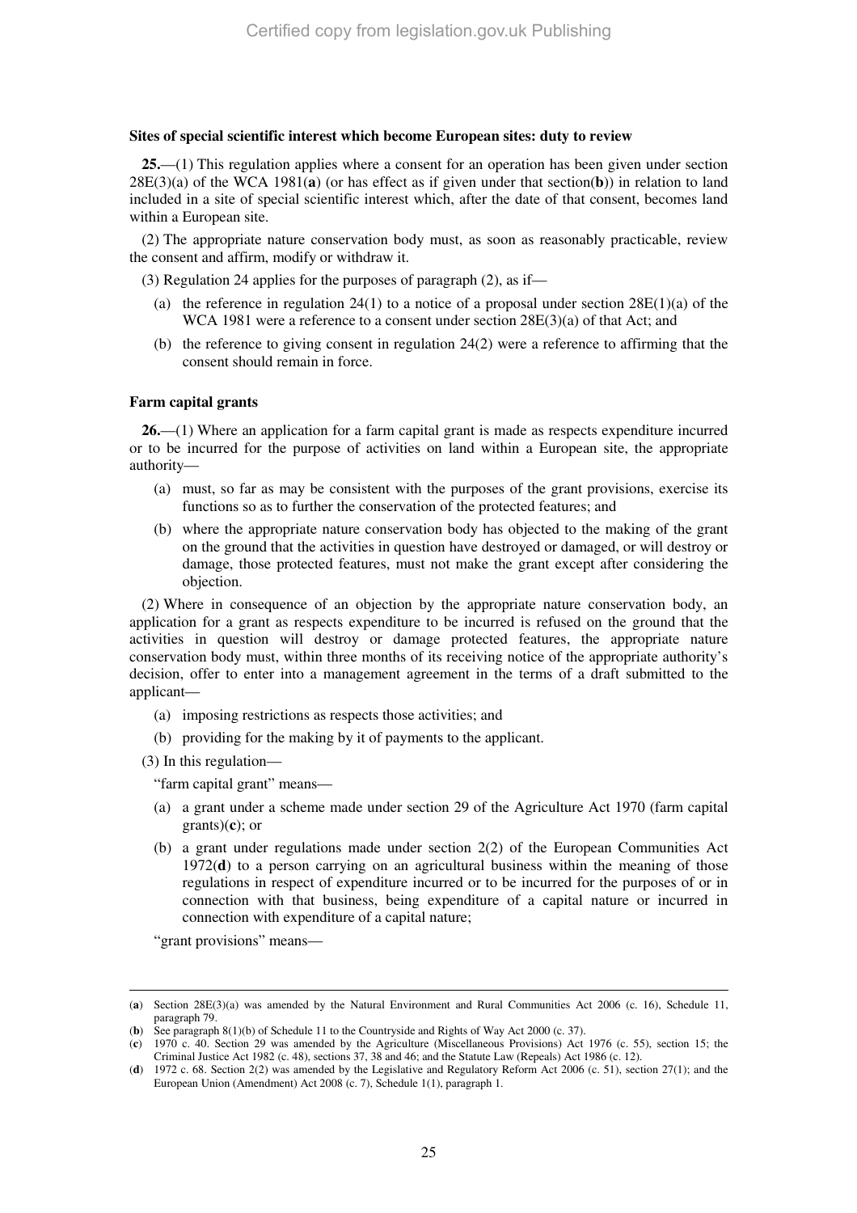**Sites of special scientific interest which become European sites: duty to review**

**25.**—(1) This regulation applies where a consent for an operation has been given under section 28E(3)(a) of the WCA 1981(**a**) (or has effect as if given under that section(**b**)) in relation to land included in a site of special scientific interest which, after the date of that consent, becomes land within a European site.

(2) The appropriate nature conservation body must, as soon as reasonably practicable, review the consent and affirm, modify or withdraw it.

(3) Regulation 24 applies for the purposes of paragraph (2), as if—

(a) the reference in regulation 24(1) to a notice of a proposal under section 28E(1)(a) of the WCA 1981 were a reference to a consent under section 28E(3)(a) of that Act; and

(b) the reference to giving consent in regulation 24(2) were a reference to affirming that the consent should remain in force.

**Farm capital grants**

**26.**—(1) Where an application for a farm capital grant is made as respects expenditure incurred or to be incurred for the purpose of activities on land within a European site, the appropriate authority—

(a) must, so far as may be consistent with the purposes of the grant provisions, exercise its functions so as to further the conservation of the protected features; and

(b) where the appropriate nature conservation body has objected to the making of the grant on the ground that the activities in question have destroyed or damaged, or will destroy or damage, those protected features, must not make the grant except after considering the objection.

(2) Where in consequence of an objection by the appropriate nature conservation body, an application for a grant as respects expenditure to be incurred is refused on the ground that the activities in question will destroy or damage protected features, the appropriate nature conservation body must, within three months of its receiving notice of the appropriate authority's decision, offer to enter into a management agreement in the terms of a draft submitted to the applicant—

(a) imposing restrictions as respects those activities; and

(b) providing for the making by it of payments to the applicant.

(3) In this regulation—

"farm capital grant" means—

(a) a grant under a scheme made under section 29 of the Agriculture Act 1970 (farm capital grants)(**c**); or

(b) a grant under regulations made under section 2(2) of the European Communities Act 1972(**d**) to a person carrying on an agricultural business within the meaning of those regulations in respect of expenditure incurred or to be incurred for the purposes of or in connection with that business, being expenditure of a capital nature or incurred in connection with expenditure of a capital nature;

"grant provisions" means—

---

(**a**) Section 28E(3)(a) was amended by the Natural Environment and Rural Communities Act 2006 (c. 16), Schedule 11, paragraph 79.

(**b**) See paragraph 8(1)(b) of Schedule 11 to the Countryside and Rights of Way Act 2000 (c. 37).

(**c**) 1970 c. 40. Section 29 was amended by the Agriculture (Miscellaneous Provisions) Act 1976 (c. 55), section 15; the Criminal Justice Act 1982 (c. 48), sections 37, 38 and 46; and the Statute Law (Repeals) Act 1986 (c. 12).

(**d**) 1972 c. 68. Section 2(2) was amended by the Legislative and Regulatory Reform Act 2006 (c. 51), section 27(1); and the European Union (Amendment) Act 2008 (c. 7), Schedule 1(1), paragraph 1.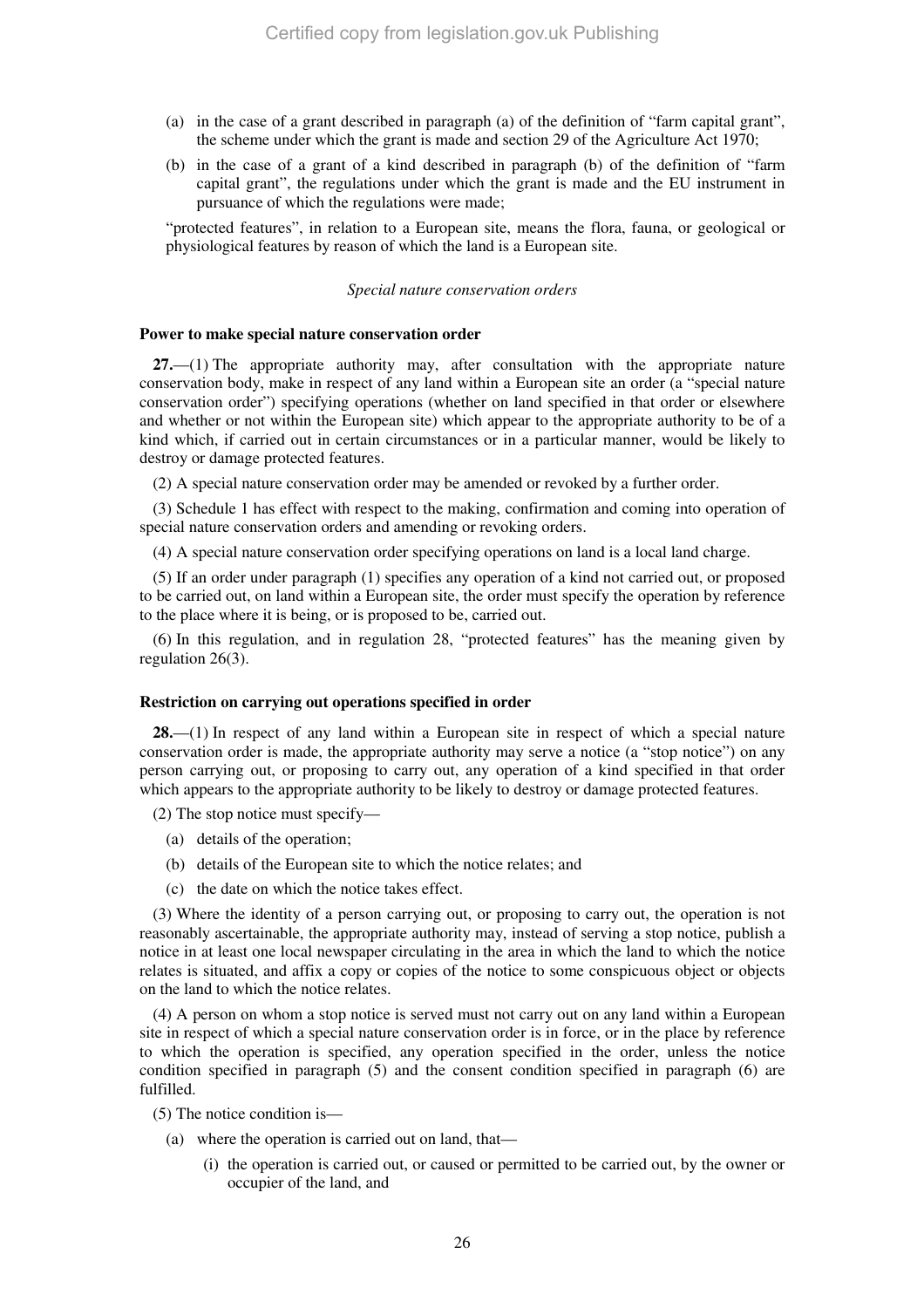(a) in the case of a grant described in paragraph (a) of the definition of "farm capital grant", the scheme under which the grant is made and section 29 of the Agriculture Act 1970;

(b) in the case of a grant of a kind described in paragraph (b) of the definition of "farm capital grant", the regulations under which the grant is made and the EU instrument in pursuance of which the regulations were made;

"protected features", in relation to a European site, means the flora, fauna, or geological or physiological features by reason of which the land is a European site.

*Special nature conservation orders*

**Power to make special nature conservation order**

**27.**—(1) The appropriate authority may, after consultation with the appropriate nature conservation body, make in respect of any land within a European site an order (a "special nature conservation order") specifying operations (whether on land specified in that order or elsewhere and whether or not within the European site) which appear to the appropriate authority to be of a kind which, if carried out in certain circumstances or in a particular manner, would be likely to destroy or damage protected features.

(2) A special nature conservation order may be amended or revoked by a further order.

(3) Schedule 1 has effect with respect to the making, confirmation and coming into operation of special nature conservation orders and amending or revoking orders.

(4) A special nature conservation order specifying operations on land is a local land charge.

(5) If an order under paragraph (1) specifies any operation of a kind not carried out, or proposed to be carried out, on land within a European site, the order must specify the operation by reference to the place where it is being, or is proposed to be, carried out.

(6) In this regulation, and in regulation 28, "protected features" has the meaning given by regulation 26(3).

**Restriction on carrying out operations specified in order**

**28.**—(1) In respect of any land within a European site in respect of which a special nature conservation order is made, the appropriate authority may serve a notice (a "stop notice") on any person carrying out, or proposing to carry out, any operation of a kind specified in that order which appears to the appropriate authority to be likely to destroy or damage protected features.

(2) The stop notice must specify—

(a) details of the operation;

(b) details of the European site to which the notice relates; and

(c) the date on which the notice takes effect.

(3) Where the identity of a person carrying out, or proposing to carry out, the operation is not reasonably ascertainable, the appropriate authority may, instead of serving a stop notice, publish a notice in at least one local newspaper circulating in the area in which the land to which the notice relates is situated, and affix a copy or copies of the notice to some conspicuous object or objects on the land to which the notice relates.

(4) A person on whom a stop notice is served must not carry out on any land within a European site in respect of which a special nature conservation order is in force, or in the place by reference to which the operation is specified, any operation specified in the order, unless the notice condition specified in paragraph (5) and the consent condition specified in paragraph (6) are fulfilled.

(5) The notice condition is—

(a) where the operation is carried out on land, that—

(i) the operation is carried out, or caused or permitted to be carried out, by the owner or occupier of the land, and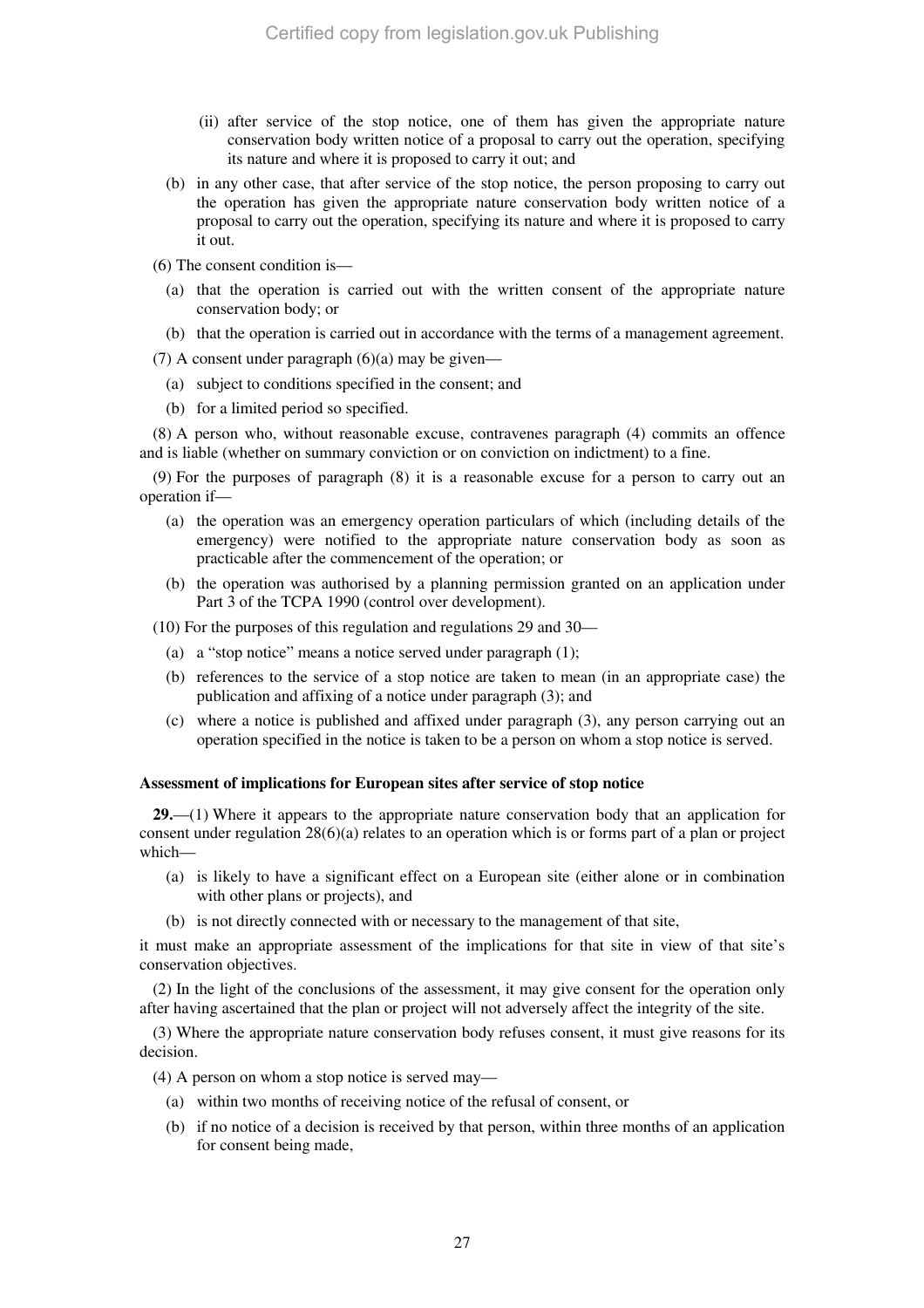(ii) after service of the stop notice, one of them has given the appropriate nature conservation body written notice of a proposal to carry out the operation, specifying its nature and where it is proposed to carry it out; and

(b) in any other case, that after service of the stop notice, the person proposing to carry out the operation has given the appropriate nature conservation body written notice of a proposal to carry out the operation, specifying its nature and where it is proposed to carry it out.

(6) The consent condition is—

(a) that the operation is carried out with the written consent of the appropriate nature conservation body; or

(b) that the operation is carried out in accordance with the terms of a management agreement.

(7) A consent under paragraph (6)(a) may be given—

(a) subject to conditions specified in the consent; and

(b) for a limited period so specified.

(8) A person who, without reasonable excuse, contravenes paragraph (4) commits an offence and is liable (whether on summary conviction or on conviction on indictment) to a fine.

(9) For the purposes of paragraph (8) it is a reasonable excuse for a person to carry out an operation if—

(a) the operation was an emergency operation particulars of which (including details of the emergency) were notified to the appropriate nature conservation body as soon as practicable after the commencement of the operation; or

(b) the operation was authorised by a planning permission granted on an application under Part 3 of the TCPA 1990 (control over development).

(10) For the purposes of this regulation and regulations 29 and 30—

(a) a "stop notice" means a notice served under paragraph (1);

(b) references to the service of a stop notice are taken to mean (in an appropriate case) the publication and affixing of a notice under paragraph (3); and

(c) where a notice is published and affixed under paragraph (3), any person carrying out an operation specified in the notice is taken to be a person on whom a stop notice is served.

**Assessment of implications for European sites after service of stop notice**

**29.**—(1) Where it appears to the appropriate nature conservation body that an application for consent under regulation 28(6)(a) relates to an operation which is or forms part of a plan or project which—

(a) is likely to have a significant effect on a European site (either alone or in combination with other plans or projects), and

(b) is not directly connected with or necessary to the management of that site,

it must make an appropriate assessment of the implications for that site in view of that site's conservation objectives.

(2) In the light of the conclusions of the assessment, it may give consent for the operation only after having ascertained that the plan or project will not adversely affect the integrity of the site.

(3) Where the appropriate nature conservation body refuses consent, it must give reasons for its decision.

(4) A person on whom a stop notice is served may—

(a) within two months of receiving notice of the refusal of consent, or

(b) if no notice of a decision is received by that person, within three months of an application for consent being made,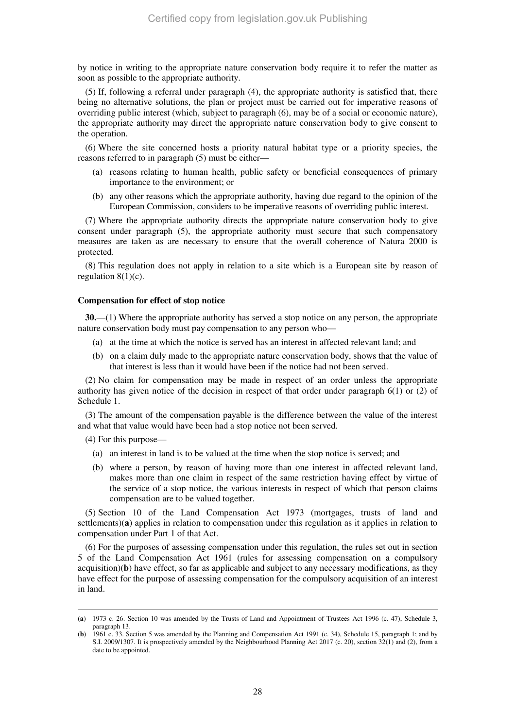by notice in writing to the appropriate nature conservation body require it to refer the matter as soon as possible to the appropriate authority.

(5) If, following a referral under paragraph (4), the appropriate authority is satisfied that, there being no alternative solutions, the plan or project must be carried out for imperative reasons of overriding public interest (which, subject to paragraph (6), may be of a social or economic nature), the appropriate authority may direct the appropriate nature conservation body to give consent to the operation.

(6) Where the site concerned hosts a priority natural habitat type or a priority species, the reasons referred to in paragraph (5) must be either—

(a) reasons relating to human health, public safety or beneficial consequences of primary importance to the environment; or

(b) any other reasons which the appropriate authority, having due regard to the opinion of the European Commission, considers to be imperative reasons of overriding public interest.

(7) Where the appropriate authority directs the appropriate nature conservation body to give consent under paragraph (5), the appropriate authority must secure that such compensatory measures are taken as are necessary to ensure that the overall coherence of Natura 2000 is protected.

(8) This regulation does not apply in relation to a site which is a European site by reason of regulation 8(1)(c).

**Compensation for effect of stop notice**

**30.**—(1) Where the appropriate authority has served a stop notice on any person, the appropriate nature conservation body must pay compensation to any person who—

(a) at the time at which the notice is served has an interest in affected relevant land; and

(b) on a claim duly made to the appropriate nature conservation body, shows that the value of that interest is less than it would have been if the notice had not been served.

(2) No claim for compensation may be made in respect of an order unless the appropriate authority has given notice of the decision in respect of that order under paragraph 6(1) or (2) of Schedule 1.

(3) The amount of the compensation payable is the difference between the value of the interest and what that value would have been had a stop notice not been served.

(4) For this purpose—

(a) an interest in land is to be valued at the time when the stop notice is served; and

(b) where a person, by reason of having more than one interest in affected relevant land, makes more than one claim in respect of the same restriction having effect by virtue of the service of a stop notice, the various interests in respect of which that person claims compensation are to be valued together.

(5) Section 10 of the Land Compensation Act 1973 (mortgages, trusts of land and settlements)(**a**) applies in relation to compensation under this regulation as it applies in relation to compensation under Part 1 of that Act.

(6) For the purposes of assessing compensation under this regulation, the rules set out in section 5 of the Land Compensation Act 1961 (rules for assessing compensation on a compulsory acquisition)(**b**) have effect, so far as applicable and subject to any necessary modifications, as they have effect for the purpose of assessing compensation for the compulsory acquisition of an interest in land.

---

(**a**) 1973 c. 26. Section 10 was amended by the Trusts of Land and Appointment of Trustees Act 1996 (c. 47), Schedule 3, paragraph 13.

(**b**) 1961 c. 33. Section 5 was amended by the Planning and Compensation Act 1991 (c. 34), Schedule 15, paragraph 1; and by S.I. 2009/1307. It is prospectively amended by the Neighbourhood Planning Act 2017 (c. 20), section 32(1) and (2), from a date to be appointed.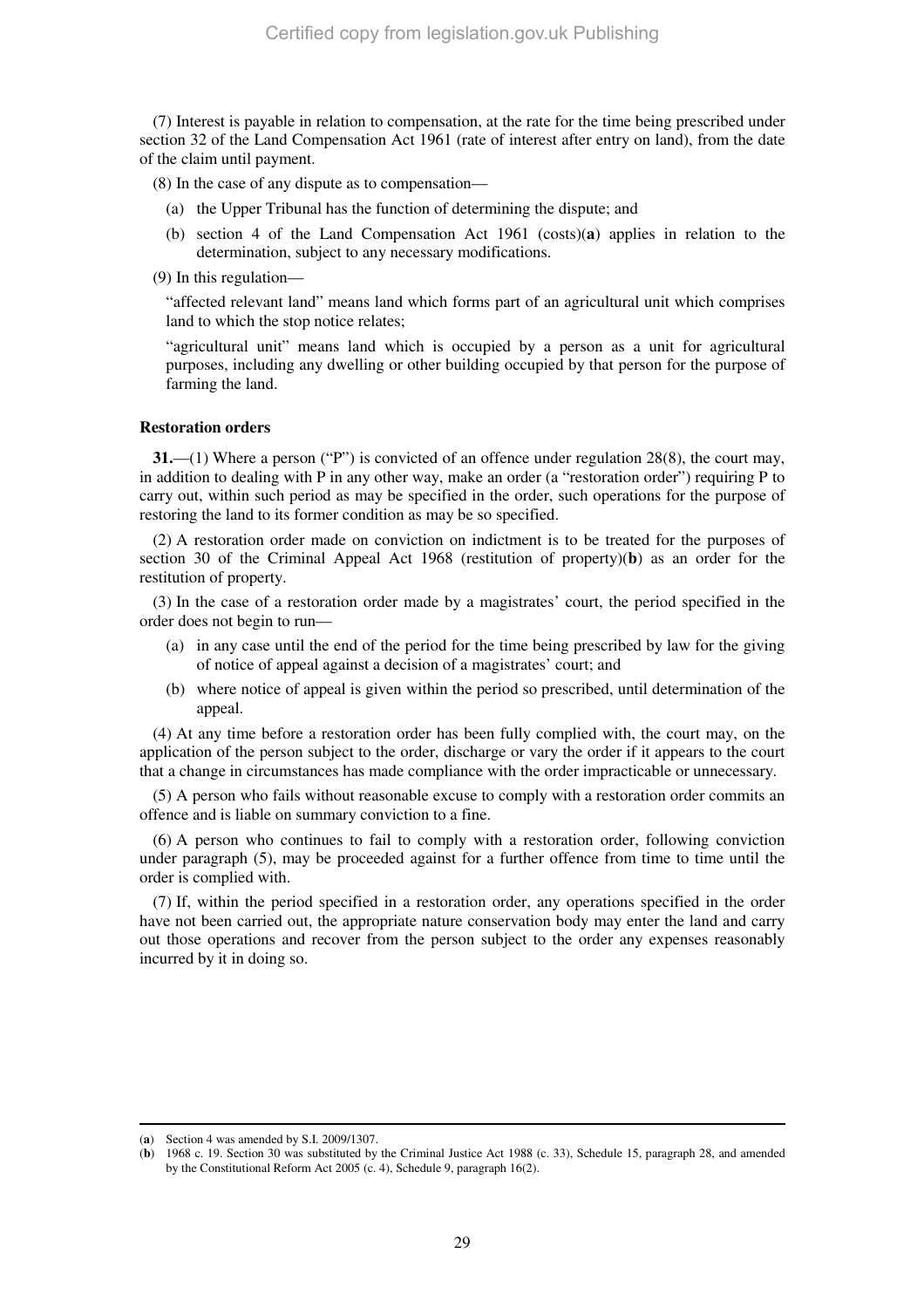(7) Interest is payable in relation to compensation, at the rate for the time being prescribed under section 32 of the Land Compensation Act 1961 (rate of interest after entry on land), from the date of the claim until payment.

(8) In the case of any dispute as to compensation—

(a) the Upper Tribunal has the function of determining the dispute; and

(b) section 4 of the Land Compensation Act 1961 (costs)(**a**) applies in relation to the determination, subject to any necessary modifications.

(9) In this regulation—

"affected relevant land" means land which forms part of an agricultural unit which comprises land to which the stop notice relates;

"agricultural unit" means land which is occupied by a person as a unit for agricultural purposes, including any dwelling or other building occupied by that person for the purpose of farming the land.

**Restoration orders**

**31.**—(1) Where a person ("P") is convicted of an offence under regulation 28(8), the court may, in addition to dealing with P in any other way, make an order (a "restoration order") requiring P to carry out, within such period as may be specified in the order, such operations for the purpose of restoring the land to its former condition as may be so specified.

(2) A restoration order made on conviction on indictment is to be treated for the purposes of section 30 of the Criminal Appeal Act 1968 (restitution of property)(**b**) as an order for the restitution of property.

(3) In the case of a restoration order made by a magistrates' court, the period specified in the order does not begin to run—

(a) in any case until the end of the period for the time being prescribed by law for the giving of notice of appeal against a decision of a magistrates' court; and

(b) where notice of appeal is given within the period so prescribed, until determination of the appeal.

(4) At any time before a restoration order has been fully complied with, the court may, on the application of the person subject to the order, discharge or vary the order if it appears to the court that a change in circumstances has made compliance with the order impracticable or unnecessary.

(5) A person who fails without reasonable excuse to comply with a restoration order commits an offence and is liable on summary conviction to a fine.

(6) A person who continues to fail to comply with a restoration order, following conviction under paragraph (5), may be proceeded against for a further offence from time to time until the order is complied with.

(7) If, within the period specified in a restoration order, any operations specified in the order have not been carried out, the appropriate nature conservation body may enter the land and carry out those operations and recover from the person subject to the order any expenses reasonably incurred by it in doing so.

---

(**a**) Section 4 was amended by S.I. 2009/1307.

(**b**) 1968 c. 19. Section 30 was substituted by the Criminal Justice Act 1988 (c. 33), Schedule 15, paragraph 28, and amended by the Constitutional Reform Act 2005 (c. 4), Schedule 9, paragraph 16(2).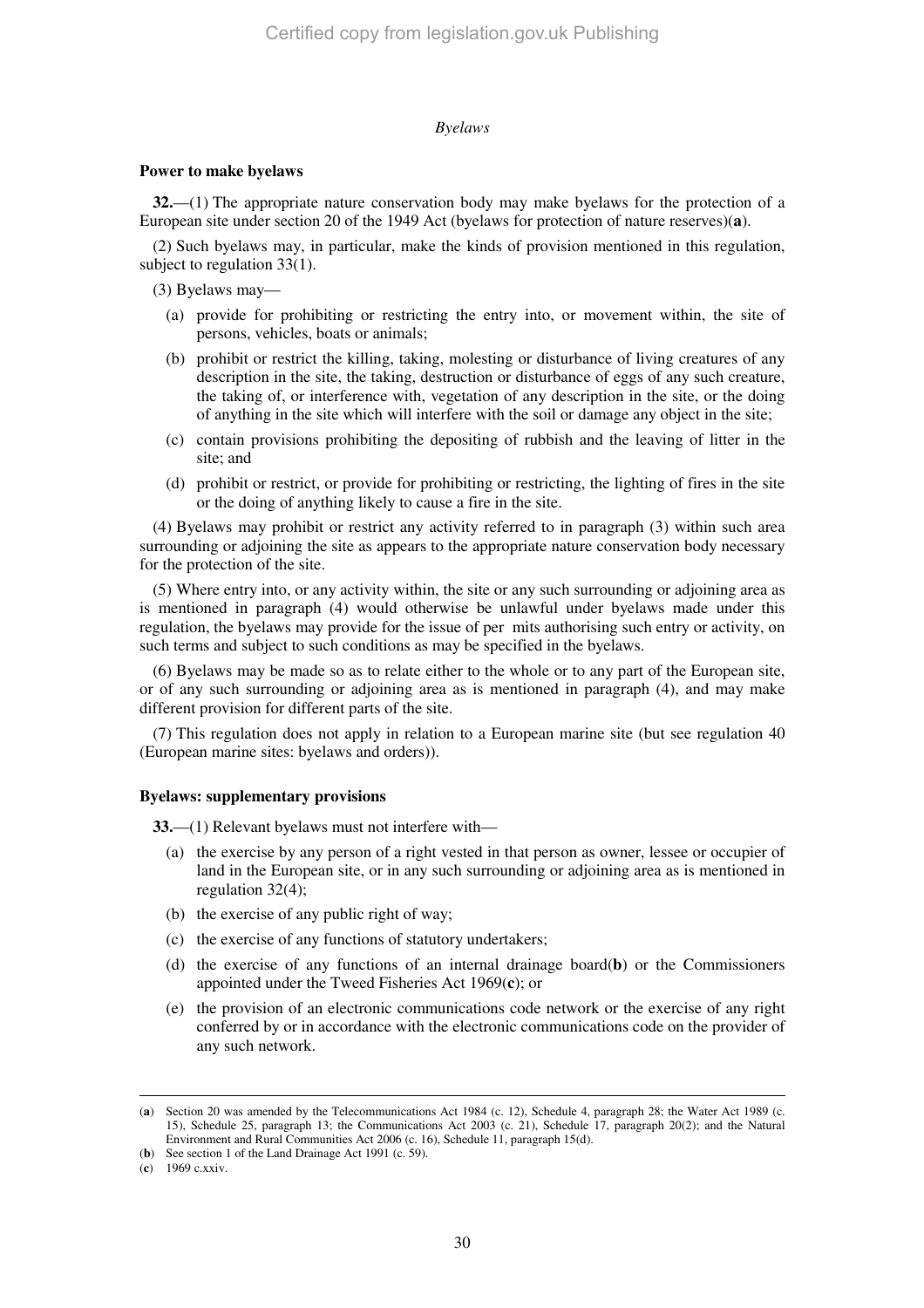*Byelaws*

**Power to make byelaws**

**32.**—(1) The appropriate nature conservation body may make byelaws for the protection of a European site under section 20 of the 1949 Act (byelaws for protection of nature reserves)(**a**).

(2) Such byelaws may, in particular, make the kinds of provision mentioned in this regulation, subject to regulation 33(1).

(3) Byelaws may—

- (a) provide for prohibiting or restricting the entry into, or movement within, the site of persons, vehicles, boats or animals;
- (b) prohibit or restrict the killing, taking, molesting or disturbance of living creatures of any description in the site, the taking, destruction or disturbance of eggs of any such creature, the taking of, or interference with, vegetation of any description in the site, or the doing of anything in the site which will interfere with the soil or damage any object in the site;
- (c) contain provisions prohibiting the depositing of rubbish and the leaving of litter in the site; and
- (d) prohibit or restrict, or provide for prohibiting or restricting, the lighting of fires in the site or the doing of anything likely to cause a fire in the site.

(4) Byelaws may prohibit or restrict any activity referred to in paragraph (3) within such area surrounding or adjoining the site as appears to the appropriate nature conservation body necessary for the protection of the site.

(5) Where entry into, or any activity within, the site or any such surrounding or adjoining area as is mentioned in paragraph (4) would otherwise be unlawful under byelaws made under this regulation, the byelaws may provide for the issue of per mits authorising such entry or activity, on such terms and subject to such conditions as may be specified in the byelaws.

(6) Byelaws may be made so as to relate either to the whole or to any part of the European site, or of any such surrounding or adjoining area as is mentioned in paragraph (4), and may make different provision for different parts of the site.

(7) This regulation does not apply in relation to a European marine site (but see regulation 40 (European marine sites: byelaws and orders)).

**Byelaws: supplementary provisions**

**33.**—(1) Relevant byelaws must not interfere with—

- (a) the exercise by any person of a right vested in that person as owner, lessee or occupier of land in the European site, or in any such surrounding or adjoining area as is mentioned in regulation 32(4);
- (b) the exercise of any public right of way;
- (c) the exercise of any functions of statutory undertakers;
- (d) the exercise of any functions of an internal drainage board(**b**) or the Commissioners appointed under the Tweed Fisheries Act 1969(**c**); or
- (e) the provision of an electronic communications code network or the exercise of any right conferred by or in accordance with the electronic communications code on the provider of any such network.

---

(**a**) Section 20 was amended by the Telecommunications Act 1984 (c. 12), Schedule 4, paragraph 28; the Water Act 1989 (c. 15), Schedule 25, paragraph 13; the Communications Act 2003 (c. 21), Schedule 17, paragraph 20(2); and the Natural Environment and Rural Communities Act 2006 (c. 16), Schedule 11, paragraph 15(d).

(**b**) See section 1 of the Land Drainage Act 1991 (c. 59).

(**c**) 1969 c.xxiv.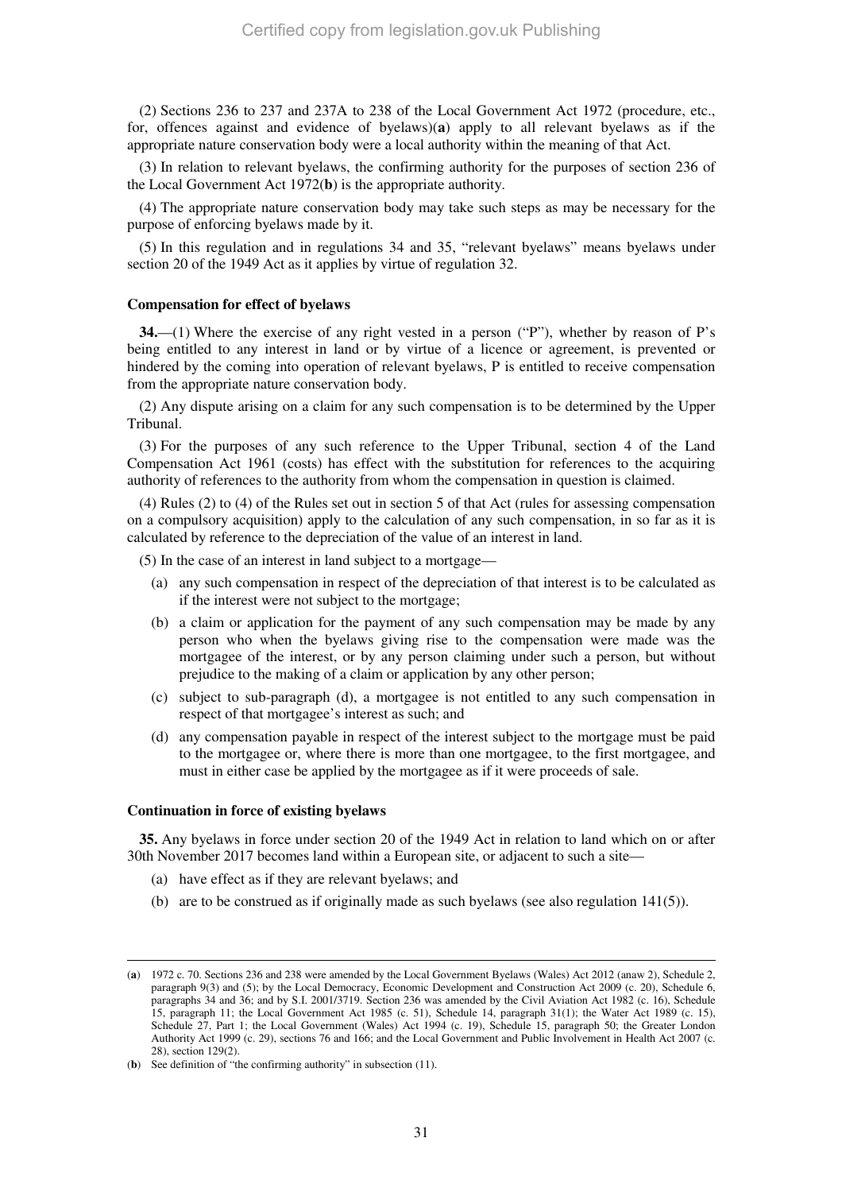(2) Sections 236 to 237 and 237A to 238 of the Local Government Act 1972 (procedure, etc., for, offences against and evidence of byelaws)(**a**) apply to all relevant byelaws as if the appropriate nature conservation body were a local authority within the meaning of that Act.

(3) In relation to relevant byelaws, the confirming authority for the purposes of section 236 of the Local Government Act 1972(**b**) is the appropriate authority.

(4) The appropriate nature conservation body may take such steps as may be necessary for the purpose of enforcing byelaws made by it.

(5) In this regulation and in regulations 34 and 35, "relevant byelaws" means byelaws under section 20 of the 1949 Act as it applies by virtue of regulation 32.

**Compensation for effect of byelaws**

**34.**—(1) Where the exercise of any right vested in a person ("P"), whether by reason of P's being entitled to any interest in land or by virtue of a licence or agreement, is prevented or hindered by the coming into operation of relevant byelaws, P is entitled to receive compensation from the appropriate nature conservation body.

(2) Any dispute arising on a claim for any such compensation is to be determined by the Upper Tribunal.

(3) For the purposes of any such reference to the Upper Tribunal, section 4 of the Land Compensation Act 1961 (costs) has effect with the substitution for references to the acquiring authority of references to the authority from whom the compensation in question is claimed.

(4) Rules (2) to (4) of the Rules set out in section 5 of that Act (rules for assessing compensation on a compulsory acquisition) apply to the calculation of any such compensation, in so far as it is calculated by reference to the depreciation of the value of an interest in land.

(5) In the case of an interest in land subject to a mortgage—

(a) any such compensation in respect of the depreciation of that interest is to be calculated as if the interest were not subject to the mortgage;

(b) a claim or application for the payment of any such compensation may be made by any person who when the byelaws giving rise to the compensation were made was the mortgagee of the interest, or by any person claiming under such a person, but without prejudice to the making of a claim or application by any other person;

(c) subject to sub-paragraph (d), a mortgagee is not entitled to any such compensation in respect of that mortgagee's interest as such; and

(d) any compensation payable in respect of the interest subject to the mortgage must be paid to the mortgagee or, where there is more than one mortgagee, to the first mortgagee, and must in either case be applied by the mortgagee as if it were proceeds of sale.

**Continuation in force of existing byelaws**

**35.** Any byelaws in force under section 20 of the 1949 Act in relation to land which on or after 30th November 2017 becomes land within a European site, or adjacent to such a site—

(a) have effect as if they are relevant byelaws; and

(b) are to be construed as if originally made as such byelaws (see also regulation 141(5)).

---

(**a**) 1972 c. 70. Sections 236 and 238 were amended by the Local Government Byelaws (Wales) Act 2012 (anaw 2), Schedule 2, paragraph 9(3) and (5); by the Local Democracy, Economic Development and Construction Act 2009 (c. 20), Schedule 6, paragraphs 34 and 36; and by S.I. 2001/3719. Section 236 was amended by the Civil Aviation Act 1982 (c. 16), Schedule 15, paragraph 11; the Local Government Act 1985 (c. 51), Schedule 14, paragraph 31(1); the Water Act 1989 (c. 15), Schedule 27, Part 1; the Local Government (Wales) Act 1994 (c. 19), Schedule 15, paragraph 50; the Greater London Authority Act 1999 (c. 29), sections 76 and 166; and the Local Government and Public Involvement in Health Act 2007 (c. 28), section 129(2).

(**b**) See definition of "the confirming authority" in subsection (11).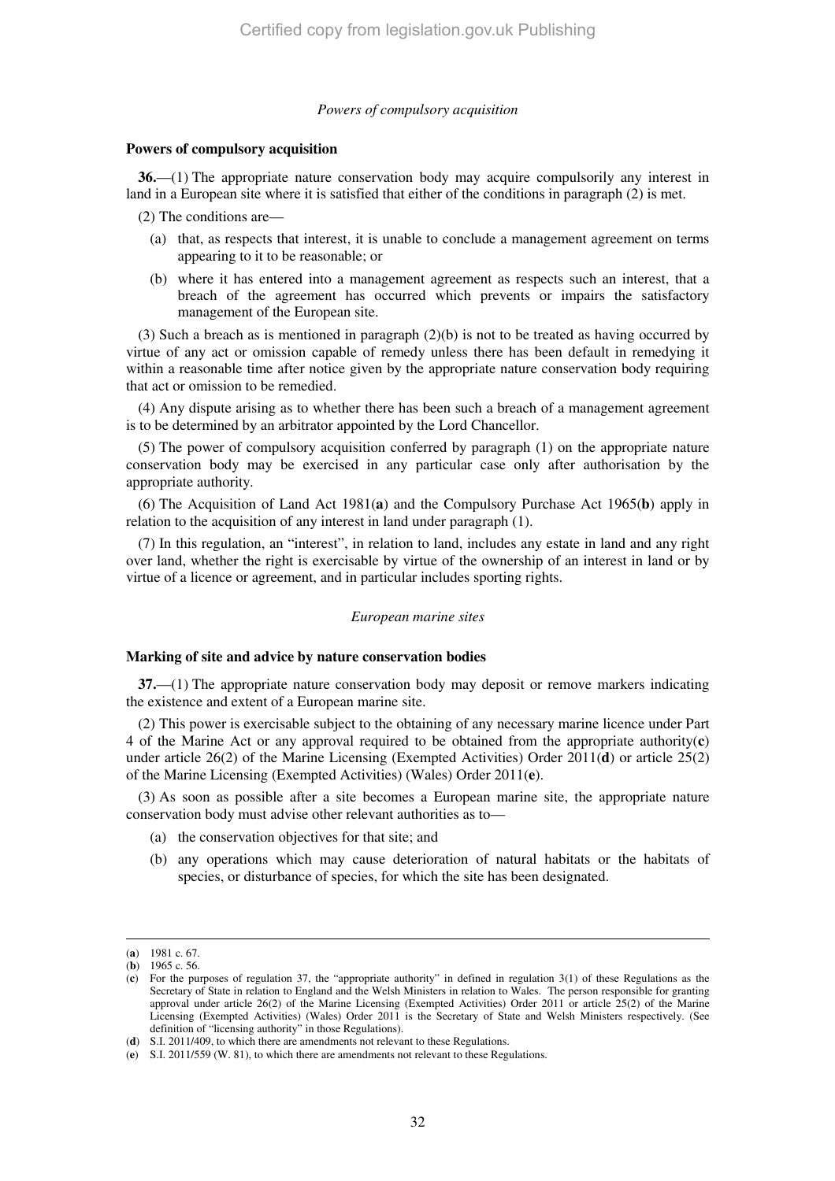*Powers of compulsory acquisition*

### Powers of compulsory acquisition

**36.**—(1) The appropriate nature conservation body may acquire compulsorily any interest in land in a European site where it is satisfied that either of the conditions in paragraph (2) is met.

(2) The conditions are—

(a) that, as respects that interest, it is unable to conclude a management agreement on terms appearing to it to be reasonable; or

(b) where it has entered into a management agreement as respects such an interest, that a breach of the agreement has occurred which prevents or impairs the satisfactory management of the European site.

(3) Such a breach as is mentioned in paragraph (2)(b) is not to be treated as having occurred by virtue of any act or omission capable of remedy unless there has been default in remedying it within a reasonable time after notice given by the appropriate nature conservation body requiring that act or omission to be remedied.

(4) Any dispute arising as to whether there has been such a breach of a management agreement is to be determined by an arbitrator appointed by the Lord Chancellor.

(5) The power of compulsory acquisition conferred by paragraph (1) on the appropriate nature conservation body may be exercised in any particular case only after authorisation by the appropriate authority.

(6) The Acquisition of Land Act 1981(**a**) and the Compulsory Purchase Act 1965(**b**) apply in relation to the acquisition of any interest in land under paragraph (1).

(7) In this regulation, an "interest", in relation to land, includes any estate in land and any right over land, whether the right is exercisable by virtue of the ownership of an interest in land or by virtue of a licence or agreement, and in particular includes sporting rights.

*European marine sites*

### Marking of site and advice by nature conservation bodies

**37.**—(1) The appropriate nature conservation body may deposit or remove markers indicating the existence and extent of a European marine site.

(2) This power is exercisable subject to the obtaining of any necessary marine licence under Part 4 of the Marine Act or any approval required to be obtained from the appropriate authority(**c**) under article 26(2) of the Marine Licensing (Exempted Activities) Order 2011(**d**) or article 25(2) of the Marine Licensing (Exempted Activities) (Wales) Order 2011(**e**).

(3) As soon as possible after a site becomes a European marine site, the appropriate nature conservation body must advise other relevant authorities as to—

(a) the conservation objectives for that site; and

(b) any operations which may cause deterioration of natural habitats or the habitats of species, or disturbance of species, for which the site has been designated.

---

(**a**) 1981 c. 67.

(**b**) 1965 c. 56.

(**c**) For the purposes of regulation 37, the "appropriate authority" in defined in regulation 3(1) of these Regulations as the Secretary of State in relation to England and the Welsh Ministers in relation to Wales. The person responsible for granting approval under article 26(2) of the Marine Licensing (Exempted Activities) Order 2011 or article 25(2) of the Marine Licensing (Exempted Activities) (Wales) Order 2011 is the Secretary of State and Welsh Ministers respectively. (See definition of "licensing authority" in those Regulations).

(**d**) S.I. 2011/409, to which there are amendments not relevant to these Regulations.

(**e**) S.I. 2011/559 (W. 81), to which there are amendments not relevant to these Regulations.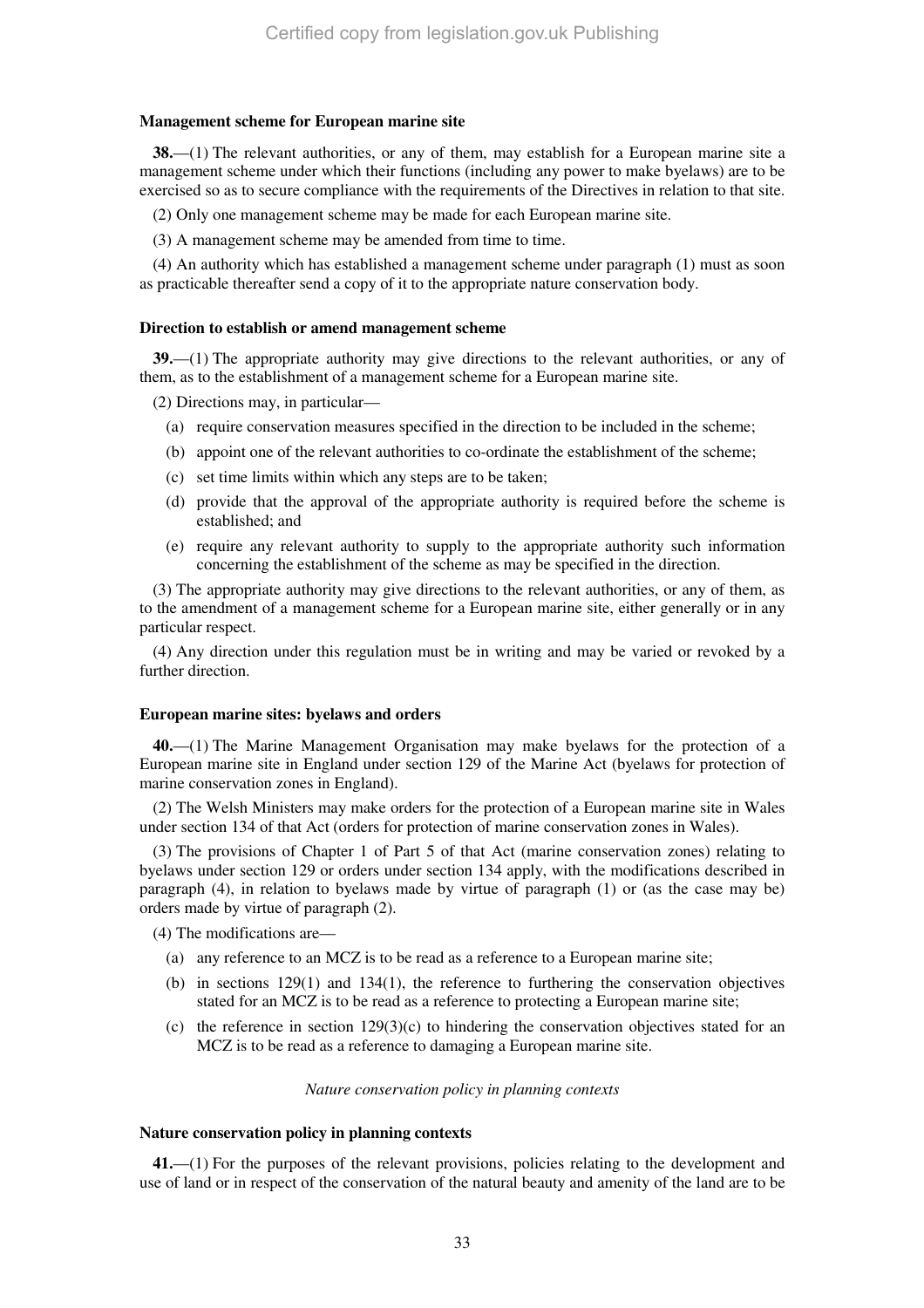### Management scheme for European marine site

**38.**—(1) The relevant authorities, or any of them, may establish for a European marine site a management scheme under which their functions (including any power to make byelaws) are to be exercised so as to secure compliance with the requirements of the Directives in relation to that site.

(2) Only one management scheme may be made for each European marine site.

(3) A management scheme may be amended from time to time.

(4) An authority which has established a management scheme under paragraph (1) must as soon as practicable thereafter send a copy of it to the appropriate nature conservation body.

### Direction to establish or amend management scheme

**39.**—(1) The appropriate authority may give directions to the relevant authorities, or any of them, as to the establishment of a management scheme for a European marine site.

(2) Directions may, in particular—

(a) require conservation measures specified in the direction to be included in the scheme;

(b) appoint one of the relevant authorities to co-ordinate the establishment of the scheme;

(c) set time limits within which any steps are to be taken;

(d) provide that the approval of the appropriate authority is required before the scheme is established; and

(e) require any relevant authority to supply to the appropriate authority such information concerning the establishment of the scheme as may be specified in the direction.

(3) The appropriate authority may give directions to the relevant authorities, or any of them, as to the amendment of a management scheme for a European marine site, either generally or in any particular respect.

(4) Any direction under this regulation must be in writing and may be varied or revoked by a further direction.

### European marine sites: byelaws and orders

**40.**—(1) The Marine Management Organisation may make byelaws for the protection of a European marine site in England under section 129 of the Marine Act (byelaws for protection of marine conservation zones in England).

(2) The Welsh Ministers may make orders for the protection of a European marine site in Wales under section 134 of that Act (orders for protection of marine conservation zones in Wales).

(3) The provisions of Chapter 1 of Part 5 of that Act (marine conservation zones) relating to byelaws under section 129 or orders under section 134 apply, with the modifications described in paragraph (4), in relation to byelaws made by virtue of paragraph (1) or (as the case may be) orders made by virtue of paragraph (2).

(4) The modifications are—

(a) any reference to an MCZ is to be read as a reference to a European marine site;

(b) in sections 129(1) and 134(1), the reference to furthering the conservation objectives stated for an MCZ is to be read as a reference to protecting a European marine site;

(c) the reference in section 129(3)(c) to hindering the conservation objectives stated for an MCZ is to be read as a reference to damaging a European marine site.

*Nature conservation policy in planning contexts*

### Nature conservation policy in planning contexts

**41.**—(1) For the purposes of the relevant provisions, policies relating to the development and use of land or in respect of the conservation of the natural beauty and amenity of the land are to be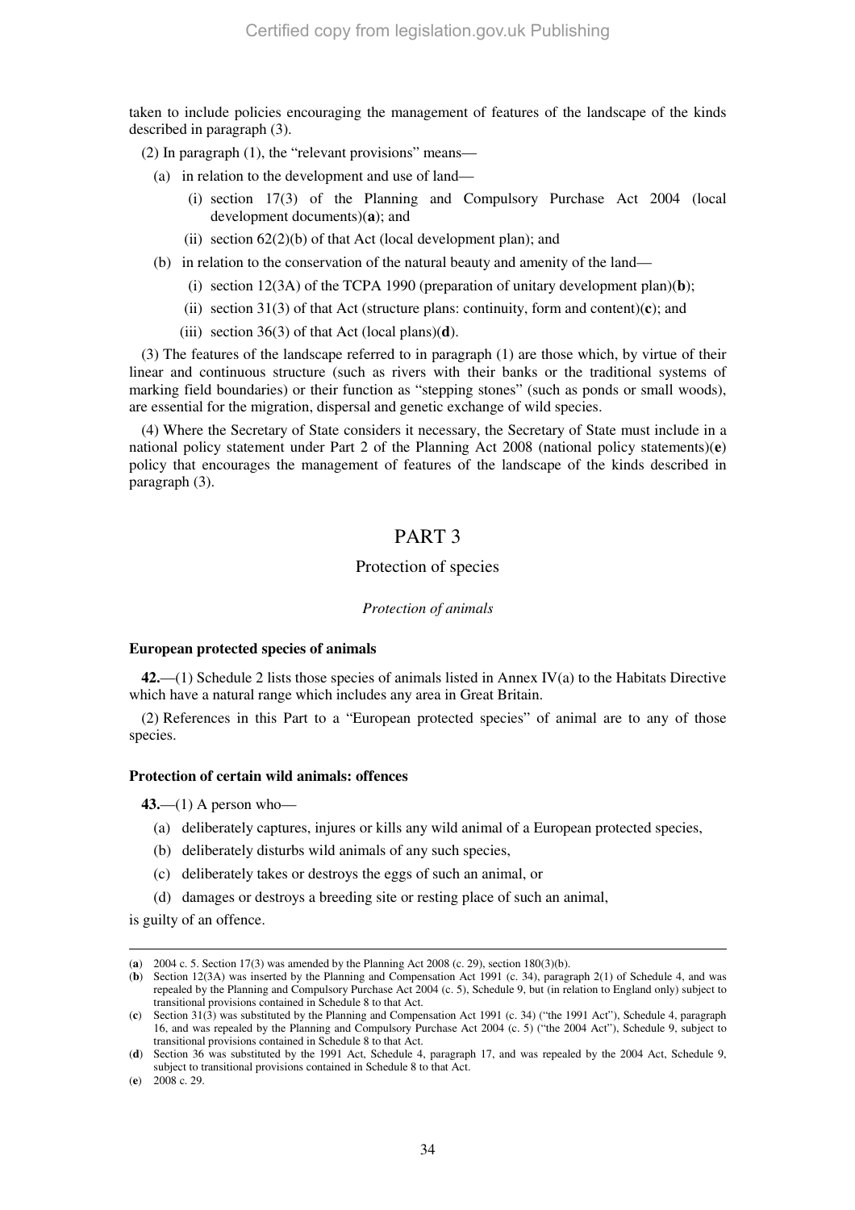taken to include policies encouraging the management of features of the landscape of the kinds described in paragraph (3).

(2) In paragraph (1), the "relevant provisions" means—

(a) in relation to the development and use of land—

(i) section 17(3) of the Planning and Compulsory Purchase Act 2004 (local development documents)(**a**); and

(ii) section 62(2)(b) of that Act (local development plan); and

(b) in relation to the conservation of the natural beauty and amenity of the land—

(i) section 12(3A) of the TCPA 1990 (preparation of unitary development plan)(**b**);

(ii) section 31(3) of that Act (structure plans: continuity, form and content)(**c**); and

(iii) section 36(3) of that Act (local plans)(**d**).

(3) The features of the landscape referred to in paragraph (1) are those which, by virtue of their linear and continuous structure (such as rivers with their banks or the traditional systems of marking field boundaries) or their function as "stepping stones" (such as ponds or small woods), are essential for the migration, dispersal and genetic exchange of wild species.

(4) Where the Secretary of State considers it necessary, the Secretary of State must include in a national policy statement under Part 2 of the Planning Act 2008 (national policy statements)(**e**) policy that encourages the management of features of the landscape of the kinds described in paragraph (3).

# PART 3

## Protection of species

*Protection of animals*

### European protected species of animals

**42.**—(1) Schedule 2 lists those species of animals listed in Annex IV(a) to the Habitats Directive which have a natural range which includes any area in Great Britain.

(2) References in this Part to a "European protected species" of animal are to any of those species.

### Protection of certain wild animals: offences

**43.**—(1) A person who—

(a) deliberately captures, injures or kills any wild animal of a European protected species,

(b) deliberately disturbs wild animals of any such species,

(c) deliberately takes or destroys the eggs of such an animal, or

(d) damages or destroys a breeding site or resting place of such an animal,

is guilty of an offence.

---

(**a**) 2004 c. 5. Section 17(3) was amended by the Planning Act 2008 (c. 29), section 180(3)(b).

(**b**) Section 12(3A) was inserted by the Planning and Compensation Act 1991 (c. 34), paragraph 2(1) of Schedule 4, and was repealed by the Planning and Compulsory Purchase Act 2004 (c. 5), Schedule 9, but (in relation to England only) subject to transitional provisions contained in Schedule 8 to that Act.

(**c**) Section 31(3) was substituted by the Planning and Compensation Act 1991 (c. 34) ("the 1991 Act"), Schedule 4, paragraph 16, and was repealed by the Planning and Compulsory Purchase Act 2004 (c. 5) ("the 2004 Act"), Schedule 9, subject to transitional provisions contained in Schedule 8 to that Act.

(**d**) Section 36 was substituted by the 1991 Act, Schedule 4, paragraph 17, and was repealed by the 2004 Act, Schedule 9, subject to transitional provisions contained in Schedule 8 to that Act.

(**e**) 2008 c. 29.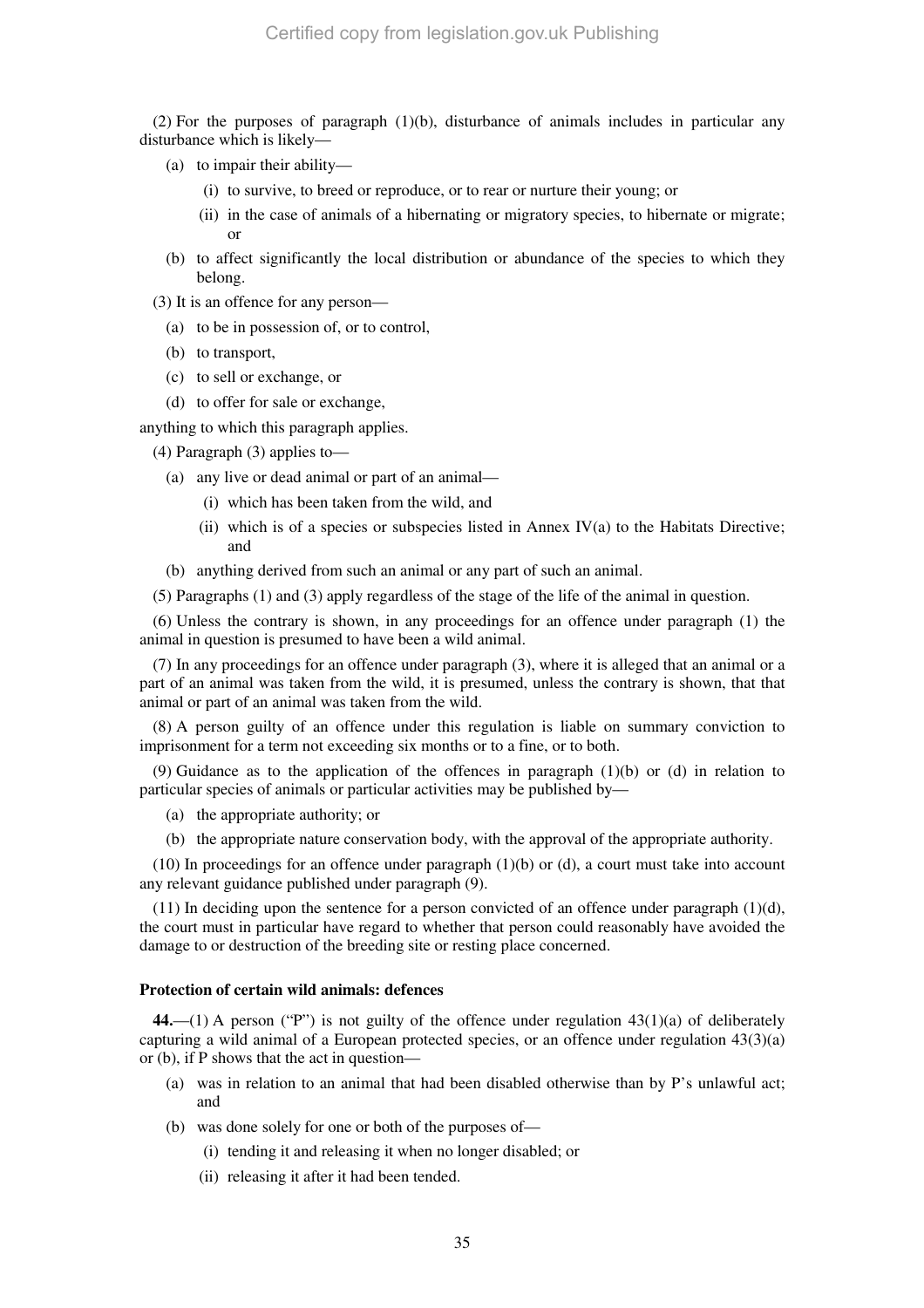(2) For the purposes of paragraph (1)(b), disturbance of animals includes in particular any disturbance which is likely—

(a) to impair their ability—

(i) to survive, to breed or reproduce, or to rear or nurture their young; or

(ii) in the case of animals of a hibernating or migratory species, to hibernate or migrate; or

(b) to affect significantly the local distribution or abundance of the species to which they belong.

(3) It is an offence for any person—

(a) to be in possession of, or to control,

(b) to transport,

(c) to sell or exchange, or

(d) to offer for sale or exchange,

anything to which this paragraph applies.

(4) Paragraph (3) applies to—

(a) any live or dead animal or part of an animal—

(i) which has been taken from the wild, and

(ii) which is of a species or subspecies listed in Annex IV(a) to the Habitats Directive; and

(b) anything derived from such an animal or any part of such an animal.

(5) Paragraphs (1) and (3) apply regardless of the stage of the life of the animal in question.

(6) Unless the contrary is shown, in any proceedings for an offence under paragraph (1) the animal in question is presumed to have been a wild animal.

(7) In any proceedings for an offence under paragraph (3), where it is alleged that an animal or a part of an animal was taken from the wild, it is presumed, unless the contrary is shown, that that animal or part of an animal was taken from the wild.

(8) A person guilty of an offence under this regulation is liable on summary conviction to imprisonment for a term not exceeding six months or to a fine, or to both.

(9) Guidance as to the application of the offences in paragraph (1)(b) or (d) in relation to particular species of animals or particular activities may be published by—

(a) the appropriate authority; or

(b) the appropriate nature conservation body, with the approval of the appropriate authority.

(10) In proceedings for an offence under paragraph (1)(b) or (d), a court must take into account any relevant guidance published under paragraph (9).

(11) In deciding upon the sentence for a person convicted of an offence under paragraph (1)(d), the court must in particular have regard to whether that person could reasonably have avoided the damage to or destruction of the breeding site or resting place concerned.

### Protection of certain wild animals: defences

**44.**—(1) A person ("P") is not guilty of the offence under regulation 43(1)(a) of deliberately capturing a wild animal of a European protected species, or an offence under regulation 43(3)(a) or (b), if P shows that the act in question—

(a) was in relation to an animal that had been disabled otherwise than by P's unlawful act; and

(b) was done solely for one or both of the purposes of—

(i) tending it and releasing it when no longer disabled; or

(ii) releasing it after it had been tended.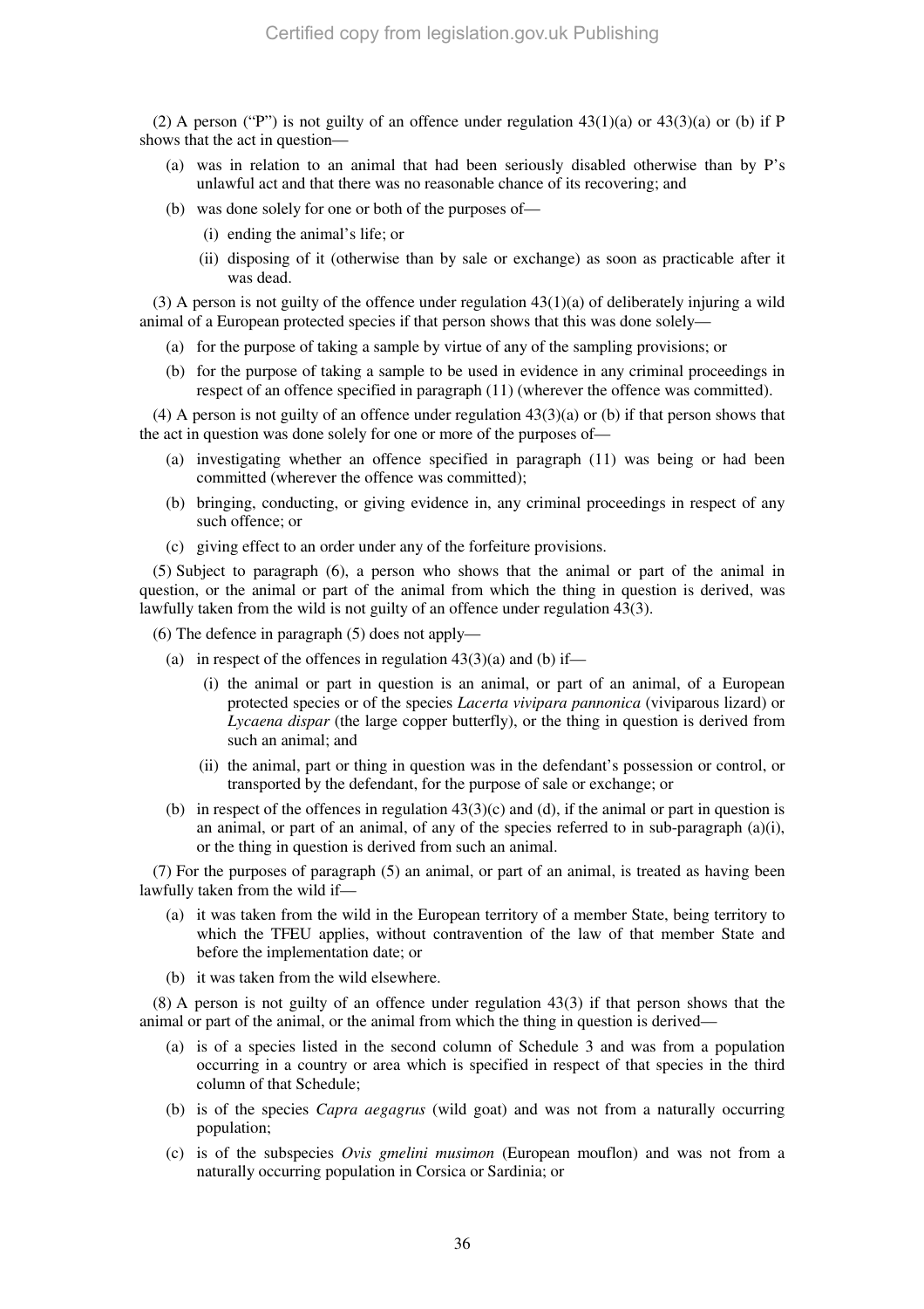(2) A person ("P") is not guilty of an offence under regulation 43(1)(a) or 43(3)(a) or (b) if P shows that the act in question—

(a) was in relation to an animal that had been seriously disabled otherwise than by P's unlawful act and that there was no reasonable chance of its recovering; and

(b) was done solely for one or both of the purposes of—

(i) ending the animal's life; or

(ii) disposing of it (otherwise than by sale or exchange) as soon as practicable after it was dead.

(3) A person is not guilty of the offence under regulation 43(1)(a) of deliberately injuring a wild animal of a European protected species if that person shows that this was done solely—

(a) for the purpose of taking a sample by virtue of any of the sampling provisions; or

(b) for the purpose of taking a sample to be used in evidence in any criminal proceedings in respect of an offence specified in paragraph (11) (wherever the offence was committed).

(4) A person is not guilty of an offence under regulation 43(3)(a) or (b) if that person shows that the act in question was done solely for one or more of the purposes of—

(a) investigating whether an offence specified in paragraph (11) was being or had been committed (wherever the offence was committed);

(b) bringing, conducting, or giving evidence in, any criminal proceedings in respect of any such offence; or

(c) giving effect to an order under any of the forfeiture provisions.

(5) Subject to paragraph (6), a person who shows that the animal or part of the animal in question, or the animal or part of the animal from which the thing in question is derived, was lawfully taken from the wild is not guilty of an offence under regulation 43(3).

(6) The defence in paragraph (5) does not apply—

(a) in respect of the offences in regulation 43(3)(a) and (b) if—

(i) the animal or part in question is an animal, or part of an animal, of a European protected species or of the species *Lacerta vivipara pannonica* (viviparous lizard) or *Lycaena dispar* (the large copper butterfly), or the thing in question is derived from such an animal; and

(ii) the animal, part or thing in question was in the defendant's possession or control, or transported by the defendant, for the purpose of sale or exchange; or

(b) in respect of the offences in regulation 43(3)(c) and (d), if the animal or part in question is an animal, or part of an animal, of any of the species referred to in sub-paragraph (a)(i), or the thing in question is derived from such an animal.

(7) For the purposes of paragraph (5) an animal, or part of an animal, is treated as having been lawfully taken from the wild if—

(a) it was taken from the wild in the European territory of a member State, being territory to which the TFEU applies, without contravention of the law of that member State and before the implementation date; or

(b) it was taken from the wild elsewhere.

(8) A person is not guilty of an offence under regulation 43(3) if that person shows that the animal or part of the animal, or the animal from which the thing in question is derived—

(a) is of a species listed in the second column of Schedule 3 and was from a population occurring in a country or area which is specified in respect of that species in the third column of that Schedule;

(b) is of the species *Capra aegagrus* (wild goat) and was not from a naturally occurring population;

(c) is of the subspecies *Ovis gmelini musimon* (European mouflon) and was not from a naturally occurring population in Corsica or Sardinia; or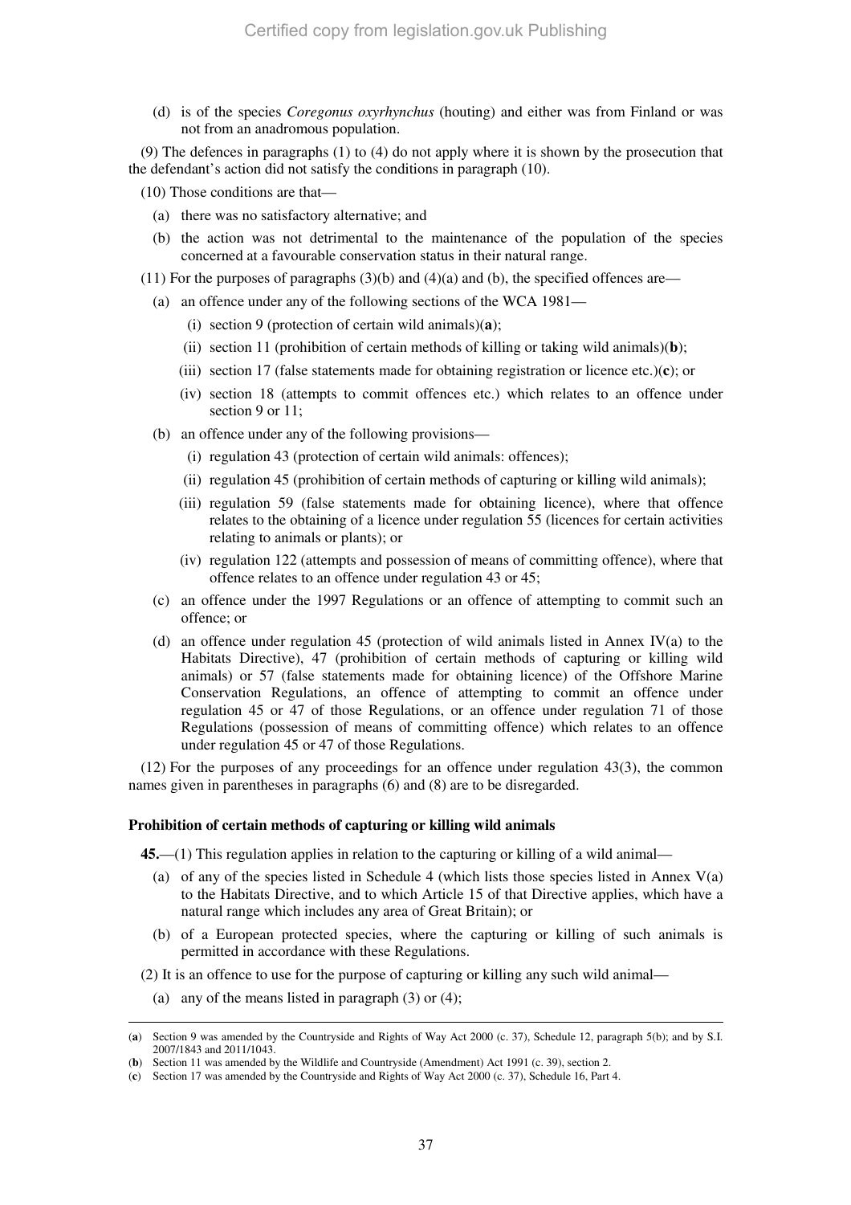(d) is of the species *Coregonus oxyrhynchus* (houting) and either was from Finland or was not from an anadromous population.

(9) The defences in paragraphs (1) to (4) do not apply where it is shown by the prosecution that the defendant's action did not satisfy the conditions in paragraph (10).

(10) Those conditions are that—

(a) there was no satisfactory alternative; and

(b) the action was not detrimental to the maintenance of the population of the species concerned at a favourable conservation status in their natural range.

(11) For the purposes of paragraphs (3)(b) and (4)(a) and (b), the specified offences are—

(a) an offence under any of the following sections of the WCA 1981—

(i) section 9 (protection of certain wild animals)(**a**);

(ii) section 11 (prohibition of certain methods of killing or taking wild animals)(**b**);

(iii) section 17 (false statements made for obtaining registration or licence etc.)(**c**); or

(iv) section 18 (attempts to commit offences etc.) which relates to an offence under section 9 or 11;

(b) an offence under any of the following provisions—

(i) regulation 43 (protection of certain wild animals: offences);

(ii) regulation 45 (prohibition of certain methods of capturing or killing wild animals);

(iii) regulation 59 (false statements made for obtaining licence), where that offence relates to the obtaining of a licence under regulation 55 (licences for certain activities relating to animals or plants); or

(iv) regulation 122 (attempts and possession of means of committing offence), where that offence relates to an offence under regulation 43 or 45;

(c) an offence under the 1997 Regulations or an offence of attempting to commit such an offence; or

(d) an offence under regulation 45 (protection of wild animals listed in Annex IV(a) to the Habitats Directive), 47 (prohibition of certain methods of capturing or killing wild animals) or 57 (false statements made for obtaining licence) of the Offshore Marine Conservation Regulations, an offence of attempting to commit an offence under regulation 45 or 47 of those Regulations, or an offence under regulation 71 of those Regulations (possession of means of committing offence) which relates to an offence under regulation 45 or 47 of those Regulations.

(12) For the purposes of any proceedings for an offence under regulation 43(3), the common names given in parentheses in paragraphs (6) and (8) are to be disregarded.

### Prohibition of certain methods of capturing or killing wild animals

**45.**—(1) This regulation applies in relation to the capturing or killing of a wild animal—

(a) of any of the species listed in Schedule 4 (which lists those species listed in Annex V(a) to the Habitats Directive, and to which Article 15 of that Directive applies, which have a natural range which includes any area of Great Britain); or

(b) of a European protected species, where the capturing or killing of such animals is permitted in accordance with these Regulations.

(2) It is an offence to use for the purpose of capturing or killing any such wild animal—

(a) any of the means listed in paragraph (3) or (4);

---

(**a**) Section 9 was amended by the Countryside and Rights of Way Act 2000 (c. 37), Schedule 12, paragraph 5(b); and by S.I. 2007/1843 and 2011/1043.

(**b**) Section 11 was amended by the Wildlife and Countryside (Amendment) Act 1991 (c. 39), section 2.

(**c**) Section 17 was amended by the Countryside and Rights of Way Act 2000 (c. 37), Schedule 16, Part 4.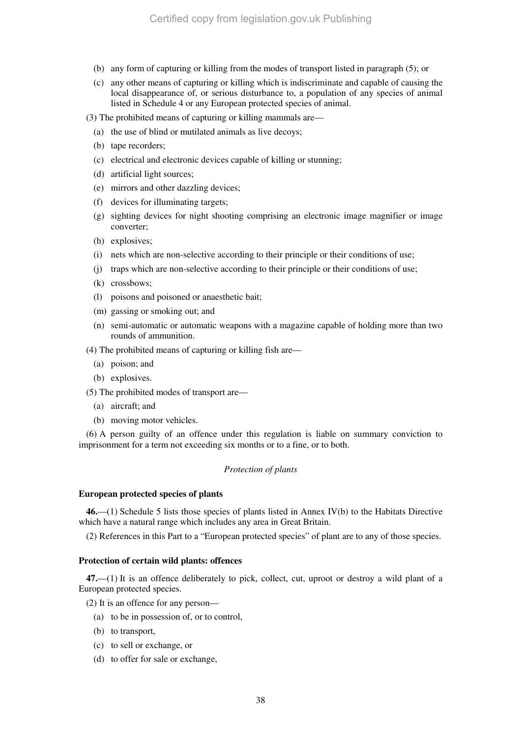(b) any form of capturing or killing from the modes of transport listed in paragraph (5); or

(c) any other means of capturing or killing which is indiscriminate and capable of causing the local disappearance of, or serious disturbance to, a population of any species of animal listed in Schedule 4 or any European protected species of animal.

(3) The prohibited means of capturing or killing mammals are—

(a) the use of blind or mutilated animals as live decoys;

(b) tape recorders;

(c) electrical and electronic devices capable of killing or stunning;

(d) artificial light sources;

(e) mirrors and other dazzling devices;

(f) devices for illuminating targets;

(g) sighting devices for night shooting comprising an electronic image magnifier or image converter;

(h) explosives;

(i) nets which are non-selective according to their principle or their conditions of use;

(j) traps which are non-selective according to their principle or their conditions of use;

(k) crossbows;

(l) poisons and poisoned or anaesthetic bait;

(m) gassing or smoking out; and

(n) semi-automatic or automatic weapons with a magazine capable of holding more than two rounds of ammunition.

(4) The prohibited means of capturing or killing fish are—

(a) poison; and

(b) explosives.

(5) The prohibited modes of transport are—

(a) aircraft; and

(b) moving motor vehicles.

(6) A person guilty of an offence under this regulation is liable on summary conviction to imprisonment for a term not exceeding six months or to a fine, or to both.

*Protection of plants*

**European protected species of plants**

**46.**—(1) Schedule 5 lists those species of plants listed in Annex IV(b) to the Habitats Directive which have a natural range which includes any area in Great Britain.

(2) References in this Part to a "European protected species" of plant are to any of those species.

**Protection of certain wild plants: offences**

**47.**—(1) It is an offence deliberately to pick, collect, cut, uproot or destroy a wild plant of a European protected species.

(2) It is an offence for any person—

(a) to be in possession of, or to control,

(b) to transport,

(c) to sell or exchange, or

(d) to offer for sale or exchange,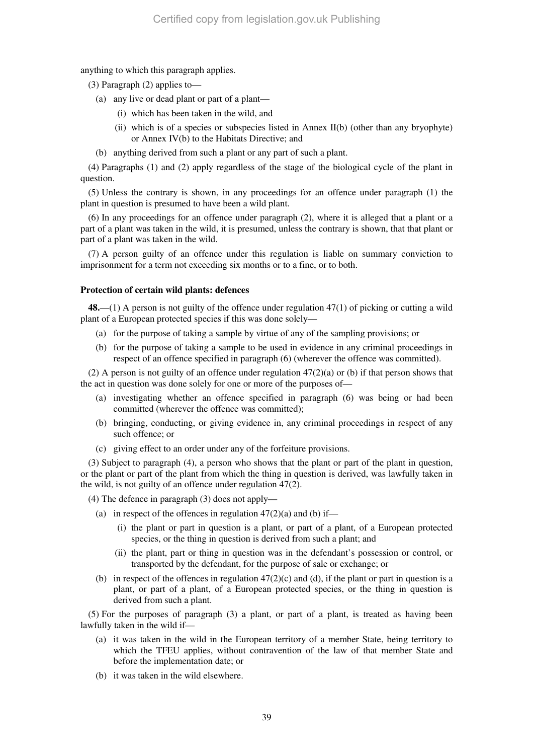anything to which this paragraph applies.

(3) Paragraph (2) applies to—

(a) any live or dead plant or part of a plant—

(i) which has been taken in the wild, and

(ii) which is of a species or subspecies listed in Annex II(b) (other than any bryophyte) or Annex IV(b) to the Habitats Directive; and

(b) anything derived from such a plant or any part of such a plant.

(4) Paragraphs (1) and (2) apply regardless of the stage of the biological cycle of the plant in question.

(5) Unless the contrary is shown, in any proceedings for an offence under paragraph (1) the plant in question is presumed to have been a wild plant.

(6) In any proceedings for an offence under paragraph (2), where it is alleged that a plant or a part of a plant was taken in the wild, it is presumed, unless the contrary is shown, that that plant or part of a plant was taken in the wild.

(7) A person guilty of an offence under this regulation is liable on summary conviction to imprisonment for a term not exceeding six months or to a fine, or to both.

**Protection of certain wild plants: defences**

**48.**—(1) A person is not guilty of the offence under regulation 47(1) of picking or cutting a wild plant of a European protected species if this was done solely—

(a) for the purpose of taking a sample by virtue of any of the sampling provisions; or

(b) for the purpose of taking a sample to be used in evidence in any criminal proceedings in respect of an offence specified in paragraph (6) (wherever the offence was committed).

(2) A person is not guilty of an offence under regulation 47(2)(a) or (b) if that person shows that the act in question was done solely for one or more of the purposes of—

(a) investigating whether an offence specified in paragraph (6) was being or had been committed (wherever the offence was committed);

(b) bringing, conducting, or giving evidence in, any criminal proceedings in respect of any such offence; or

(c) giving effect to an order under any of the forfeiture provisions.

(3) Subject to paragraph (4), a person who shows that the plant or part of the plant in question, or the plant or part of the plant from which the thing in question is derived, was lawfully taken in the wild, is not guilty of an offence under regulation 47(2).

(4) The defence in paragraph (3) does not apply—

(a) in respect of the offences in regulation 47(2)(a) and (b) if—

(i) the plant or part in question is a plant, or part of a plant, of a European protected species, or the thing in question is derived from such a plant; and

(ii) the plant, part or thing in question was in the defendant's possession or control, or transported by the defendant, for the purpose of sale or exchange; or

(b) in respect of the offences in regulation 47(2)(c) and (d), if the plant or part in question is a plant, or part of a plant, of a European protected species, or the thing in question is derived from such a plant.

(5) For the purposes of paragraph (3) a plant, or part of a plant, is treated as having been lawfully taken in the wild if—

(a) it was taken in the wild in the European territory of a member State, being territory to which the TFEU applies, without contravention of the law of that member State and before the implementation date; or

(b) it was taken in the wild elsewhere.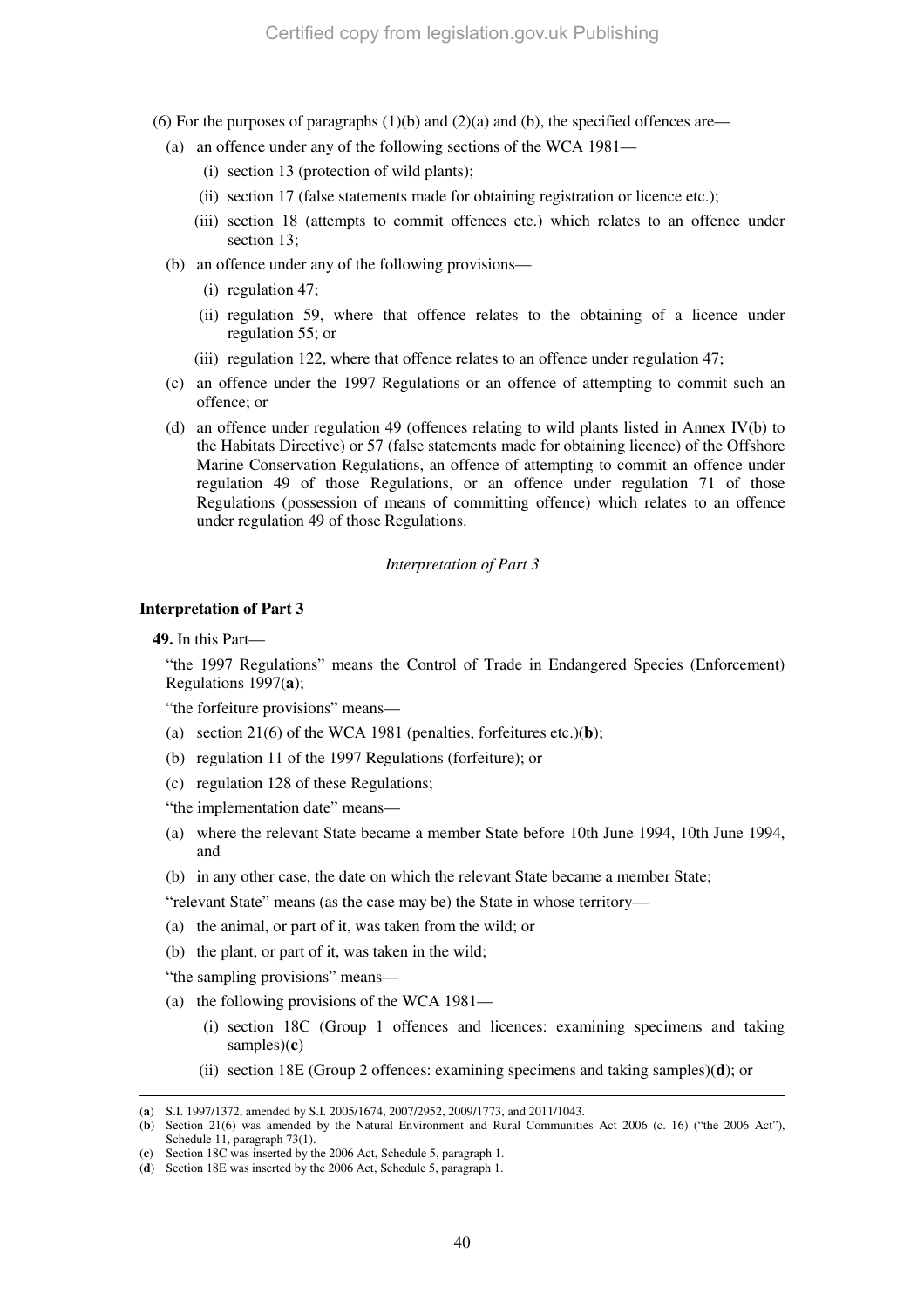(6) For the purposes of paragraphs (1)(b) and (2)(a) and (b), the specified offences are—

(a) an offence under any of the following sections of the WCA 1981—

(i) section 13 (protection of wild plants);

(ii) section 17 (false statements made for obtaining registration or licence etc.);

(iii) section 18 (attempts to commit offences etc.) which relates to an offence under section 13;

(b) an offence under any of the following provisions—

(i) regulation 47;

(ii) regulation 59, where that offence relates to the obtaining of a licence under regulation 55; or

(iii) regulation 122, where that offence relates to an offence under regulation 47;

(c) an offence under the 1997 Regulations or an offence of attempting to commit such an offence; or

(d) an offence under regulation 49 (offences relating to wild plants listed in Annex IV(b) to the Habitats Directive) or 57 (false statements made for obtaining licence) of the Offshore Marine Conservation Regulations, an offence of attempting to commit an offence under regulation 49 of those Regulations, or an offence under regulation 71 of those Regulations (possession of means of committing offence) which relates to an offence under regulation 49 of those Regulations.

*Interpretation of Part 3*

**Interpretation of Part 3**

**49.** In this Part—

"the 1997 Regulations" means the Control of Trade in Endangered Species (Enforcement) Regulations 1997(**a**);

"the forfeiture provisions" means—

(a) section 21(6) of the WCA 1981 (penalties, forfeitures etc.)(**b**);

(b) regulation 11 of the 1997 Regulations (forfeiture); or

(c) regulation 128 of these Regulations;

"the implementation date" means—

(a) where the relevant State became a member State before 10th June 1994, 10th June 1994, and

(b) in any other case, the date on which the relevant State became a member State;

"relevant State" means (as the case may be) the State in whose territory—

(a) the animal, or part of it, was taken from the wild; or

(b) the plant, or part of it, was taken in the wild;

"the sampling provisions" means—

(a) the following provisions of the WCA 1981—

(i) section 18C (Group 1 offences and licences: examining specimens and taking samples)(**c**)

(ii) section 18E (Group 2 offences: examining specimens and taking samples)(**d**); or

---

(**a**) S.I. 1997/1372, amended by S.I. 2005/1674, 2007/2952, 2009/1773, and 2011/1043.

(**b**) Section 21(6) was amended by the Natural Environment and Rural Communities Act 2006 (c. 16) ("the 2006 Act"), Schedule 11, paragraph 73(1).

(**c**) Section 18C was inserted by the 2006 Act, Schedule 5, paragraph 1.

(**d**) Section 18E was inserted by the 2006 Act, Schedule 5, paragraph 1.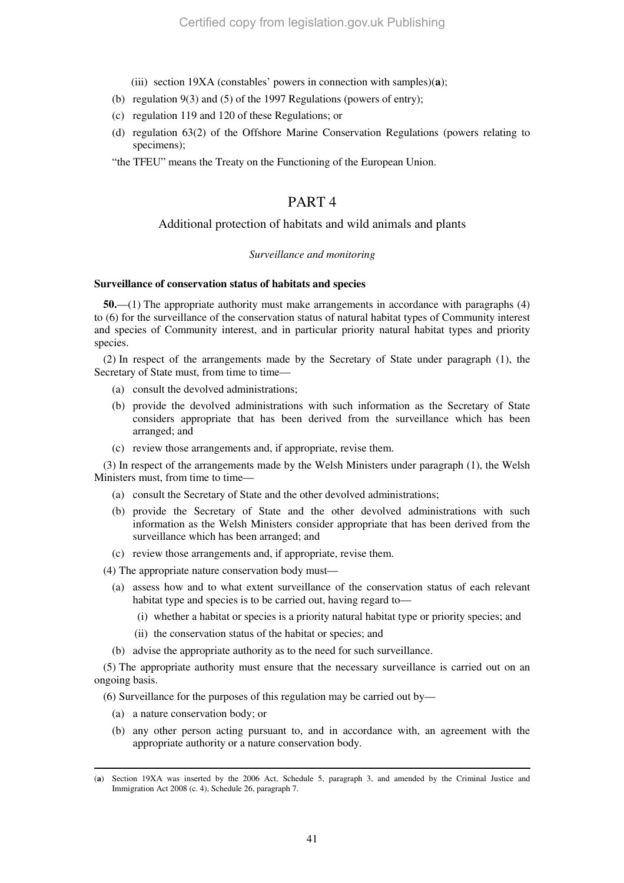(iii) section 19XA (constables' powers in connection with samples)(**a**);

(b) regulation 9(3) and (5) of the 1997 Regulations (powers of entry);

(c) regulation 119 and 120 of these Regulations; or

(d) regulation 63(2) of the Offshore Marine Conservation Regulations (powers relating to specimens);

"the TFEU" means the Treaty on the Functioning of the European Union.

# PART 4

## Additional protection of habitats and wild animals and plants

*Surveillance and monitoring*

**Surveillance of conservation status of habitats and species**

**50.**—(1) The appropriate authority must make arrangements in accordance with paragraphs (4) to (6) for the surveillance of the conservation status of natural habitat types of Community interest and species of Community interest, and in particular priority natural habitat types and priority species.

(2) In respect of the arrangements made by the Secretary of State under paragraph (1), the Secretary of State must, from time to time—

(a) consult the devolved administrations;

(b) provide the devolved administrations with such information as the Secretary of State considers appropriate that has been derived from the surveillance which has been arranged; and

(c) review those arrangements and, if appropriate, revise them.

(3) In respect of the arrangements made by the Welsh Ministers under paragraph (1), the Welsh Ministers must, from time to time—

(a) consult the Secretary of State and the other devolved administrations;

(b) provide the Secretary of State and the other devolved administrations with such information as the Welsh Ministers consider appropriate that has been derived from the surveillance which has been arranged; and

(c) review those arrangements and, if appropriate, revise them.

(4) The appropriate nature conservation body must—

(a) assess how and to what extent surveillance of the conservation status of each relevant habitat type and species is to be carried out, having regard to—

(i) whether a habitat or species is a priority natural habitat type or priority species; and

(ii) the conservation status of the habitat or species; and

(b) advise the appropriate authority as to the need for such surveillance.

(5) The appropriate authority must ensure that the necessary surveillance is carried out on an ongoing basis.

(6) Surveillance for the purposes of this regulation may be carried out by—

(a) a nature conservation body; or

(b) any other person acting pursuant to, and in accordance with, an agreement with the appropriate authority or a nature conservation body.

---

(**a**) Section 19XA was inserted by the 2006 Act, Schedule 5, paragraph 3, and amended by the Criminal Justice and Immigration Act 2008 (c. 4), Schedule 26, paragraph 7.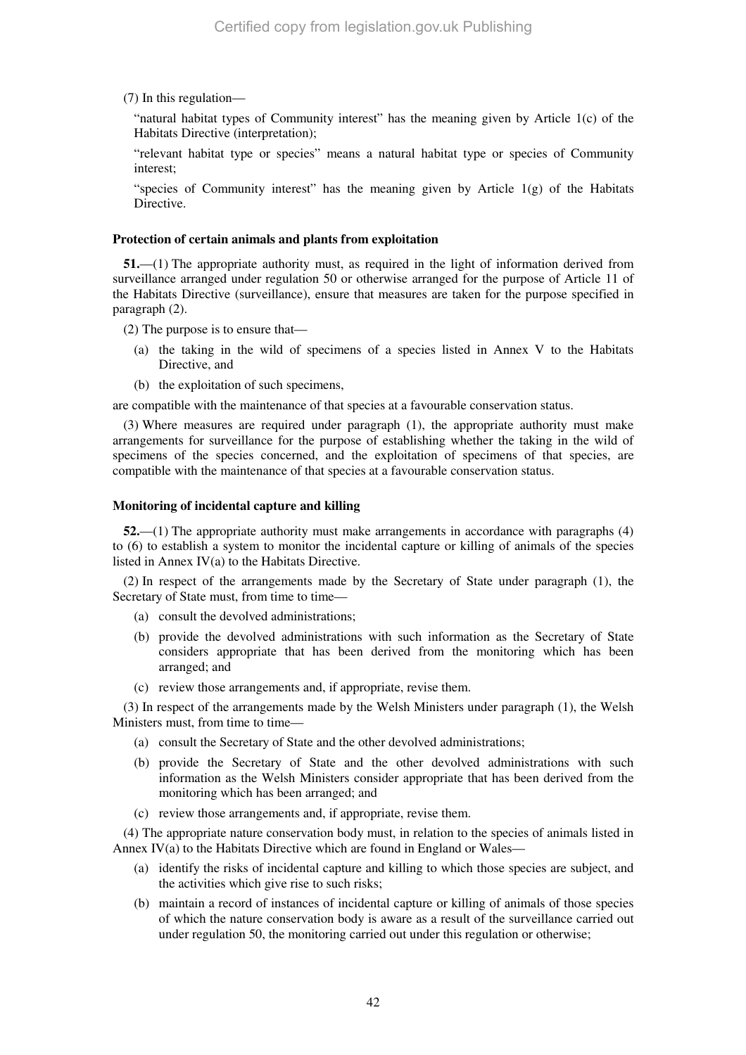(7) In this regulation—

"natural habitat types of Community interest" has the meaning given by Article 1(c) of the Habitats Directive (interpretation);

"relevant habitat type or species" means a natural habitat type or species of Community interest;

"species of Community interest" has the meaning given by Article 1(g) of the Habitats Directive.

**Protection of certain animals and plants from exploitation**

**51.**—(1) The appropriate authority must, as required in the light of information derived from surveillance arranged under regulation 50 or otherwise arranged for the purpose of Article 11 of the Habitats Directive (surveillance), ensure that measures are taken for the purpose specified in paragraph (2).

(2) The purpose is to ensure that—

(a) the taking in the wild of specimens of a species listed in Annex V to the Habitats Directive, and

(b) the exploitation of such specimens,

are compatible with the maintenance of that species at a favourable conservation status.

(3) Where measures are required under paragraph (1), the appropriate authority must make arrangements for surveillance for the purpose of establishing whether the taking in the wild of specimens of the species concerned, and the exploitation of specimens of that species, are compatible with the maintenance of that species at a favourable conservation status.

**Monitoring of incidental capture and killing**

**52.**—(1) The appropriate authority must make arrangements in accordance with paragraphs (4) to (6) to establish a system to monitor the incidental capture or killing of animals of the species listed in Annex IV(a) to the Habitats Directive.

(2) In respect of the arrangements made by the Secretary of State under paragraph (1), the Secretary of State must, from time to time—

(a) consult the devolved administrations;

(b) provide the devolved administrations with such information as the Secretary of State considers appropriate that has been derived from the monitoring which has been arranged; and

(c) review those arrangements and, if appropriate, revise them.

(3) In respect of the arrangements made by the Welsh Ministers under paragraph (1), the Welsh Ministers must, from time to time—

(a) consult the Secretary of State and the other devolved administrations;

(b) provide the Secretary of State and the other devolved administrations with such information as the Welsh Ministers consider appropriate that has been derived from the monitoring which has been arranged; and

(c) review those arrangements and, if appropriate, revise them.

(4) The appropriate nature conservation body must, in relation to the species of animals listed in Annex IV(a) to the Habitats Directive which are found in England or Wales—

(a) identify the risks of incidental capture and killing to which those species are subject, and the activities which give rise to such risks;

(b) maintain a record of instances of incidental capture or killing of animals of those species of which the nature conservation body is aware as a result of the surveillance carried out under regulation 50, the monitoring carried out under this regulation or otherwise;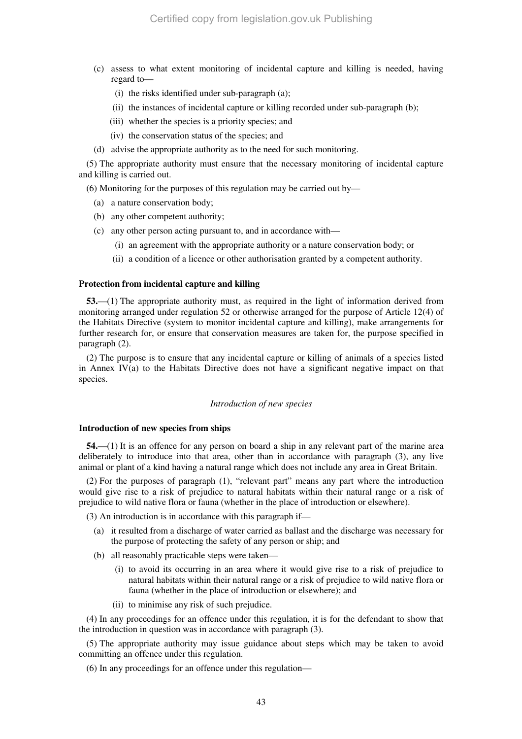(c) assess to what extent monitoring of incidental capture and killing is needed, having regard to—

  (i) the risks identified under sub-paragraph (a);

  (ii) the instances of incidental capture or killing recorded under sub-paragraph (b);

  (iii) whether the species is a priority species; and

  (iv) the conservation status of the species; and

(d) advise the appropriate authority as to the need for such monitoring.

(5) The appropriate authority must ensure that the necessary monitoring of incidental capture and killing is carried out.

(6) Monitoring for the purposes of this regulation may be carried out by—

(a) a nature conservation body;

(b) any other competent authority;

(c) any other person acting pursuant to, and in accordance with—

  (i) an agreement with the appropriate authority or a nature conservation body; or

  (ii) a condition of a licence or other authorisation granted by a competent authority.

**Protection from incidental capture and killing**

**53.**—(1) The appropriate authority must, as required in the light of information derived from monitoring arranged under regulation 52 or otherwise arranged for the purpose of Article 12(4) of the Habitats Directive (system to monitor incidental capture and killing), make arrangements for further research for, or ensure that conservation measures are taken for, the purpose specified in paragraph (2).

(2) The purpose is to ensure that any incidental capture or killing of animals of a species listed in Annex IV(a) to the Habitats Directive does not have a significant negative impact on that species.

*Introduction of new species*

**Introduction of new species from ships**

**54.**—(1) It is an offence for any person on board a ship in any relevant part of the marine area deliberately to introduce into that area, other than in accordance with paragraph (3), any live animal or plant of a kind having a natural range which does not include any area in Great Britain.

(2) For the purposes of paragraph (1), "relevant part" means any part where the introduction would give rise to a risk of prejudice to natural habitats within their natural range or a risk of prejudice to wild native flora or fauna (whether in the place of introduction or elsewhere).

(3) An introduction is in accordance with this paragraph if—

(a) it resulted from a discharge of water carried as ballast and the discharge was necessary for the purpose of protecting the safety of any person or ship; and

(b) all reasonably practicable steps were taken—

  (i) to avoid its occurring in an area where it would give rise to a risk of prejudice to natural habitats within their natural range or a risk of prejudice to wild native flora or fauna (whether in the place of introduction or elsewhere); and

  (ii) to minimise any risk of such prejudice.

(4) In any proceedings for an offence under this regulation, it is for the defendant to show that the introduction in question was in accordance with paragraph (3).

(5) The appropriate authority may issue guidance about steps which may be taken to avoid committing an offence under this regulation.

(6) In any proceedings for an offence under this regulation—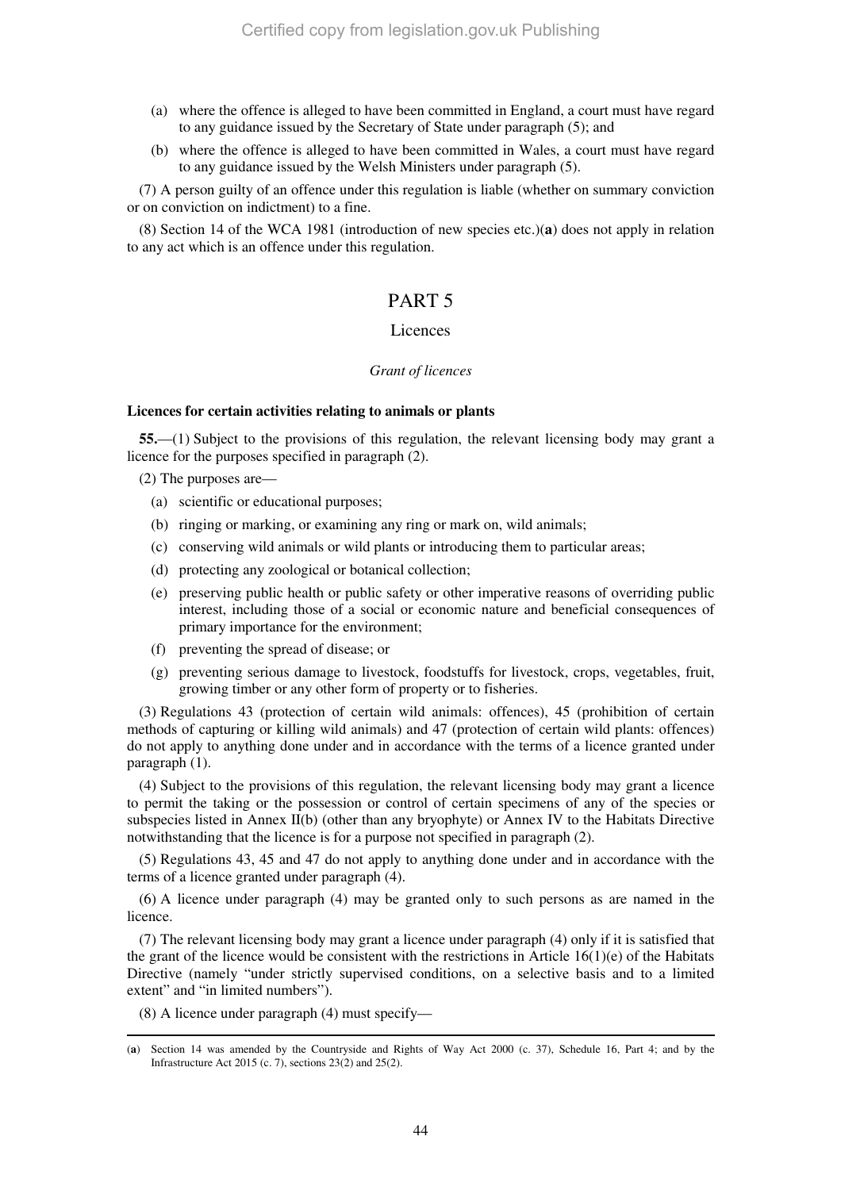(a) where the offence is alleged to have been committed in England, a court must have regard to any guidance issued by the Secretary of State under paragraph (5); and

(b) where the offence is alleged to have been committed in Wales, a court must have regard to any guidance issued by the Welsh Ministers under paragraph (5).

(7) A person guilty of an offence under this regulation is liable (whether on summary conviction or on conviction on indictment) to a fine.

(8) Section 14 of the WCA 1981 (introduction of new species etc.)(**a**) does not apply in relation to any act which is an offence under this regulation.

# PART 5

## Licences

*Grant of licences*

### Licences for certain activities relating to animals or plants

**55.**—(1) Subject to the provisions of this regulation, the relevant licensing body may grant a licence for the purposes specified in paragraph (2).

(2) The purposes are—

(a) scientific or educational purposes;

(b) ringing or marking, or examining any ring or mark on, wild animals;

(c) conserving wild animals or wild plants or introducing them to particular areas;

(d) protecting any zoological or botanical collection;

(e) preserving public health or public safety or other imperative reasons of overriding public interest, including those of a social or economic nature and beneficial consequences of primary importance for the environment;

(f) preventing the spread of disease; or

(g) preventing serious damage to livestock, foodstuffs for livestock, crops, vegetables, fruit, growing timber or any other form of property or to fisheries.

(3) Regulations 43 (protection of certain wild animals: offences), 45 (prohibition of certain methods of capturing or killing wild animals) and 47 (protection of certain wild plants: offences) do not apply to anything done under and in accordance with the terms of a licence granted under paragraph (1).

(4) Subject to the provisions of this regulation, the relevant licensing body may grant a licence to permit the taking or the possession or control of certain specimens of any of the species or subspecies listed in Annex II(b) (other than any bryophyte) or Annex IV to the Habitats Directive notwithstanding that the licence is for a purpose not specified in paragraph (2).

(5) Regulations 43, 45 and 47 do not apply to anything done under and in accordance with the terms of a licence granted under paragraph (4).

(6) A licence under paragraph (4) may be granted only to such persons as are named in the licence.

(7) The relevant licensing body may grant a licence under paragraph (4) only if it is satisfied that the grant of the licence would be consistent with the restrictions in Article 16(1)(e) of the Habitats Directive (namely "under strictly supervised conditions, on a selective basis and to a limited extent" and "in limited numbers").

(8) A licence under paragraph (4) must specify—

---

(**a**) Section 14 was amended by the Countryside and Rights of Way Act 2000 (c. 37), Schedule 16, Part 4; and by the Infrastructure Act 2015 (c. 7), sections 23(2) and 25(2).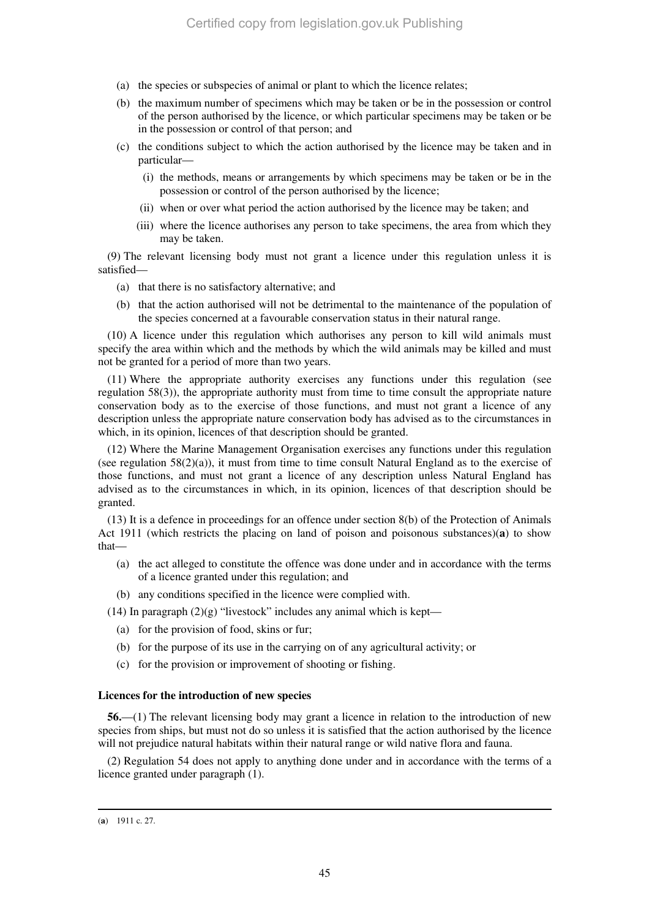(a) the species or subspecies of animal or plant to which the licence relates;

(b) the maximum number of specimens which may be taken or be in the possession or control of the person authorised by the licence, or which particular specimens may be taken or be in the possession or control of that person; and

(c) the conditions subject to which the action authorised by the licence may be taken and in particular—

(i) the methods, means or arrangements by which specimens may be taken or be in the possession or control of the person authorised by the licence;

(ii) when or over what period the action authorised by the licence may be taken; and

(iii) where the licence authorises any person to take specimens, the area from which they may be taken.

(9) The relevant licensing body must not grant a licence under this regulation unless it is satisfied—

(a) that there is no satisfactory alternative; and

(b) that the action authorised will not be detrimental to the maintenance of the population of the species concerned at a favourable conservation status in their natural range.

(10) A licence under this regulation which authorises any person to kill wild animals must specify the area within which and the methods by which the wild animals may be killed and must not be granted for a period of more than two years.

(11) Where the appropriate authority exercises any functions under this regulation (see regulation 58(3)), the appropriate authority must from time to time consult the appropriate nature conservation body as to the exercise of those functions, and must not grant a licence of any description unless the appropriate nature conservation body has advised as to the circumstances in which, in its opinion, licences of that description should be granted.

(12) Where the Marine Management Organisation exercises any functions under this regulation (see regulation 58(2)(a)), it must from time to time consult Natural England as to the exercise of those functions, and must not grant a licence of any description unless Natural England has advised as to the circumstances in which, in its opinion, licences of that description should be granted.

(13) It is a defence in proceedings for an offence under section 8(b) of the Protection of Animals Act 1911 (which restricts the placing on land of poison and poisonous substances)(**a**) to show that—

(a) the act alleged to constitute the offence was done under and in accordance with the terms of a licence granted under this regulation; and

(b) any conditions specified in the licence were complied with.

(14) In paragraph (2)(g) "livestock" includes any animal which is kept—

(a) for the provision of food, skins or fur;

(b) for the purpose of its use in the carrying on of any agricultural activity; or

(c) for the provision or improvement of shooting or fishing.

**Licences for the introduction of new species**

**56.**—(1) The relevant licensing body may grant a licence in relation to the introduction of new species from ships, but must not do so unless it is satisfied that the action authorised by the licence will not prejudice natural habitats within their natural range or wild native flora and fauna.

(2) Regulation 54 does not apply to anything done under and in accordance with the terms of a licence granted under paragraph (1).

---

(**a**) 1911 c. 27.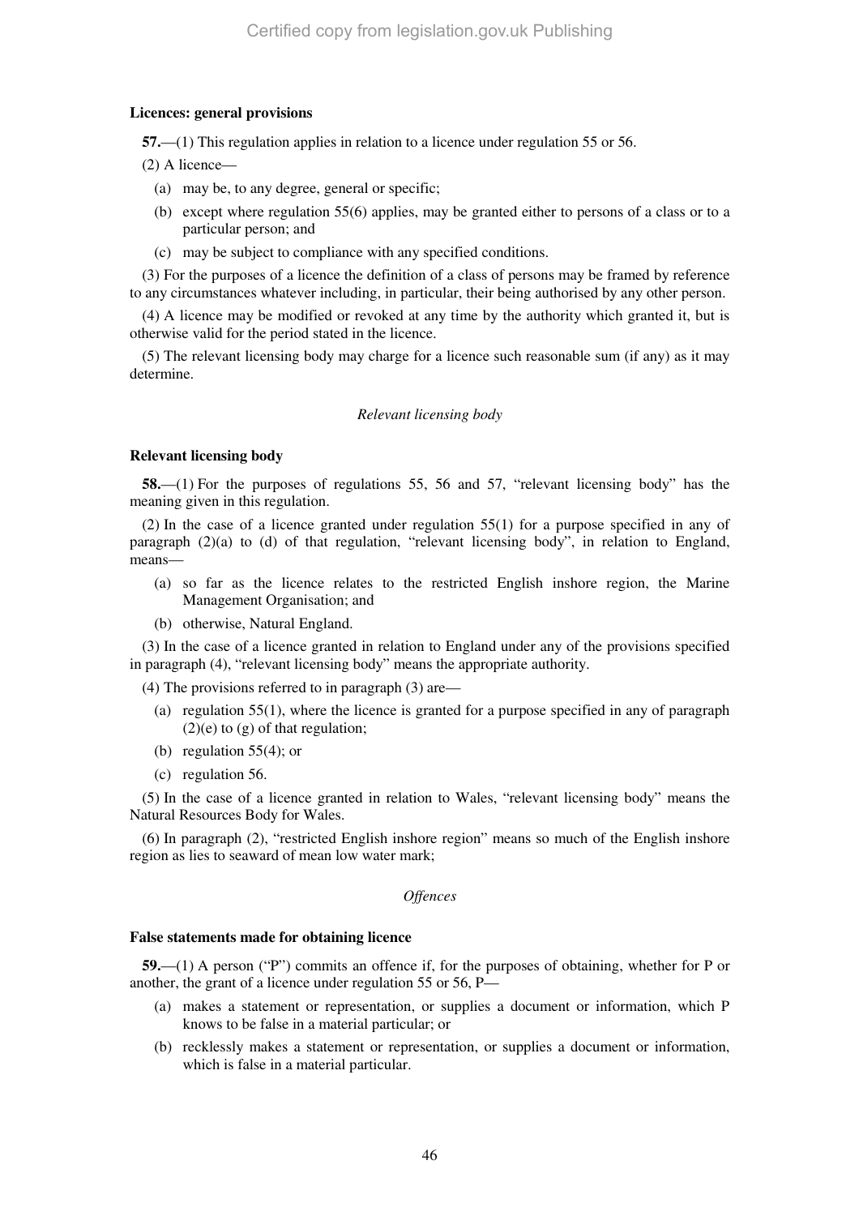**Licences: general provisions**

**57.**—(1) This regulation applies in relation to a licence under regulation 55 or 56.

(2) A licence—

- (a) may be, to any degree, general or specific;
- (b) except where regulation 55(6) applies, may be granted either to persons of a class or to a particular person; and
- (c) may be subject to compliance with any specified conditions.

(3) For the purposes of a licence the definition of a class of persons may be framed by reference to any circumstances whatever including, in particular, their being authorised by any other person.

(4) A licence may be modified or revoked at any time by the authority which granted it, but is otherwise valid for the period stated in the licence.

(5) The relevant licensing body may charge for a licence such reasonable sum (if any) as it may determine.

*Relevant licensing body*

**Relevant licensing body**

**58.**—(1) For the purposes of regulations 55, 56 and 57, "relevant licensing body" has the meaning given in this regulation.

(2) In the case of a licence granted under regulation 55(1) for a purpose specified in any of paragraph (2)(a) to (d) of that regulation, "relevant licensing body", in relation to England, means—

- (a) so far as the licence relates to the restricted English inshore region, the Marine Management Organisation; and
- (b) otherwise, Natural England.

(3) In the case of a licence granted in relation to England under any of the provisions specified in paragraph (4), "relevant licensing body" means the appropriate authority.

(4) The provisions referred to in paragraph (3) are—

- (a) regulation 55(1), where the licence is granted for a purpose specified in any of paragraph (2)(e) to (g) of that regulation;
- (b) regulation 55(4); or
- (c) regulation 56.

(5) In the case of a licence granted in relation to Wales, "relevant licensing body" means the Natural Resources Body for Wales.

(6) In paragraph (2), "restricted English inshore region" means so much of the English inshore region as lies to seaward of mean low water mark;

*Offences*

**False statements made for obtaining licence**

**59.**—(1) A person ("P") commits an offence if, for the purposes of obtaining, whether for P or another, the grant of a licence under regulation 55 or 56, P—

- (a) makes a statement or representation, or supplies a document or information, which P knows to be false in a material particular; or
- (b) recklessly makes a statement or representation, or supplies a document or information, which is false in a material particular.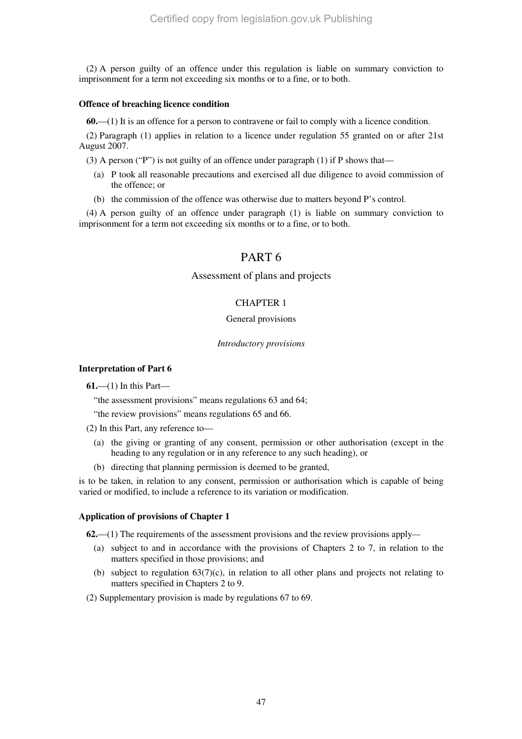(2) A person guilty of an offence under this regulation is liable on summary conviction to imprisonment for a term not exceeding six months or to a fine, or to both.

**Offence of breaching licence condition**

**60.**—(1) It is an offence for a person to contravene or fail to comply with a licence condition.

(2) Paragraph (1) applies in relation to a licence under regulation 55 granted on or after 21st August 2007.

(3) A person ("P") is not guilty of an offence under paragraph (1) if P shows that—

(a) P took all reasonable precautions and exercised all due diligence to avoid commission of the offence; or

(b) the commission of the offence was otherwise due to matters beyond P's control.

(4) A person guilty of an offence under paragraph (1) is liable on summary conviction to imprisonment for a term not exceeding six months or to a fine, or to both.

# PART 6

## Assessment of plans and projects

### CHAPTER 1

#### General provisions

*Introductory provisions*

**Interpretation of Part 6**

**61.**—(1) In this Part—

"the assessment provisions" means regulations 63 and 64;

"the review provisions" means regulations 65 and 66.

(2) In this Part, any reference to—

(a) the giving or granting of any consent, permission or other authorisation (except in the heading to any regulation or in any reference to any such heading), or

(b) directing that planning permission is deemed to be granted,

is to be taken, in relation to any consent, permission or authorisation which is capable of being varied or modified, to include a reference to its variation or modification.

**Application of provisions of Chapter 1**

**62.**—(1) The requirements of the assessment provisions and the review provisions apply—

(a) subject to and in accordance with the provisions of Chapters 2 to 7, in relation to the matters specified in those provisions; and

(b) subject to regulation 63(7)(c), in relation to all other plans and projects not relating to matters specified in Chapters 2 to 9.

(2) Supplementary provision is made by regulations 67 to 69.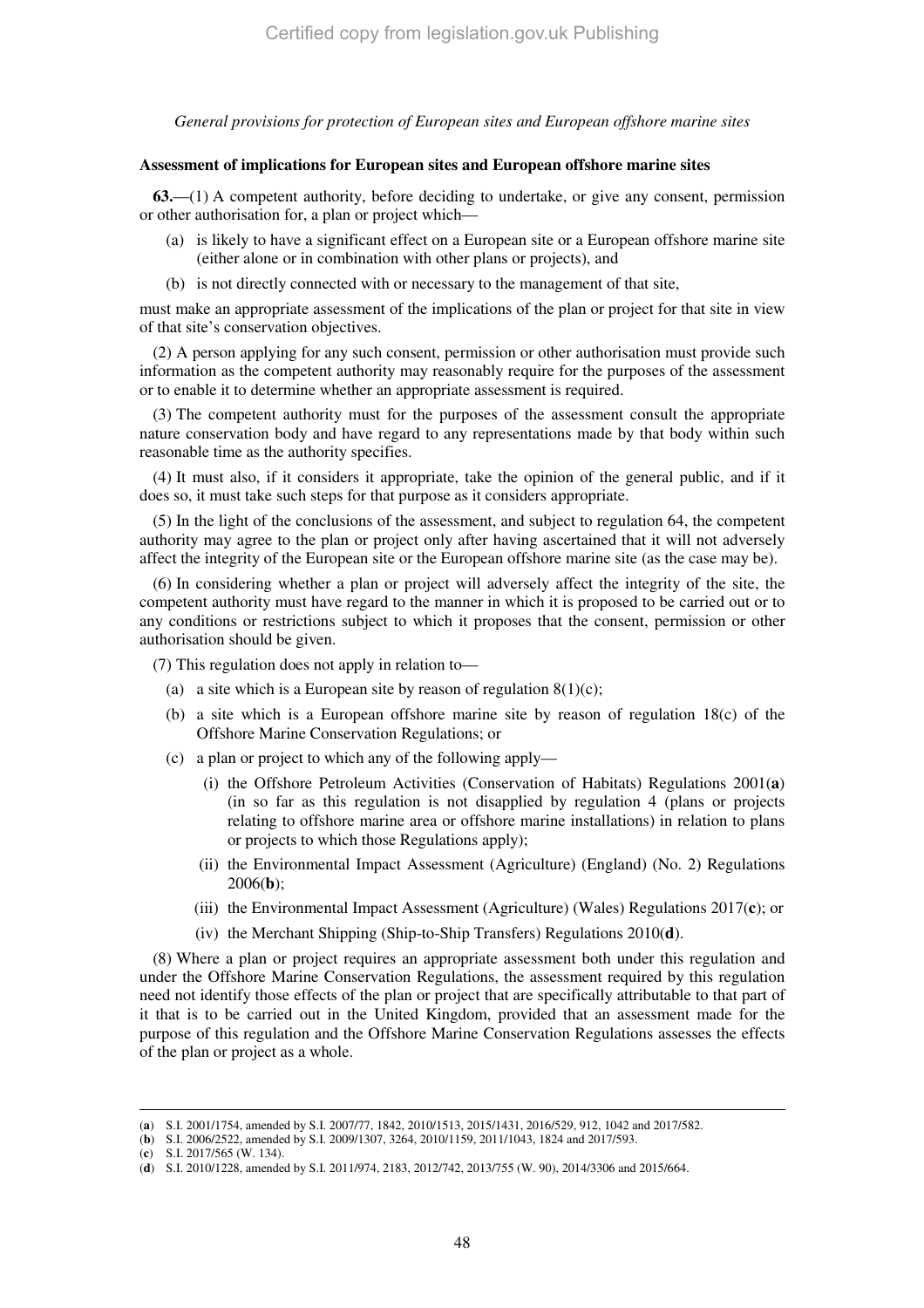*General provisions for protection of European sites and European offshore marine sites*

**Assessment of implications for European sites and European offshore marine sites**

**63.**—(1) A competent authority, before deciding to undertake, or give any consent, permission or other authorisation for, a plan or project which—

(a) is likely to have a significant effect on a European site or a European offshore marine site (either alone or in combination with other plans or projects), and

(b) is not directly connected with or necessary to the management of that site,

must make an appropriate assessment of the implications of the plan or project for that site in view of that site's conservation objectives.

(2) A person applying for any such consent, permission or other authorisation must provide such information as the competent authority may reasonably require for the purposes of the assessment or to enable it to determine whether an appropriate assessment is required.

(3) The competent authority must for the purposes of the assessment consult the appropriate nature conservation body and have regard to any representations made by that body within such reasonable time as the authority specifies.

(4) It must also, if it considers it appropriate, take the opinion of the general public, and if it does so, it must take such steps for that purpose as it considers appropriate.

(5) In the light of the conclusions of the assessment, and subject to regulation 64, the competent authority may agree to the plan or project only after having ascertained that it will not adversely affect the integrity of the European site or the European offshore marine site (as the case may be).

(6) In considering whether a plan or project will adversely affect the integrity of the site, the competent authority must have regard to the manner in which it is proposed to be carried out or to any conditions or restrictions subject to which it proposes that the consent, permission or other authorisation should be given.

(7) This regulation does not apply in relation to—

(a) a site which is a European site by reason of regulation 8(1)(c);

(b) a site which is a European offshore marine site by reason of regulation 18(c) of the Offshore Marine Conservation Regulations; or

(c) a plan or project to which any of the following apply—

(i) the Offshore Petroleum Activities (Conservation of Habitats) Regulations 2001(**a**) (in so far as this regulation is not disapplied by regulation 4 (plans or projects relating to offshore marine area or offshore marine installations) in relation to plans or projects to which those Regulations apply);

(ii) the Environmental Impact Assessment (Agriculture) (England) (No. 2) Regulations 2006(**b**);

(iii) the Environmental Impact Assessment (Agriculture) (Wales) Regulations 2017(**c**); or

(iv) the Merchant Shipping (Ship-to-Ship Transfers) Regulations 2010(**d**).

(8) Where a plan or project requires an appropriate assessment both under this regulation and under the Offshore Marine Conservation Regulations, the assessment required by this regulation need not identify those effects of the plan or project that are specifically attributable to that part of it that is to be carried out in the United Kingdom, provided that an assessment made for the purpose of this regulation and the Offshore Marine Conservation Regulations assesses the effects of the plan or project as a whole.

---

(**a**) S.I. 2001/1754, amended by S.I. 2007/77, 1842, 2010/1513, 2015/1431, 2016/529, 912, 1042 and 2017/582.
(**b**) S.I. 2006/2522, amended by S.I. 2009/1307, 3264, 2010/1159, 2011/1043, 1824 and 2017/593.
(**c**) S.I. 2017/565 (W. 134).
(**d**) S.I. 2010/1228, amended by S.I. 2011/974, 2183, 2012/742, 2013/755 (W. 90), 2014/3306 and 2015/664.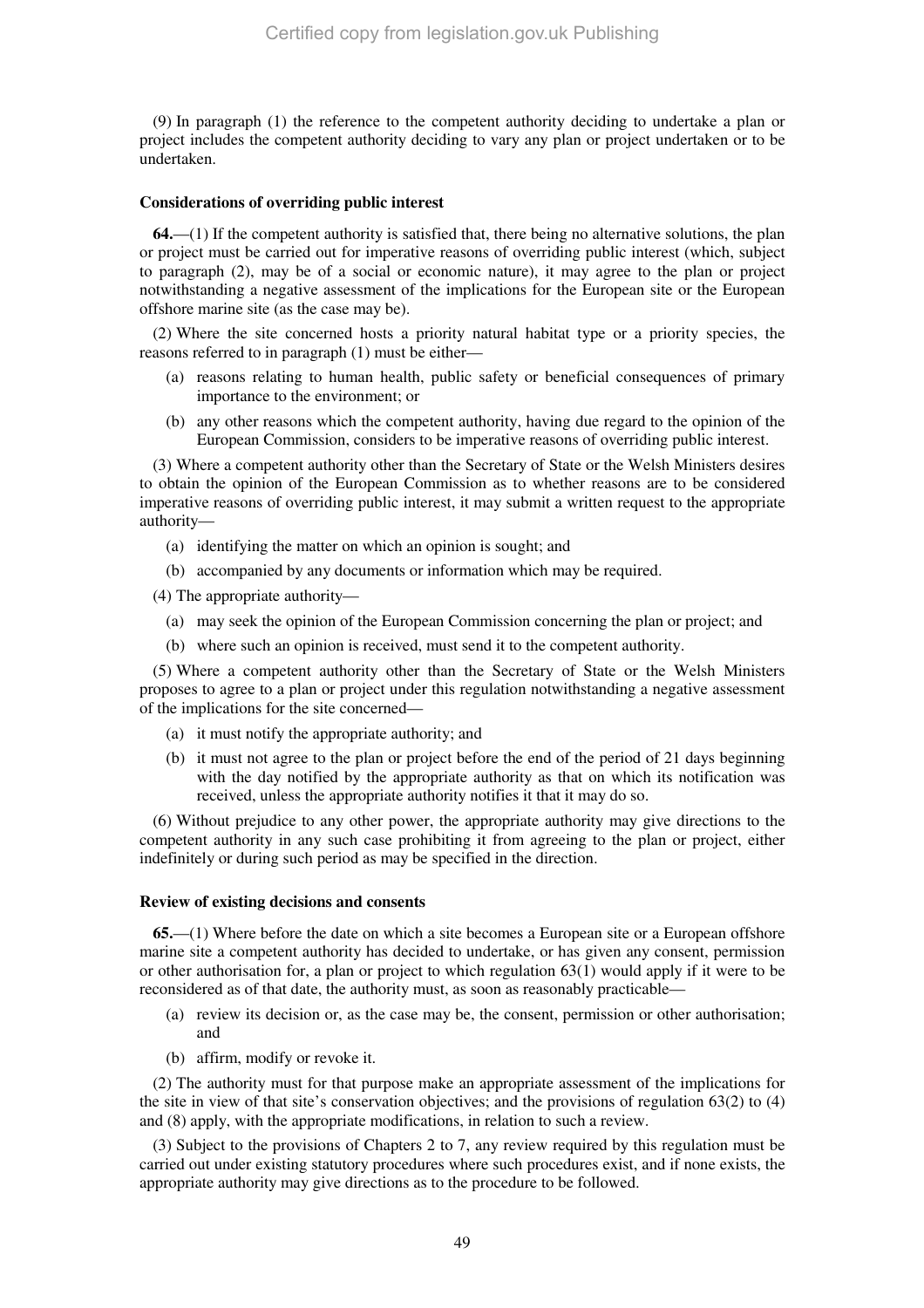(9) In paragraph (1) the reference to the competent authority deciding to undertake a plan or project includes the competent authority deciding to vary any plan or project undertaken or to be undertaken.

### Considerations of overriding public interest

**64.**—(1) If the competent authority is satisfied that, there being no alternative solutions, the plan or project must be carried out for imperative reasons of overriding public interest (which, subject to paragraph (2), may be of a social or economic nature), it may agree to the plan or project notwithstanding a negative assessment of the implications for the European site or the European offshore marine site (as the case may be).

(2) Where the site concerned hosts a priority natural habitat type or a priority species, the reasons referred to in paragraph (1) must be either—

- (a) reasons relating to human health, public safety or beneficial consequences of primary importance to the environment; or
- (b) any other reasons which the competent authority, having due regard to the opinion of the European Commission, considers to be imperative reasons of overriding public interest.

(3) Where a competent authority other than the Secretary of State or the Welsh Ministers desires to obtain the opinion of the European Commission as to whether reasons are to be considered imperative reasons of overriding public interest, it may submit a written request to the appropriate authority—

- (a) identifying the matter on which an opinion is sought; and
- (b) accompanied by any documents or information which may be required.

(4) The appropriate authority—

- (a) may seek the opinion of the European Commission concerning the plan or project; and
- (b) where such an opinion is received, must send it to the competent authority.

(5) Where a competent authority other than the Secretary of State or the Welsh Ministers proposes to agree to a plan or project under this regulation notwithstanding a negative assessment of the implications for the site concerned—

- (a) it must notify the appropriate authority; and
- (b) it must not agree to the plan or project before the end of the period of 21 days beginning with the day notified by the appropriate authority as that on which its notification was received, unless the appropriate authority notifies it that it may do so.

(6) Without prejudice to any other power, the appropriate authority may give directions to the competent authority in any such case prohibiting it from agreeing to the plan or project, either indefinitely or during such period as may be specified in the direction.

### Review of existing decisions and consents

**65.**—(1) Where before the date on which a site becomes a European site or a European offshore marine site a competent authority has decided to undertake, or has given any consent, permission or other authorisation for, a plan or project to which regulation 63(1) would apply if it were to be reconsidered as of that date, the authority must, as soon as reasonably practicable—

- (a) review its decision or, as the case may be, the consent, permission or other authorisation; and
- (b) affirm, modify or revoke it.

(2) The authority must for that purpose make an appropriate assessment of the implications for the site in view of that site's conservation objectives; and the provisions of regulation 63(2) to (4) and (8) apply, with the appropriate modifications, in relation to such a review.

(3) Subject to the provisions of Chapters 2 to 7, any review required by this regulation must be carried out under existing statutory procedures where such procedures exist, and if none exists, the appropriate authority may give directions as to the procedure to be followed.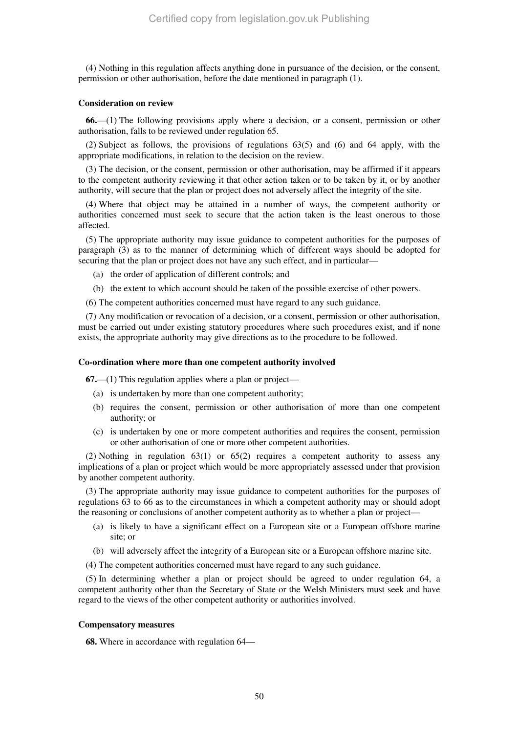(4) Nothing in this regulation affects anything done in pursuance of the decision, or the consent, permission or other authorisation, before the date mentioned in paragraph (1).

**Consideration on review**

**66.**—(1) The following provisions apply where a decision, or a consent, permission or other authorisation, falls to be reviewed under regulation 65.

(2) Subject as follows, the provisions of regulations 63(5) and (6) and 64 apply, with the appropriate modifications, in relation to the decision on the review.

(3) The decision, or the consent, permission or other authorisation, may be affirmed if it appears to the competent authority reviewing it that other action taken or to be taken by it, or by another authority, will secure that the plan or project does not adversely affect the integrity of the site.

(4) Where that object may be attained in a number of ways, the competent authority or authorities concerned must seek to secure that the action taken is the least onerous to those affected.

(5) The appropriate authority may issue guidance to competent authorities for the purposes of paragraph (3) as to the manner of determining which of different ways should be adopted for securing that the plan or project does not have any such effect, and in particular—

(a) the order of application of different controls; and

(b) the extent to which account should be taken of the possible exercise of other powers.

(6) The competent authorities concerned must have regard to any such guidance.

(7) Any modification or revocation of a decision, or a consent, permission or other authorisation, must be carried out under existing statutory procedures where such procedures exist, and if none exists, the appropriate authority may give directions as to the procedure to be followed.

**Co-ordination where more than one competent authority involved**

**67.**—(1) This regulation applies where a plan or project—

(a) is undertaken by more than one competent authority;

(b) requires the consent, permission or other authorisation of more than one competent authority; or

(c) is undertaken by one or more competent authorities and requires the consent, permission or other authorisation of one or more other competent authorities.

(2) Nothing in regulation 63(1) or 65(2) requires a competent authority to assess any implications of a plan or project which would be more appropriately assessed under that provision by another competent authority.

(3) The appropriate authority may issue guidance to competent authorities for the purposes of regulations 63 to 66 as to the circumstances in which a competent authority may or should adopt the reasoning or conclusions of another competent authority as to whether a plan or project—

(a) is likely to have a significant effect on a European site or a European offshore marine site; or

(b) will adversely affect the integrity of a European site or a European offshore marine site.

(4) The competent authorities concerned must have regard to any such guidance.

(5) In determining whether a plan or project should be agreed to under regulation 64, a competent authority other than the Secretary of State or the Welsh Ministers must seek and have regard to the views of the other competent authority or authorities involved.

**Compensatory measures**

**68.** Where in accordance with regulation 64—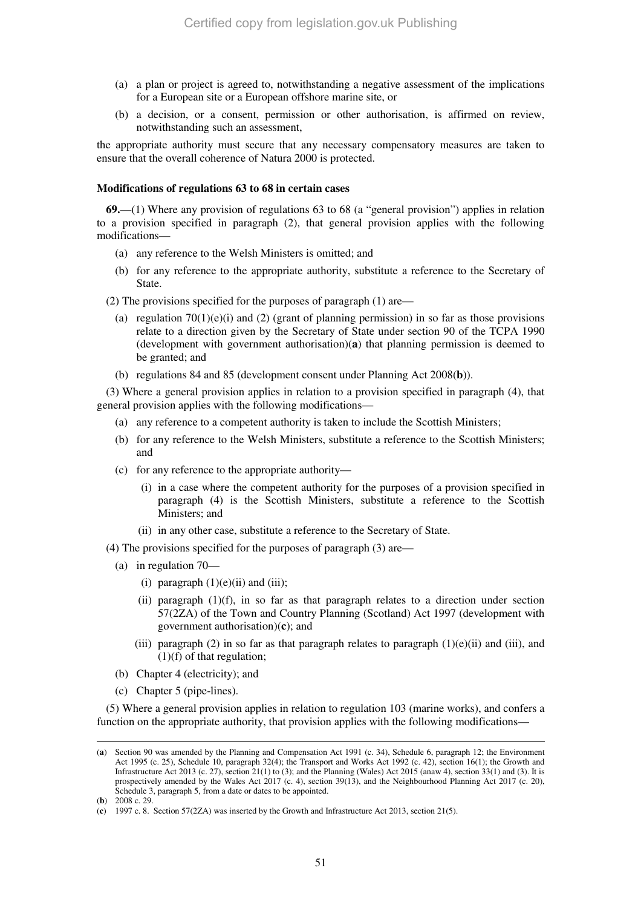(a) a plan or project is agreed to, notwithstanding a negative assessment of the implications for a European site or a European offshore marine site, or

(b) a decision, or a consent, permission or other authorisation, is affirmed on review, notwithstanding such an assessment,

the appropriate authority must secure that any necessary compensatory measures are taken to ensure that the overall coherence of Natura 2000 is protected.

**Modifications of regulations 63 to 68 in certain cases**

**69.**—(1) Where any provision of regulations 63 to 68 (a "general provision") applies in relation to a provision specified in paragraph (2), that general provision applies with the following modifications—

(a) any reference to the Welsh Ministers is omitted; and

(b) for any reference to the appropriate authority, substitute a reference to the Secretary of State.

(2) The provisions specified for the purposes of paragraph (1) are—

(a) regulation 70(1)(e)(i) and (2) (grant of planning permission) in so far as those provisions relate to a direction given by the Secretary of State under section 90 of the TCPA 1990 (development with government authorisation)(**a**) that planning permission is deemed to be granted; and

(b) regulations 84 and 85 (development consent under Planning Act 2008(**b**)).

(3) Where a general provision applies in relation to a provision specified in paragraph (4), that general provision applies with the following modifications—

(a) any reference to a competent authority is taken to include the Scottish Ministers;

(b) for any reference to the Welsh Ministers, substitute a reference to the Scottish Ministers; and

(c) for any reference to the appropriate authority—

(i) in a case where the competent authority for the purposes of a provision specified in paragraph (4) is the Scottish Ministers, substitute a reference to the Scottish Ministers; and

(ii) in any other case, substitute a reference to the Secretary of State.

(4) The provisions specified for the purposes of paragraph (3) are—

(a) in regulation 70—

(i) paragraph (1)(e)(ii) and (iii);

(ii) paragraph (1)(f), in so far as that paragraph relates to a direction under section 57(2ZA) of the Town and Country Planning (Scotland) Act 1997 (development with government authorisation)(**c**); and

(iii) paragraph (2) in so far as that paragraph relates to paragraph (1)(e)(ii) and (iii), and (1)(f) of that regulation;

(b) Chapter 4 (electricity); and

(c) Chapter 5 (pipe-lines).

(5) Where a general provision applies in relation to regulation 103 (marine works), and confers a function on the appropriate authority, that provision applies with the following modifications—

---

(**a**) Section 90 was amended by the Planning and Compensation Act 1991 (c. 34), Schedule 6, paragraph 12; the Environment Act 1995 (c. 25), Schedule 10, paragraph 32(4); the Transport and Works Act 1992 (c. 42), section 16(1); the Growth and Infrastructure Act 2013 (c. 27), section 21(1) to (3); and the Planning (Wales) Act 2015 (anaw 4), section 33(1) and (3). It is prospectively amended by the Wales Act 2017 (c. 4), section 39(13), and the Neighbourhood Planning Act 2017 (c. 20), Schedule 3, paragraph 5, from a date or dates to be appointed.

(**b**) 2008 c. 29.

(**c**) 1997 c. 8. Section 57(2ZA) was inserted by the Growth and Infrastructure Act 2013, section 21(5).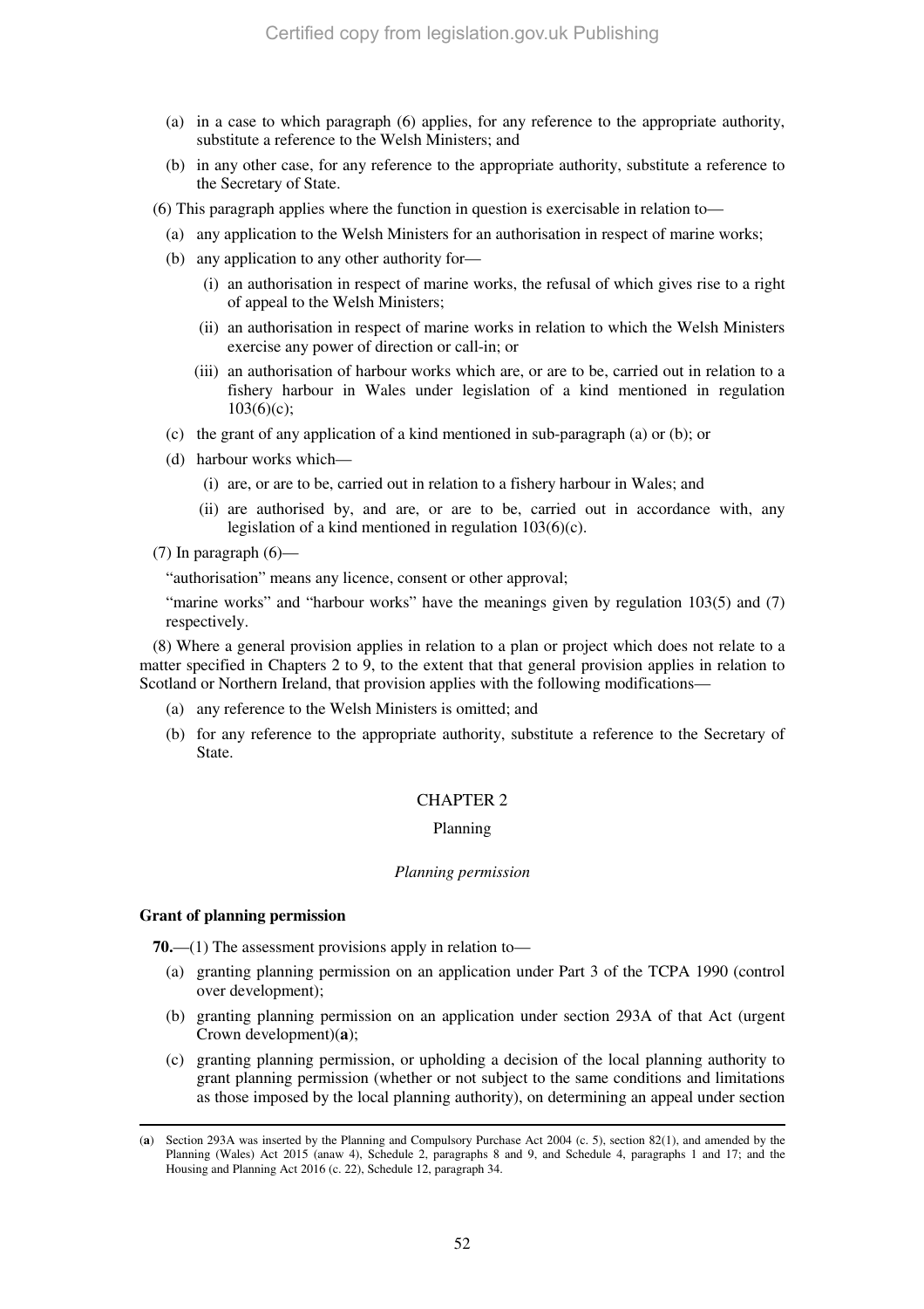(a) in a case to which paragraph (6) applies, for any reference to the appropriate authority, substitute a reference to the Welsh Ministers; and

(b) in any other case, for any reference to the appropriate authority, substitute a reference to the Secretary of State.

(6) This paragraph applies where the function in question is exercisable in relation to—

(a) any application to the Welsh Ministers for an authorisation in respect of marine works;

(b) any application to any other authority for—

(i) an authorisation in respect of marine works, the refusal of which gives rise to a right of appeal to the Welsh Ministers;

(ii) an authorisation in respect of marine works in relation to which the Welsh Ministers exercise any power of direction or call-in; or

(iii) an authorisation of harbour works which are, or are to be, carried out in relation to a fishery harbour in Wales under legislation of a kind mentioned in regulation 103(6)(c);

(c) the grant of any application of a kind mentioned in sub-paragraph (a) or (b); or

(d) harbour works which—

(i) are, or are to be, carried out in relation to a fishery harbour in Wales; and

(ii) are authorised by, and are, or are to be, carried out in accordance with, any legislation of a kind mentioned in regulation 103(6)(c).

(7) In paragraph (6)—

"authorisation" means any licence, consent or other approval;

"marine works" and "harbour works" have the meanings given by regulation 103(5) and (7) respectively.

(8) Where a general provision applies in relation to a plan or project which does not relate to a matter specified in Chapters 2 to 9, to the extent that that general provision applies in relation to Scotland or Northern Ireland, that provision applies with the following modifications—

(a) any reference to the Welsh Ministers is omitted; and

(b) for any reference to the appropriate authority, substitute a reference to the Secretary of State.

## CHAPTER 2

## Planning

### *Planning permission*

#### Grant of planning permission

**70.**—(1) The assessment provisions apply in relation to—

(a) granting planning permission on an application under Part 3 of the TCPA 1990 (control over development);

(b) granting planning permission on an application under section 293A of that Act (urgent Crown development)(**a**);

(c) granting planning permission, or upholding a decision of the local planning authority to grant planning permission (whether or not subject to the same conditions and limitations as those imposed by the local planning authority), on determining an appeal under section

---

(**a**) Section 293A was inserted by the Planning and Compulsory Purchase Act 2004 (c. 5), section 82(1), and amended by the Planning (Wales) Act 2015 (anaw 4), Schedule 2, paragraphs 8 and 9, and Schedule 4, paragraphs 1 and 17; and the Housing and Planning Act 2016 (c. 22), Schedule 12, paragraph 34.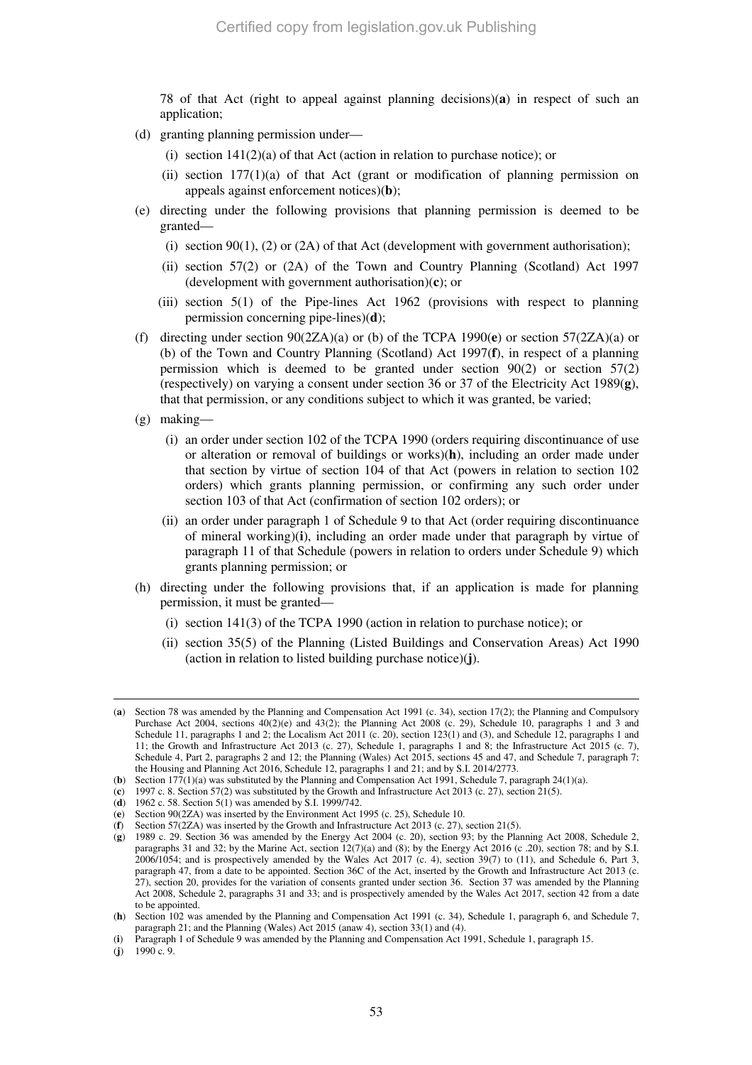78 of that Act (right to appeal against planning decisions)(**a**) in respect of such an application;

(d) granting planning permission under—

(i) section 141(2)(a) of that Act (action in relation to purchase notice); or

(ii) section 177(1)(a) of that Act (grant or modification of planning permission on appeals against enforcement notices)(**b**);

(e) directing under the following provisions that planning permission is deemed to be granted—

(i) section 90(1), (2) or (2A) of that Act (development with government authorisation);

(ii) section 57(2) or (2A) of the Town and Country Planning (Scotland) Act 1997 (development with government authorisation)(**c**); or

(iii) section 5(1) of the Pipe-lines Act 1962 (provisions with respect to planning permission concerning pipe-lines)(**d**);

(f) directing under section 90(2ZA)(a) or (b) of the TCPA 1990(**e**) or section 57(2ZA)(a) or (b) of the Town and Country Planning (Scotland) Act 1997(**f**), in respect of a planning permission which is deemed to be granted under section 90(2) or section 57(2) (respectively) on varying a consent under section 36 or 37 of the Electricity Act 1989(**g**), that that permission, or any conditions subject to which it was granted, be varied;

(g) making—

(i) an order under section 102 of the TCPA 1990 (orders requiring discontinuance of use or alteration or removal of buildings or works)(**h**), including an order made under that section by virtue of section 104 of that Act (powers in relation to section 102 orders) which grants planning permission, or confirming any such order under section 103 of that Act (confirmation of section 102 orders); or

(ii) an order under paragraph 1 of Schedule 9 to that Act (order requiring discontinuance of mineral working)(**i**), including an order made under that paragraph by virtue of paragraph 11 of that Schedule (powers in relation to orders under Schedule 9) which grants planning permission; or

(h) directing under the following provisions that, if an application is made for planning permission, it must be granted—

(i) section 141(3) of the TCPA 1990 (action in relation to purchase notice); or

(ii) section 35(5) of the Planning (Listed Buildings and Conservation Areas) Act 1990 (action in relation to listed building purchase notice)(**j**).

---

(**a**) Section 78 was amended by the Planning and Compensation Act 1991 (c. 34), section 17(2); the Planning and Compulsory Purchase Act 2004, sections 40(2)(e) and 43(2); the Planning Act 2008 (c. 29), Schedule 10, paragraphs 1 and 3 and Schedule 11, paragraphs 1 and 2; the Localism Act 2011 (c. 20), section 123(1) and (3), and Schedule 12, paragraphs 1 and 11; the Growth and Infrastructure Act 2013 (c. 27), Schedule 1, paragraphs 1 and 8; the Infrastructure Act 2015 (c. 7), Schedule 4, Part 2, paragraphs 2 and 12; the Planning (Wales) Act 2015, sections 45 and 47, and Schedule 7, paragraph 7; the Housing and Planning Act 2016, Schedule 12, paragraphs 1 and 21; and by S.I. 2014/2773.

(**b**) Section 177(1)(a) was substituted by the Planning and Compensation Act 1991, Schedule 7, paragraph 24(1)(a).

(**c**) 1997 c. 8. Section 57(2) was substituted by the Growth and Infrastructure Act 2013 (c. 27), section 21(5).

(**d**) 1962 c. 58. Section 5(1) was amended by S.I. 1999/742.

(**e**) Section 90(2ZA) was inserted by the Environment Act 1995 (c. 25), Schedule 10.

(**f**) Section 57(2ZA) was inserted by the Growth and Infrastructure Act 2013 (c. 27), section 21(5).

(**g**) 1989 c. 29. Section 36 was amended by the Energy Act 2004 (c. 20), section 93; by the Planning Act 2008, Schedule 2, paragraphs 31 and 32; by the Marine Act, section 12(7)(a) and (8); by the Energy Act 2016 (c .20), section 78; and by S.I. 2006/1054; and is prospectively amended by the Wales Act 2017 (c. 4), section 39(7) to (11), and Schedule 6, Part 3, paragraph 47, from a date to be appointed. Section 36C of the Act, inserted by the Growth and Infrastructure Act 2013 (c. 27), section 20, provides for the variation of consents granted under section 36. Section 37 was amended by the Planning Act 2008, Schedule 2, paragraphs 31 and 33; and is prospectively amended by the Wales Act 2017, section 42 from a date to be appointed.

(**h**) Section 102 was amended by the Planning and Compensation Act 1991 (c. 34), Schedule 1, paragraph 6, and Schedule 7, paragraph 21; and the Planning (Wales) Act 2015 (anaw 4), section 33(1) and (4).

(**i**) Paragraph 1 of Schedule 9 was amended by the Planning and Compensation Act 1991, Schedule 1, paragraph 15.

(**j**) 1990 c. 9.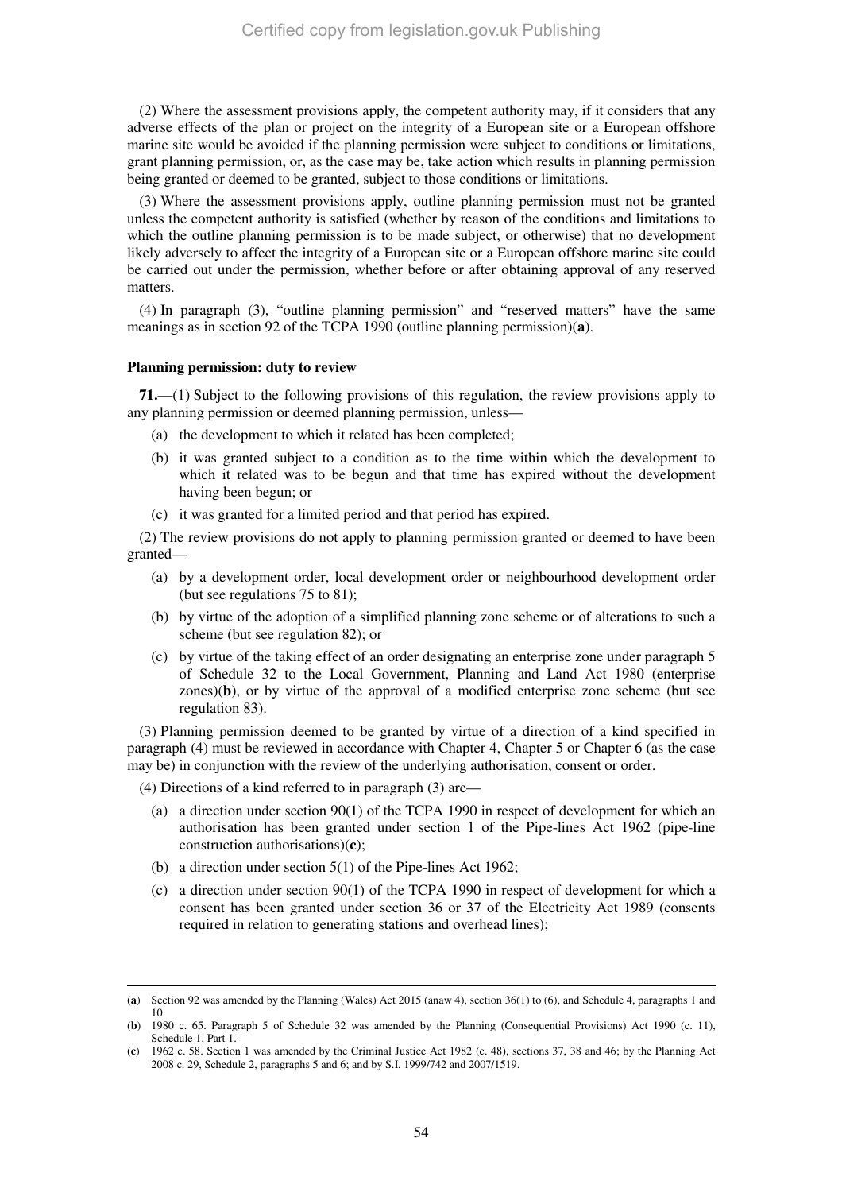(2) Where the assessment provisions apply, the competent authority may, if it considers that any adverse effects of the plan or project on the integrity of a European site or a European offshore marine site would be avoided if the planning permission were subject to conditions or limitations, grant planning permission, or, as the case may be, take action which results in planning permission being granted or deemed to be granted, subject to those conditions or limitations.

(3) Where the assessment provisions apply, outline planning permission must not be granted unless the competent authority is satisfied (whether by reason of the conditions and limitations to which the outline planning permission is to be made subject, or otherwise) that no development likely adversely to affect the integrity of a European site or a European offshore marine site could be carried out under the permission, whether before or after obtaining approval of any reserved matters.

(4) In paragraph (3), "outline planning permission" and "reserved matters" have the same meanings as in section 92 of the TCPA 1990 (outline planning permission)(**a**).

**Planning permission: duty to review**

**71.**—(1) Subject to the following provisions of this regulation, the review provisions apply to any planning permission or deemed planning permission, unless—

(a) the development to which it related has been completed;

(b) it was granted subject to a condition as to the time within which the development to which it related was to be begun and that time has expired without the development having been begun; or

(c) it was granted for a limited period and that period has expired.

(2) The review provisions do not apply to planning permission granted or deemed to have been granted—

(a) by a development order, local development order or neighbourhood development order (but see regulations 75 to 81);

(b) by virtue of the adoption of a simplified planning zone scheme or of alterations to such a scheme (but see regulation 82); or

(c) by virtue of the taking effect of an order designating an enterprise zone under paragraph 5 of Schedule 32 to the Local Government, Planning and Land Act 1980 (enterprise zones)(**b**), or by virtue of the approval of a modified enterprise zone scheme (but see regulation 83).

(3) Planning permission deemed to be granted by virtue of a direction of a kind specified in paragraph (4) must be reviewed in accordance with Chapter 4, Chapter 5 or Chapter 6 (as the case may be) in conjunction with the review of the underlying authorisation, consent or order.

(4) Directions of a kind referred to in paragraph (3) are—

(a) a direction under section 90(1) of the TCPA 1990 in respect of development for which an authorisation has been granted under section 1 of the Pipe-lines Act 1962 (pipe-line construction authorisations)(**c**);

(b) a direction under section 5(1) of the Pipe-lines Act 1962;

(c) a direction under section 90(1) of the TCPA 1990 in respect of development for which a consent has been granted under section 36 or 37 of the Electricity Act 1989 (consents required in relation to generating stations and overhead lines);

---

(**a**) Section 92 was amended by the Planning (Wales) Act 2015 (anaw 4), section 36(1) to (6), and Schedule 4, paragraphs 1 and 10.

(**b**) 1980 c. 65. Paragraph 5 of Schedule 32 was amended by the Planning (Consequential Provisions) Act 1990 (c. 11), Schedule 1, Part 1.

(**c**) 1962 c. 58. Section 1 was amended by the Criminal Justice Act 1982 (c. 48), sections 37, 38 and 46; by the Planning Act 2008 c. 29, Schedule 2, paragraphs 5 and 6; and by S.I. 1999/742 and 2007/1519.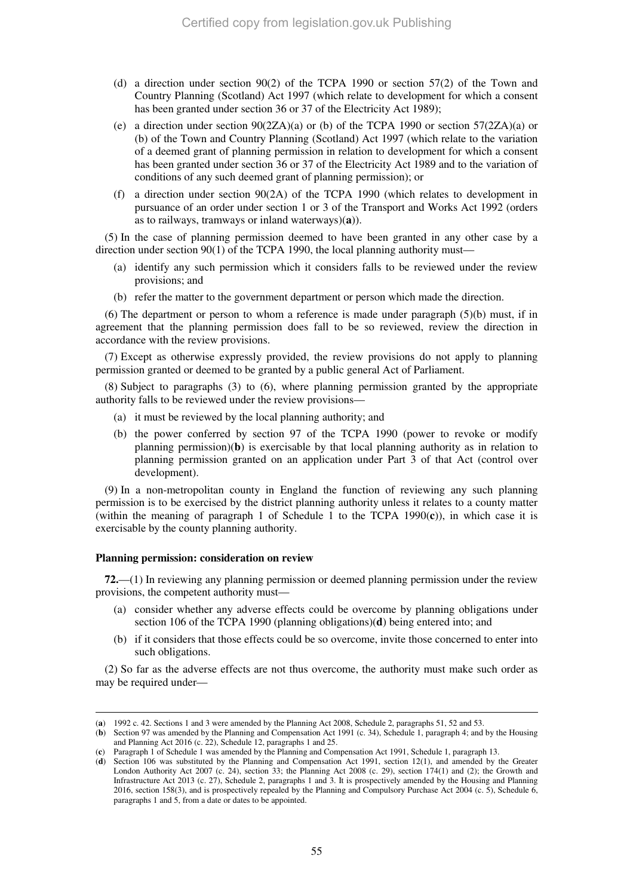(d) a direction under section 90(2) of the TCPA 1990 or section 57(2) of the Town and Country Planning (Scotland) Act 1997 (which relate to development for which a consent has been granted under section 36 or 37 of the Electricity Act 1989);

(e) a direction under section 90(2ZA)(a) or (b) of the TCPA 1990 or section 57(2ZA)(a) or (b) of the Town and Country Planning (Scotland) Act 1997 (which relate to the variation of a deemed grant of planning permission in relation to development for which a consent has been granted under section 36 or 37 of the Electricity Act 1989 and to the variation of conditions of any such deemed grant of planning permission); or

(f) a direction under section 90(2A) of the TCPA 1990 (which relates to development in pursuance of an order under section 1 or 3 of the Transport and Works Act 1992 (orders as to railways, tramways or inland waterways)(**a**)).

(5) In the case of planning permission deemed to have been granted in any other case by a direction under section 90(1) of the TCPA 1990, the local planning authority must—

(a) identify any such permission which it considers falls to be reviewed under the review provisions; and

(b) refer the matter to the government department or person which made the direction.

(6) The department or person to whom a reference is made under paragraph (5)(b) must, if in agreement that the planning permission does fall to be so reviewed, review the direction in accordance with the review provisions.

(7) Except as otherwise expressly provided, the review provisions do not apply to planning permission granted or deemed to be granted by a public general Act of Parliament.

(8) Subject to paragraphs (3) to (6), where planning permission granted by the appropriate authority falls to be reviewed under the review provisions—

(a) it must be reviewed by the local planning authority; and

(b) the power conferred by section 97 of the TCPA 1990 (power to revoke or modify planning permission)(**b**) is exercisable by that local planning authority as in relation to planning permission granted on an application under Part 3 of that Act (control over development).

(9) In a non-metropolitan county in England the function of reviewing any such planning permission is to be exercised by the district planning authority unless it relates to a county matter (within the meaning of paragraph 1 of Schedule 1 to the TCPA 1990(**c**)), in which case it is exercisable by the county planning authority.

**Planning permission: consideration on review**

**72.**—(1) In reviewing any planning permission or deemed planning permission under the review provisions, the competent authority must—

(a) consider whether any adverse effects could be overcome by planning obligations under section 106 of the TCPA 1990 (planning obligations)(**d**) being entered into; and

(b) if it considers that those effects could be so overcome, invite those concerned to enter into such obligations.

(2) So far as the adverse effects are not thus overcome, the authority must make such order as may be required under—

---

(**a**) 1992 c. 42. Sections 1 and 3 were amended by the Planning Act 2008, Schedule 2, paragraphs 51, 52 and 53.

(**b**) Section 97 was amended by the Planning and Compensation Act 1991 (c. 34), Schedule 1, paragraph 4; and by the Housing and Planning Act 2016 (c. 22), Schedule 12, paragraphs 1 and 25.

(**c**) Paragraph 1 of Schedule 1 was amended by the Planning and Compensation Act 1991, Schedule 1, paragraph 13.

(**d**) Section 106 was substituted by the Planning and Compensation Act 1991, section 12(1), and amended by the Greater London Authority Act 2007 (c. 24), section 33; the Planning Act 2008 (c. 29), section 174(1) and (2); the Growth and Infrastructure Act 2013 (c. 27), Schedule 2, paragraphs 1 and 3. It is prospectively amended by the Housing and Planning 2016, section 158(3), and is prospectively repealed by the Planning and Compulsory Purchase Act 2004 (c. 5), Schedule 6, paragraphs 1 and 5, from a date or dates to be appointed.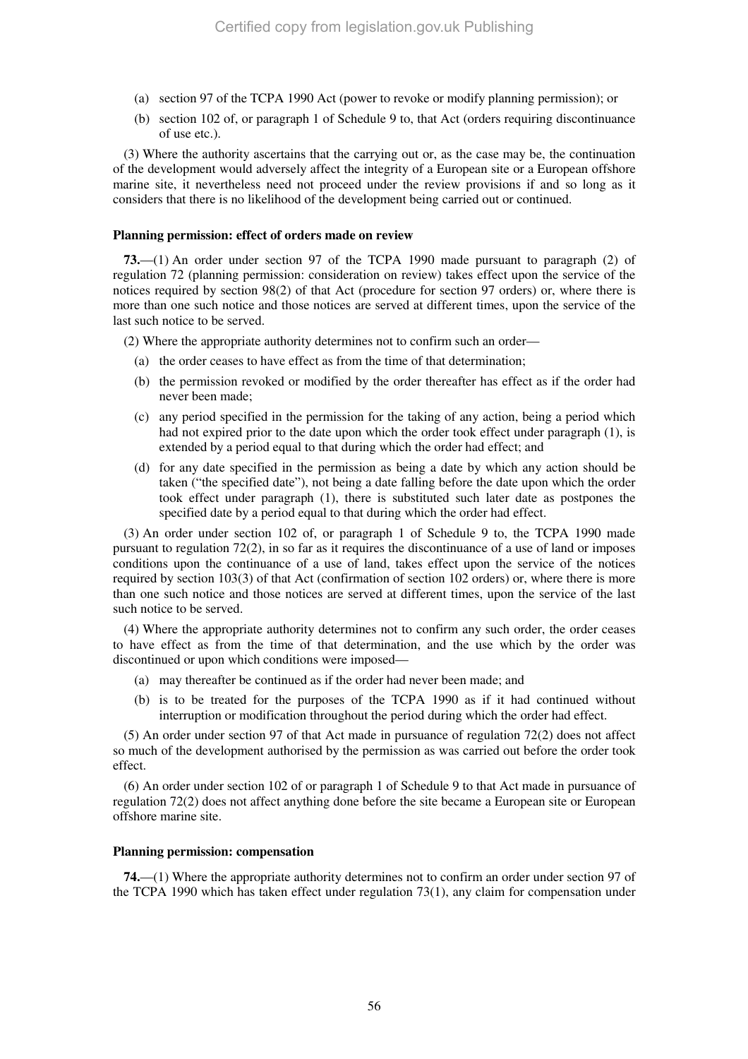(a) section 97 of the TCPA 1990 Act (power to revoke or modify planning permission); or

(b) section 102 of, or paragraph 1 of Schedule 9 to, that Act (orders requiring discontinuance of use etc.).

(3) Where the authority ascertains that the carrying out or, as the case may be, the continuation of the development would adversely affect the integrity of a European site or a European offshore marine site, it nevertheless need not proceed under the review provisions if and so long as it considers that there is no likelihood of the development being carried out or continued.

**Planning permission: effect of orders made on review**

**73.**—(1) An order under section 97 of the TCPA 1990 made pursuant to paragraph (2) of regulation 72 (planning permission: consideration on review) takes effect upon the service of the notices required by section 98(2) of that Act (procedure for section 97 orders) or, where there is more than one such notice and those notices are served at different times, upon the service of the last such notice to be served.

(2) Where the appropriate authority determines not to confirm such an order—

(a) the order ceases to have effect as from the time of that determination;

(b) the permission revoked or modified by the order thereafter has effect as if the order had never been made;

(c) any period specified in the permission for the taking of any action, being a period which had not expired prior to the date upon which the order took effect under paragraph (1), is extended by a period equal to that during which the order had effect; and

(d) for any date specified in the permission as being a date by which any action should be taken ("the specified date"), not being a date falling before the date upon which the order took effect under paragraph (1), there is substituted such later date as postpones the specified date by a period equal to that during which the order had effect.

(3) An order under section 102 of, or paragraph 1 of Schedule 9 to, the TCPA 1990 made pursuant to regulation 72(2), in so far as it requires the discontinuance of a use of land or imposes conditions upon the continuance of a use of land, takes effect upon the service of the notices required by section 103(3) of that Act (confirmation of section 102 orders) or, where there is more than one such notice and those notices are served at different times, upon the service of the last such notice to be served.

(4) Where the appropriate authority determines not to confirm any such order, the order ceases to have effect as from the time of that determination, and the use which by the order was discontinued or upon which conditions were imposed—

(a) may thereafter be continued as if the order had never been made; and

(b) is to be treated for the purposes of the TCPA 1990 as if it had continued without interruption or modification throughout the period during which the order had effect.

(5) An order under section 97 of that Act made in pursuance of regulation 72(2) does not affect so much of the development authorised by the permission as was carried out before the order took effect.

(6) An order under section 102 of or paragraph 1 of Schedule 9 to that Act made in pursuance of regulation 72(2) does not affect anything done before the site became a European site or European offshore marine site.

**Planning permission: compensation**

**74.**—(1) Where the appropriate authority determines not to confirm an order under section 97 of the TCPA 1990 which has taken effect under regulation 73(1), any claim for compensation under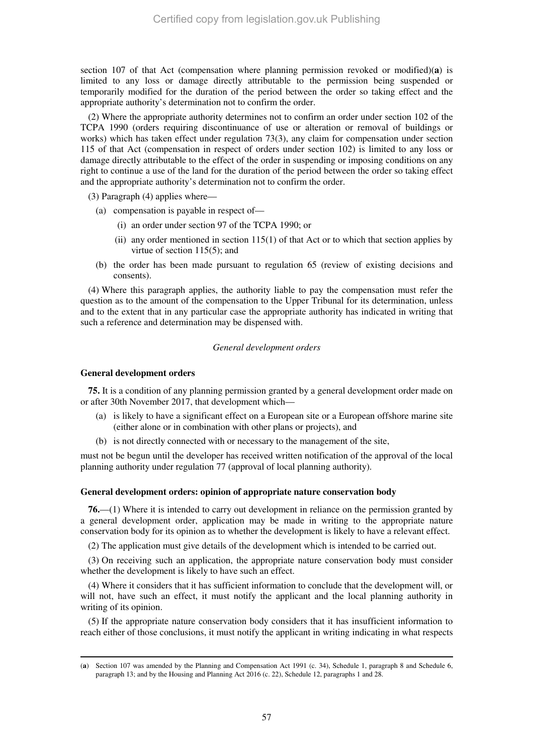section 107 of that Act (compensation where planning permission revoked or modified)(**a**) is limited to any loss or damage directly attributable to the permission being suspended or temporarily modified for the duration of the period between the order so taking effect and the appropriate authority's determination not to confirm the order.

(2) Where the appropriate authority determines not to confirm an order under section 102 of the TCPA 1990 (orders requiring discontinuance of use or alteration or removal of buildings or works) which has taken effect under regulation 73(3), any claim for compensation under section 115 of that Act (compensation in respect of orders under section 102) is limited to any loss or damage directly attributable to the effect of the order in suspending or imposing conditions on any right to continue a use of the land for the duration of the period between the order so taking effect and the appropriate authority's determination not to confirm the order.

(3) Paragraph (4) applies where—

- (a) compensation is payable in respect of—
  - (i) an order under section 97 of the TCPA 1990; or
  - (ii) any order mentioned in section 115(1) of that Act or to which that section applies by virtue of section 115(5); and
- (b) the order has been made pursuant to regulation 65 (review of existing decisions and consents).

(4) Where this paragraph applies, the authority liable to pay the compensation must refer the question as to the amount of the compensation to the Upper Tribunal for its determination, unless and to the extent that in any particular case the appropriate authority has indicated in writing that such a reference and determination may be dispensed with.

*General development orders*

**General development orders**

**75.** It is a condition of any planning permission granted by a general development order made on or after 30th November 2017, that development which—

- (a) is likely to have a significant effect on a European site or a European offshore marine site (either alone or in combination with other plans or projects), and
- (b) is not directly connected with or necessary to the management of the site,

must not be begun until the developer has received written notification of the approval of the local planning authority under regulation 77 (approval of local planning authority).

**General development orders: opinion of appropriate nature conservation body**

**76.**—(1) Where it is intended to carry out development in reliance on the permission granted by a general development order, application may be made in writing to the appropriate nature conservation body for its opinion as to whether the development is likely to have a relevant effect.

(2) The application must give details of the development which is intended to be carried out.

(3) On receiving such an application, the appropriate nature conservation body must consider whether the development is likely to have such an effect.

(4) Where it considers that it has sufficient information to conclude that the development will, or will not, have such an effect, it must notify the applicant and the local planning authority in writing of its opinion.

(5) If the appropriate nature conservation body considers that it has insufficient information to reach either of those conclusions, it must notify the applicant in writing indicating in what respects

---

(**a**) Section 107 was amended by the Planning and Compensation Act 1991 (c. 34), Schedule 1, paragraph 8 and Schedule 6, paragraph 13; and by the Housing and Planning Act 2016 (c. 22), Schedule 12, paragraphs 1 and 28.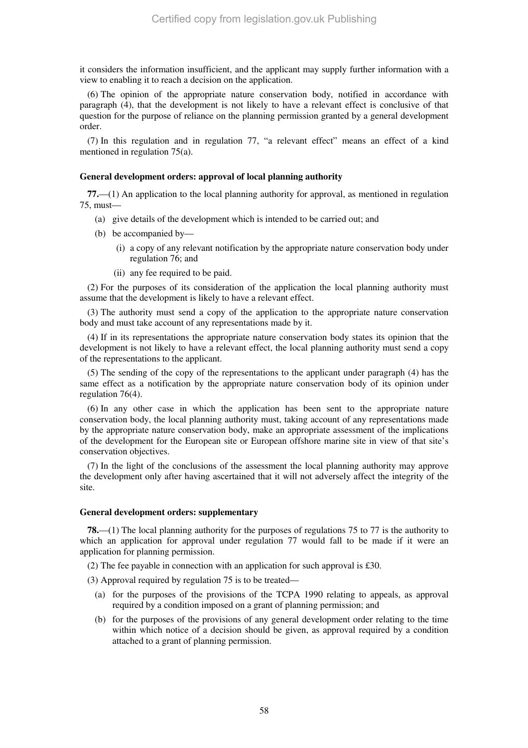it considers the information insufficient, and the applicant may supply further information with a view to enabling it to reach a decision on the application.

(6) The opinion of the appropriate nature conservation body, notified in accordance with paragraph (4), that the development is not likely to have a relevant effect is conclusive of that question for the purpose of reliance on the planning permission granted by a general development order.

(7) In this regulation and in regulation 77, "a relevant effect" means an effect of a kind mentioned in regulation 75(a).

**General development orders: approval of local planning authority**

**77.**—(1) An application to the local planning authority for approval, as mentioned in regulation 75, must—

- (a) give details of the development which is intended to be carried out; and
- (b) be accompanied by—
  - (i) a copy of any relevant notification by the appropriate nature conservation body under regulation 76; and
  - (ii) any fee required to be paid.

(2) For the purposes of its consideration of the application the local planning authority must assume that the development is likely to have a relevant effect.

(3) The authority must send a copy of the application to the appropriate nature conservation body and must take account of any representations made by it.

(4) If in its representations the appropriate nature conservation body states its opinion that the development is not likely to have a relevant effect, the local planning authority must send a copy of the representations to the applicant.

(5) The sending of the copy of the representations to the applicant under paragraph (4) has the same effect as a notification by the appropriate nature conservation body of its opinion under regulation 76(4).

(6) In any other case in which the application has been sent to the appropriate nature conservation body, the local planning authority must, taking account of any representations made by the appropriate nature conservation body, make an appropriate assessment of the implications of the development for the European site or European offshore marine site in view of that site's conservation objectives.

(7) In the light of the conclusions of the assessment the local planning authority may approve the development only after having ascertained that it will not adversely affect the integrity of the site.

**General development orders: supplementary**

**78.**—(1) The local planning authority for the purposes of regulations 75 to 77 is the authority to which an application for approval under regulation 77 would fall to be made if it were an application for planning permission.

(2) The fee payable in connection with an application for such approval is £30.

(3) Approval required by regulation 75 is to be treated—

- (a) for the purposes of the provisions of the TCPA 1990 relating to appeals, as approval required by a condition imposed on a grant of planning permission; and
- (b) for the purposes of the provisions of any general development order relating to the time within which notice of a decision should be given, as approval required by a condition attached to a grant of planning permission.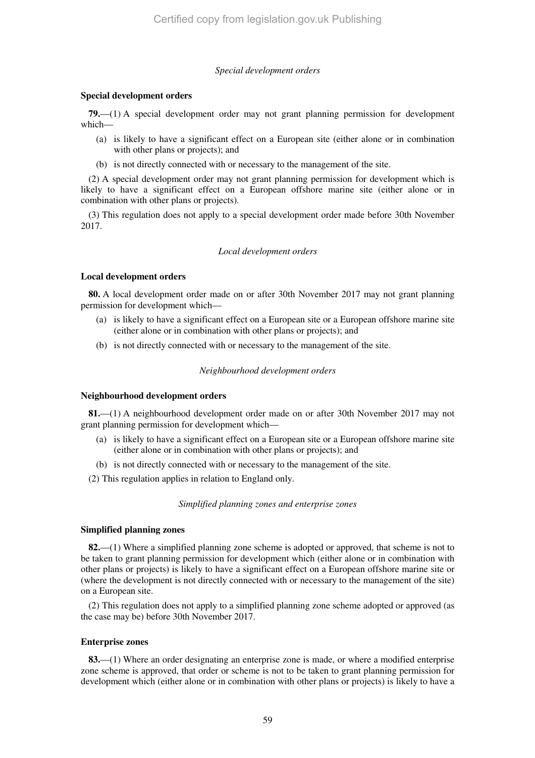*Special development orders*

### Special development orders

**79.**—(1) A special development order may not grant planning permission for development which—

(a) is likely to have a significant effect on a European site (either alone or in combination with other plans or projects); and

(b) is not directly connected with or necessary to the management of the site.

(2) A special development order may not grant planning permission for development which is likely to have a significant effect on a European offshore marine site (either alone or in combination with other plans or projects).

(3) This regulation does not apply to a special development order made before 30th November 2017.

*Local development orders*

### Local development orders

**80.** A local development order made on or after 30th November 2017 may not grant planning permission for development which—

(a) is likely to have a significant effect on a European site or a European offshore marine site (either alone or in combination with other plans or projects); and

(b) is not directly connected with or necessary to the management of the site.

*Neighbourhood development orders*

### Neighbourhood development orders

**81.**—(1) A neighbourhood development order made on or after 30th November 2017 may not grant planning permission for development which—

(a) is likely to have a significant effect on a European site or a European offshore marine site (either alone or in combination with other plans or projects); and

(b) is not directly connected with or necessary to the management of the site.

(2) This regulation applies in relation to England only.

*Simplified planning zones and enterprise zones*

### Simplified planning zones

**82.**—(1) Where a simplified planning zone scheme is adopted or approved, that scheme is not to be taken to grant planning permission for development which (either alone or in combination with other plans or projects) is likely to have a significant effect on a European offshore marine site or (where the development is not directly connected with or necessary to the management of the site) on a European site.

(2) This regulation does not apply to a simplified planning zone scheme adopted or approved (as the case may be) before 30th November 2017.

### Enterprise zones

**83.**—(1) Where an order designating an enterprise zone is made, or where a modified enterprise zone scheme is approved, that order or scheme is not to be taken to grant planning permission for development which (either alone or in combination with other plans or projects) is likely to have a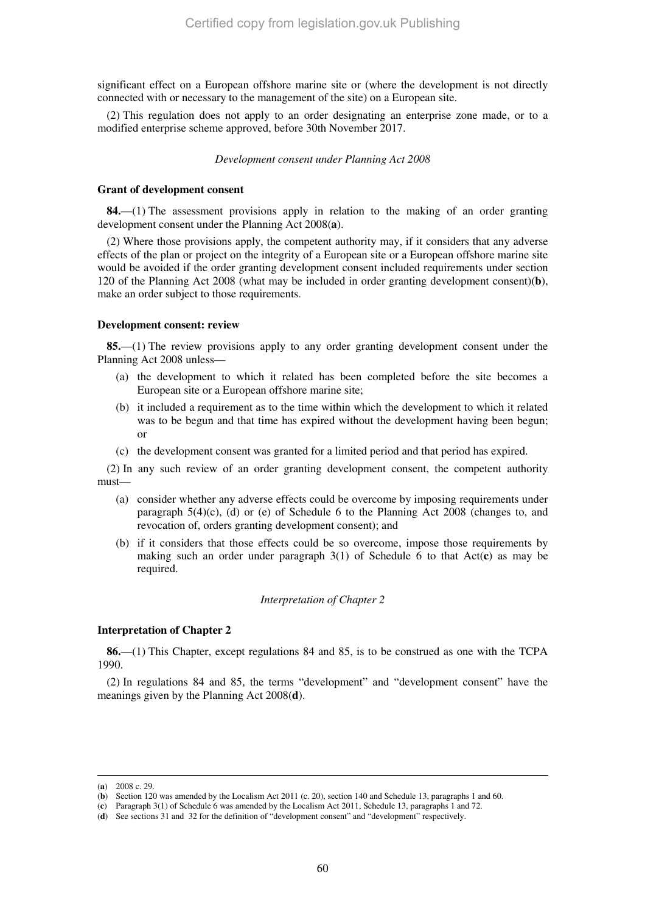significant effect on a European offshore marine site or (where the development is not directly connected with or necessary to the management of the site) on a European site.

(2) This regulation does not apply to an order designating an enterprise zone made, or to a modified enterprise scheme approved, before 30th November 2017.

*Development consent under Planning Act 2008*

**Grant of development consent**

**84.**—(1) The assessment provisions apply in relation to the making of an order granting development consent under the Planning Act 2008(**a**).

(2) Where those provisions apply, the competent authority may, if it considers that any adverse effects of the plan or project on the integrity of a European site or a European offshore marine site would be avoided if the order granting development consent included requirements under section 120 of the Planning Act 2008 (what may be included in order granting development consent)(**b**), make an order subject to those requirements.

**Development consent: review**

**85.**—(1) The review provisions apply to any order granting development consent under the Planning Act 2008 unless—

(a) the development to which it related has been completed before the site becomes a European site or a European offshore marine site;

(b) it included a requirement as to the time within which the development to which it related was to be begun and that time has expired without the development having been begun; or

(c) the development consent was granted for a limited period and that period has expired.

(2) In any such review of an order granting development consent, the competent authority must—

(a) consider whether any adverse effects could be overcome by imposing requirements under paragraph 5(4)(c), (d) or (e) of Schedule 6 to the Planning Act 2008 (changes to, and revocation of, orders granting development consent); and

(b) if it considers that those effects could be so overcome, impose those requirements by making such an order under paragraph 3(1) of Schedule 6 to that Act(**c**) as may be required.

*Interpretation of Chapter 2*

**Interpretation of Chapter 2**

**86.**—(1) This Chapter, except regulations 84 and 85, is to be construed as one with the TCPA 1990.

(2) In regulations 84 and 85, the terms "development" and "development consent" have the meanings given by the Planning Act 2008(**d**).

---

(**a**) 2008 c. 29.

(**b**) Section 120 was amended by the Localism Act 2011 (c. 20), section 140 and Schedule 13, paragraphs 1 and 60.

(**c**) Paragraph 3(1) of Schedule 6 was amended by the Localism Act 2011, Schedule 13, paragraphs 1 and 72.

(**d**) See sections 31 and 32 for the definition of "development consent" and "development" respectively.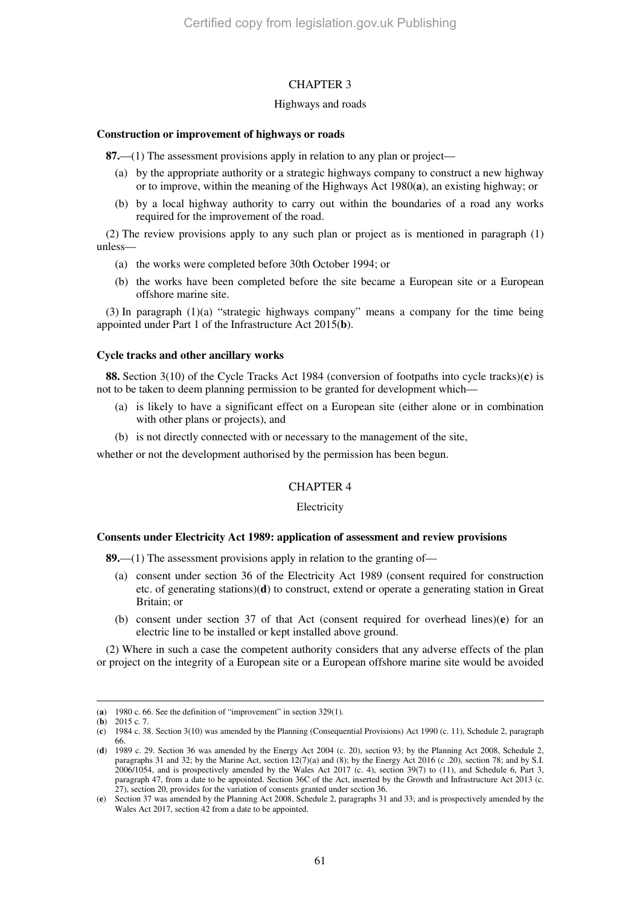## CHAPTER 3

### Highways and roads

#### Construction or improvement of highways or roads

**87.**—(1) The assessment provisions apply in relation to any plan or project—

(a) by the appropriate authority or a strategic highways company to construct a new highway or to improve, within the meaning of the Highways Act 1980(**a**), an existing highway; or

(b) by a local highway authority to carry out within the boundaries of a road any works required for the improvement of the road.

(2) The review provisions apply to any such plan or project as is mentioned in paragraph (1) unless—

(a) the works were completed before 30th October 1994; or

(b) the works have been completed before the site became a European site or a European offshore marine site.

(3) In paragraph (1)(a) "strategic highways company" means a company for the time being appointed under Part 1 of the Infrastructure Act 2015(**b**).

#### Cycle tracks and other ancillary works

**88.** Section 3(10) of the Cycle Tracks Act 1984 (conversion of footpaths into cycle tracks)(**c**) is not to be taken to deem planning permission to be granted for development which—

(a) is likely to have a significant effect on a European site (either alone or in combination with other plans or projects), and

(b) is not directly connected with or necessary to the management of the site,

whether or not the development authorised by the permission has been begun.

## CHAPTER 4

### Electricity

#### Consents under Electricity Act 1989: application of assessment and review provisions

**89.**—(1) The assessment provisions apply in relation to the granting of—

(a) consent under section 36 of the Electricity Act 1989 (consent required for construction etc. of generating stations)(**d**) to construct, extend or operate a generating station in Great Britain; or

(b) consent under section 37 of that Act (consent required for overhead lines)(**e**) for an electric line to be installed or kept installed above ground.

(2) Where in such a case the competent authority considers that any adverse effects of the plan or project on the integrity of a European site or a European offshore marine site would be avoided

---

(**a**) 1980 c. 66. See the definition of "improvement" in section 329(1).

(**b**) 2015 c. 7.

(**c**) 1984 c. 38. Section 3(10) was amended by the Planning (Consequential Provisions) Act 1990 (c. 11), Schedule 2, paragraph 66.

(**d**) 1989 c. 29. Section 36 was amended by the Energy Act 2004 (c. 20), section 93; by the Planning Act 2008, Schedule 2, paragraphs 31 and 32; by the Marine Act, section 12(7)(a) and (8); by the Energy Act 2016 (c .20), section 78; and by S.I. 2006/1054, and is prospectively amended by the Wales Act 2017 (c. 4), section 39(7) to (11), and Schedule 6, Part 3, paragraph 47, from a date to be appointed. Section 36C of the Act, inserted by the Growth and Infrastructure Act 2013 (c. 27), section 20, provides for the variation of consents granted under section 36.

(**e**) Section 37 was amended by the Planning Act 2008, Schedule 2, paragraphs 31 and 33; and is prospectively amended by the Wales Act 2017, section 42 from a date to be appointed.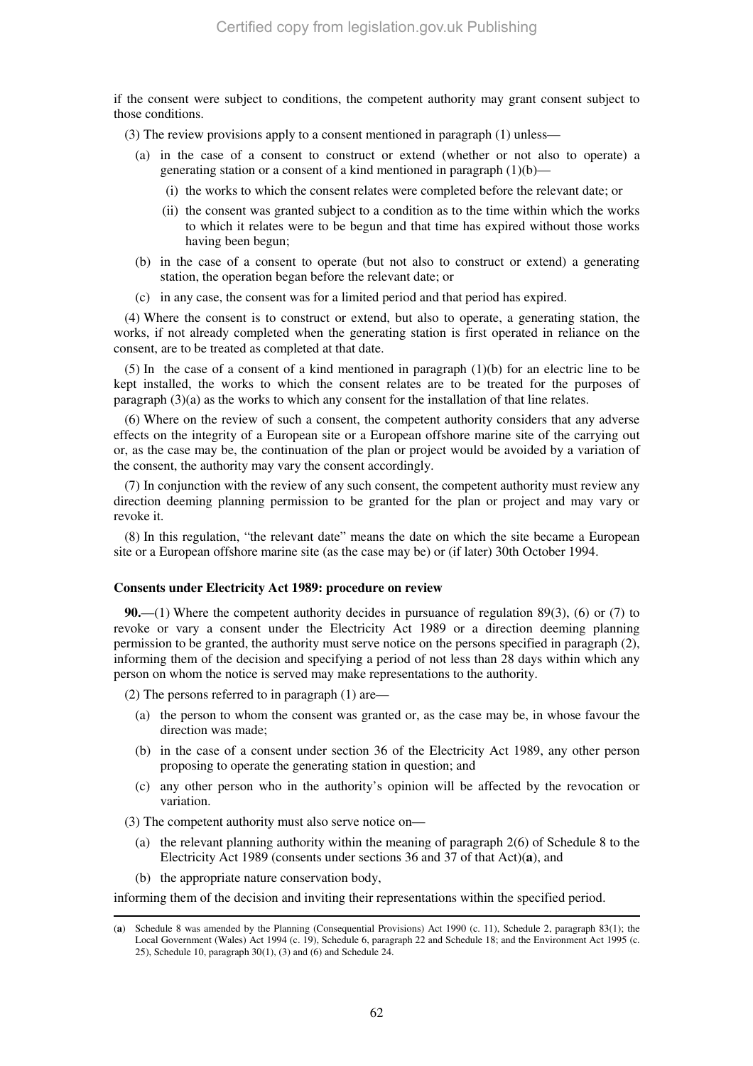if the consent were subject to conditions, the competent authority may grant consent subject to those conditions.

(3) The review provisions apply to a consent mentioned in paragraph (1) unless—

- (a) in the case of a consent to construct or extend (whether or not also to operate) a generating station or a consent of a kind mentioned in paragraph (1)(b)—
  - (i) the works to which the consent relates were completed before the relevant date; or
  - (ii) the consent was granted subject to a condition as to the time within which the works to which it relates were to be begun and that time has expired without those works having been begun;
- (b) in the case of a consent to operate (but not also to construct or extend) a generating station, the operation began before the relevant date; or
- (c) in any case, the consent was for a limited period and that period has expired.

(4) Where the consent is to construct or extend, but also to operate, a generating station, the works, if not already completed when the generating station is first operated in reliance on the consent, are to be treated as completed at that date.

(5) In the case of a consent of a kind mentioned in paragraph (1)(b) for an electric line to be kept installed, the works to which the consent relates are to be treated for the purposes of paragraph (3)(a) as the works to which any consent for the installation of that line relates.

(6) Where on the review of such a consent, the competent authority considers that any adverse effects on the integrity of a European site or a European offshore marine site of the carrying out or, as the case may be, the continuation of the plan or project would be avoided by a variation of the consent, the authority may vary the consent accordingly.

(7) In conjunction with the review of any such consent, the competent authority must review any direction deeming planning permission to be granted for the plan or project and may vary or revoke it.

(8) In this regulation, "the relevant date" means the date on which the site became a European site or a European offshore marine site (as the case may be) or (if later) 30th October 1994.

**Consents under Electricity Act 1989: procedure on review**

**90.**—(1) Where the competent authority decides in pursuance of regulation 89(3), (6) or (7) to revoke or vary a consent under the Electricity Act 1989 or a direction deeming planning permission to be granted, the authority must serve notice on the persons specified in paragraph (2), informing them of the decision and specifying a period of not less than 28 days within which any person on whom the notice is served may make representations to the authority.

(2) The persons referred to in paragraph (1) are—

- (a) the person to whom the consent was granted or, as the case may be, in whose favour the direction was made;
- (b) in the case of a consent under section 36 of the Electricity Act 1989, any other person proposing to operate the generating station in question; and
- (c) any other person who in the authority's opinion will be affected by the revocation or variation.

(3) The competent authority must also serve notice on—

- (a) the relevant planning authority within the meaning of paragraph 2(6) of Schedule 8 to the Electricity Act 1989 (consents under sections 36 and 37 of that Act)(**a**), and
- (b) the appropriate nature conservation body,

informing them of the decision and inviting their representations within the specified period.

---

(**a**) Schedule 8 was amended by the Planning (Consequential Provisions) Act 1990 (c. 11), Schedule 2, paragraph 83(1); the Local Government (Wales) Act 1994 (c. 19), Schedule 6, paragraph 22 and Schedule 18; and the Environment Act 1995 (c. 25), Schedule 10, paragraph 30(1), (3) and (6) and Schedule 24.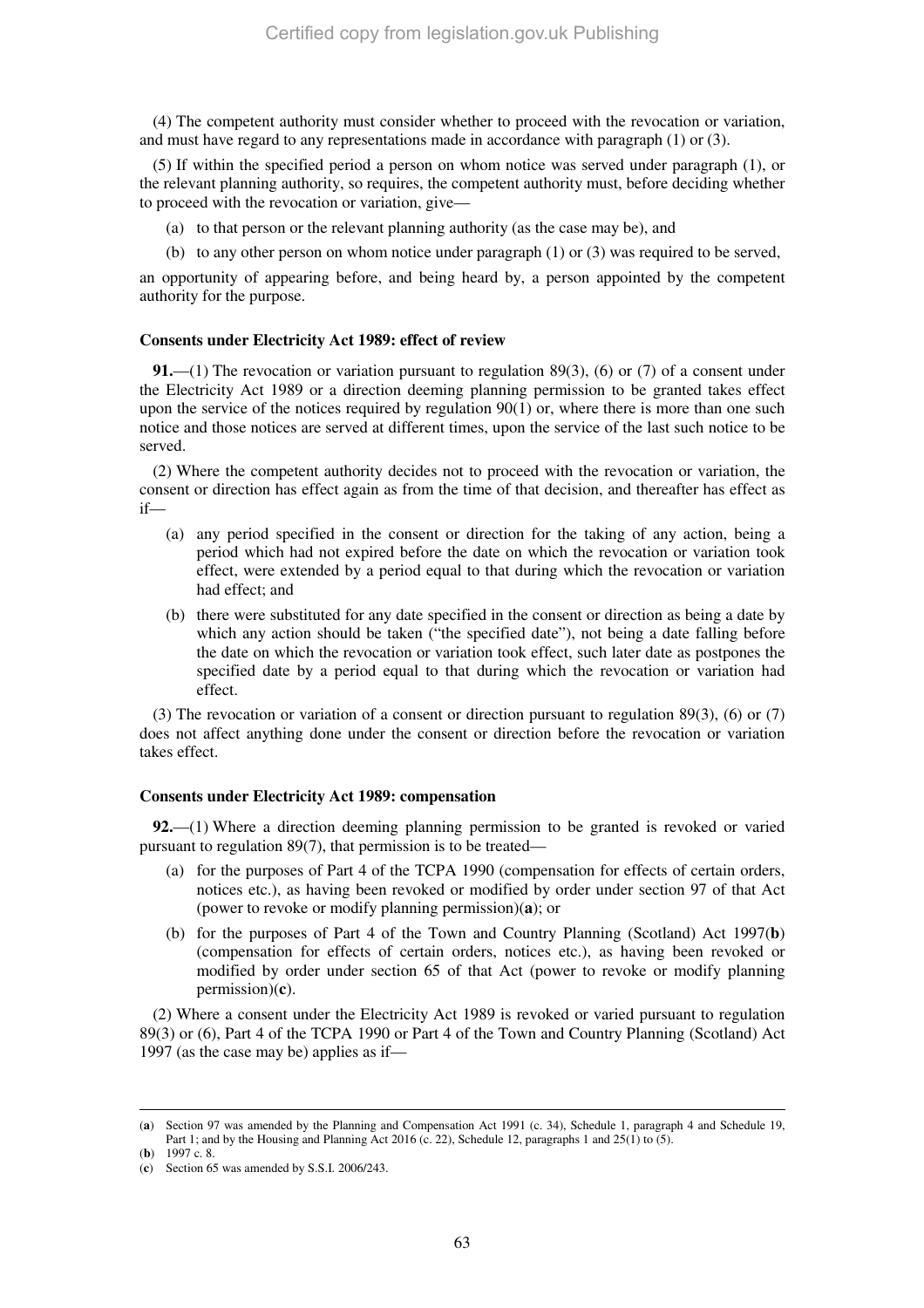(4) The competent authority must consider whether to proceed with the revocation or variation, and must have regard to any representations made in accordance with paragraph (1) or (3).

(5) If within the specified period a person on whom notice was served under paragraph (1), or the relevant planning authority, so requires, the competent authority must, before deciding whether to proceed with the revocation or variation, give—

(a) to that person or the relevant planning authority (as the case may be), and

(b) to any other person on whom notice under paragraph (1) or (3) was required to be served,

an opportunity of appearing before, and being heard by, a person appointed by the competent authority for the purpose.

**Consents under Electricity Act 1989: effect of review**

**91.**—(1) The revocation or variation pursuant to regulation 89(3), (6) or (7) of a consent under the Electricity Act 1989 or a direction deeming planning permission to be granted takes effect upon the service of the notices required by regulation 90(1) or, where there is more than one such notice and those notices are served at different times, upon the service of the last such notice to be served.

(2) Where the competent authority decides not to proceed with the revocation or variation, the consent or direction has effect again as from the time of that decision, and thereafter has effect as if—

(a) any period specified in the consent or direction for the taking of any action, being a period which had not expired before the date on which the revocation or variation took effect, were extended by a period equal to that during which the revocation or variation had effect; and

(b) there were substituted for any date specified in the consent or direction as being a date by which any action should be taken ("the specified date"), not being a date falling before the date on which the revocation or variation took effect, such later date as postpones the specified date by a period equal to that during which the revocation or variation had effect.

(3) The revocation or variation of a consent or direction pursuant to regulation 89(3), (6) or (7) does not affect anything done under the consent or direction before the revocation or variation takes effect.

**Consents under Electricity Act 1989: compensation**

**92.**—(1) Where a direction deeming planning permission to be granted is revoked or varied pursuant to regulation 89(7), that permission is to be treated—

(a) for the purposes of Part 4 of the TCPA 1990 (compensation for effects of certain orders, notices etc.), as having been revoked or modified by order under section 97 of that Act (power to revoke or modify planning permission)(**a**); or

(b) for the purposes of Part 4 of the Town and Country Planning (Scotland) Act 1997(**b**) (compensation for effects of certain orders, notices etc.), as having been revoked or modified by order under section 65 of that Act (power to revoke or modify planning permission)(**c**).

(2) Where a consent under the Electricity Act 1989 is revoked or varied pursuant to regulation 89(3) or (6), Part 4 of the TCPA 1990 or Part 4 of the Town and Country Planning (Scotland) Act 1997 (as the case may be) applies as if—

---

(**a**) Section 97 was amended by the Planning and Compensation Act 1991 (c. 34), Schedule 1, paragraph 4 and Schedule 19, Part 1; and by the Housing and Planning Act 2016 (c. 22), Schedule 12, paragraphs 1 and 25(1) to (5).

(**b**) 1997 c. 8.

(**c**) Section 65 was amended by S.S.I. 2006/243.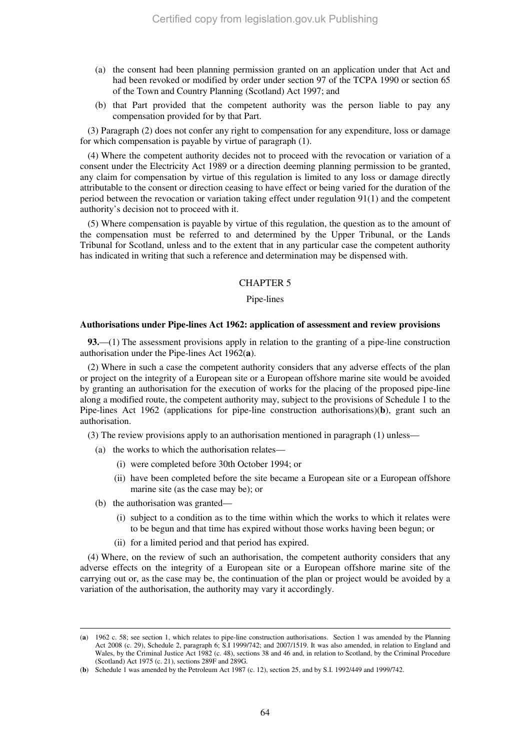(a) the consent had been planning permission granted on an application under that Act and had been revoked or modified by order under section 97 of the TCPA 1990 or section 65 of the Town and Country Planning (Scotland) Act 1997; and

(b) that Part provided that the competent authority was the person liable to pay any compensation provided for by that Part.

(3) Paragraph (2) does not confer any right to compensation for any expenditure, loss or damage for which compensation is payable by virtue of paragraph (1).

(4) Where the competent authority decides not to proceed with the revocation or variation of a consent under the Electricity Act 1989 or a direction deeming planning permission to be granted, any claim for compensation by virtue of this regulation is limited to any loss or damage directly attributable to the consent or direction ceasing to have effect or being varied for the duration of the period between the revocation or variation taking effect under regulation 91(1) and the competent authority's decision not to proceed with it.

(5) Where compensation is payable by virtue of this regulation, the question as to the amount of the compensation must be referred to and determined by the Upper Tribunal, or the Lands Tribunal for Scotland, unless and to the extent that in any particular case the competent authority has indicated in writing that such a reference and determination may be dispensed with.

## CHAPTER 5

### Pipe-lines

**Authorisations under Pipe-lines Act 1962: application of assessment and review provisions**

**93.**—(1) The assessment provisions apply in relation to the granting of a pipe-line construction authorisation under the Pipe-lines Act 1962(**a**).

(2) Where in such a case the competent authority considers that any adverse effects of the plan or project on the integrity of a European site or a European offshore marine site would be avoided by granting an authorisation for the execution of works for the placing of the proposed pipe-line along a modified route, the competent authority may, subject to the provisions of Schedule 1 to the Pipe-lines Act 1962 (applications for pipe-line construction authorisations)(**b**), grant such an authorisation.

(3) The review provisions apply to an authorisation mentioned in paragraph (1) unless—

- (a) the works to which the authorisation relates—
  - (i) were completed before 30th October 1994; or
  - (ii) have been completed before the site became a European site or a European offshore marine site (as the case may be); or
- (b) the authorisation was granted—
  - (i) subject to a condition as to the time within which the works to which it relates were to be begun and that time has expired without those works having been begun; or
  - (ii) for a limited period and that period has expired.

(4) Where, on the review of such an authorisation, the competent authority considers that any adverse effects on the integrity of a European site or a European offshore marine site of the carrying out or, as the case may be, the continuation of the plan or project would be avoided by a variation of the authorisation, the authority may vary it accordingly.

---

(**a**) 1962 c. 58; see section 1, which relates to pipe-line construction authorisations. Section 1 was amended by the Planning Act 2008 (c. 29), Schedule 2, paragraph 6; S.I 1999/742; and 2007/1519. It was also amended, in relation to England and Wales, by the Criminal Justice Act 1982 (c. 48), sections 38 and 46 and, in relation to Scotland, by the Criminal Procedure (Scotland) Act 1975 (c. 21), sections 289F and 289G.

(**b**) Schedule 1 was amended by the Petroleum Act 1987 (c. 12), section 25, and by S.I. 1992/449 and 1999/742.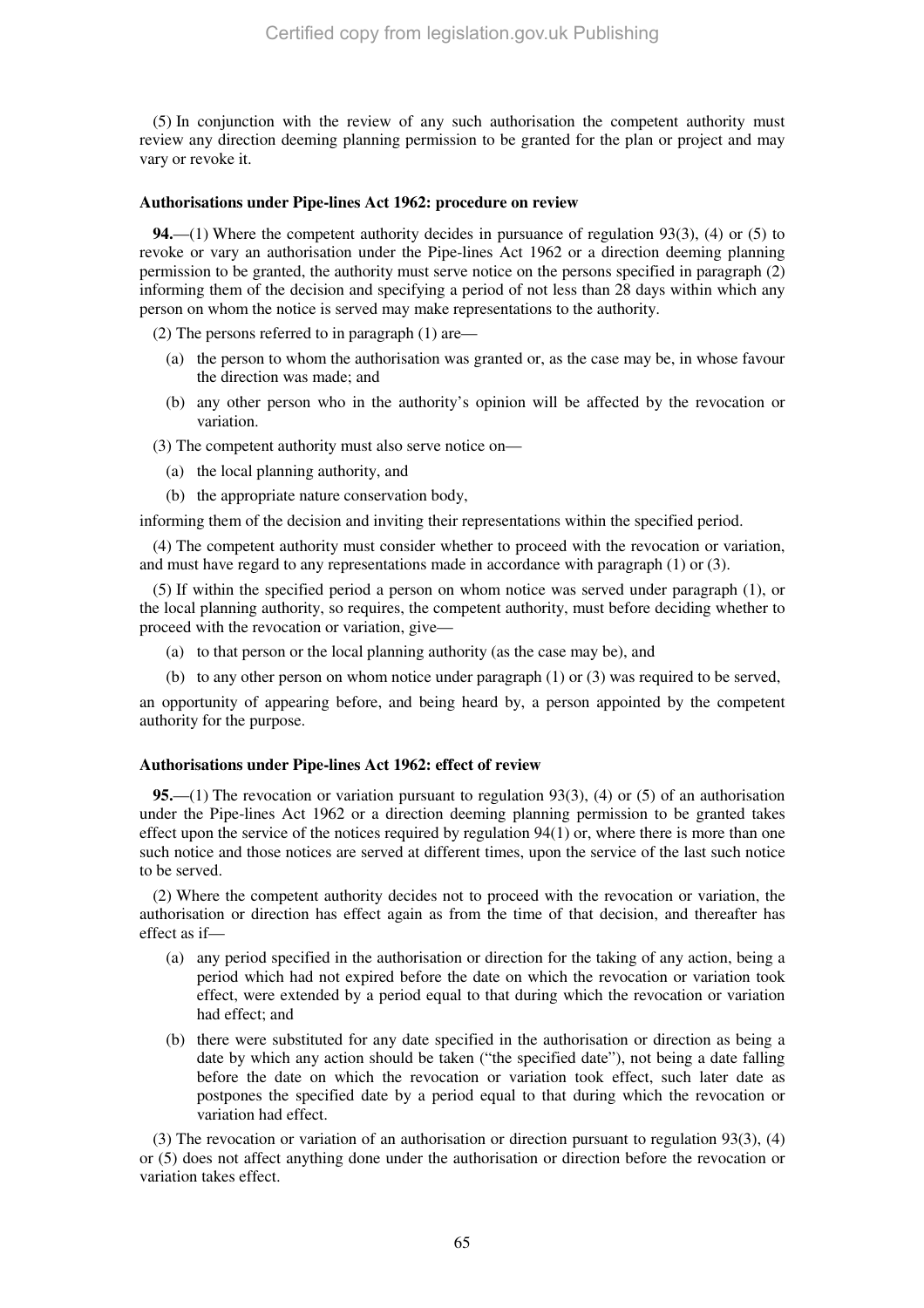(5) In conjunction with the review of any such authorisation the competent authority must review any direction deeming planning permission to be granted for the plan or project and may vary or revoke it.

**Authorisations under Pipe-lines Act 1962: procedure on review**

**94.**—(1) Where the competent authority decides in pursuance of regulation 93(3), (4) or (5) to revoke or vary an authorisation under the Pipe-lines Act 1962 or a direction deeming planning permission to be granted, the authority must serve notice on the persons specified in paragraph (2) informing them of the decision and specifying a period of not less than 28 days within which any person on whom the notice is served may make representations to the authority.

(2) The persons referred to in paragraph (1) are—

(a) the person to whom the authorisation was granted or, as the case may be, in whose favour the direction was made; and

(b) any other person who in the authority's opinion will be affected by the revocation or variation.

(3) The competent authority must also serve notice on—

(a) the local planning authority, and

(b) the appropriate nature conservation body,

informing them of the decision and inviting their representations within the specified period.

(4) The competent authority must consider whether to proceed with the revocation or variation, and must have regard to any representations made in accordance with paragraph (1) or (3).

(5) If within the specified period a person on whom notice was served under paragraph (1), or the local planning authority, so requires, the competent authority, must before deciding whether to proceed with the revocation or variation, give—

(a) to that person or the local planning authority (as the case may be), and

(b) to any other person on whom notice under paragraph (1) or (3) was required to be served,

an opportunity of appearing before, and being heard by, a person appointed by the competent authority for the purpose.

**Authorisations under Pipe-lines Act 1962: effect of review**

**95.**—(1) The revocation or variation pursuant to regulation 93(3), (4) or (5) of an authorisation under the Pipe-lines Act 1962 or a direction deeming planning permission to be granted takes effect upon the service of the notices required by regulation 94(1) or, where there is more than one such notice and those notices are served at different times, upon the service of the last such notice to be served.

(2) Where the competent authority decides not to proceed with the revocation or variation, the authorisation or direction has effect again as from the time of that decision, and thereafter has effect as if—

(a) any period specified in the authorisation or direction for the taking of any action, being a period which had not expired before the date on which the revocation or variation took effect, were extended by a period equal to that during which the revocation or variation had effect; and

(b) there were substituted for any date specified in the authorisation or direction as being a date by which any action should be taken ("the specified date"), not being a date falling before the date on which the revocation or variation took effect, such later date as postpones the specified date by a period equal to that during which the revocation or variation had effect.

(3) The revocation or variation of an authorisation or direction pursuant to regulation 93(3), (4) or (5) does not affect anything done under the authorisation or direction before the revocation or variation takes effect.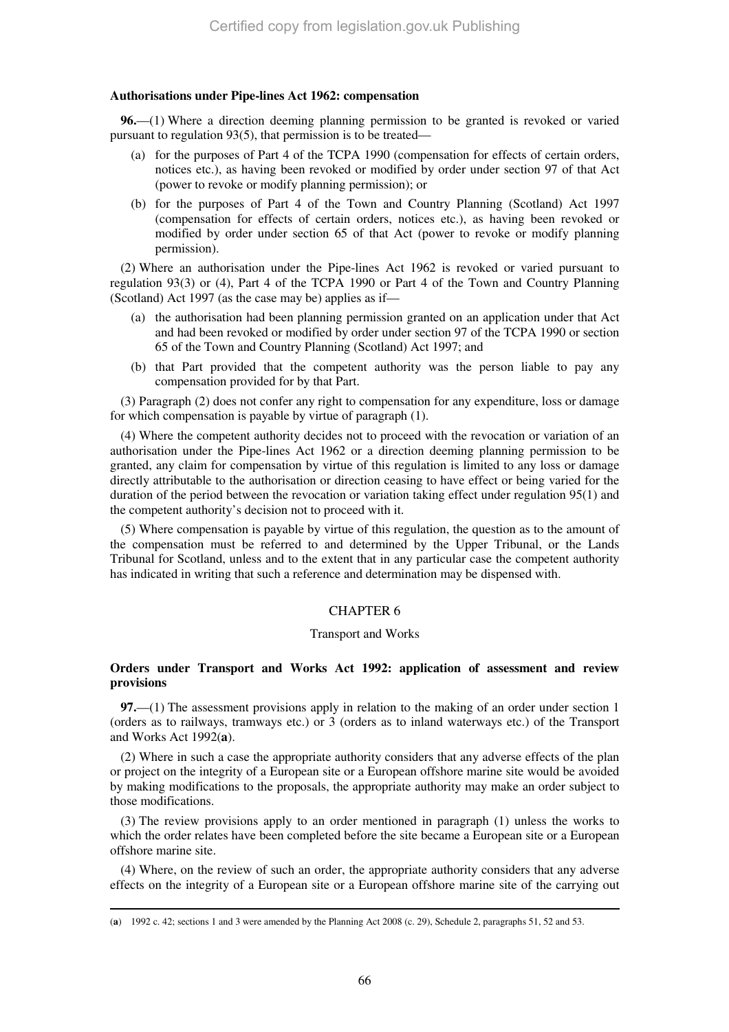**Authorisations under Pipe-lines Act 1962: compensation**

**96.**—(1) Where a direction deeming planning permission to be granted is revoked or varied pursuant to regulation 93(5), that permission is to be treated—

(a) for the purposes of Part 4 of the TCPA 1990 (compensation for effects of certain orders, notices etc.), as having been revoked or modified by order under section 97 of that Act (power to revoke or modify planning permission); or

(b) for the purposes of Part 4 of the Town and Country Planning (Scotland) Act 1997 (compensation for effects of certain orders, notices etc.), as having been revoked or modified by order under section 65 of that Act (power to revoke or modify planning permission).

(2) Where an authorisation under the Pipe-lines Act 1962 is revoked or varied pursuant to regulation 93(3) or (4), Part 4 of the TCPA 1990 or Part 4 of the Town and Country Planning (Scotland) Act 1997 (as the case may be) applies as if—

(a) the authorisation had been planning permission granted on an application under that Act and had been revoked or modified by order under section 97 of the TCPA 1990 or section 65 of the Town and Country Planning (Scotland) Act 1997; and

(b) that Part provided that the competent authority was the person liable to pay any compensation provided for by that Part.

(3) Paragraph (2) does not confer any right to compensation for any expenditure, loss or damage for which compensation is payable by virtue of paragraph (1).

(4) Where the competent authority decides not to proceed with the revocation or variation of an authorisation under the Pipe-lines Act 1962 or a direction deeming planning permission to be granted, any claim for compensation by virtue of this regulation is limited to any loss or damage directly attributable to the authorisation or direction ceasing to have effect or being varied for the duration of the period between the revocation or variation taking effect under regulation 95(1) and the competent authority's decision not to proceed with it.

(5) Where compensation is payable by virtue of this regulation, the question as to the amount of the compensation must be referred to and determined by the Upper Tribunal, or the Lands Tribunal for Scotland, unless and to the extent that in any particular case the competent authority has indicated in writing that such a reference and determination may be dispensed with.

## CHAPTER 6

### Transport and Works

**Orders under Transport and Works Act 1992: application of assessment and review provisions**

**97.**—(1) The assessment provisions apply in relation to the making of an order under section 1 (orders as to railways, tramways etc.) or 3 (orders as to inland waterways etc.) of the Transport and Works Act 1992(**a**).

(2) Where in such a case the appropriate authority considers that any adverse effects of the plan or project on the integrity of a European site or a European offshore marine site would be avoided by making modifications to the proposals, the appropriate authority may make an order subject to those modifications.

(3) The review provisions apply to an order mentioned in paragraph (1) unless the works to which the order relates have been completed before the site became a European site or a European offshore marine site.

(4) Where, on the review of such an order, the appropriate authority considers that any adverse effects on the integrity of a European site or a European offshore marine site of the carrying out

---

(**a**) 1992 c. 42; sections 1 and 3 were amended by the Planning Act 2008 (c. 29), Schedule 2, paragraphs 51, 52 and 53.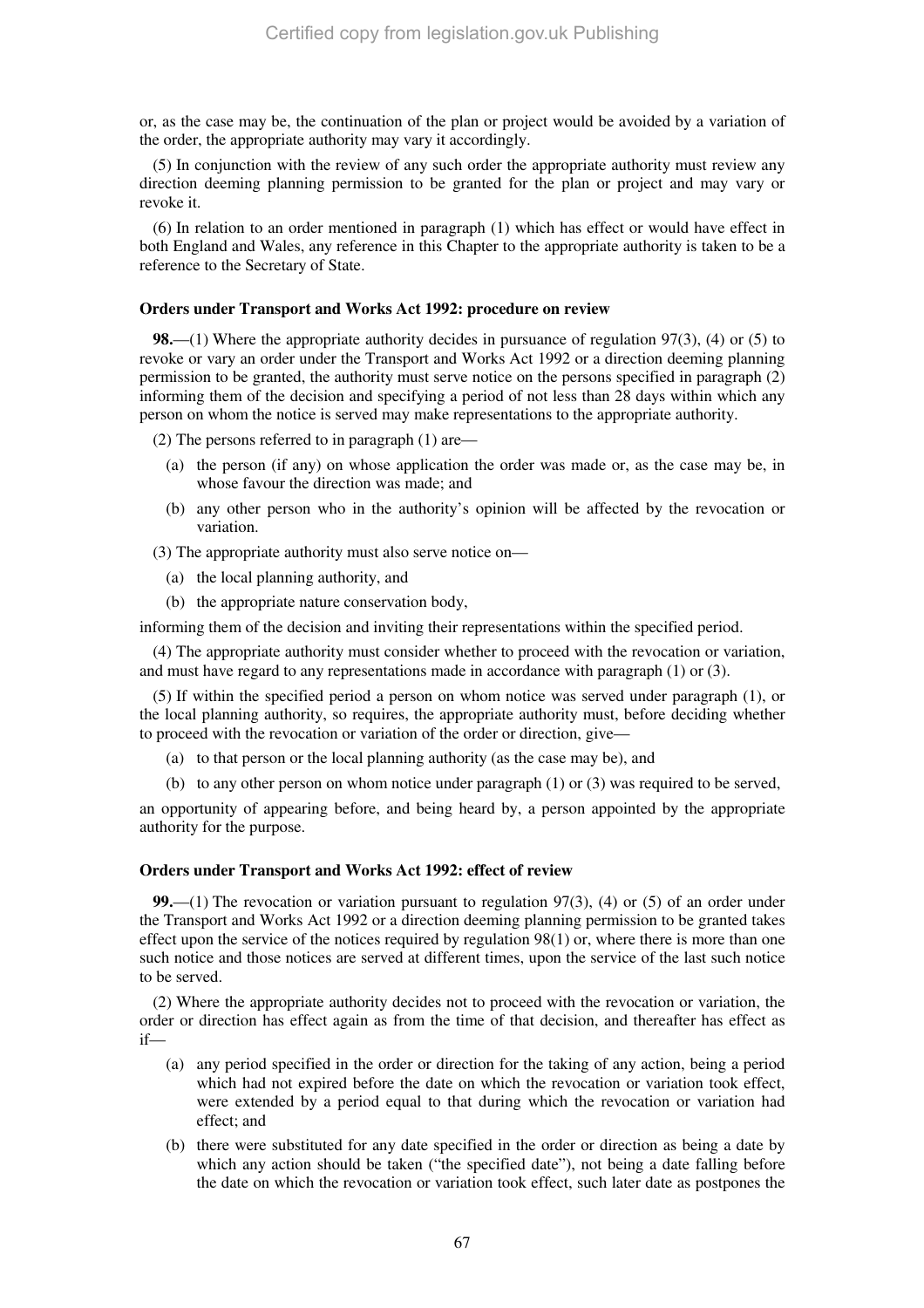or, as the case may be, the continuation of the plan or project would be avoided by a variation of the order, the appropriate authority may vary it accordingly.

(5) In conjunction with the review of any such order the appropriate authority must review any direction deeming planning permission to be granted for the plan or project and may vary or revoke it.

(6) In relation to an order mentioned in paragraph (1) which has effect or would have effect in both England and Wales, any reference in this Chapter to the appropriate authority is taken to be a reference to the Secretary of State.

**Orders under Transport and Works Act 1992: procedure on review**

**98.**—(1) Where the appropriate authority decides in pursuance of regulation 97(3), (4) or (5) to revoke or vary an order under the Transport and Works Act 1992 or a direction deeming planning permission to be granted, the authority must serve notice on the persons specified in paragraph (2) informing them of the decision and specifying a period of not less than 28 days within which any person on whom the notice is served may make representations to the appropriate authority.

(2) The persons referred to in paragraph (1) are—

(a) the person (if any) on whose application the order was made or, as the case may be, in whose favour the direction was made; and

(b) any other person who in the authority's opinion will be affected by the revocation or variation.

(3) The appropriate authority must also serve notice on—

(a) the local planning authority, and

(b) the appropriate nature conservation body,

informing them of the decision and inviting their representations within the specified period.

(4) The appropriate authority must consider whether to proceed with the revocation or variation, and must have regard to any representations made in accordance with paragraph (1) or (3).

(5) If within the specified period a person on whom notice was served under paragraph (1), or the local planning authority, so requires, the appropriate authority must, before deciding whether to proceed with the revocation or variation of the order or direction, give—

(a) to that person or the local planning authority (as the case may be), and

(b) to any other person on whom notice under paragraph (1) or (3) was required to be served,

an opportunity of appearing before, and being heard by, a person appointed by the appropriate authority for the purpose.

**Orders under Transport and Works Act 1992: effect of review**

**99.**—(1) The revocation or variation pursuant to regulation 97(3), (4) or (5) of an order under the Transport and Works Act 1992 or a direction deeming planning permission to be granted takes effect upon the service of the notices required by regulation 98(1) or, where there is more than one such notice and those notices are served at different times, upon the service of the last such notice to be served.

(2) Where the appropriate authority decides not to proceed with the revocation or variation, the order or direction has effect again as from the time of that decision, and thereafter has effect as if—

(a) any period specified in the order or direction for the taking of any action, being a period which had not expired before the date on which the revocation or variation took effect, were extended by a period equal to that during which the revocation or variation had effect; and

(b) there were substituted for any date specified in the order or direction as being a date by which any action should be taken ("the specified date"), not being a date falling before the date on which the revocation or variation took effect, such later date as postpones the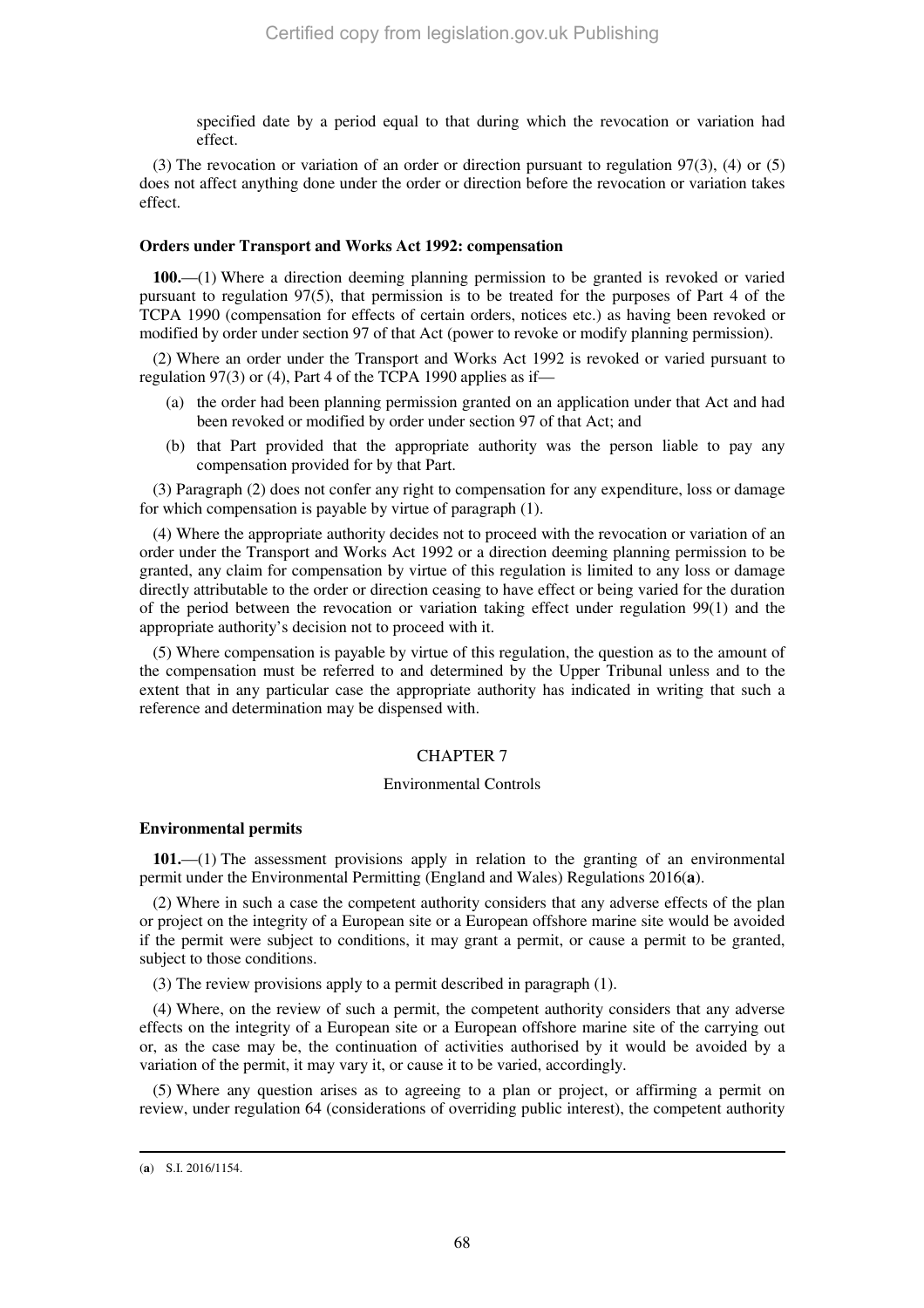specified date by a period equal to that during which the revocation or variation had effect.

(3) The revocation or variation of an order or direction pursuant to regulation 97(3), (4) or (5) does not affect anything done under the order or direction before the revocation or variation takes effect.

**Orders under Transport and Works Act 1992: compensation**

**100.**—(1) Where a direction deeming planning permission to be granted is revoked or varied pursuant to regulation 97(5), that permission is to be treated for the purposes of Part 4 of the TCPA 1990 (compensation for effects of certain orders, notices etc.) as having been revoked or modified by order under section 97 of that Act (power to revoke or modify planning permission).

(2) Where an order under the Transport and Works Act 1992 is revoked or varied pursuant to regulation 97(3) or (4), Part 4 of the TCPA 1990 applies as if—

(a) the order had been planning permission granted on an application under that Act and had been revoked or modified by order under section 97 of that Act; and

(b) that Part provided that the appropriate authority was the person liable to pay any compensation provided for by that Part.

(3) Paragraph (2) does not confer any right to compensation for any expenditure, loss or damage for which compensation is payable by virtue of paragraph (1).

(4) Where the appropriate authority decides not to proceed with the revocation or variation of an order under the Transport and Works Act 1992 or a direction deeming planning permission to be granted, any claim for compensation by virtue of this regulation is limited to any loss or damage directly attributable to the order or direction ceasing to have effect or being varied for the duration of the period between the revocation or variation taking effect under regulation 99(1) and the appropriate authority's decision not to proceed with it.

(5) Where compensation is payable by virtue of this regulation, the question as to the amount of the compensation must be referred to and determined by the Upper Tribunal unless and to the extent that in any particular case the appropriate authority has indicated in writing that such a reference and determination may be dispensed with.

## CHAPTER 7

### Environmental Controls

**Environmental permits**

**101.**—(1) The assessment provisions apply in relation to the granting of an environmental permit under the Environmental Permitting (England and Wales) Regulations 2016(**a**).

(2) Where in such a case the competent authority considers that any adverse effects of the plan or project on the integrity of a European site or a European offshore marine site would be avoided if the permit were subject to conditions, it may grant a permit, or cause a permit to be granted, subject to those conditions.

(3) The review provisions apply to a permit described in paragraph (1).

(4) Where, on the review of such a permit, the competent authority considers that any adverse effects on the integrity of a European site or a European offshore marine site of the carrying out or, as the case may be, the continuation of activities authorised by it would be avoided by a variation of the permit, it may vary it, or cause it to be varied, accordingly.

(5) Where any question arises as to agreeing to a plan or project, or affirming a permit on review, under regulation 64 (considerations of overriding public interest), the competent authority

(**a**) S.I. 2016/1154.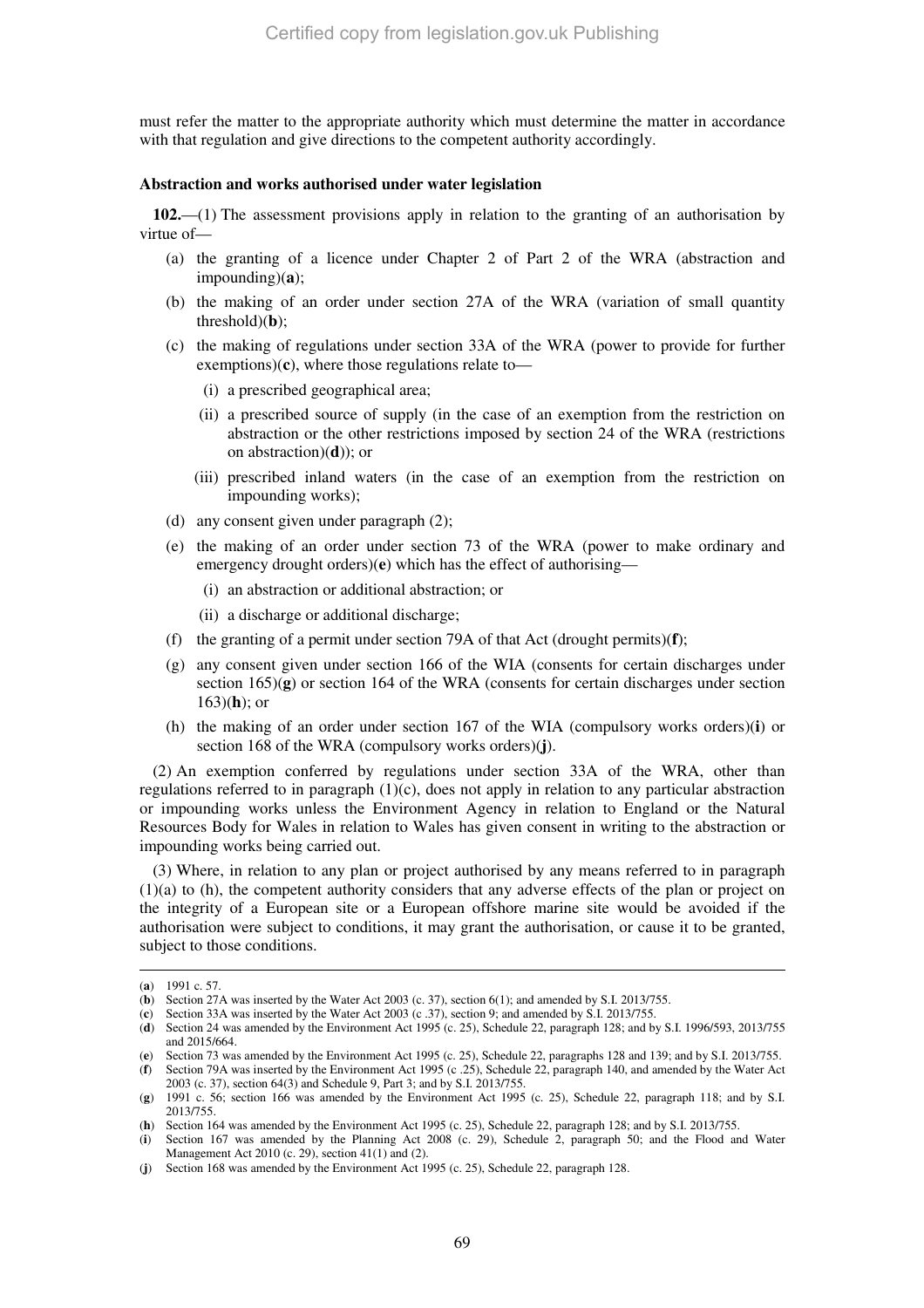must refer the matter to the appropriate authority which must determine the matter in accordance with that regulation and give directions to the competent authority accordingly.

**Abstraction and works authorised under water legislation**

**102.**—(1) The assessment provisions apply in relation to the granting of an authorisation by virtue of—

(a) the granting of a licence under Chapter 2 of Part 2 of the WRA (abstraction and impounding)(**a**);

(b) the making of an order under section 27A of the WRA (variation of small quantity threshold)(**b**);

(c) the making of regulations under section 33A of the WRA (power to provide for further exemptions)(**c**), where those regulations relate to—

(i) a prescribed geographical area;

(ii) a prescribed source of supply (in the case of an exemption from the restriction on abstraction or the other restrictions imposed by section 24 of the WRA (restrictions on abstraction)(**d**)); or

(iii) prescribed inland waters (in the case of an exemption from the restriction on impounding works);

(d) any consent given under paragraph (2);

(e) the making of an order under section 73 of the WRA (power to make ordinary and emergency drought orders)(**e**) which has the effect of authorising—

(i) an abstraction or additional abstraction; or

(ii) a discharge or additional discharge;

(f) the granting of a permit under section 79A of that Act (drought permits)(**f**);

(g) any consent given under section 166 of the WIA (consents for certain discharges under section 165)(**g**) or section 164 of the WRA (consents for certain discharges under section 163)(**h**); or

(h) the making of an order under section 167 of the WIA (compulsory works orders)(**i**) or section 168 of the WRA (compulsory works orders)(**j**).

(2) An exemption conferred by regulations under section 33A of the WRA, other than regulations referred to in paragraph (1)(c), does not apply in relation to any particular abstraction or impounding works unless the Environment Agency in relation to England or the Natural Resources Body for Wales in relation to Wales has given consent in writing to the abstraction or impounding works being carried out.

(3) Where, in relation to any plan or project authorised by any means referred to in paragraph (1)(a) to (h), the competent authority considers that any adverse effects of the plan or project on the integrity of a European site or a European offshore marine site would be avoided if the authorisation were subject to conditions, it may grant the authorisation, or cause it to be granted, subject to those conditions.

---

(**a**) 1991 c. 57.

(**b**) Section 27A was inserted by the Water Act 2003 (c. 37), section 6(1); and amended by S.I. 2013/755.

(**c**) Section 33A was inserted by the Water Act 2003 (c .37), section 9; and amended by S.I. 2013/755.

(**d**) Section 24 was amended by the Environment Act 1995 (c. 25), Schedule 22, paragraph 128; and by S.I. 1996/593, 2013/755 and 2015/664.

(**e**) Section 73 was amended by the Environment Act 1995 (c. 25), Schedule 22, paragraphs 128 and 139; and by S.I. 2013/755.

(**f**) Section 79A was inserted by the Environment Act 1995 (c .25), Schedule 22, paragraph 140, and amended by the Water Act 2003 (c. 37), section 64(3) and Schedule 9, Part 3; and by S.I. 2013/755.

(**g**) 1991 c. 56; section 166 was amended by the Environment Act 1995 (c. 25), Schedule 22, paragraph 118; and by S.I. 2013/755.

(**h**) Section 164 was amended by the Environment Act 1995 (c. 25), Schedule 22, paragraph 128; and by S.I. 2013/755.

(**i**) Section 167 was amended by the Planning Act 2008 (c. 29), Schedule 2, paragraph 50; and the Flood and Water Management Act 2010 (c. 29), section 41(1) and (2).

(**j**) Section 168 was amended by the Environment Act 1995 (c. 25), Schedule 22, paragraph 128.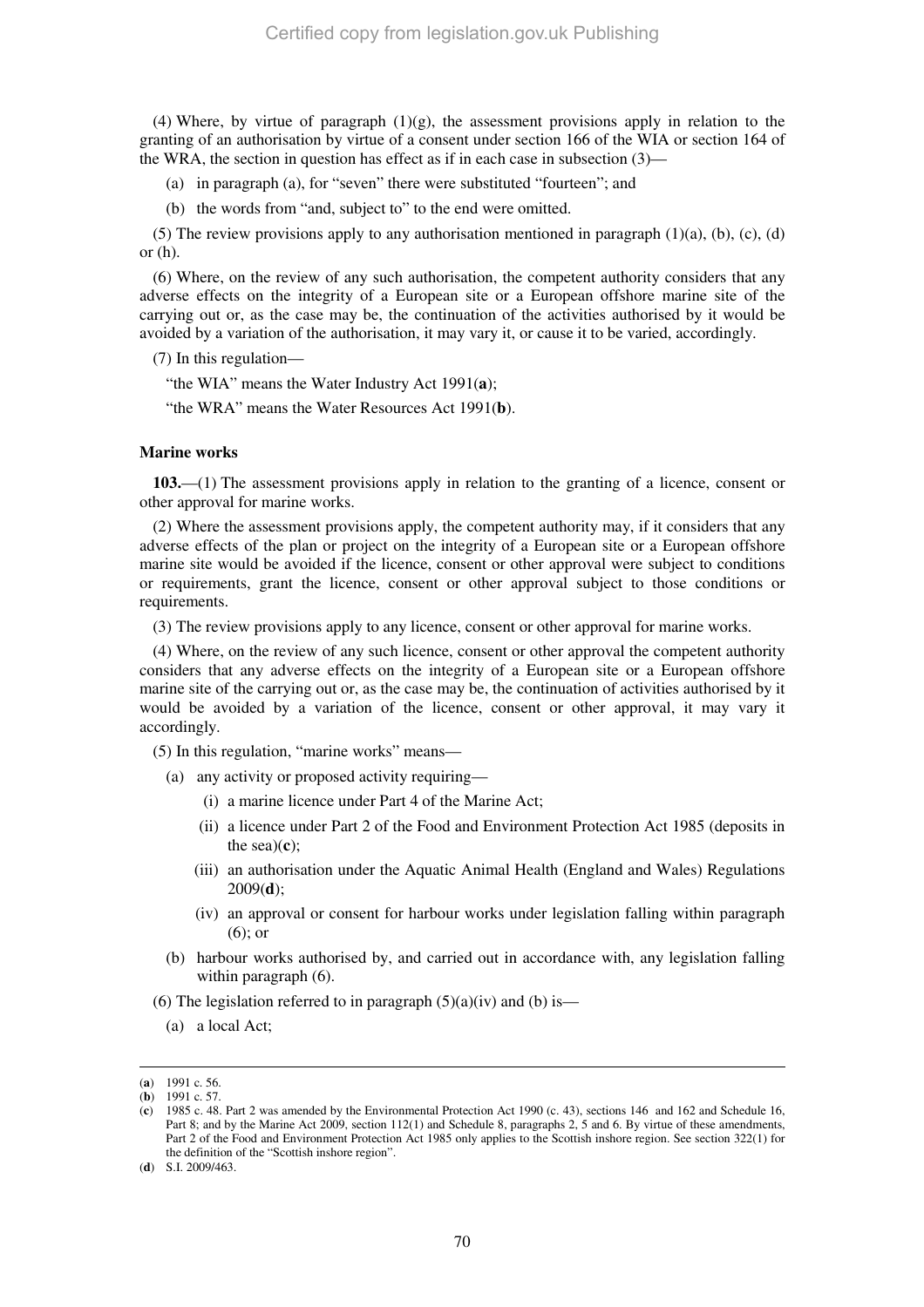(4) Where, by virtue of paragraph (1)(g), the assessment provisions apply in relation to the granting of an authorisation by virtue of a consent under section 166 of the WIA or section 164 of the WRA, the section in question has effect as if in each case in subsection (3)—

(a) in paragraph (a), for "seven" there were substituted "fourteen"; and

(b) the words from "and, subject to" to the end were omitted.

(5) The review provisions apply to any authorisation mentioned in paragraph (1)(a), (b), (c), (d) or (h).

(6) Where, on the review of any such authorisation, the competent authority considers that any adverse effects on the integrity of a European site or a European offshore marine site of the carrying out or, as the case may be, the continuation of the activities authorised by it would be avoided by a variation of the authorisation, it may vary it, or cause it to be varied, accordingly.

(7) In this regulation—

"the WIA" means the Water Industry Act 1991(**a**);

"the WRA" means the Water Resources Act 1991(**b**).

**Marine works**

**103.**—(1) The assessment provisions apply in relation to the granting of a licence, consent or other approval for marine works.

(2) Where the assessment provisions apply, the competent authority may, if it considers that any adverse effects of the plan or project on the integrity of a European site or a European offshore marine site would be avoided if the licence, consent or other approval were subject to conditions or requirements, grant the licence, consent or other approval subject to those conditions or requirements.

(3) The review provisions apply to any licence, consent or other approval for marine works.

(4) Where, on the review of any such licence, consent or other approval the competent authority considers that any adverse effects on the integrity of a European site or a European offshore marine site of the carrying out or, as the case may be, the continuation of activities authorised by it would be avoided by a variation of the licence, consent or other approval, it may vary it accordingly.

(5) In this regulation, "marine works" means—

(a) any activity or proposed activity requiring—

(i) a marine licence under Part 4 of the Marine Act;

(ii) a licence under Part 2 of the Food and Environment Protection Act 1985 (deposits in the sea)(**c**);

(iii) an authorisation under the Aquatic Animal Health (England and Wales) Regulations 2009(**d**);

(iv) an approval or consent for harbour works under legislation falling within paragraph (6); or

(b) harbour works authorised by, and carried out in accordance with, any legislation falling within paragraph (6).

(6) The legislation referred to in paragraph (5)(a)(iv) and (b) is—

(a) a local Act;

---

(**a**) 1991 c. 56.

(**b**) 1991 c. 57.

(**c**) 1985 c. 48. Part 2 was amended by the Environmental Protection Act 1990 (c. 43), sections 146 and 162 and Schedule 16, Part 8; and by the Marine Act 2009, section 112(1) and Schedule 8, paragraphs 2, 5 and 6. By virtue of these amendments, Part 2 of the Food and Environment Protection Act 1985 only applies to the Scottish inshore region. See section 322(1) for the definition of the "Scottish inshore region".

(**d**) S.I. 2009/463.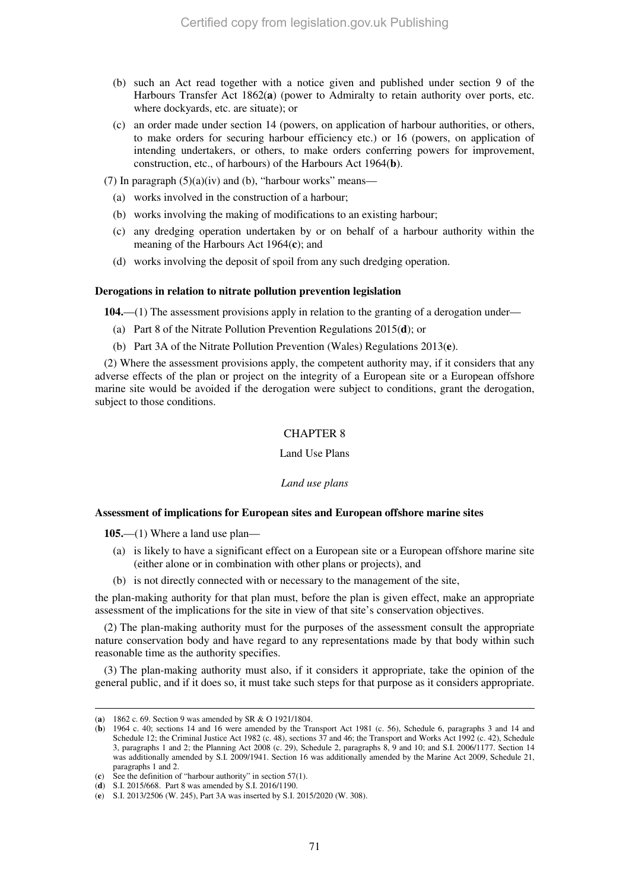(b) such an Act read together with a notice given and published under section 9 of the Harbours Transfer Act 1862(**a**) (power to Admiralty to retain authority over ports, etc. where dockyards, etc. are situate); or

(c) an order made under section 14 (powers, on application of harbour authorities, or others, to make orders for securing harbour efficiency etc.) or 16 (powers, on application of intending undertakers, or others, to make orders conferring powers for improvement, construction, etc., of harbours) of the Harbours Act 1964(**b**).

(7) In paragraph (5)(a)(iv) and (b), "harbour works" means—

(a) works involved in the construction of a harbour;

(b) works involving the making of modifications to an existing harbour;

(c) any dredging operation undertaken by or on behalf of a harbour authority within the meaning of the Harbours Act 1964(**c**); and

(d) works involving the deposit of spoil from any such dredging operation.

**Derogations in relation to nitrate pollution prevention legislation**

**104.**—(1) The assessment provisions apply in relation to the granting of a derogation under—

(a) Part 8 of the Nitrate Pollution Prevention Regulations 2015(**d**); or

(b) Part 3A of the Nitrate Pollution Prevention (Wales) Regulations 2013(**e**).

(2) Where the assessment provisions apply, the competent authority may, if it considers that any adverse effects of the plan or project on the integrity of a European site or a European offshore marine site would be avoided if the derogation were subject to conditions, grant the derogation, subject to those conditions.

## CHAPTER 8

Land Use Plans

*Land use plans*

**Assessment of implications for European sites and European offshore marine sites**

**105.**—(1) Where a land use plan—

(a) is likely to have a significant effect on a European site or a European offshore marine site (either alone or in combination with other plans or projects), and

(b) is not directly connected with or necessary to the management of the site,

the plan-making authority for that plan must, before the plan is given effect, make an appropriate assessment of the implications for the site in view of that site's conservation objectives.

(2) The plan-making authority must for the purposes of the assessment consult the appropriate nature conservation body and have regard to any representations made by that body within such reasonable time as the authority specifies.

(3) The plan-making authority must also, if it considers it appropriate, take the opinion of the general public, and if it does so, it must take such steps for that purpose as it considers appropriate.

---

(**a**) 1862 c. 69. Section 9 was amended by SR & O 1921/1804.

(**b**) 1964 c. 40; sections 14 and 16 were amended by the Transport Act 1981 (c. 56), Schedule 6, paragraphs 3 and 14 and Schedule 12; the Criminal Justice Act 1982 (c. 48), sections 37 and 46; the Transport and Works Act 1992 (c. 42), Schedule 3, paragraphs 1 and 2; the Planning Act 2008 (c. 29), Schedule 2, paragraphs 8, 9 and 10; and S.I. 2006/1177. Section 14 was additionally amended by S.I. 2009/1941. Section 16 was additionally amended by the Marine Act 2009, Schedule 21, paragraphs 1 and 2.

(**c**) See the definition of "harbour authority" in section 57(1).

(**d**) S.I. 2015/668. Part 8 was amended by S.I. 2016/1190.

(**e**) S.I. 2013/2506 (W. 245), Part 3A was inserted by S.I. 2015/2020 (W. 308).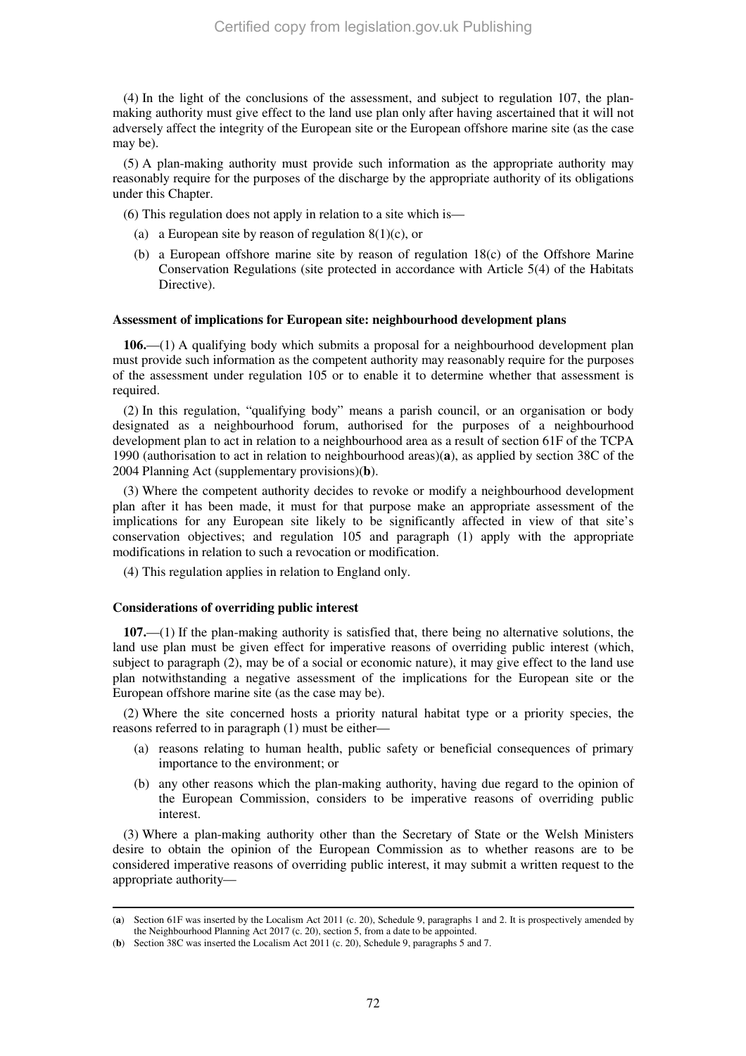(4) In the light of the conclusions of the assessment, and subject to regulation 107, the plan-making authority must give effect to the land use plan only after having ascertained that it will not adversely affect the integrity of the European site or the European offshore marine site (as the case may be).

(5) A plan-making authority must provide such information as the appropriate authority may reasonably require for the purposes of the discharge by the appropriate authority of its obligations under this Chapter.

(6) This regulation does not apply in relation to a site which is—

(a) a European site by reason of regulation 8(1)(c), or

(b) a European offshore marine site by reason of regulation 18(c) of the Offshore Marine Conservation Regulations (site protected in accordance with Article 5(4) of the Habitats Directive).

**Assessment of implications for European site: neighbourhood development plans**

**106.**—(1) A qualifying body which submits a proposal for a neighbourhood development plan must provide such information as the competent authority may reasonably require for the purposes of the assessment under regulation 105 or to enable it to determine whether that assessment is required.

(2) In this regulation, "qualifying body" means a parish council, or an organisation or body designated as a neighbourhood forum, authorised for the purposes of a neighbourhood development plan to act in relation to a neighbourhood area as a result of section 61F of the TCPA 1990 (authorisation to act in relation to neighbourhood areas)(**a**), as applied by section 38C of the 2004 Planning Act (supplementary provisions)(**b**).

(3) Where the competent authority decides to revoke or modify a neighbourhood development plan after it has been made, it must for that purpose make an appropriate assessment of the implications for any European site likely to be significantly affected in view of that site's conservation objectives; and regulation 105 and paragraph (1) apply with the appropriate modifications in relation to such a revocation or modification.

(4) This regulation applies in relation to England only.

**Considerations of overriding public interest**

**107.**—(1) If the plan-making authority is satisfied that, there being no alternative solutions, the land use plan must be given effect for imperative reasons of overriding public interest (which, subject to paragraph (2), may be of a social or economic nature), it may give effect to the land use plan notwithstanding a negative assessment of the implications for the European site or the European offshore marine site (as the case may be).

(2) Where the site concerned hosts a priority natural habitat type or a priority species, the reasons referred to in paragraph (1) must be either—

(a) reasons relating to human health, public safety or beneficial consequences of primary importance to the environment; or

(b) any other reasons which the plan-making authority, having due regard to the opinion of the European Commission, considers to be imperative reasons of overriding public interest.

(3) Where a plan-making authority other than the Secretary of State or the Welsh Ministers desire to obtain the opinion of the European Commission as to whether reasons are to be considered imperative reasons of overriding public interest, it may submit a written request to the appropriate authority—

---

(**a**) Section 61F was inserted by the Localism Act 2011 (c. 20), Schedule 9, paragraphs 1 and 2. It is prospectively amended by the Neighbourhood Planning Act 2017 (c. 20), section 5, from a date to be appointed.

(**b**) Section 38C was inserted the Localism Act 2011 (c. 20), Schedule 9, paragraphs 5 and 7.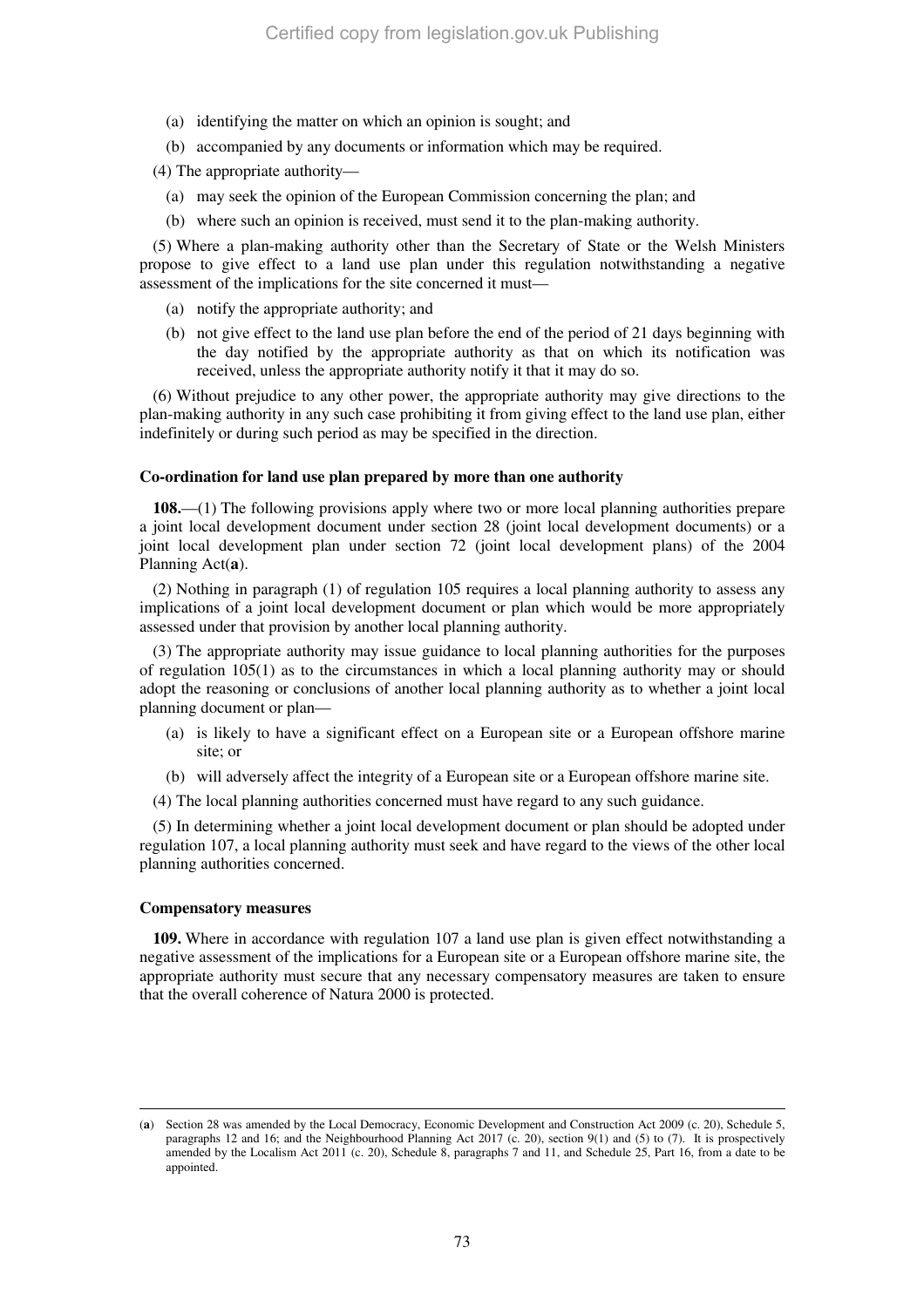(a) identifying the matter on which an opinion is sought; and

(b) accompanied by any documents or information which may be required.

(4) The appropriate authority—

(a) may seek the opinion of the European Commission concerning the plan; and

(b) where such an opinion is received, must send it to the plan-making authority.

(5) Where a plan-making authority other than the Secretary of State or the Welsh Ministers propose to give effect to a land use plan under this regulation notwithstanding a negative assessment of the implications for the site concerned it must—

(a) notify the appropriate authority; and

(b) not give effect to the land use plan before the end of the period of 21 days beginning with the day notified by the appropriate authority as that on which its notification was received, unless the appropriate authority notify it that it may do so.

(6) Without prejudice to any other power, the appropriate authority may give directions to the plan-making authority in any such case prohibiting it from giving effect to the land use plan, either indefinitely or during such period as may be specified in the direction.

**Co-ordination for land use plan prepared by more than one authority**

**108.**—(1) The following provisions apply where two or more local planning authorities prepare a joint local development document under section 28 (joint local development documents) or a joint local development plan under section 72 (joint local development plans) of the 2004 Planning Act(**a**).

(2) Nothing in paragraph (1) of regulation 105 requires a local planning authority to assess any implications of a joint local development document or plan which would be more appropriately assessed under that provision by another local planning authority.

(3) The appropriate authority may issue guidance to local planning authorities for the purposes of regulation 105(1) as to the circumstances in which a local planning authority may or should adopt the reasoning or conclusions of another local planning authority as to whether a joint local planning document or plan—

(a) is likely to have a significant effect on a European site or a European offshore marine site; or

(b) will adversely affect the integrity of a European site or a European offshore marine site.

(4) The local planning authorities concerned must have regard to any such guidance.

(5) In determining whether a joint local development document or plan should be adopted under regulation 107, a local planning authority must seek and have regard to the views of the other local planning authorities concerned.

**Compensatory measures**

**109.** Where in accordance with regulation 107 a land use plan is given effect notwithstanding a negative assessment of the implications for a European site or a European offshore marine site, the appropriate authority must secure that any necessary compensatory measures are taken to ensure that the overall coherence of Natura 2000 is protected.

---

(**a**) Section 28 was amended by the Local Democracy, Economic Development and Construction Act 2009 (c. 20), Schedule 5, paragraphs 12 and 16; and the Neighbourhood Planning Act 2017 (c. 20), section 9(1) and (5) to (7). It is prospectively amended by the Localism Act 2011 (c. 20), Schedule 8, paragraphs 7 and 11, and Schedule 25, Part 16, from a date to be appointed.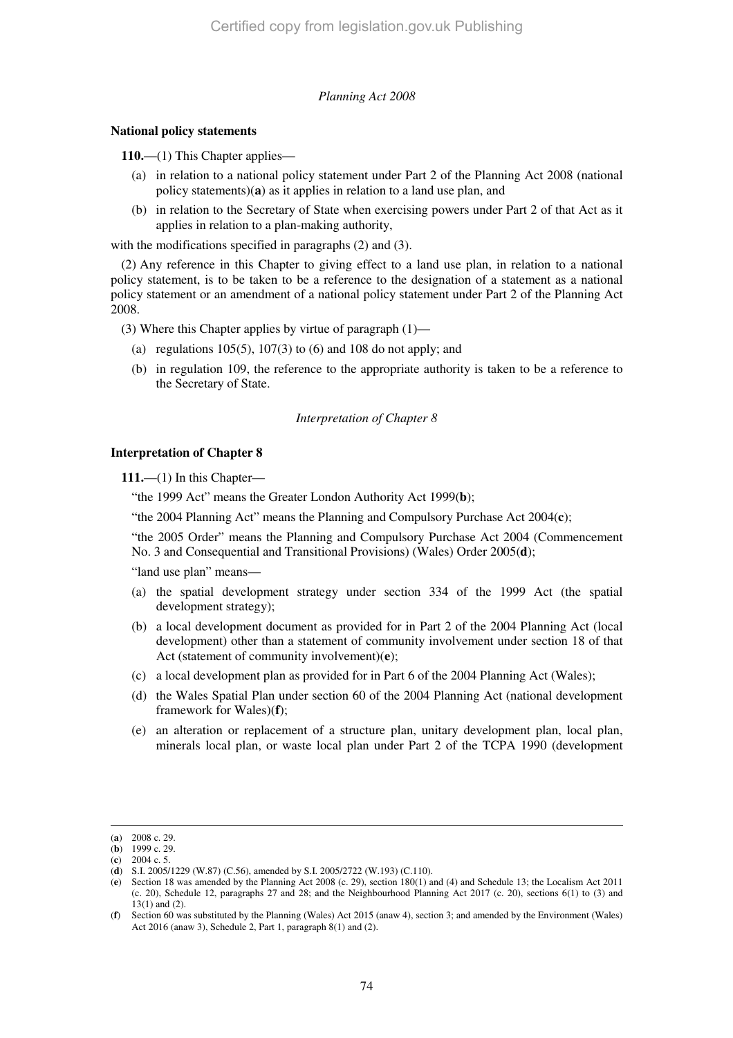*Planning Act 2008*

**National policy statements**

**110.**—(1) This Chapter applies—

(a) in relation to a national policy statement under Part 2 of the Planning Act 2008 (national policy statements)(**a**) as it applies in relation to a land use plan, and

(b) in relation to the Secretary of State when exercising powers under Part 2 of that Act as it applies in relation to a plan-making authority,

with the modifications specified in paragraphs (2) and (3).

(2) Any reference in this Chapter to giving effect to a land use plan, in relation to a national policy statement, is to be taken to be a reference to the designation of a statement as a national policy statement or an amendment of a national policy statement under Part 2 of the Planning Act 2008.

(3) Where this Chapter applies by virtue of paragraph (1)—

(a) regulations 105(5), 107(3) to (6) and 108 do not apply; and

(b) in regulation 109, the reference to the appropriate authority is taken to be a reference to the Secretary of State.

*Interpretation of Chapter 8*

**Interpretation of Chapter 8**

**111.**—(1) In this Chapter—

"the 1999 Act" means the Greater London Authority Act 1999(**b**);

"the 2004 Planning Act" means the Planning and Compulsory Purchase Act 2004(**c**);

"the 2005 Order" means the Planning and Compulsory Purchase Act 2004 (Commencement No. 3 and Consequential and Transitional Provisions) (Wales) Order 2005(**d**);

"land use plan" means—

(a) the spatial development strategy under section 334 of the 1999 Act (the spatial development strategy);

(b) a local development document as provided for in Part 2 of the 2004 Planning Act (local development) other than a statement of community involvement under section 18 of that Act (statement of community involvement)(**e**);

(c) a local development plan as provided for in Part 6 of the 2004 Planning Act (Wales);

(d) the Wales Spatial Plan under section 60 of the 2004 Planning Act (national development framework for Wales)(**f**);

(e) an alteration or replacement of a structure plan, unitary development plan, local plan, minerals local plan, or waste local plan under Part 2 of the TCPA 1990 (development

---

(**a**) 2008 c. 29.
(**b**) 1999 c. 29.
(**c**) 2004 c. 5.
(**d**) S.I. 2005/1229 (W.87) (C.56), amended by S.I. 2005/2722 (W.193) (C.110).
(**e**) Section 18 was amended by the Planning Act 2008 (c. 29), section 180(1) and (4) and Schedule 13; the Localism Act 2011 (c. 20), Schedule 12, paragraphs 27 and 28; and the Neighbourhood Planning Act 2017 (c. 20), sections 6(1) to (3) and 13(1) and (2).
(**f**) Section 60 was substituted by the Planning (Wales) Act 2015 (anaw 4), section 3; and amended by the Environment (Wales) Act 2016 (anaw 3), Schedule 2, Part 1, paragraph 8(1) and (2).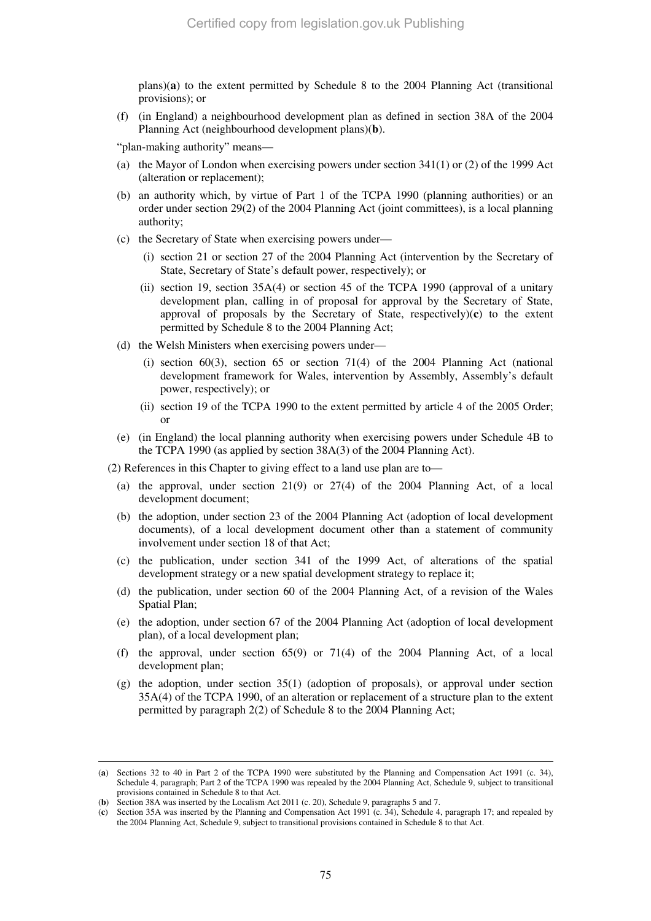plans)(**a**) to the extent permitted by Schedule 8 to the 2004 Planning Act (transitional provisions); or

(f) (in England) a neighbourhood development plan as defined in section 38A of the 2004 Planning Act (neighbourhood development plans)(**b**).

"plan-making authority" means—

(a) the Mayor of London when exercising powers under section 341(1) or (2) of the 1999 Act (alteration or replacement);

(b) an authority which, by virtue of Part 1 of the TCPA 1990 (planning authorities) or an order under section 29(2) of the 2004 Planning Act (joint committees), is a local planning authority;

(c) the Secretary of State when exercising powers under—

  (i) section 21 or section 27 of the 2004 Planning Act (intervention by the Secretary of State, Secretary of State's default power, respectively); or

  (ii) section 19, section 35A(4) or section 45 of the TCPA 1990 (approval of a unitary development plan, calling in of proposal for approval by the Secretary of State, approval of proposals by the Secretary of State, respectively)(**c**) to the extent permitted by Schedule 8 to the 2004 Planning Act;

(d) the Welsh Ministers when exercising powers under—

  (i) section 60(3), section 65 or section 71(4) of the 2004 Planning Act (national development framework for Wales, intervention by Assembly, Assembly's default power, respectively); or

  (ii) section 19 of the TCPA 1990 to the extent permitted by article 4 of the 2005 Order; or

(e) (in England) the local planning authority when exercising powers under Schedule 4B to the TCPA 1990 (as applied by section 38A(3) of the 2004 Planning Act).

(2) References in this Chapter to giving effect to a land use plan are to—

(a) the approval, under section 21(9) or 27(4) of the 2004 Planning Act, of a local development document;

(b) the adoption, under section 23 of the 2004 Planning Act (adoption of local development documents), of a local development document other than a statement of community involvement under section 18 of that Act;

(c) the publication, under section 341 of the 1999 Act, of alterations of the spatial development strategy or a new spatial development strategy to replace it;

(d) the publication, under section 60 of the 2004 Planning Act, of a revision of the Wales Spatial Plan;

(e) the adoption, under section 67 of the 2004 Planning Act (adoption of local development plan), of a local development plan;

(f) the approval, under section 65(9) or 71(4) of the 2004 Planning Act, of a local development plan;

(g) the adoption, under section 35(1) (adoption of proposals), or approval under section 35A(4) of the TCPA 1990, of an alteration or replacement of a structure plan to the extent permitted by paragraph 2(2) of Schedule 8 to the 2004 Planning Act;

---

(**a**) Sections 32 to 40 in Part 2 of the TCPA 1990 were substituted by the Planning and Compensation Act 1991 (c. 34), Schedule 4, paragraph; Part 2 of the TCPA 1990 was repealed by the 2004 Planning Act, Schedule 9, subject to transitional provisions contained in Schedule 8 to that Act.

(**b**) Section 38A was inserted by the Localism Act 2011 (c. 20), Schedule 9, paragraphs 5 and 7.

(**c**) Section 35A was inserted by the Planning and Compensation Act 1991 (c. 34), Schedule 4, paragraph 17; and repealed by the 2004 Planning Act, Schedule 9, subject to transitional provisions contained in Schedule 8 to that Act.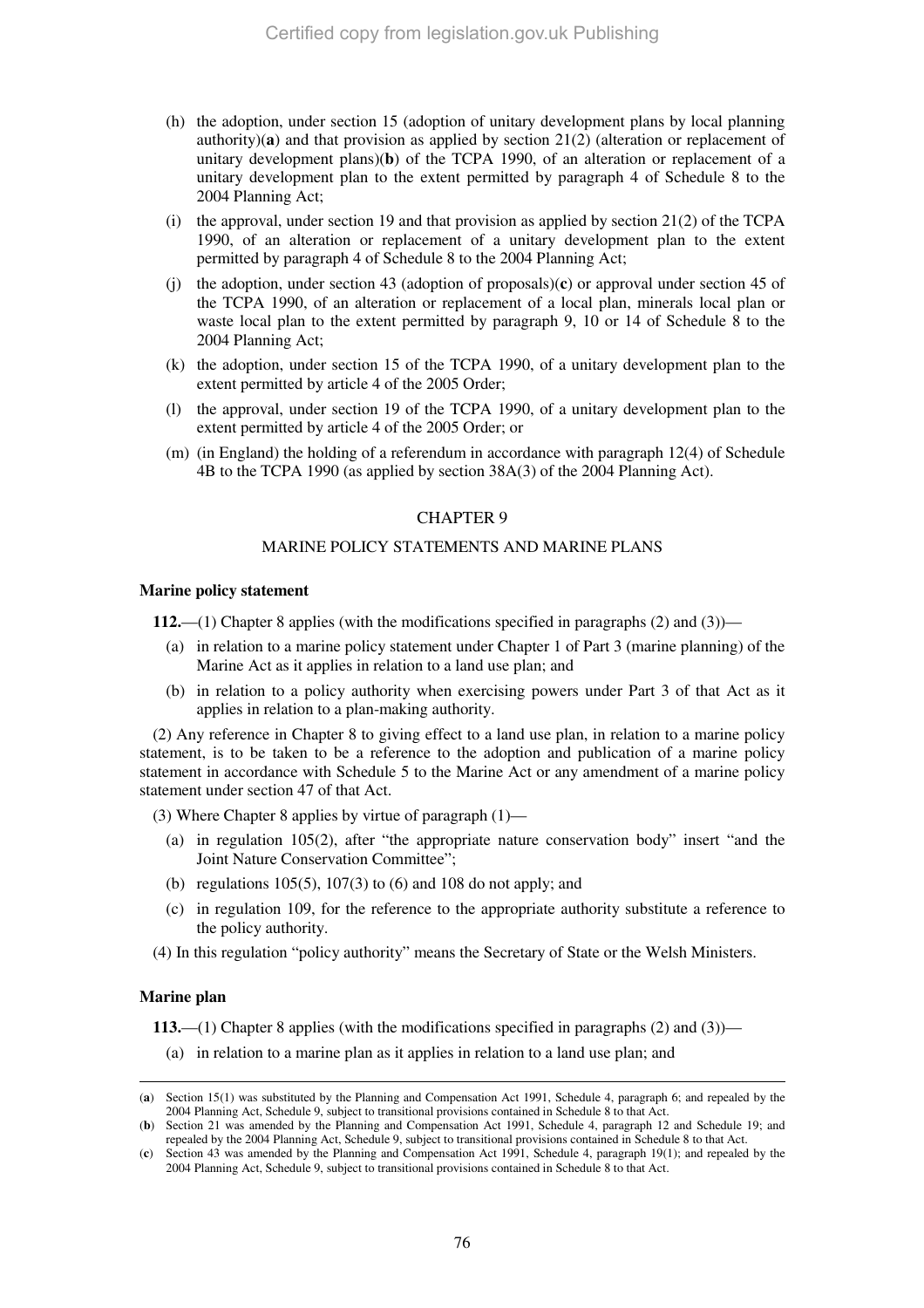(h) the adoption, under section 15 (adoption of unitary development plans by local planning authority)(**a**) and that provision as applied by section 21(2) (alteration or replacement of unitary development plans)(**b**) of the TCPA 1990, of an alteration or replacement of a unitary development plan to the extent permitted by paragraph 4 of Schedule 8 to the 2004 Planning Act;

(i) the approval, under section 19 and that provision as applied by section 21(2) of the TCPA 1990, of an alteration or replacement of a unitary development plan to the extent permitted by paragraph 4 of Schedule 8 to the 2004 Planning Act;

(j) the adoption, under section 43 (adoption of proposals)(**c**) or approval under section 45 of the TCPA 1990, of an alteration or replacement of a local plan, minerals local plan or waste local plan to the extent permitted by paragraph 9, 10 or 14 of Schedule 8 to the 2004 Planning Act;

(k) the adoption, under section 15 of the TCPA 1990, of a unitary development plan to the extent permitted by article 4 of the 2005 Order;

(l) the approval, under section 19 of the TCPA 1990, of a unitary development plan to the extent permitted by article 4 of the 2005 Order; or

(m) (in England) the holding of a referendum in accordance with paragraph 12(4) of Schedule 4B to the TCPA 1990 (as applied by section 38A(3) of the 2004 Planning Act).

## CHAPTER 9

## MARINE POLICY STATEMENTS AND MARINE PLANS

**Marine policy statement**

**112.**—(1) Chapter 8 applies (with the modifications specified in paragraphs (2) and (3))—

(a) in relation to a marine policy statement under Chapter 1 of Part 3 (marine planning) of the Marine Act as it applies in relation to a land use plan; and

(b) in relation to a policy authority when exercising powers under Part 3 of that Act as it applies in relation to a plan-making authority.

(2) Any reference in Chapter 8 to giving effect to a land use plan, in relation to a marine policy statement, is to be taken to be a reference to the adoption and publication of a marine policy statement in accordance with Schedule 5 to the Marine Act or any amendment of a marine policy statement under section 47 of that Act.

(3) Where Chapter 8 applies by virtue of paragraph (1)—

(a) in regulation 105(2), after "the appropriate nature conservation body" insert "and the Joint Nature Conservation Committee";

(b) regulations 105(5), 107(3) to (6) and 108 do not apply; and

(c) in regulation 109, for the reference to the appropriate authority substitute a reference to the policy authority.

(4) In this regulation "policy authority" means the Secretary of State or the Welsh Ministers.

**Marine plan**

**113.**—(1) Chapter 8 applies (with the modifications specified in paragraphs (2) and (3))—

(a) in relation to a marine plan as it applies in relation to a land use plan; and

---

(**a**) Section 15(1) was substituted by the Planning and Compensation Act 1991, Schedule 4, paragraph 6; and repealed by the 2004 Planning Act, Schedule 9, subject to transitional provisions contained in Schedule 8 to that Act.

(**b**) Section 21 was amended by the Planning and Compensation Act 1991, Schedule 4, paragraph 12 and Schedule 19; and repealed by the 2004 Planning Act, Schedule 9, subject to transitional provisions contained in Schedule 8 to that Act.

(**c**) Section 43 was amended by the Planning and Compensation Act 1991, Schedule 4, paragraph 19(1); and repealed by the 2004 Planning Act, Schedule 9, subject to transitional provisions contained in Schedule 8 to that Act.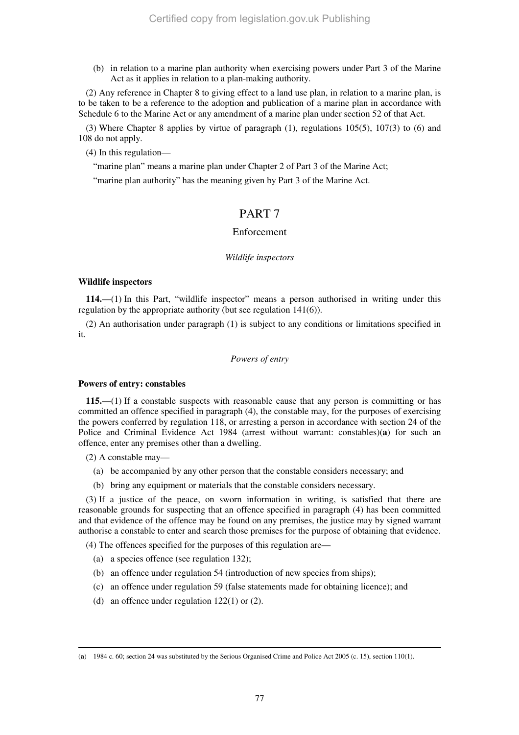(b) in relation to a marine plan authority when exercising powers under Part 3 of the Marine Act as it applies in relation to a plan-making authority.

(2) Any reference in Chapter 8 to giving effect to a land use plan, in relation to a marine plan, is to be taken to be a reference to the adoption and publication of a marine plan in accordance with Schedule 6 to the Marine Act or any amendment of a marine plan under section 52 of that Act.

(3) Where Chapter 8 applies by virtue of paragraph (1), regulations 105(5), 107(3) to (6) and 108 do not apply.

(4) In this regulation—

"marine plan" means a marine plan under Chapter 2 of Part 3 of the Marine Act;

"marine plan authority" has the meaning given by Part 3 of the Marine Act.

## PART 7

### Enforcement

*Wildlife inspectors*

**Wildlife inspectors**

**114.**—(1) In this Part, "wildlife inspector" means a person authorised in writing under this regulation by the appropriate authority (but see regulation 141(6)).

(2) An authorisation under paragraph (1) is subject to any conditions or limitations specified in it.

*Powers of entry*

**Powers of entry: constables**

**115.**—(1) If a constable suspects with reasonable cause that any person is committing or has committed an offence specified in paragraph (4), the constable may, for the purposes of exercising the powers conferred by regulation 118, or arresting a person in accordance with section 24 of the Police and Criminal Evidence Act 1984 (arrest without warrant: constables)(**a**) for such an offence, enter any premises other than a dwelling.

(2) A constable may—

(a) be accompanied by any other person that the constable considers necessary; and

(b) bring any equipment or materials that the constable considers necessary.

(3) If a justice of the peace, on sworn information in writing, is satisfied that there are reasonable grounds for suspecting that an offence specified in paragraph (4) has been committed and that evidence of the offence may be found on any premises, the justice may by signed warrant authorise a constable to enter and search those premises for the purpose of obtaining that evidence.

(4) The offences specified for the purposes of this regulation are—

(a) a species offence (see regulation 132);

(b) an offence under regulation 54 (introduction of new species from ships);

(c) an offence under regulation 59 (false statements made for obtaining licence); and

(d) an offence under regulation 122(1) or (2).

---

(**a**) 1984 c. 60; section 24 was substituted by the Serious Organised Crime and Police Act 2005 (c. 15), section 110(1).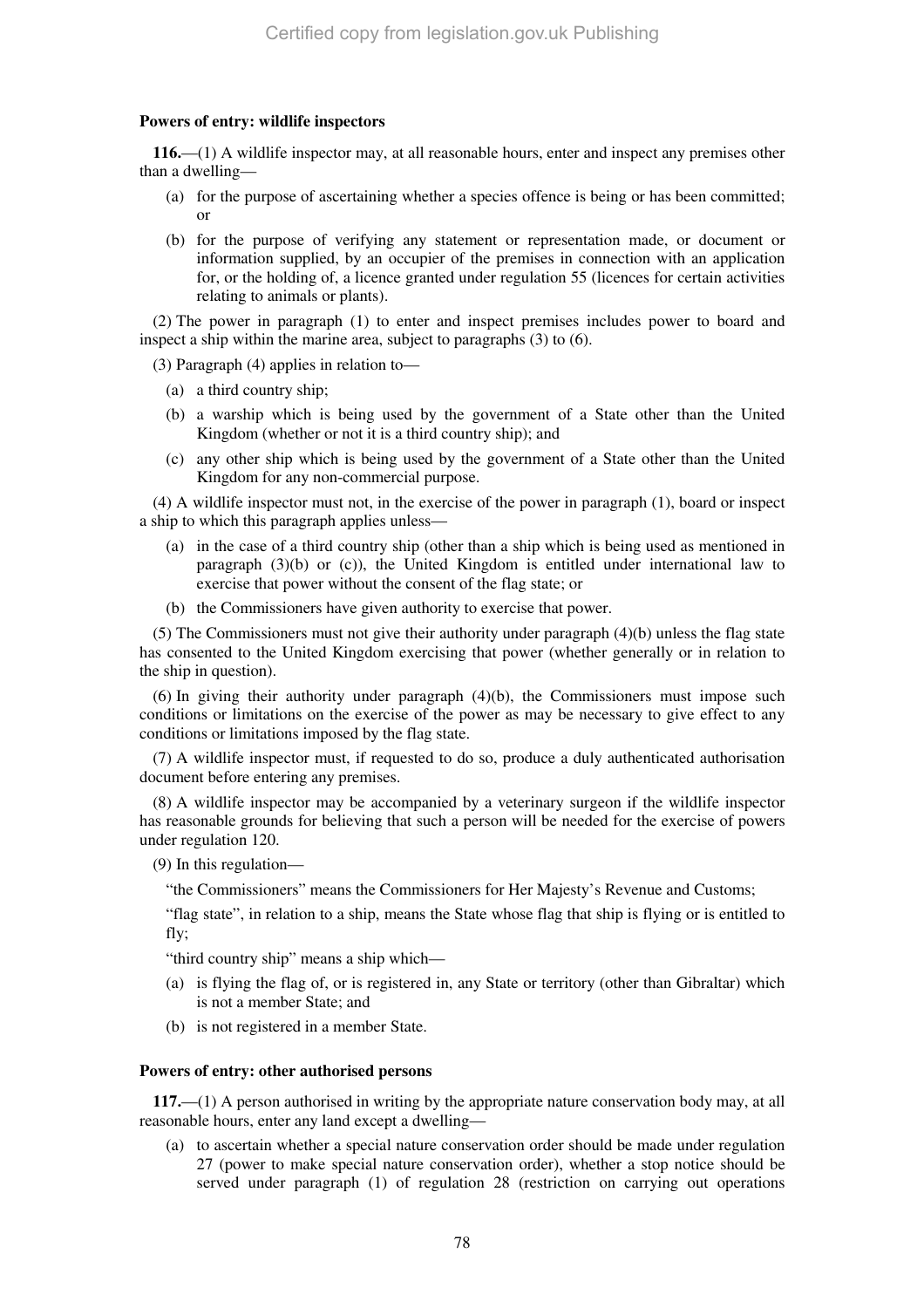**Powers of entry: wildlife inspectors**

**116.**—(1) A wildlife inspector may, at all reasonable hours, enter and inspect any premises other than a dwelling—

- (a) for the purpose of ascertaining whether a species offence is being or has been committed; or
- (b) for the purpose of verifying any statement or representation made, or document or information supplied, by an occupier of the premises in connection with an application for, or the holding of, a licence granted under regulation 55 (licences for certain activities relating to animals or plants).

(2) The power in paragraph (1) to enter and inspect premises includes power to board and inspect a ship within the marine area, subject to paragraphs (3) to (6).

(3) Paragraph (4) applies in relation to—

- (a) a third country ship;
- (b) a warship which is being used by the government of a State other than the United Kingdom (whether or not it is a third country ship); and
- (c) any other ship which is being used by the government of a State other than the United Kingdom for any non-commercial purpose.

(4) A wildlife inspector must not, in the exercise of the power in paragraph (1), board or inspect a ship to which this paragraph applies unless—

- (a) in the case of a third country ship (other than a ship which is being used as mentioned in paragraph (3)(b) or (c)), the United Kingdom is entitled under international law to exercise that power without the consent of the flag state; or
- (b) the Commissioners have given authority to exercise that power.

(5) The Commissioners must not give their authority under paragraph (4)(b) unless the flag state has consented to the United Kingdom exercising that power (whether generally or in relation to the ship in question).

(6) In giving their authority under paragraph (4)(b), the Commissioners must impose such conditions or limitations on the exercise of the power as may be necessary to give effect to any conditions or limitations imposed by the flag state.

(7) A wildlife inspector must, if requested to do so, produce a duly authenticated authorisation document before entering any premises.

(8) A wildlife inspector may be accompanied by a veterinary surgeon if the wildlife inspector has reasonable grounds for believing that such a person will be needed for the exercise of powers under regulation 120.

(9) In this regulation—

"the Commissioners" means the Commissioners for Her Majesty's Revenue and Customs;

"flag state", in relation to a ship, means the State whose flag that ship is flying or is entitled to fly;

"third country ship" means a ship which—

- (a) is flying the flag of, or is registered in, any State or territory (other than Gibraltar) which is not a member State; and
- (b) is not registered in a member State.

**Powers of entry: other authorised persons**

**117.**—(1) A person authorised in writing by the appropriate nature conservation body may, at all reasonable hours, enter any land except a dwelling—

- (a) to ascertain whether a special nature conservation order should be made under regulation 27 (power to make special nature conservation order), whether a stop notice should be served under paragraph (1) of regulation 28 (restriction on carrying out operations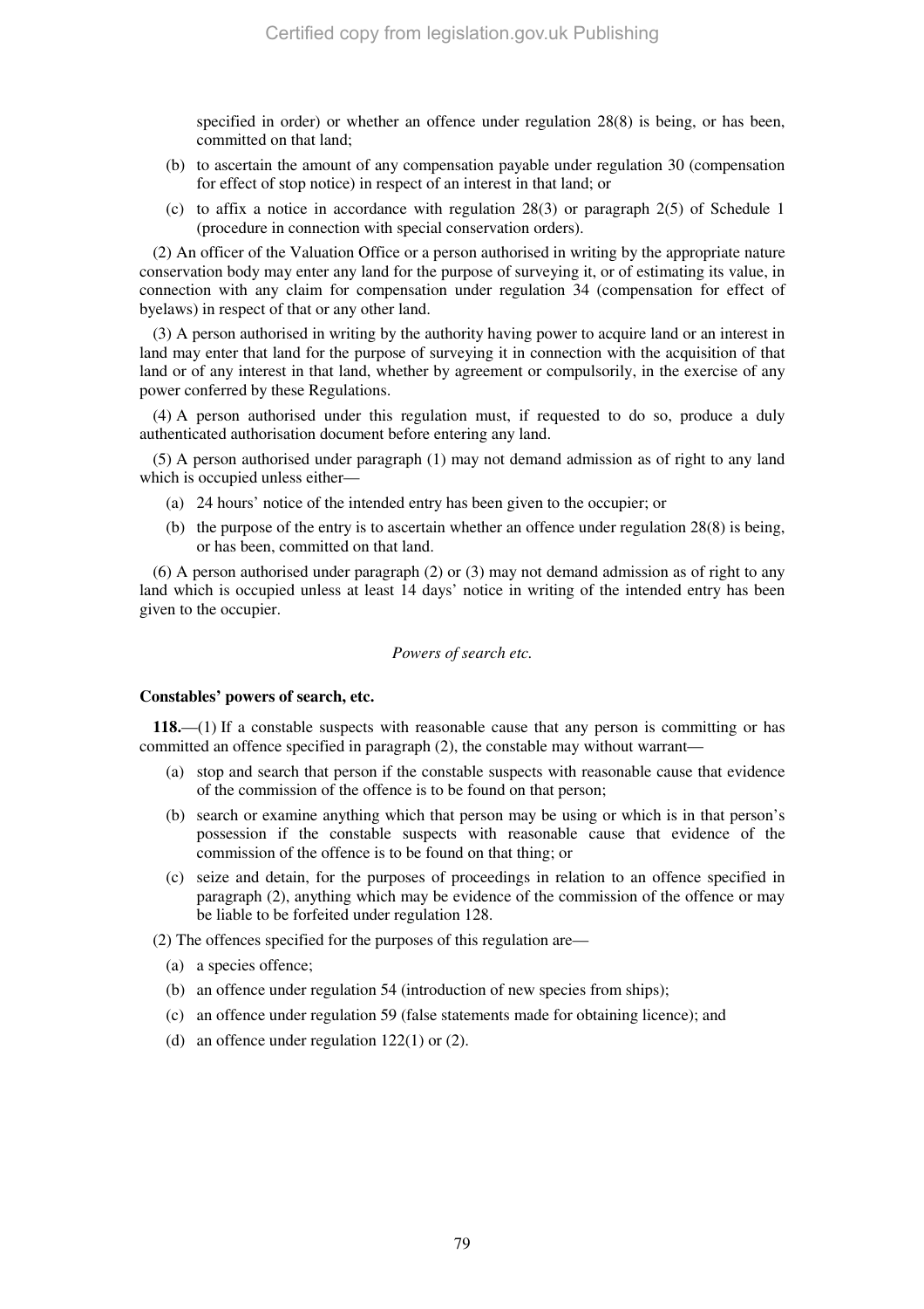specified in order) or whether an offence under regulation 28(8) is being, or has been, committed on that land;

(b) to ascertain the amount of any compensation payable under regulation 30 (compensation for effect of stop notice) in respect of an interest in that land; or

(c) to affix a notice in accordance with regulation 28(3) or paragraph 2(5) of Schedule 1 (procedure in connection with special conservation orders).

(2) An officer of the Valuation Office or a person authorised in writing by the appropriate nature conservation body may enter any land for the purpose of surveying it, or of estimating its value, in connection with any claim for compensation under regulation 34 (compensation for effect of byelaws) in respect of that or any other land.

(3) A person authorised in writing by the authority having power to acquire land or an interest in land may enter that land for the purpose of surveying it in connection with the acquisition of that land or of any interest in that land, whether by agreement or compulsorily, in the exercise of any power conferred by these Regulations.

(4) A person authorised under this regulation must, if requested to do so, produce a duly authenticated authorisation document before entering any land.

(5) A person authorised under paragraph (1) may not demand admission as of right to any land which is occupied unless either—

(a) 24 hours' notice of the intended entry has been given to the occupier; or

(b) the purpose of the entry is to ascertain whether an offence under regulation 28(8) is being, or has been, committed on that land.

(6) A person authorised under paragraph (2) or (3) may not demand admission as of right to any land which is occupied unless at least 14 days' notice in writing of the intended entry has been given to the occupier.

*Powers of search etc.*

**Constables' powers of search, etc.**

**118.**—(1) If a constable suspects with reasonable cause that any person is committing or has committed an offence specified in paragraph (2), the constable may without warrant—

(a) stop and search that person if the constable suspects with reasonable cause that evidence of the commission of the offence is to be found on that person;

(b) search or examine anything which that person may be using or which is in that person's possession if the constable suspects with reasonable cause that evidence of the commission of the offence is to be found on that thing; or

(c) seize and detain, for the purposes of proceedings in relation to an offence specified in paragraph (2), anything which may be evidence of the commission of the offence or may be liable to be forfeited under regulation 128.

(2) The offences specified for the purposes of this regulation are—

(a) a species offence;

(b) an offence under regulation 54 (introduction of new species from ships);

(c) an offence under regulation 59 (false statements made for obtaining licence); and

(d) an offence under regulation 122(1) or (2).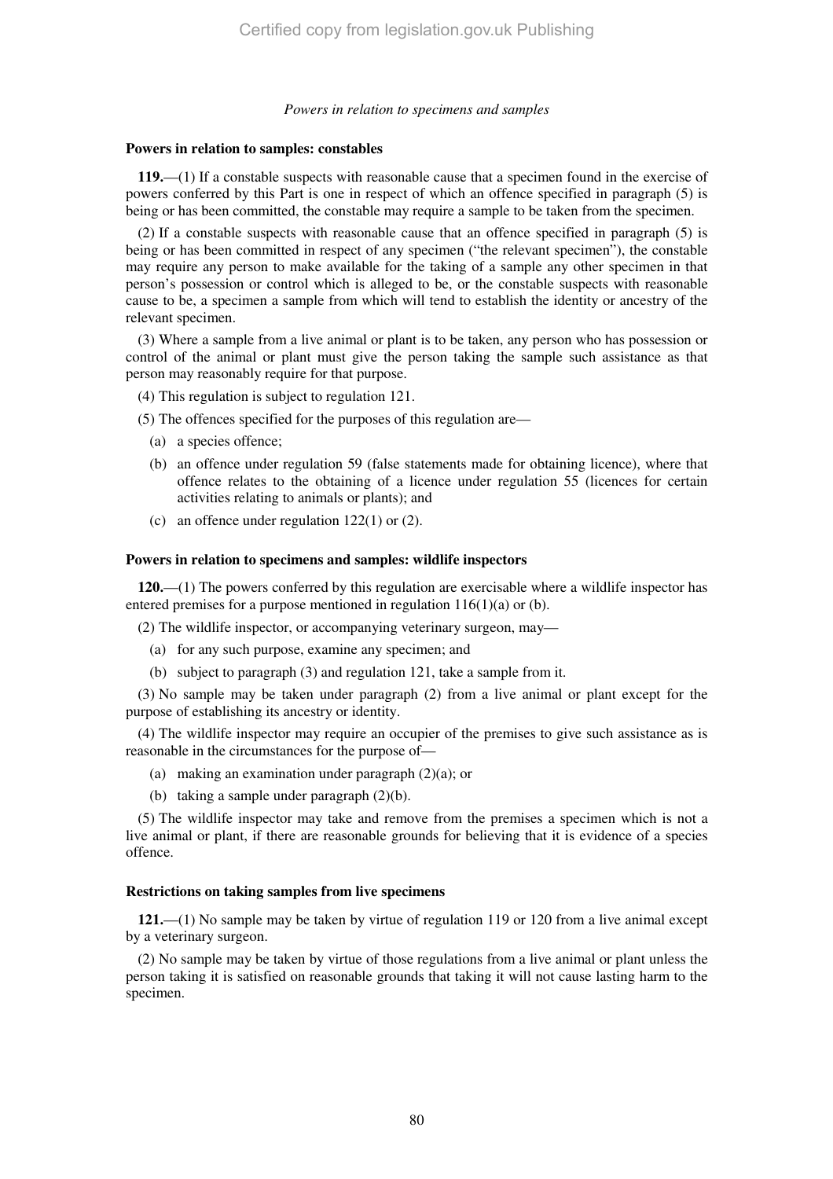*Powers in relation to specimens and samples*

**Powers in relation to samples: constables**

**119.**—(1) If a constable suspects with reasonable cause that a specimen found in the exercise of powers conferred by this Part is one in respect of which an offence specified in paragraph (5) is being or has been committed, the constable may require a sample to be taken from the specimen.

(2) If a constable suspects with reasonable cause that an offence specified in paragraph (5) is being or has been committed in respect of any specimen ("the relevant specimen"), the constable may require any person to make available for the taking of a sample any other specimen in that person's possession or control which is alleged to be, or the constable suspects with reasonable cause to be, a specimen a sample from which will tend to establish the identity or ancestry of the relevant specimen.

(3) Where a sample from a live animal or plant is to be taken, any person who has possession or control of the animal or plant must give the person taking the sample such assistance as that person may reasonably require for that purpose.

(4) This regulation is subject to regulation 121.

(5) The offences specified for the purposes of this regulation are—

(a) a species offence;

(b) an offence under regulation 59 (false statements made for obtaining licence), where that offence relates to the obtaining of a licence under regulation 55 (licences for certain activities relating to animals or plants); and

(c) an offence under regulation 122(1) or (2).

**Powers in relation to specimens and samples: wildlife inspectors**

**120.**—(1) The powers conferred by this regulation are exercisable where a wildlife inspector has entered premises for a purpose mentioned in regulation 116(1)(a) or (b).

(2) The wildlife inspector, or accompanying veterinary surgeon, may—

(a) for any such purpose, examine any specimen; and

(b) subject to paragraph (3) and regulation 121, take a sample from it.

(3) No sample may be taken under paragraph (2) from a live animal or plant except for the purpose of establishing its ancestry or identity.

(4) The wildlife inspector may require an occupier of the premises to give such assistance as is reasonable in the circumstances for the purpose of—

(a) making an examination under paragraph (2)(a); or

(b) taking a sample under paragraph (2)(b).

(5) The wildlife inspector may take and remove from the premises a specimen which is not a live animal or plant, if there are reasonable grounds for believing that it is evidence of a species offence.

**Restrictions on taking samples from live specimens**

**121.**—(1) No sample may be taken by virtue of regulation 119 or 120 from a live animal except by a veterinary surgeon.

(2) No sample may be taken by virtue of those regulations from a live animal or plant unless the person taking it is satisfied on reasonable grounds that taking it will not cause lasting harm to the specimen.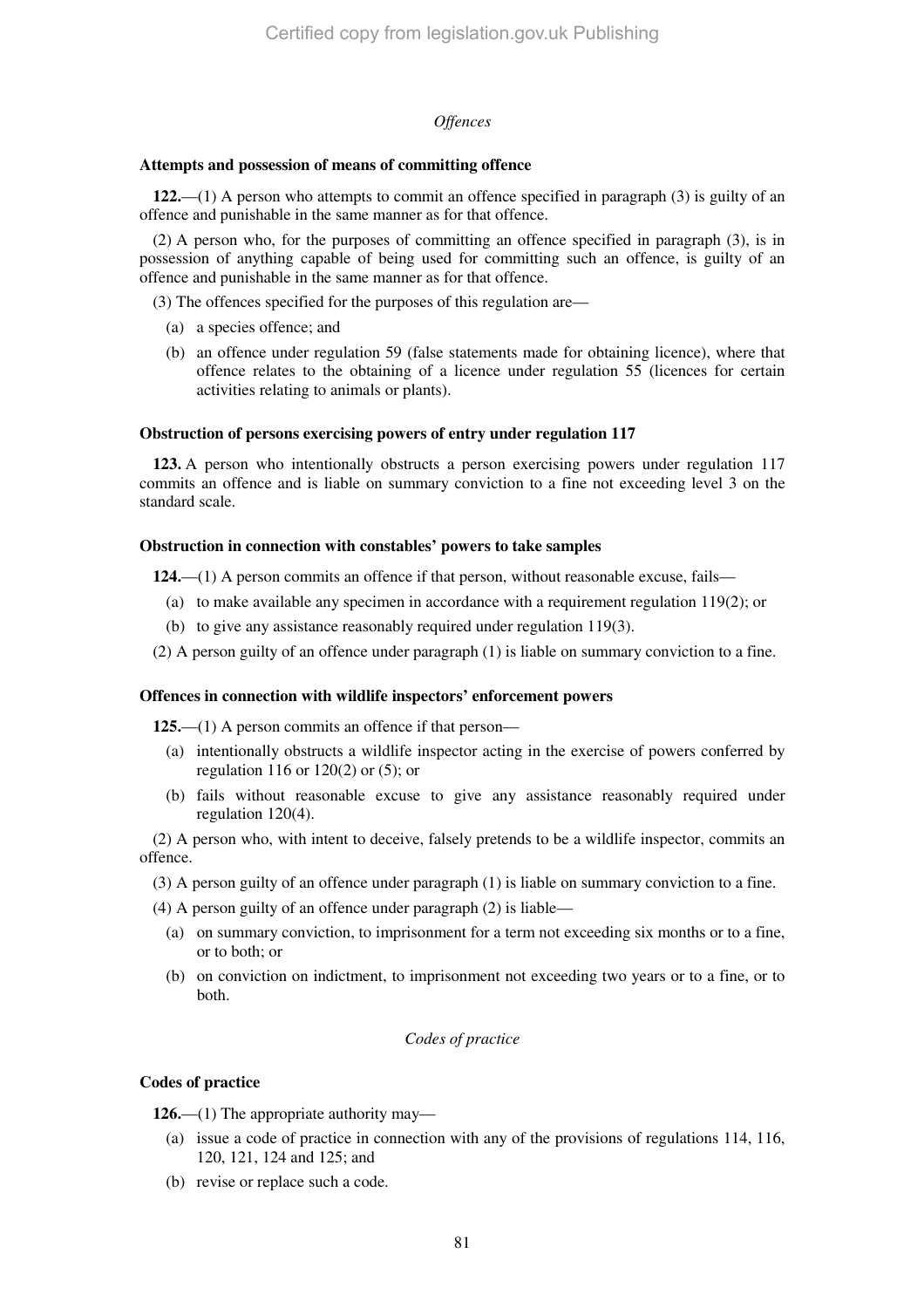*Offences*

**Attempts and possession of means of committing offence**

**122.**—(1) A person who attempts to commit an offence specified in paragraph (3) is guilty of an offence and punishable in the same manner as for that offence.

(2) A person who, for the purposes of committing an offence specified in paragraph (3), is in possession of anything capable of being used for committing such an offence, is guilty of an offence and punishable in the same manner as for that offence.

(3) The offences specified for the purposes of this regulation are—

(a) a species offence; and

(b) an offence under regulation 59 (false statements made for obtaining licence), where that offence relates to the obtaining of a licence under regulation 55 (licences for certain activities relating to animals or plants).

**Obstruction of persons exercising powers of entry under regulation 117**

**123.** A person who intentionally obstructs a person exercising powers under regulation 117 commits an offence and is liable on summary conviction to a fine not exceeding level 3 on the standard scale.

**Obstruction in connection with constables' powers to take samples**

**124.**—(1) A person commits an offence if that person, without reasonable excuse, fails—

(a) to make available any specimen in accordance with a requirement regulation 119(2); or

(b) to give any assistance reasonably required under regulation 119(3).

(2) A person guilty of an offence under paragraph (1) is liable on summary conviction to a fine.

**Offences in connection with wildlife inspectors' enforcement powers**

**125.**—(1) A person commits an offence if that person—

(a) intentionally obstructs a wildlife inspector acting in the exercise of powers conferred by regulation 116 or 120(2) or (5); or

(b) fails without reasonable excuse to give any assistance reasonably required under regulation 120(4).

(2) A person who, with intent to deceive, falsely pretends to be a wildlife inspector, commits an offence.

(3) A person guilty of an offence under paragraph (1) is liable on summary conviction to a fine.

(4) A person guilty of an offence under paragraph (2) is liable—

(a) on summary conviction, to imprisonment for a term not exceeding six months or to a fine, or to both; or

(b) on conviction on indictment, to imprisonment not exceeding two years or to a fine, or to both.

*Codes of practice*

**Codes of practice**

**126.**—(1) The appropriate authority may—

(a) issue a code of practice in connection with any of the provisions of regulations 114, 116, 120, 121, 124 and 125; and

(b) revise or replace such a code.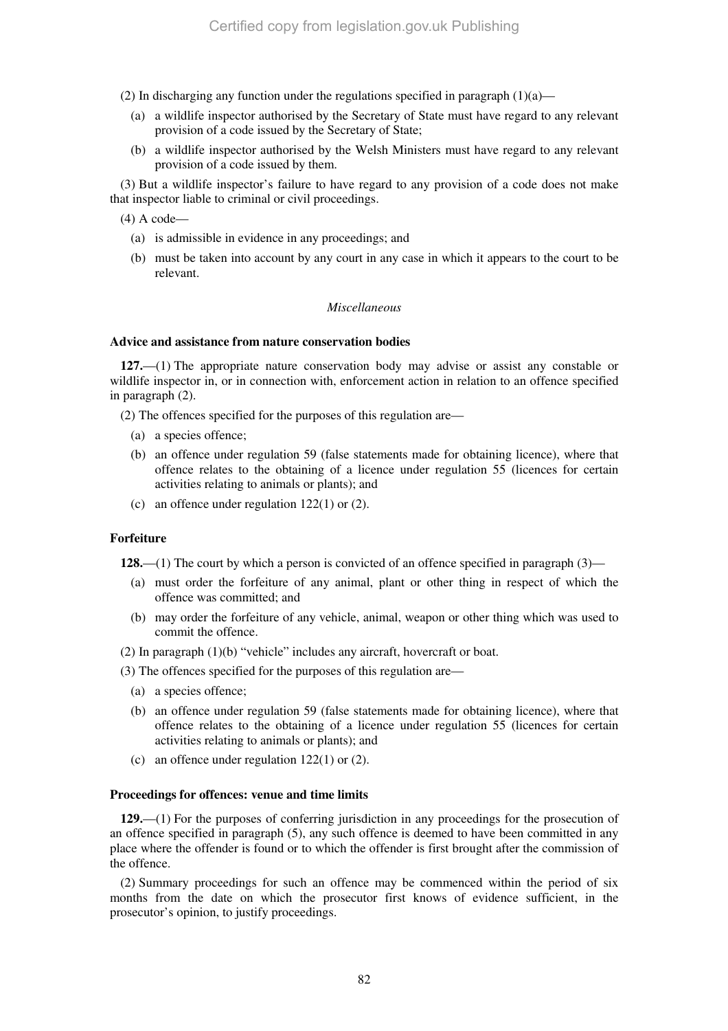(2) In discharging any function under the regulations specified in paragraph (1)(a)—

(a) a wildlife inspector authorised by the Secretary of State must have regard to any relevant provision of a code issued by the Secretary of State;

(b) a wildlife inspector authorised by the Welsh Ministers must have regard to any relevant provision of a code issued by them.

(3) But a wildlife inspector's failure to have regard to any provision of a code does not make that inspector liable to criminal or civil proceedings.

(4) A code—

(a) is admissible in evidence in any proceedings; and

(b) must be taken into account by any court in any case in which it appears to the court to be relevant.

*Miscellaneous*

**Advice and assistance from nature conservation bodies**

**127.**—(1) The appropriate nature conservation body may advise or assist any constable or wildlife inspector in, or in connection with, enforcement action in relation to an offence specified in paragraph (2).

(2) The offences specified for the purposes of this regulation are—

(a) a species offence;

(b) an offence under regulation 59 (false statements made for obtaining licence), where that offence relates to the obtaining of a licence under regulation 55 (licences for certain activities relating to animals or plants); and

(c) an offence under regulation 122(1) or (2).

**Forfeiture**

**128.**—(1) The court by which a person is convicted of an offence specified in paragraph (3)—

(a) must order the forfeiture of any animal, plant or other thing in respect of which the offence was committed; and

(b) may order the forfeiture of any vehicle, animal, weapon or other thing which was used to commit the offence.

(2) In paragraph (1)(b) "vehicle" includes any aircraft, hovercraft or boat.

(3) The offences specified for the purposes of this regulation are—

(a) a species offence;

(b) an offence under regulation 59 (false statements made for obtaining licence), where that offence relates to the obtaining of a licence under regulation 55 (licences for certain activities relating to animals or plants); and

(c) an offence under regulation 122(1) or (2).

**Proceedings for offences: venue and time limits**

**129.**—(1) For the purposes of conferring jurisdiction in any proceedings for the prosecution of an offence specified in paragraph (5), any such offence is deemed to have been committed in any place where the offender is found or to which the offender is first brought after the commission of the offence.

(2) Summary proceedings for such an offence may be commenced within the period of six months from the date on which the prosecutor first knows of evidence sufficient, in the prosecutor's opinion, to justify proceedings.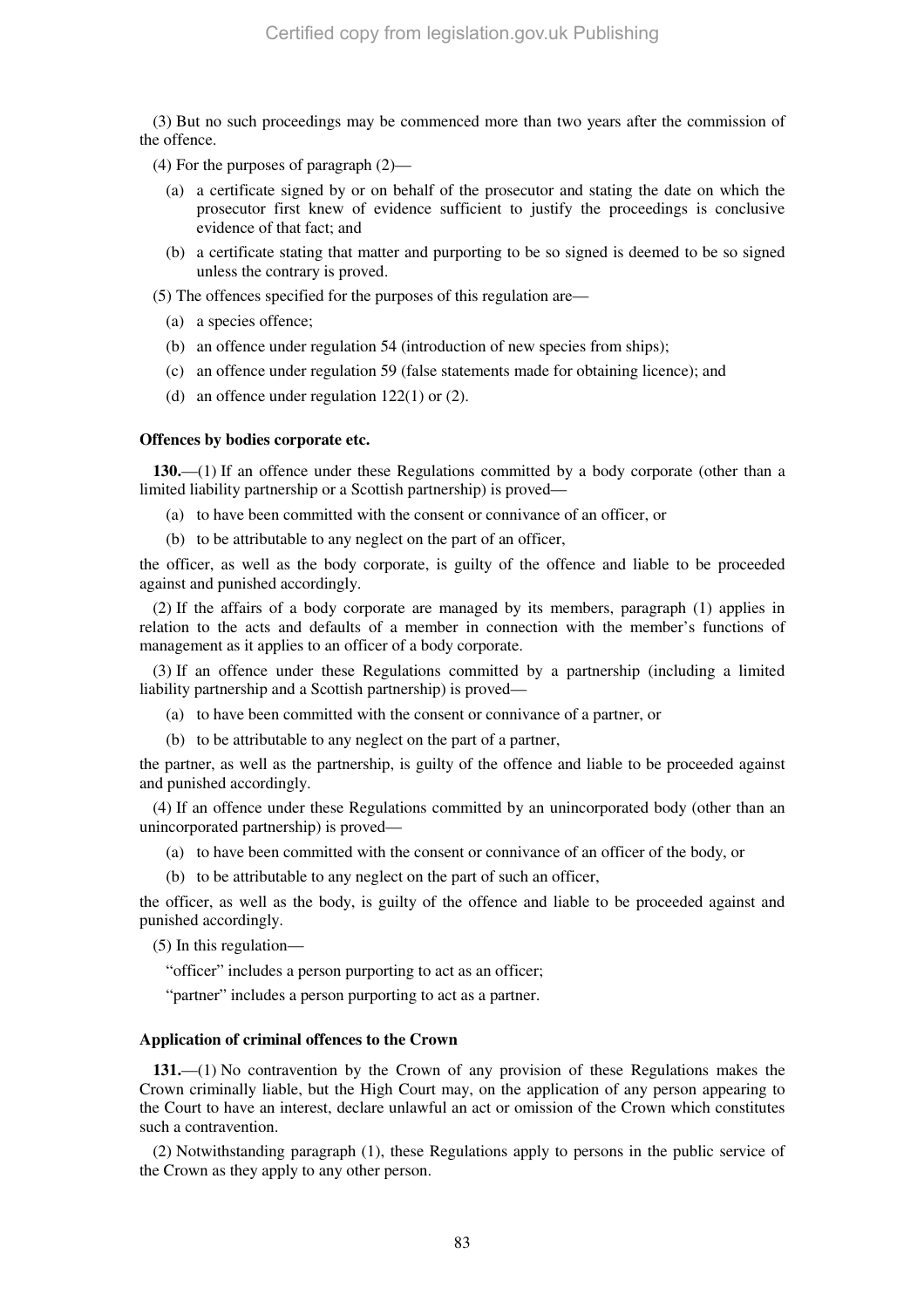(3) But no such proceedings may be commenced more than two years after the commission of the offence.

(4) For the purposes of paragraph (2)—

- (a) a certificate signed by or on behalf of the prosecutor and stating the date on which the prosecutor first knew of evidence sufficient to justify the proceedings is conclusive evidence of that fact; and
- (b) a certificate stating that matter and purporting to be so signed is deemed to be so signed unless the contrary is proved.

(5) The offences specified for the purposes of this regulation are—

- (a) a species offence;
- (b) an offence under regulation 54 (introduction of new species from ships);
- (c) an offence under regulation 59 (false statements made for obtaining licence); and
- (d) an offence under regulation 122(1) or (2).

**Offences by bodies corporate etc.**

**130.**—(1) If an offence under these Regulations committed by a body corporate (other than a limited liability partnership or a Scottish partnership) is proved—

- (a) to have been committed with the consent or connivance of an officer, or
- (b) to be attributable to any neglect on the part of an officer,

the officer, as well as the body corporate, is guilty of the offence and liable to be proceeded against and punished accordingly.

(2) If the affairs of a body corporate are managed by its members, paragraph (1) applies in relation to the acts and defaults of a member in connection with the member's functions of management as it applies to an officer of a body corporate.

(3) If an offence under these Regulations committed by a partnership (including a limited liability partnership and a Scottish partnership) is proved—

- (a) to have been committed with the consent or connivance of a partner, or
- (b) to be attributable to any neglect on the part of a partner,

the partner, as well as the partnership, is guilty of the offence and liable to be proceeded against and punished accordingly.

(4) If an offence under these Regulations committed by an unincorporated body (other than an unincorporated partnership) is proved—

- (a) to have been committed with the consent or connivance of an officer of the body, or
- (b) to be attributable to any neglect on the part of such an officer,

the officer, as well as the body, is guilty of the offence and liable to be proceeded against and punished accordingly.

(5) In this regulation—

"officer" includes a person purporting to act as an officer;

"partner" includes a person purporting to act as a partner.

**Application of criminal offences to the Crown**

**131.**—(1) No contravention by the Crown of any provision of these Regulations makes the Crown criminally liable, but the High Court may, on the application of any person appearing to the Court to have an interest, declare unlawful an act or omission of the Crown which constitutes such a contravention.

(2) Notwithstanding paragraph (1), these Regulations apply to persons in the public service of the Crown as they apply to any other person.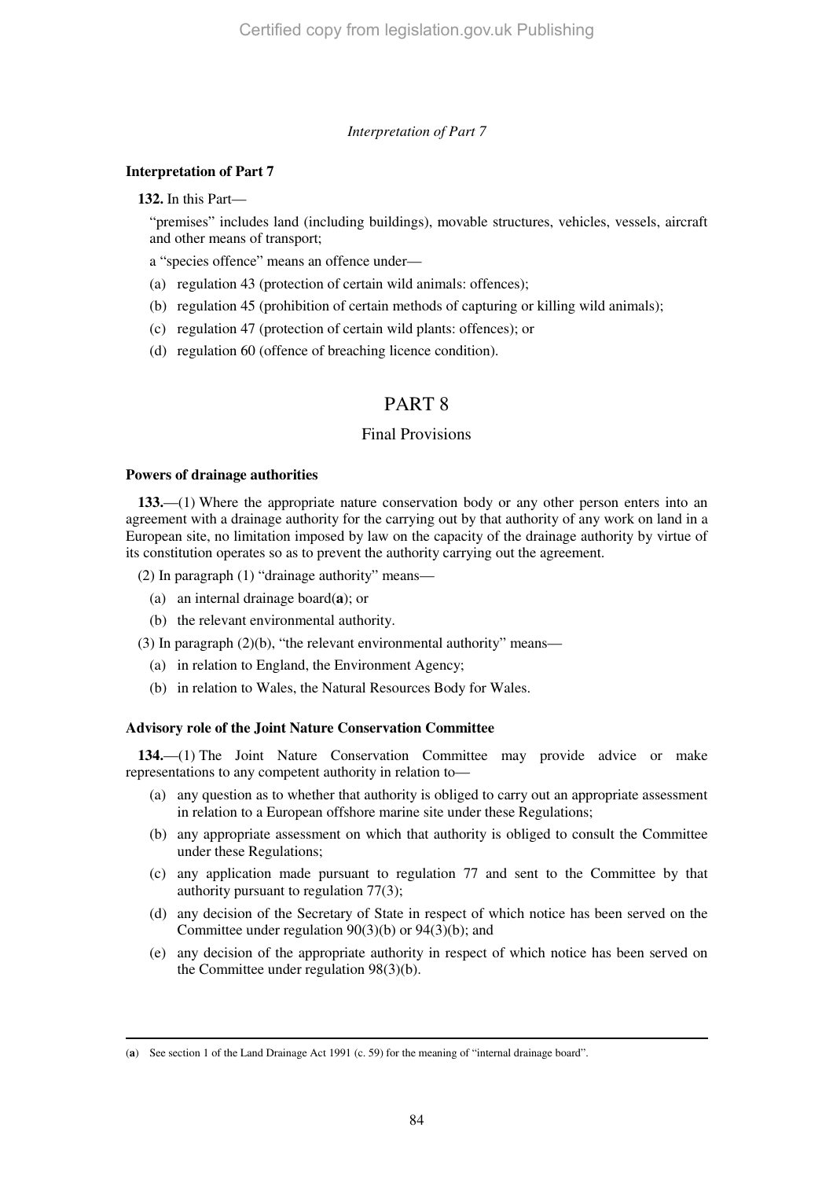*Interpretation of Part 7*

**Interpretation of Part 7**

**132.** In this Part—

"premises" includes land (including buildings), movable structures, vehicles, vessels, aircraft and other means of transport;

a "species offence" means an offence under—

(a) regulation 43 (protection of certain wild animals: offences);

(b) regulation 45 (prohibition of certain methods of capturing or killing wild animals);

(c) regulation 47 (protection of certain wild plants: offences); or

(d) regulation 60 (offence of breaching licence condition).

# PART 8

## Final Provisions

**Powers of drainage authorities**

**133.**—(1) Where the appropriate nature conservation body or any other person enters into an agreement with a drainage authority for the carrying out by that authority of any work on land in a European site, no limitation imposed by law on the capacity of the drainage authority by virtue of its constitution operates so as to prevent the authority carrying out the agreement.

(2) In paragraph (1) "drainage authority" means—

(a) an internal drainage board(**a**); or

(b) the relevant environmental authority.

(3) In paragraph (2)(b), "the relevant environmental authority" means—

(a) in relation to England, the Environment Agency;

(b) in relation to Wales, the Natural Resources Body for Wales.

**Advisory role of the Joint Nature Conservation Committee**

**134.**—(1) The Joint Nature Conservation Committee may provide advice or make representations to any competent authority in relation to—

(a) any question as to whether that authority is obliged to carry out an appropriate assessment in relation to a European offshore marine site under these Regulations;

(b) any appropriate assessment on which that authority is obliged to consult the Committee under these Regulations;

(c) any application made pursuant to regulation 77 and sent to the Committee by that authority pursuant to regulation 77(3);

(d) any decision of the Secretary of State in respect of which notice has been served on the Committee under regulation 90(3)(b) or 94(3)(b); and

(e) any decision of the appropriate authority in respect of which notice has been served on the Committee under regulation 98(3)(b).

---

(**a**) See section 1 of the Land Drainage Act 1991 (c. 59) for the meaning of "internal drainage board".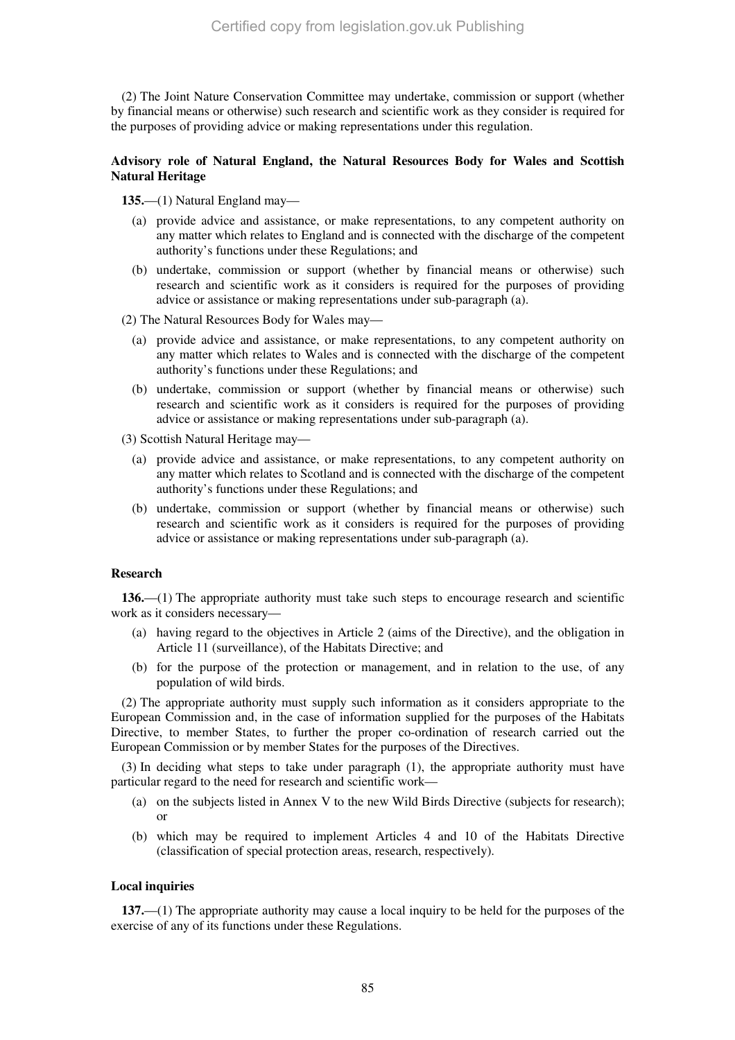(2) The Joint Nature Conservation Committee may undertake, commission or support (whether by financial means or otherwise) such research and scientific work as they consider is required for the purposes of providing advice or making representations under this regulation.

**Advisory role of Natural England, the Natural Resources Body for Wales and Scottish Natural Heritage**

**135.**—(1) Natural England may—

(a) provide advice and assistance, or make representations, to any competent authority on any matter which relates to England and is connected with the discharge of the competent authority's functions under these Regulations; and

(b) undertake, commission or support (whether by financial means or otherwise) such research and scientific work as it considers is required for the purposes of providing advice or assistance or making representations under sub-paragraph (a).

(2) The Natural Resources Body for Wales may—

(a) provide advice and assistance, or make representations, to any competent authority on any matter which relates to Wales and is connected with the discharge of the competent authority's functions under these Regulations; and

(b) undertake, commission or support (whether by financial means or otherwise) such research and scientific work as it considers is required for the purposes of providing advice or assistance or making representations under sub-paragraph (a).

(3) Scottish Natural Heritage may—

(a) provide advice and assistance, or make representations, to any competent authority on any matter which relates to Scotland and is connected with the discharge of the competent authority's functions under these Regulations; and

(b) undertake, commission or support (whether by financial means or otherwise) such research and scientific work as it considers is required for the purposes of providing advice or assistance or making representations under sub-paragraph (a).

**Research**

**136.**—(1) The appropriate authority must take such steps to encourage research and scientific work as it considers necessary—

(a) having regard to the objectives in Article 2 (aims of the Directive), and the obligation in Article 11 (surveillance), of the Habitats Directive; and

(b) for the purpose of the protection or management, and in relation to the use, of any population of wild birds.

(2) The appropriate authority must supply such information as it considers appropriate to the European Commission and, in the case of information supplied for the purposes of the Habitats Directive, to member States, to further the proper co-ordination of research carried out the European Commission or by member States for the purposes of the Directives.

(3) In deciding what steps to take under paragraph (1), the appropriate authority must have particular regard to the need for research and scientific work—

(a) on the subjects listed in Annex V to the new Wild Birds Directive (subjects for research); or

(b) which may be required to implement Articles 4 and 10 of the Habitats Directive (classification of special protection areas, research, respectively).

**Local inquiries**

**137.**—(1) The appropriate authority may cause a local inquiry to be held for the purposes of the exercise of any of its functions under these Regulations.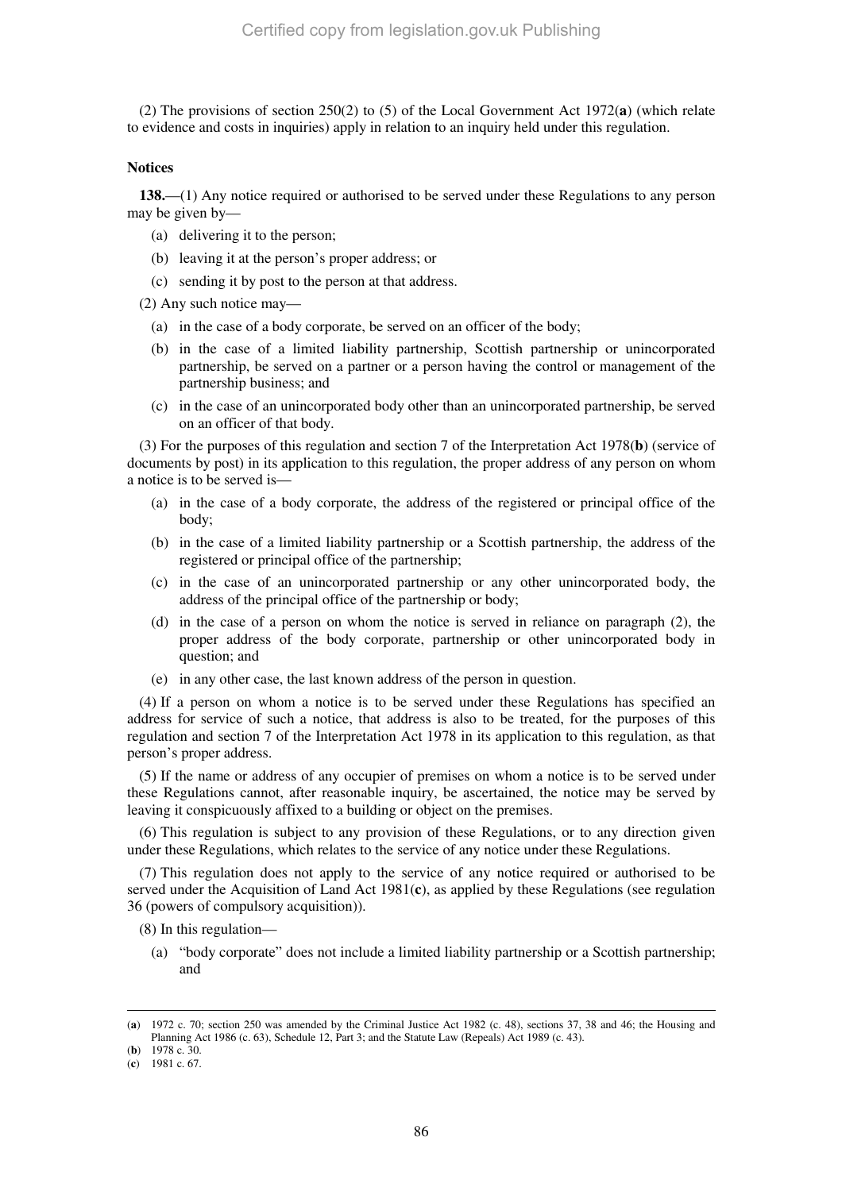(2) The provisions of section 250(2) to (5) of the Local Government Act 1972(**a**) (which relate to evidence and costs in inquiries) apply in relation to an inquiry held under this regulation.

**Notices**

**138.**—(1) Any notice required or authorised to be served under these Regulations to any person may be given by—

(a) delivering it to the person;

(b) leaving it at the person's proper address; or

(c) sending it by post to the person at that address.

(2) Any such notice may—

(a) in the case of a body corporate, be served on an officer of the body;

(b) in the case of a limited liability partnership, Scottish partnership or unincorporated partnership, be served on a partner or a person having the control or management of the partnership business; and

(c) in the case of an unincorporated body other than an unincorporated partnership, be served on an officer of that body.

(3) For the purposes of this regulation and section 7 of the Interpretation Act 1978(**b**) (service of documents by post) in its application to this regulation, the proper address of any person on whom a notice is to be served is—

(a) in the case of a body corporate, the address of the registered or principal office of the body;

(b) in the case of a limited liability partnership or a Scottish partnership, the address of the registered or principal office of the partnership;

(c) in the case of an unincorporated partnership or any other unincorporated body, the address of the principal office of the partnership or body;

(d) in the case of a person on whom the notice is served in reliance on paragraph (2), the proper address of the body corporate, partnership or other unincorporated body in question; and

(e) in any other case, the last known address of the person in question.

(4) If a person on whom a notice is to be served under these Regulations has specified an address for service of such a notice, that address is also to be treated, for the purposes of this regulation and section 7 of the Interpretation Act 1978 in its application to this regulation, as that person's proper address.

(5) If the name or address of any occupier of premises on whom a notice is to be served under these Regulations cannot, after reasonable inquiry, be ascertained, the notice may be served by leaving it conspicuously affixed to a building or object on the premises.

(6) This regulation is subject to any provision of these Regulations, or to any direction given under these Regulations, which relates to the service of any notice under these Regulations.

(7) This regulation does not apply to the service of any notice required or authorised to be served under the Acquisition of Land Act 1981(**c**), as applied by these Regulations (see regulation 36 (powers of compulsory acquisition)).

(8) In this regulation—

(a) "body corporate" does not include a limited liability partnership or a Scottish partnership; and

---

(**a**) 1972 c. 70; section 250 was amended by the Criminal Justice Act 1982 (c. 48), sections 37, 38 and 46; the Housing and Planning Act 1986 (c. 63), Schedule 12, Part 3; and the Statute Law (Repeals) Act 1989 (c. 43).

(**b**) 1978 c. 30.

(**c**) 1981 c. 67.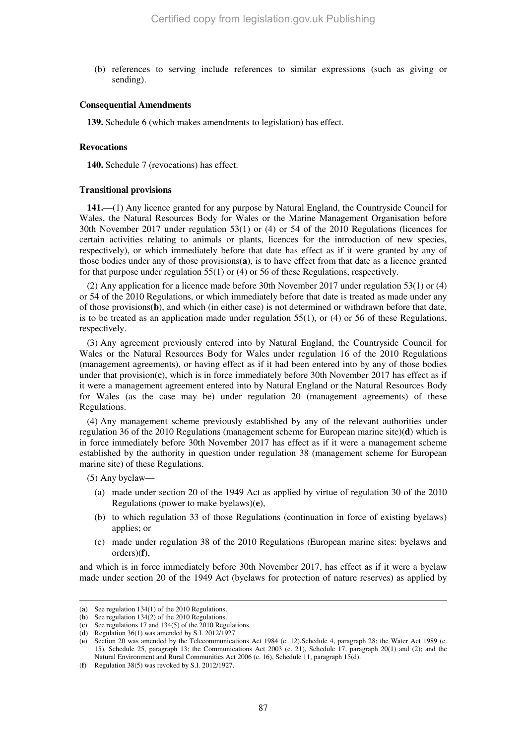(b) references to serving include references to similar expressions (such as giving or sending).

**Consequential Amendments**

**139.** Schedule 6 (which makes amendments to legislation) has effect.

**Revocations**

**140.** Schedule 7 (revocations) has effect.

**Transitional provisions**

**141.**—(1) Any licence granted for any purpose by Natural England, the Countryside Council for Wales, the Natural Resources Body for Wales or the Marine Management Organisation before 30th November 2017 under regulation 53(1) or (4) or 54 of the 2010 Regulations (licences for certain activities relating to animals or plants, licences for the introduction of new species, respectively), or which immediately before that date has effect as if it were granted by any of those bodies under any of those provisions(**a**), is to have effect from that date as a licence granted for that purpose under regulation 55(1) or (4) or 56 of these Regulations, respectively.

(2) Any application for a licence made before 30th November 2017 under regulation 53(1) or (4) or 54 of the 2010 Regulations, or which immediately before that date is treated as made under any of those provisions(**b**), and which (in either case) is not determined or withdrawn before that date, is to be treated as an application made under regulation 55(1), or (4) or 56 of these Regulations, respectively.

(3) Any agreement previously entered into by Natural England, the Countryside Council for Wales or the Natural Resources Body for Wales under regulation 16 of the 2010 Regulations (management agreements), or having effect as if it had been entered into by any of those bodies under that provision(**c**), which is in force immediately before 30th November 2017 has effect as if it were a management agreement entered into by Natural England or the Natural Resources Body for Wales (as the case may be) under regulation 20 (management agreements) of these Regulations.

(4) Any management scheme previously established by any of the relevant authorities under regulation 36 of the 2010 Regulations (management scheme for European marine site)(**d**) which is in force immediately before 30th November 2017 has effect as if it were a management scheme established by the authority in question under regulation 38 (management scheme for European marine site) of these Regulations.

(5) Any byelaw—

(a) made under section 20 of the 1949 Act as applied by virtue of regulation 30 of the 2010 Regulations (power to make byelaws)(**e**),

(b) to which regulation 33 of those Regulations (continuation in force of existing byelaws) applies; or

(c) made under regulation 38 of the 2010 Regulations (European marine sites: byelaws and orders)(**f**),

and which is in force immediately before 30th November 2017, has effect as if it were a byelaw made under section 20 of the 1949 Act (byelaws for protection of nature reserves) as applied by

---

(**a**) See regulation 134(1) of the 2010 Regulations.

(**b**) See regulation 134(2) of the 2010 Regulations.

(**c**) See regulations 17 and 134(5) of the 2010 Regulations.

(**d**) Regulation 36(1) was amended by S.I. 2012/1927.

(**e**) Section 20 was amended by the Telecommunications Act 1984 (c. 12),Schedule 4, paragraph 28; the Water Act 1989 (c. 15), Schedule 25, paragraph 13; the Communications Act 2003 (c. 21), Schedule 17, paragraph 20(1) and (2); and the Natural Environment and Rural Communities Act 2006 (c. 16), Schedule 11, paragraph 15(d).

(**f**) Regulation 38(5) was revoked by S.I. 2012/1927.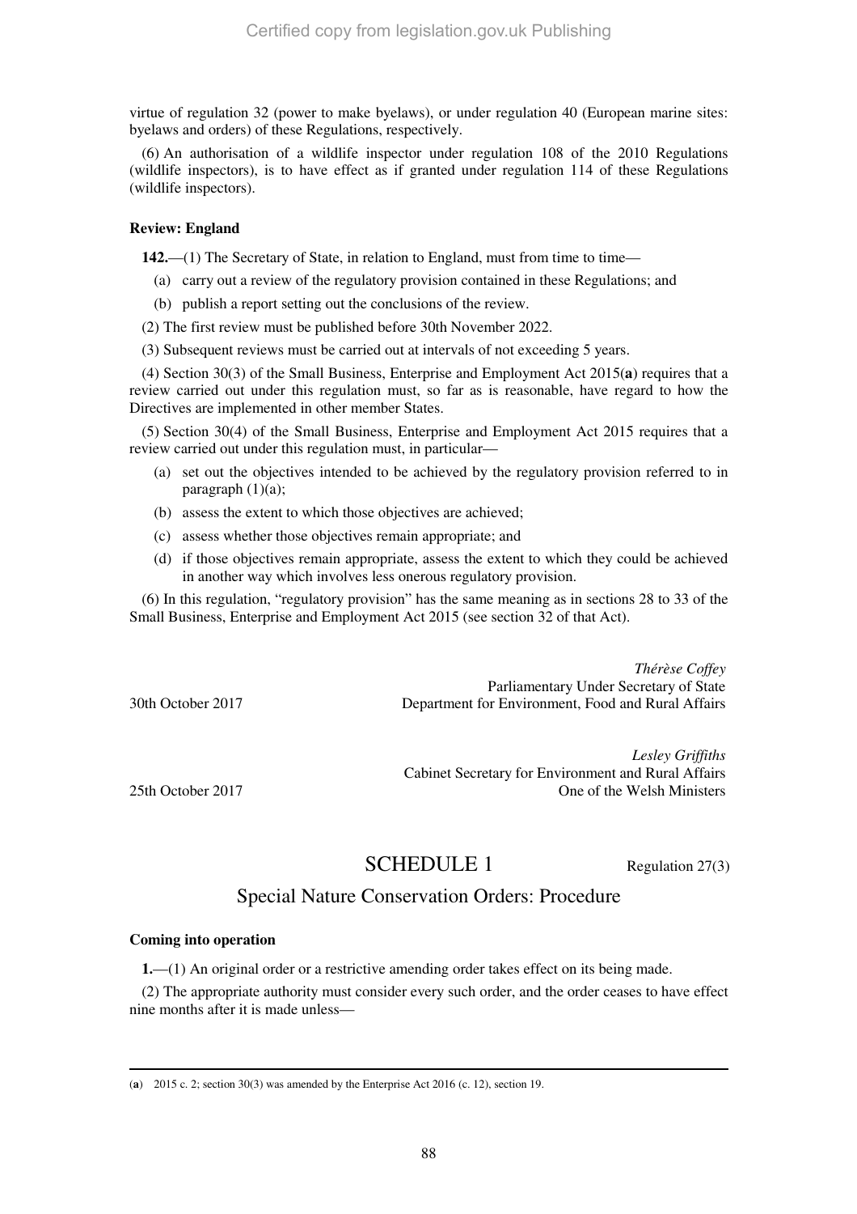virtue of regulation 32 (power to make byelaws), or under regulation 40 (European marine sites: byelaws and orders) of these Regulations, respectively.

(6) An authorisation of a wildlife inspector under regulation 108 of the 2010 Regulations (wildlife inspectors), is to have effect as if granted under regulation 114 of these Regulations (wildlife inspectors).

**Review: England**

**142.**—(1) The Secretary of State, in relation to England, must from time to time—

(a) carry out a review of the regulatory provision contained in these Regulations; and

(b) publish a report setting out the conclusions of the review.

(2) The first review must be published before 30th November 2022.

(3) Subsequent reviews must be carried out at intervals of not exceeding 5 years.

(4) Section 30(3) of the Small Business, Enterprise and Employment Act 2015(**a**) requires that a review carried out under this regulation must, so far as is reasonable, have regard to how the Directives are implemented in other member States.

(5) Section 30(4) of the Small Business, Enterprise and Employment Act 2015 requires that a review carried out under this regulation must, in particular—

(a) set out the objectives intended to be achieved by the regulatory provision referred to in paragraph (1)(a);

(b) assess the extent to which those objectives are achieved;

(c) assess whether those objectives remain appropriate; and

(d) if those objectives remain appropriate, assess the extent to which they could be achieved in another way which involves less onerous regulatory provision.

(6) In this regulation, "regulatory provision" has the same meaning as in sections 28 to 33 of the Small Business, Enterprise and Employment Act 2015 (see section 32 of that Act).

*Thérèse Coffey*
Parliamentary Under Secretary of State
Department for Environment, Food and Rural Affairs

30th October 2017

*Lesley Griffiths*
Cabinet Secretary for Environment and Rural Affairs
One of the Welsh Ministers

25th October 2017

# SCHEDULE 1

Regulation 27(3)

## Special Nature Conservation Orders: Procedure

**Coming into operation**

**1.**—(1) An original order or a restrictive amending order takes effect on its being made.

(2) The appropriate authority must consider every such order, and the order ceases to have effect nine months after it is made unless—

---

(**a**) 2015 c. 2; section 30(3) was amended by the Enterprise Act 2016 (c. 12), section 19.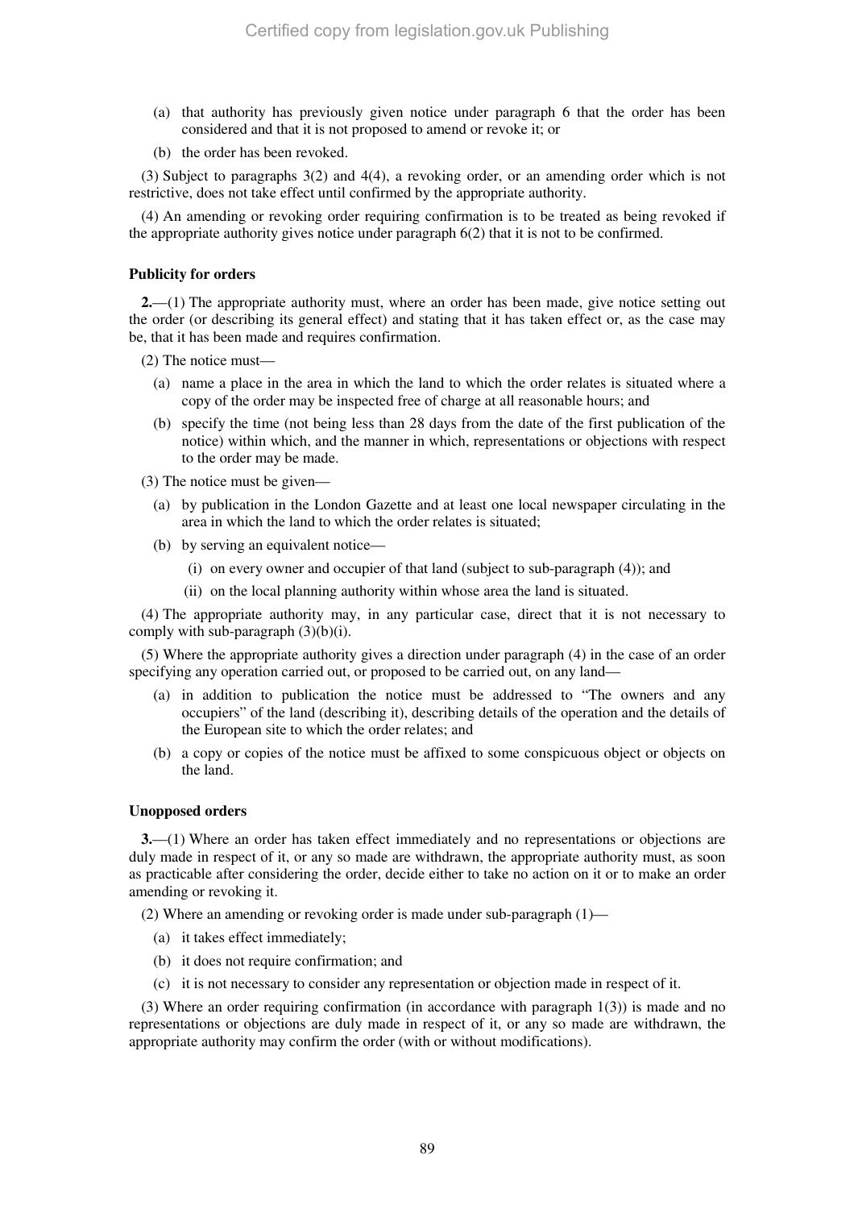(a) that authority has previously given notice under paragraph 6 that the order has been considered and that it is not proposed to amend or revoke it; or

(b) the order has been revoked.

(3) Subject to paragraphs 3(2) and 4(4), a revoking order, or an amending order which is not restrictive, does not take effect until confirmed by the appropriate authority.

(4) An amending or revoking order requiring confirmation is to be treated as being revoked if the appropriate authority gives notice under paragraph 6(2) that it is not to be confirmed.

**Publicity for orders**

**2.**—(1) The appropriate authority must, where an order has been made, give notice setting out the order (or describing its general effect) and stating that it has taken effect or, as the case may be, that it has been made and requires confirmation.

(2) The notice must—

(a) name a place in the area in which the land to which the order relates is situated where a copy of the order may be inspected free of charge at all reasonable hours; and

(b) specify the time (not being less than 28 days from the date of the first publication of the notice) within which, and the manner in which, representations or objections with respect to the order may be made.

(3) The notice must be given—

(a) by publication in the London Gazette and at least one local newspaper circulating in the area in which the land to which the order relates is situated;

(b) by serving an equivalent notice—

(i) on every owner and occupier of that land (subject to sub-paragraph (4)); and

(ii) on the local planning authority within whose area the land is situated.

(4) The appropriate authority may, in any particular case, direct that it is not necessary to comply with sub-paragraph (3)(b)(i).

(5) Where the appropriate authority gives a direction under paragraph (4) in the case of an order specifying any operation carried out, or proposed to be carried out, on any land—

(a) in addition to publication the notice must be addressed to "The owners and any occupiers" of the land (describing it), describing details of the operation and the details of the European site to which the order relates; and

(b) a copy or copies of the notice must be affixed to some conspicuous object or objects on the land.

**Unopposed orders**

**3.**—(1) Where an order has taken effect immediately and no representations or objections are duly made in respect of it, or any so made are withdrawn, the appropriate authority must, as soon as practicable after considering the order, decide either to take no action on it or to make an order amending or revoking it.

(2) Where an amending or revoking order is made under sub-paragraph (1)—

(a) it takes effect immediately;

(b) it does not require confirmation; and

(c) it is not necessary to consider any representation or objection made in respect of it.

(3) Where an order requiring confirmation (in accordance with paragraph 1(3)) is made and no representations or objections are duly made in respect of it, or any so made are withdrawn, the appropriate authority may confirm the order (with or without modifications).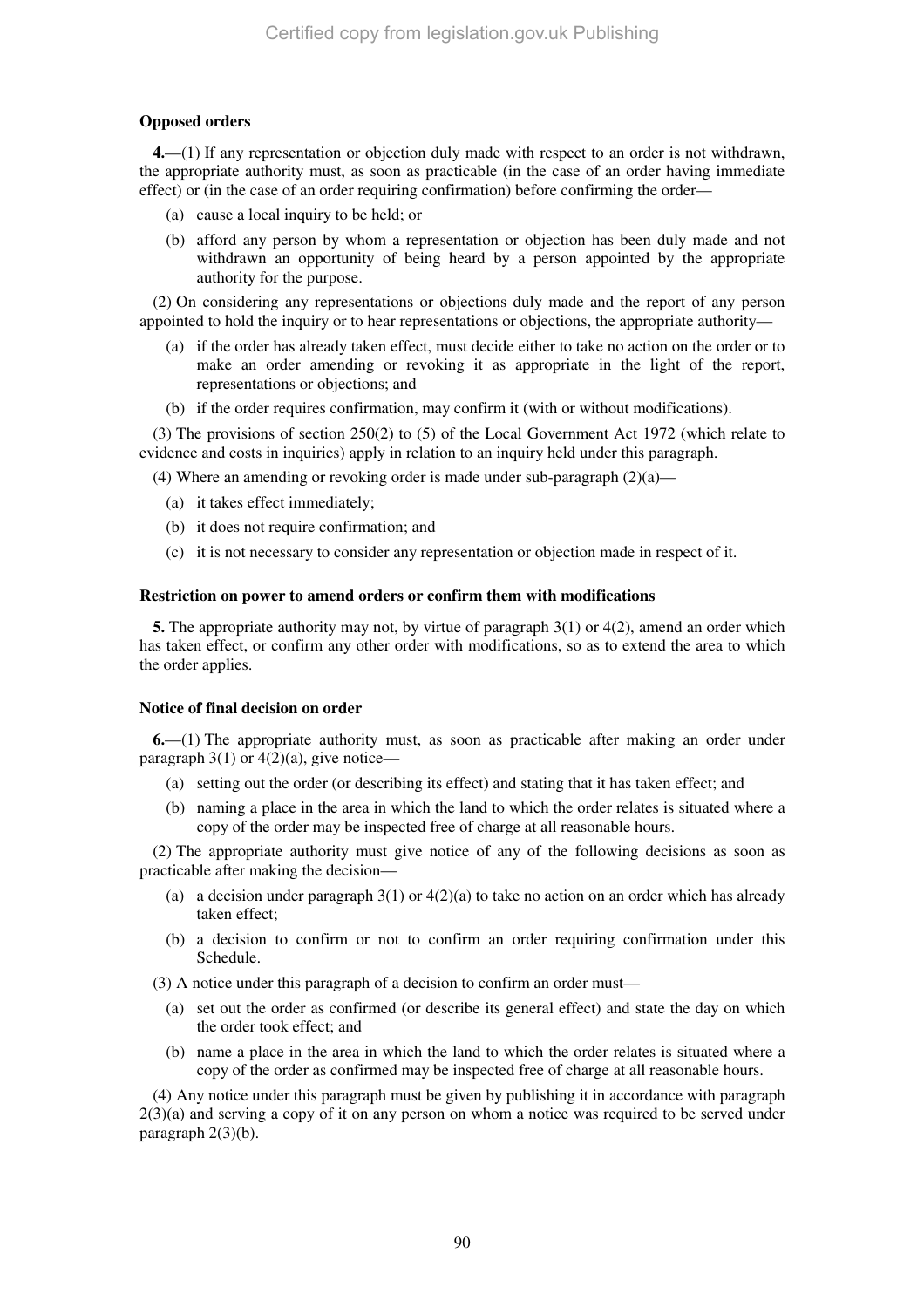**Opposed orders**

**4.**—(1) If any representation or objection duly made with respect to an order is not withdrawn, the appropriate authority must, as soon as practicable (in the case of an order having immediate effect) or (in the case of an order requiring confirmation) before confirming the order—

(a) cause a local inquiry to be held; or

(b) afford any person by whom a representation or objection has been duly made and not withdrawn an opportunity of being heard by a person appointed by the appropriate authority for the purpose.

(2) On considering any representations or objections duly made and the report of any person appointed to hold the inquiry or to hear representations or objections, the appropriate authority—

(a) if the order has already taken effect, must decide either to take no action on the order or to make an order amending or revoking it as appropriate in the light of the report, representations or objections; and

(b) if the order requires confirmation, may confirm it (with or without modifications).

(3) The provisions of section 250(2) to (5) of the Local Government Act 1972 (which relate to evidence and costs in inquiries) apply in relation to an inquiry held under this paragraph.

(4) Where an amending or revoking order is made under sub-paragraph (2)(a)—

(a) it takes effect immediately;

(b) it does not require confirmation; and

(c) it is not necessary to consider any representation or objection made in respect of it.

**Restriction on power to amend orders or confirm them with modifications**

**5.** The appropriate authority may not, by virtue of paragraph 3(1) or 4(2), amend an order which has taken effect, or confirm any other order with modifications, so as to extend the area to which the order applies.

**Notice of final decision on order**

**6.**—(1) The appropriate authority must, as soon as practicable after making an order under paragraph 3(1) or 4(2)(a), give notice—

(a) setting out the order (or describing its effect) and stating that it has taken effect; and

(b) naming a place in the area in which the land to which the order relates is situated where a copy of the order may be inspected free of charge at all reasonable hours.

(2) The appropriate authority must give notice of any of the following decisions as soon as practicable after making the decision—

(a) a decision under paragraph 3(1) or 4(2)(a) to take no action on an order which has already taken effect;

(b) a decision to confirm or not to confirm an order requiring confirmation under this Schedule.

(3) A notice under this paragraph of a decision to confirm an order must—

(a) set out the order as confirmed (or describe its general effect) and state the day on which the order took effect; and

(b) name a place in the area in which the land to which the order relates is situated where a copy of the order as confirmed may be inspected free of charge at all reasonable hours.

(4) Any notice under this paragraph must be given by publishing it in accordance with paragraph 2(3)(a) and serving a copy of it on any person on whom a notice was required to be served under paragraph 2(3)(b).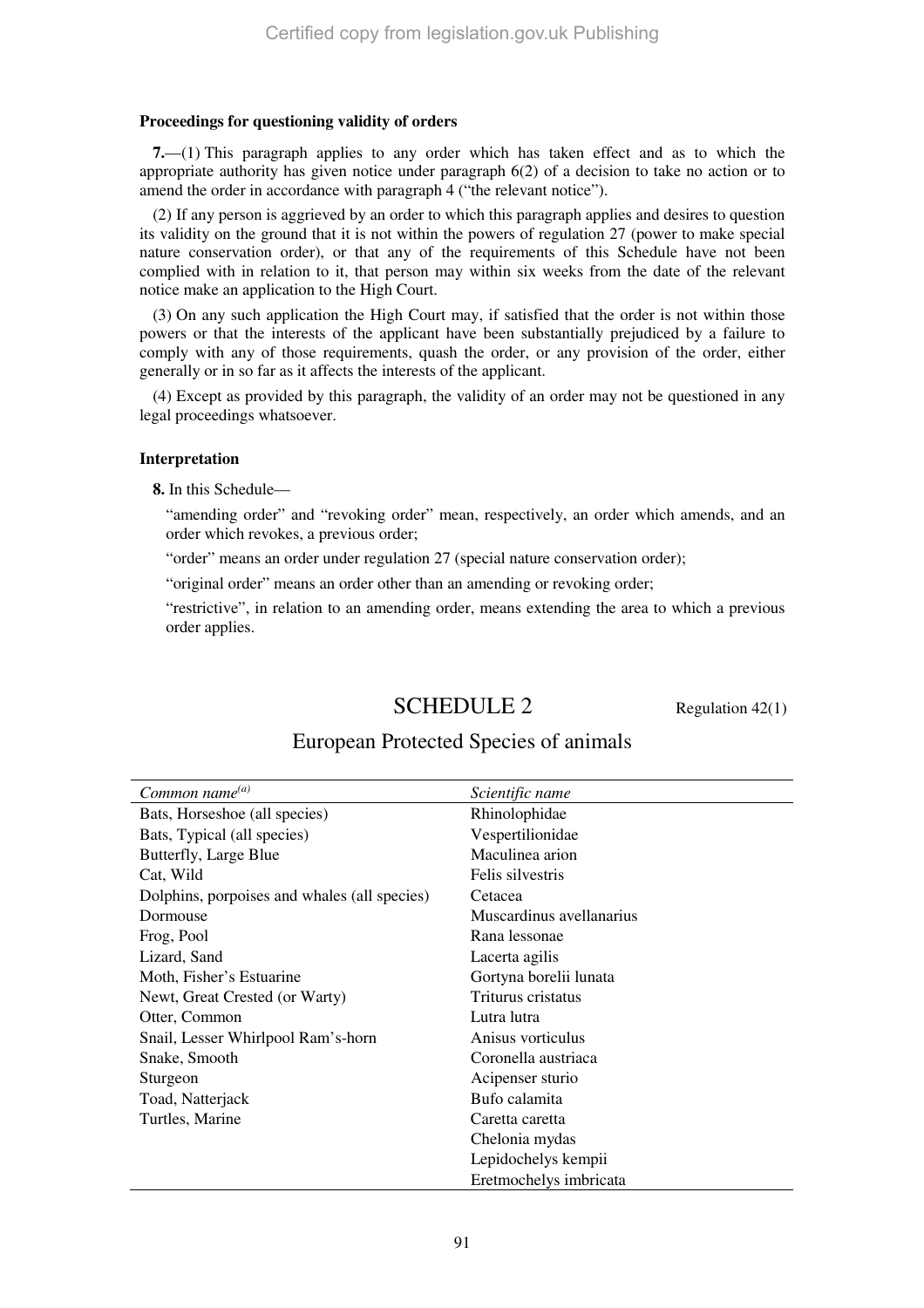**Proceedings for questioning validity of orders**

**7.**—(1) This paragraph applies to any order which has taken effect and as to which the appropriate authority has given notice under paragraph 6(2) of a decision to take no action or to amend the order in accordance with paragraph 4 ("the relevant notice").

(2) If any person is aggrieved by an order to which this paragraph applies and desires to question its validity on the ground that it is not within the powers of regulation 27 (power to make special nature conservation order), or that any of the requirements of this Schedule have not been complied with in relation to it, that person may within six weeks from the date of the relevant notice make an application to the High Court.

(3) On any such application the High Court may, if satisfied that the order is not within those powers or that the interests of the applicant have been substantially prejudiced by a failure to comply with any of those requirements, quash the order, or any provision of the order, either generally or in so far as it affects the interests of the applicant.

(4) Except as provided by this paragraph, the validity of an order may not be questioned in any legal proceedings whatsoever.

**Interpretation**

**8.** In this Schedule—

"amending order" and "revoking order" mean, respectively, an order which amends, and an order which revokes, a previous order;

"order" means an order under regulation 27 (special nature conservation order);

"original order" means an order other than an amending or revoking order;

"restrictive", in relation to an amending order, means extending the area to which a previous order applies.

# SCHEDULE 2

Regulation 42(1)

## European Protected Species of animals

| *Common name*[(a)] | *Scientific name* |
|---|---|
| Bats, Horseshoe (all species) | Rhinolophidae |
| Bats, Typical (all species) | Vespertilionidae |
| Butterfly, Large Blue | Maculinea arion |
| Cat, Wild | Felis silvestris |
| Dolphins, porpoises and whales (all species) | Cetacea |
| Dormouse | Muscardinus avellanarius |
| Frog, Pool | Rana lessonae |
| Lizard, Sand | Lacerta agilis |
| Moth, Fisher's Estuarine | Gortyna borelii lunata |
| Newt, Great Crested (or Warty) | Triturus cristatus |
| Otter, Common | Lutra lutra |
| Snail, Lesser Whirlpool Ram's-horn | Anisus vorticulus |
| Snake, Smooth | Coronella austriaca |
| Sturgeon | Acipenser sturio |
| Toad, Natterjack | Bufo calamita |
| Turtles, Marine | Caretta caretta |
| | Chelonia mydas |
| | Lepidochelys kempii |
| | Eretmochelys imbricata |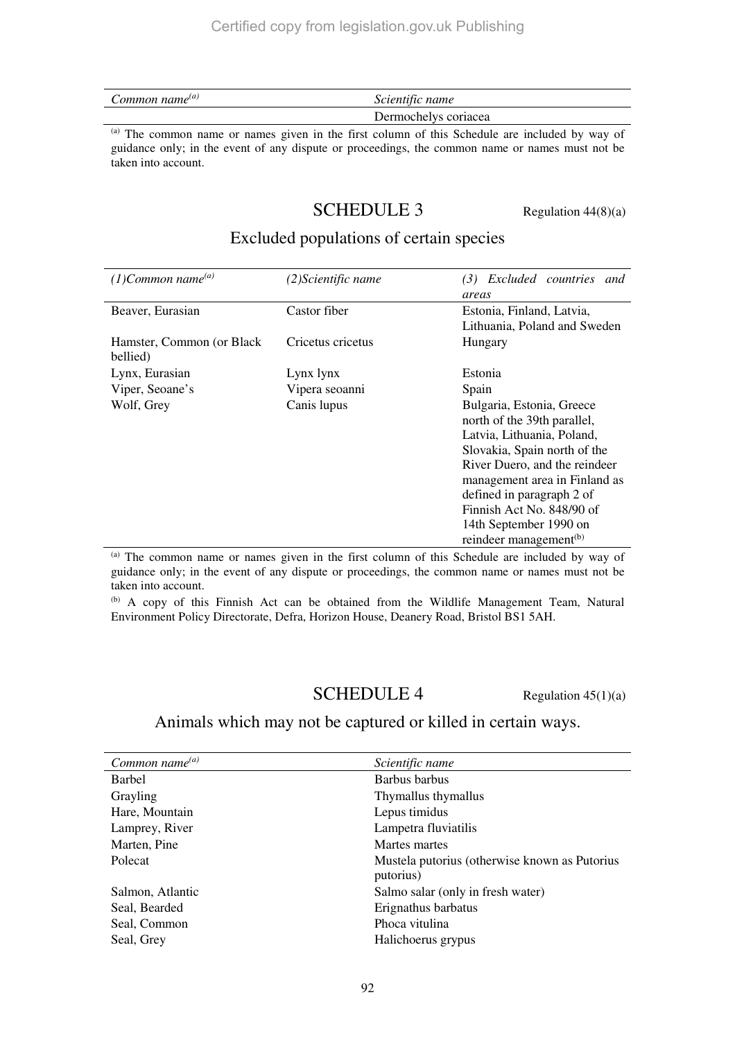| *Common name*[(a)] | *Scientific name* |
|---|---|
| | Dermochelys coriacea |

[(a)] The common name or names given in the first column of this Schedule are included by way of guidance only; in the event of any dispute or proceedings, the common name or names must not be taken into account.

## SCHEDULE 3

Regulation 44(8)(a)

### Excluded populations of certain species

| *(1)Common name*[(a)] | *(2)Scientific name* | *(3) Excluded countries and areas* |
|---|---|---|
| Beaver, Eurasian | Castor fiber | Estonia, Finland, Latvia, Lithuania, Poland and Sweden |
| Hamster, Common (or Black bellied) | Cricetus cricetus | Hungary |
| Lynx, Eurasian | Lynx lynx | Estonia |
| Viper, Seoane's | Vipera seoanni | Spain |
| Wolf, Grey | Canis lupus | Bulgaria, Estonia, Greece north of the 39th parallel, Latvia, Lithuania, Poland, Slovakia, Spain north of the River Duero, and the reindeer management area in Finland as defined in paragraph 2 of Finnish Act No. 848/90 of 14th September 1990 on reindeer management[(b)] |

[(a)] The common name or names given in the first column of this Schedule are included by way of guidance only; in the event of any dispute or proceedings, the common name or names must not be taken into account.

[(b)] A copy of this Finnish Act can be obtained from the Wildlife Management Team, Natural Environment Policy Directorate, Defra, Horizon House, Deanery Road, Bristol BS1 5AH.

## SCHEDULE 4

Regulation 45(1)(a)

### Animals which may not be captured or killed in certain ways.

| *Common name*[(a)] | *Scientific name* |
|---|---|
| Barbel | Barbus barbus |
| Grayling | Thymallus thymallus |
| Hare, Mountain | Lepus timidus |
| Lamprey, River | Lampetra fluviatilis |
| Marten, Pine | Martes martes |
| Polecat | Mustela putorius (otherwise known as Putorius putorius) |
| Salmon, Atlantic | Salmo salar (only in fresh water) |
| Seal, Bearded | Erignathus barbatus |
| Seal, Common | Phoca vitulina |
| Seal, Grey | Halichoerus grypus |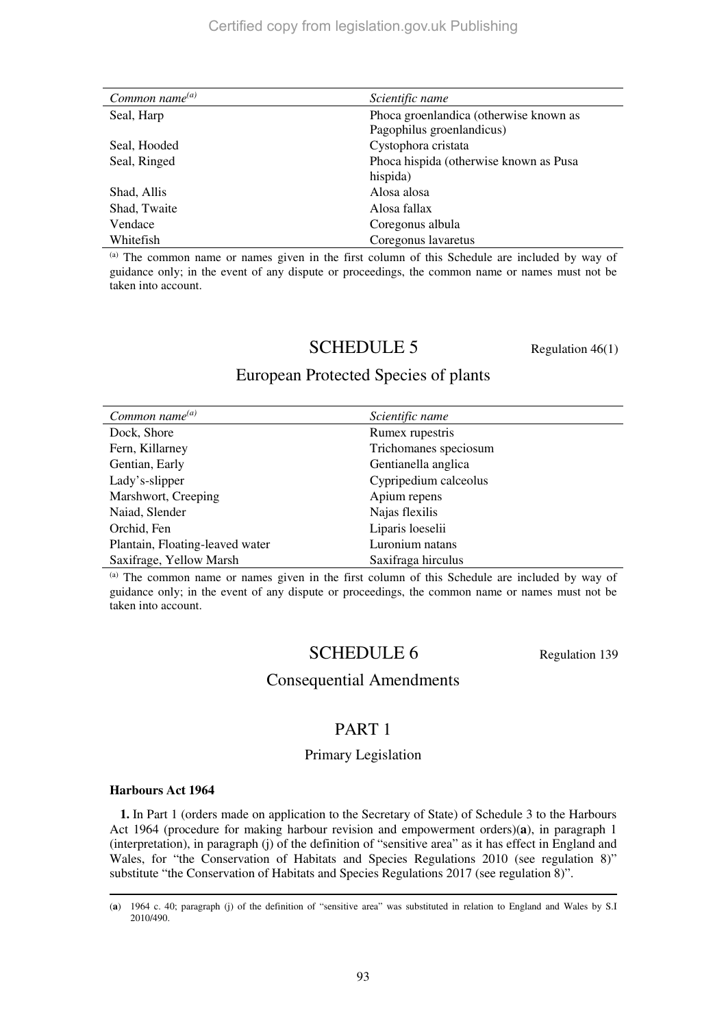| *Common name*[(a)] | *Scientific name* |
| --- | --- |
| Seal, Harp | Phoca groenlandica (otherwise known as Pagophilus groenlandicus) |
| Seal, Hooded | Cystophora cristata |
| Seal, Ringed | Phoca hispida (otherwise known as Pusa hispida) |
| Shad, Allis | Alosa alosa |
| Shad, Twaite | Alosa fallax |
| Vendace | Coregonus albula |
| Whitefish | Coregonus lavaretus |

[(a)] The common name or names given in the first column of this Schedule are included by way of guidance only; in the event of any dispute or proceedings, the common name or names must not be taken into account.

## SCHEDULE 5

Regulation 46(1)

### European Protected Species of plants

| *Common name*[(a)] | *Scientific name* |
| --- | --- |
| Dock, Shore | Rumex rupestris |
| Fern, Killarney | Trichomanes speciosum |
| Gentian, Early | Gentianella anglica |
| Lady's-slipper | Cypripedium calceolus |
| Marshwort, Creeping | Apium repens |
| Naiad, Slender | Najas flexilis |
| Orchid, Fen | Liparis loeselii |
| Plantain, Floating-leaved water | Luronium natans |
| Saxifrage, Yellow Marsh | Saxifraga hirculus |

[(a)] The common name or names given in the first column of this Schedule are included by way of guidance only; in the event of any dispute or proceedings, the common name or names must not be taken into account.

## SCHEDULE 6

Regulation 139

### Consequential Amendments

## PART 1

### Primary Legislation

**Harbours Act 1964**

**1.** In Part 1 (orders made on application to the Secretary of State) of Schedule 3 to the Harbours Act 1964 (procedure for making harbour revision and empowerment orders)(**a**), in paragraph 1 (interpretation), in paragraph (j) of the definition of "sensitive area" as it has effect in England and Wales, for "the Conservation of Habitats and Species Regulations 2010 (see regulation 8)" substitute "the Conservation of Habitats and Species Regulations 2017 (see regulation 8)".

(**a**) 1964 c. 40; paragraph (j) of the definition of "sensitive area" was substituted in relation to England and Wales by S.I 2010/490.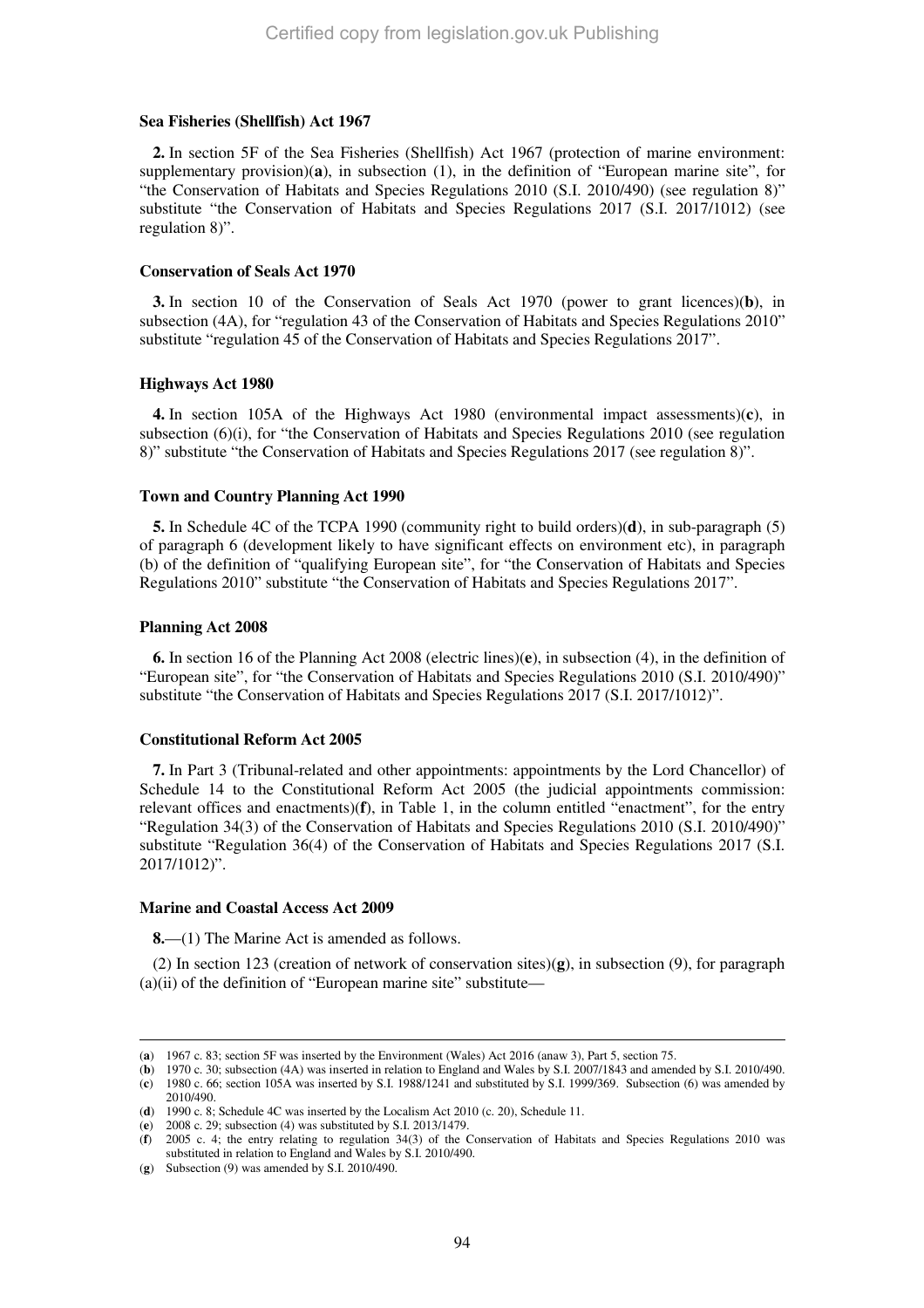**Sea Fisheries (Shellfish) Act 1967**

**2.** In section 5F of the Sea Fisheries (Shellfish) Act 1967 (protection of marine environment: supplementary provision)(**a**), in subsection (1), in the definition of "European marine site", for "the Conservation of Habitats and Species Regulations 2010 (S.I. 2010/490) (see regulation 8)" substitute "the Conservation of Habitats and Species Regulations 2017 (S.I. 2017/1012) (see regulation 8)".

**Conservation of Seals Act 1970**

**3.** In section 10 of the Conservation of Seals Act 1970 (power to grant licences)(**b**), in subsection (4A), for "regulation 43 of the Conservation of Habitats and Species Regulations 2010" substitute "regulation 45 of the Conservation of Habitats and Species Regulations 2017".

**Highways Act 1980**

**4.** In section 105A of the Highways Act 1980 (environmental impact assessments)(**c**), in subsection (6)(i), for "the Conservation of Habitats and Species Regulations 2010 (see regulation 8)" substitute "the Conservation of Habitats and Species Regulations 2017 (see regulation 8)".

**Town and Country Planning Act 1990**

**5.** In Schedule 4C of the TCPA 1990 (community right to build orders)(**d**), in sub-paragraph (5) of paragraph 6 (development likely to have significant effects on environment etc), in paragraph (b) of the definition of "qualifying European site", for "the Conservation of Habitats and Species Regulations 2010" substitute "the Conservation of Habitats and Species Regulations 2017".

**Planning Act 2008**

**6.** In section 16 of the Planning Act 2008 (electric lines)(**e**), in subsection (4), in the definition of "European site", for "the Conservation of Habitats and Species Regulations 2010 (S.I. 2010/490)" substitute "the Conservation of Habitats and Species Regulations 2017 (S.I. 2017/1012)".

**Constitutional Reform Act 2005**

**7.** In Part 3 (Tribunal-related and other appointments: appointments by the Lord Chancellor) of Schedule 14 to the Constitutional Reform Act 2005 (the judicial appointments commission: relevant offices and enactments)(**f**), in Table 1, in the column entitled "enactment", for the entry "Regulation 34(3) of the Conservation of Habitats and Species Regulations 2010 (S.I. 2010/490)" substitute "Regulation 36(4) of the Conservation of Habitats and Species Regulations 2017 (S.I. 2017/1012)".

**Marine and Coastal Access Act 2009**

**8.**—(1) The Marine Act is amended as follows.

(2) In section 123 (creation of network of conservation sites)(**g**), in subsection (9), for paragraph (a)(ii) of the definition of "European marine site" substitute—

---

(**a**) 1967 c. 83; section 5F was inserted by the Environment (Wales) Act 2016 (anaw 3), Part 5, section 75.

(**b**) 1970 c. 30; subsection (4A) was inserted in relation to England and Wales by S.I. 2007/1843 and amended by S.I. 2010/490.

(**c**) 1980 c. 66; section 105A was inserted by S.I. 1988/1241 and substituted by S.I. 1999/369. Subsection (6) was amended by 2010/490.

(**d**) 1990 c. 8; Schedule 4C was inserted by the Localism Act 2010 (c. 20), Schedule 11.

(**e**) 2008 c. 29; subsection (4) was substituted by S.I. 2013/1479.

(**f**) 2005 c. 4; the entry relating to regulation 34(3) of the Conservation of Habitats and Species Regulations 2010 was substituted in relation to England and Wales by S.I. 2010/490.

(**g**) Subsection (9) was amended by S.I. 2010/490.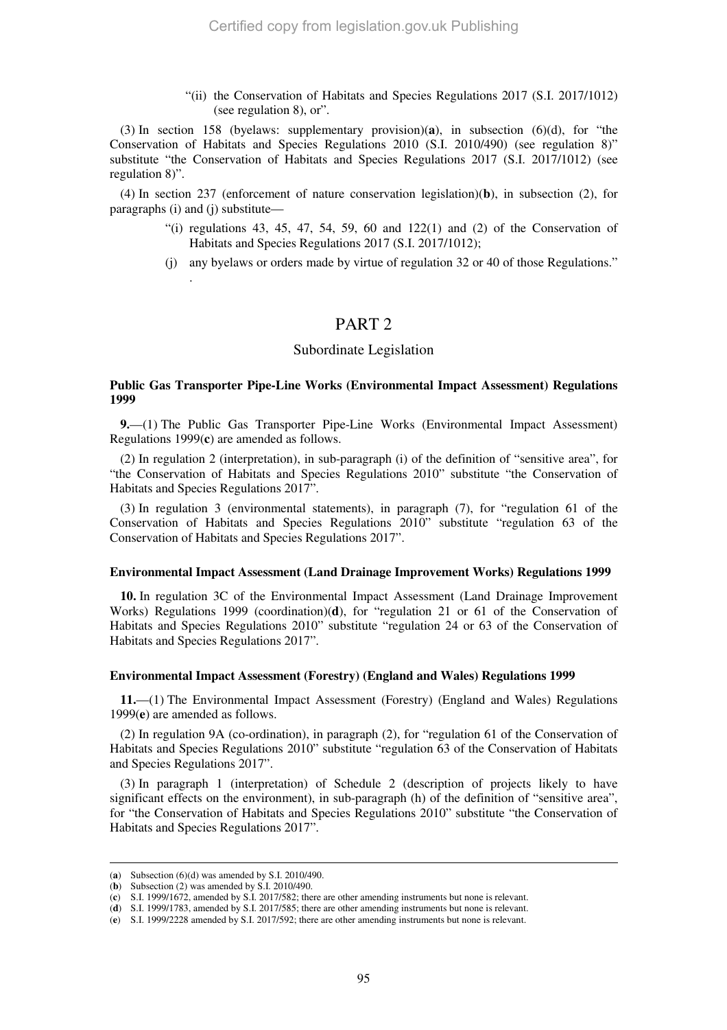"(ii) the Conservation of Habitats and Species Regulations 2017 (S.I. 2017/1012) (see regulation 8), or".

(3) In section 158 (byelaws: supplementary provision)(**a**), in subsection (6)(d), for "the Conservation of Habitats and Species Regulations 2010 (S.I. 2010/490) (see regulation 8)" substitute "the Conservation of Habitats and Species Regulations 2017 (S.I. 2017/1012) (see regulation 8)".

(4) In section 237 (enforcement of nature conservation legislation)(**b**), in subsection (2), for paragraphs (i) and (j) substitute—

"(i) regulations 43, 45, 47, 54, 59, 60 and 122(1) and (2) of the Conservation of Habitats and Species Regulations 2017 (S.I. 2017/1012);

(j) any byelaws or orders made by virtue of regulation 32 or 40 of those Regulations."
.

# PART 2

## Subordinate Legislation

### Public Gas Transporter Pipe-Line Works (Environmental Impact Assessment) Regulations 1999

**9.**—(1) The Public Gas Transporter Pipe-Line Works (Environmental Impact Assessment) Regulations 1999(**c**) are amended as follows.

(2) In regulation 2 (interpretation), in sub-paragraph (i) of the definition of "sensitive area", for "the Conservation of Habitats and Species Regulations 2010" substitute "the Conservation of Habitats and Species Regulations 2017".

(3) In regulation 3 (environmental statements), in paragraph (7), for "regulation 61 of the Conservation of Habitats and Species Regulations 2010" substitute "regulation 63 of the Conservation of Habitats and Species Regulations 2017".

### Environmental Impact Assessment (Land Drainage Improvement Works) Regulations 1999

**10.** In regulation 3C of the Environmental Impact Assessment (Land Drainage Improvement Works) Regulations 1999 (coordination)(**d**), for "regulation 21 or 61 of the Conservation of Habitats and Species Regulations 2010" substitute "regulation 24 or 63 of the Conservation of Habitats and Species Regulations 2017".

### Environmental Impact Assessment (Forestry) (England and Wales) Regulations 1999

**11.**—(1) The Environmental Impact Assessment (Forestry) (England and Wales) Regulations 1999(**e**) are amended as follows.

(2) In regulation 9A (co-ordination), in paragraph (2), for "regulation 61 of the Conservation of Habitats and Species Regulations 2010" substitute "regulation 63 of the Conservation of Habitats and Species Regulations 2017".

(3) In paragraph 1 (interpretation) of Schedule 2 (description of projects likely to have significant effects on the environment), in sub-paragraph (h) of the definition of "sensitive area", for "the Conservation of Habitats and Species Regulations 2010" substitute "the Conservation of Habitats and Species Regulations 2017".

---

(**a**) Subsection (6)(d) was amended by S.I. 2010/490.
(**b**) Subsection (2) was amended by S.I. 2010/490.
(**c**) S.I. 1999/1672, amended by S.I. 2017/582; there are other amending instruments but none is relevant.
(**d**) S.I. 1999/1783, amended by S.I. 2017/585; there are other amending instruments but none is relevant.
(**e**) S.I. 1999/2228 amended by S.I. 2017/592; there are other amending instruments but none is relevant.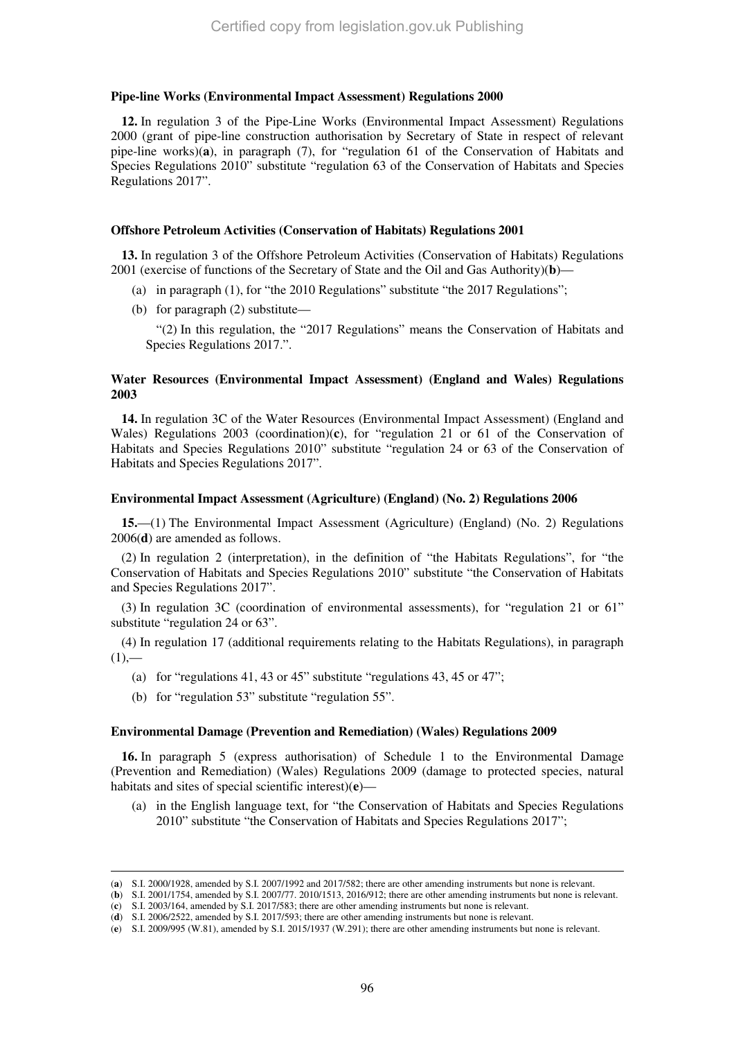**Pipe-line Works (Environmental Impact Assessment) Regulations 2000**

**12.** In regulation 3 of the Pipe-Line Works (Environmental Impact Assessment) Regulations 2000 (grant of pipe-line construction authorisation by Secretary of State in respect of relevant pipe-line works)(**a**), in paragraph (7), for "regulation 61 of the Conservation of Habitats and Species Regulations 2010" substitute "regulation 63 of the Conservation of Habitats and Species Regulations 2017".

**Offshore Petroleum Activities (Conservation of Habitats) Regulations 2001**

**13.** In regulation 3 of the Offshore Petroleum Activities (Conservation of Habitats) Regulations 2001 (exercise of functions of the Secretary of State and the Oil and Gas Authority)(**b**)—

(a) in paragraph (1), for "the 2010 Regulations" substitute "the 2017 Regulations";

(b) for paragraph (2) substitute—

"(2) In this regulation, the "2017 Regulations" means the Conservation of Habitats and Species Regulations 2017.".

**Water Resources (Environmental Impact Assessment) (England and Wales) Regulations 2003**

**14.** In regulation 3C of the Water Resources (Environmental Impact Assessment) (England and Wales) Regulations 2003 (coordination)(**c**), for "regulation 21 or 61 of the Conservation of Habitats and Species Regulations 2010" substitute "regulation 24 or 63 of the Conservation of Habitats and Species Regulations 2017".

**Environmental Impact Assessment (Agriculture) (England) (No. 2) Regulations 2006**

**15.**—(1) The Environmental Impact Assessment (Agriculture) (England) (No. 2) Regulations 2006(**d**) are amended as follows.

(2) In regulation 2 (interpretation), in the definition of "the Habitats Regulations", for "the Conservation of Habitats and Species Regulations 2010" substitute "the Conservation of Habitats and Species Regulations 2017".

(3) In regulation 3C (coordination of environmental assessments), for "regulation 21 or 61" substitute "regulation 24 or 63".

(4) In regulation 17 (additional requirements relating to the Habitats Regulations), in paragraph (1),—

(a) for "regulations 41, 43 or 45" substitute "regulations 43, 45 or 47";

(b) for "regulation 53" substitute "regulation 55".

**Environmental Damage (Prevention and Remediation) (Wales) Regulations 2009**

**16.** In paragraph 5 (express authorisation) of Schedule 1 to the Environmental Damage (Prevention and Remediation) (Wales) Regulations 2009 (damage to protected species, natural habitats and sites of special scientific interest)(**e**)—

(a) in the English language text, for "the Conservation of Habitats and Species Regulations 2010" substitute "the Conservation of Habitats and Species Regulations 2017";

---

(**a**) S.I. 2000/1928, amended by S.I. 2007/1992 and 2017/582; there are other amending instruments but none is relevant.
(**b**) S.I. 2001/1754, amended by S.I. 2007/77. 2010/1513, 2016/912; there are other amending instruments but none is relevant.
(**c**) S.I. 2003/164, amended by S.I. 2017/583; there are other amending instruments but none is relevant.
(**d**) S.I. 2006/2522, amended by S.I. 2017/593; there are other amending instruments but none is relevant.
(**e**) S.I. 2009/995 (W.81), amended by S.I. 2015/1937 (W.291); there are other amending instruments but none is relevant.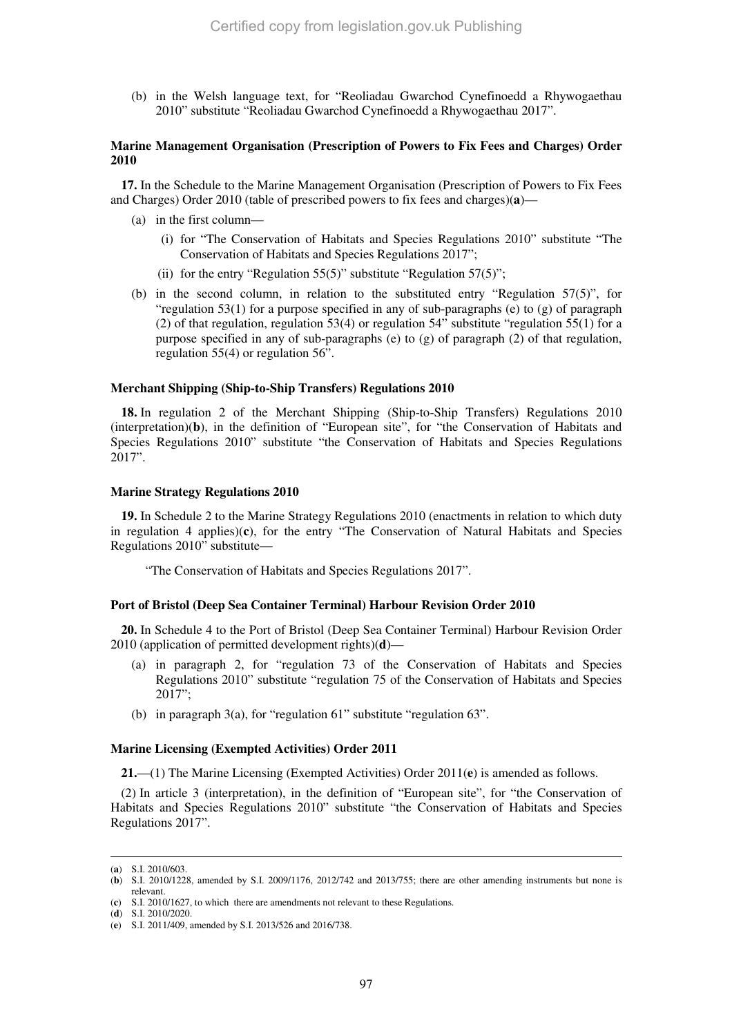(b) in the Welsh language text, for "Reoliadau Gwarchod Cynefinoedd a Rhywogaethau 2010" substitute "Reoliadau Gwarchod Cynefinoedd a Rhywogaethau 2017".

**Marine Management Organisation (Prescription of Powers to Fix Fees and Charges) Order 2010**

**17.** In the Schedule to the Marine Management Organisation (Prescription of Powers to Fix Fees and Charges) Order 2010 (table of prescribed powers to fix fees and charges)(**a**)—

(a) in the first column—

(i) for "The Conservation of Habitats and Species Regulations 2010" substitute "The Conservation of Habitats and Species Regulations 2017";

(ii) for the entry "Regulation 55(5)" substitute "Regulation 57(5)";

(b) in the second column, in relation to the substituted entry "Regulation 57(5)", for "regulation 53(1) for a purpose specified in any of sub-paragraphs (e) to (g) of paragraph (2) of that regulation, regulation 53(4) or regulation 54" substitute "regulation 55(1) for a purpose specified in any of sub-paragraphs (e) to (g) of paragraph (2) of that regulation, regulation 55(4) or regulation 56".

**Merchant Shipping (Ship-to-Ship Transfers) Regulations 2010**

**18.** In regulation 2 of the Merchant Shipping (Ship-to-Ship Transfers) Regulations 2010 (interpretation)(**b**), in the definition of "European site", for "the Conservation of Habitats and Species Regulations 2010" substitute "the Conservation of Habitats and Species Regulations 2017".

**Marine Strategy Regulations 2010**

**19.** In Schedule 2 to the Marine Strategy Regulations 2010 (enactments in relation to which duty in regulation 4 applies)(**c**), for the entry "The Conservation of Natural Habitats and Species Regulations 2010" substitute—

"The Conservation of Habitats and Species Regulations 2017".

**Port of Bristol (Deep Sea Container Terminal) Harbour Revision Order 2010**

**20.** In Schedule 4 to the Port of Bristol (Deep Sea Container Terminal) Harbour Revision Order 2010 (application of permitted development rights)(**d**)—

(a) in paragraph 2, for "regulation 73 of the Conservation of Habitats and Species Regulations 2010" substitute "regulation 75 of the Conservation of Habitats and Species Regulations 2017";

(b) in paragraph 3(a), for "regulation 61" substitute "regulation 63".

**Marine Licensing (Exempted Activities) Order 2011**

**21.**—(1) The Marine Licensing (Exempted Activities) Order 2011(**e**) is amended as follows.

(2) In article 3 (interpretation), in the definition of "European site", for "the Conservation of Habitats and Species Regulations 2010" substitute "the Conservation of Habitats and Species Regulations 2017".

---

(**a**) S.I. 2010/603.
(**b**) S.I. 2010/1228, amended by S.I. 2009/1176, 2012/742 and 2013/755; there are other amending instruments but none is relevant.
(**c**) S.I. 2010/1627, to which there are amendments not relevant to these Regulations.
(**d**) S.I. 2010/2020.
(**e**) S.I. 2011/409, amended by S.I. 2013/526 and 2016/738.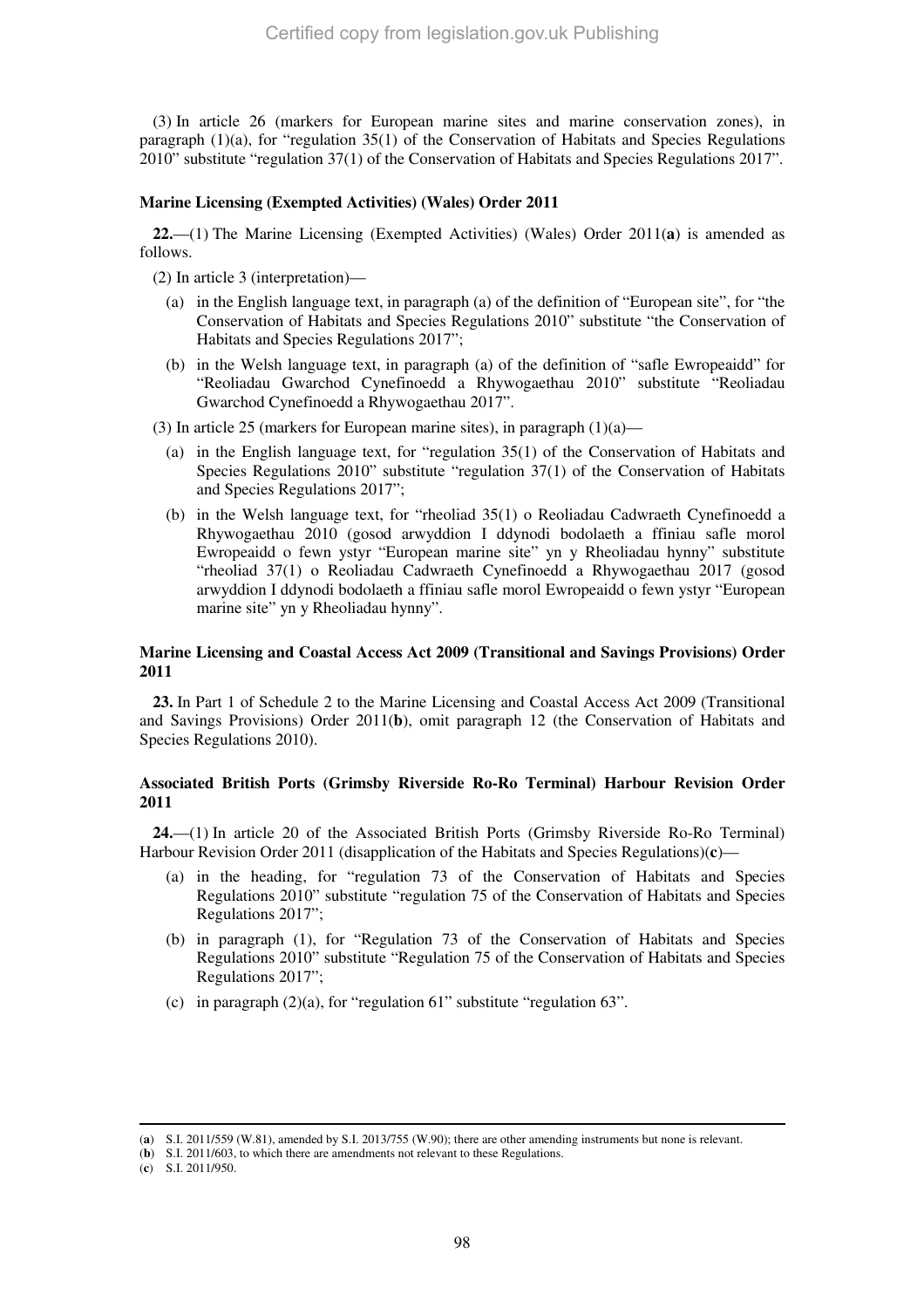(3) In article 26 (markers for European marine sites and marine conservation zones), in paragraph (1)(a), for "regulation 35(1) of the Conservation of Habitats and Species Regulations 2010" substitute "regulation 37(1) of the Conservation of Habitats and Species Regulations 2017".

**Marine Licensing (Exempted Activities) (Wales) Order 2011**

**22.**—(1) The Marine Licensing (Exempted Activities) (Wales) Order 2011(**a**) is amended as follows.

(2) In article 3 (interpretation)—

(a) in the English language text, in paragraph (a) of the definition of "European site", for "the Conservation of Habitats and Species Regulations 2010" substitute "the Conservation of Habitats and Species Regulations 2017";

(b) in the Welsh language text, in paragraph (a) of the definition of "safle Ewropeaidd" for "Reoliadau Gwarchod Cynefinoedd a Rhywogaethau 2010" substitute "Reoliadau Gwarchod Cynefinoedd a Rhywogaethau 2017".

(3) In article 25 (markers for European marine sites), in paragraph (1)(a)—

(a) in the English language text, for "regulation 35(1) of the Conservation of Habitats and Species Regulations 2010" substitute "regulation 37(1) of the Conservation of Habitats and Species Regulations 2017";

(b) in the Welsh language text, for "rheoliad 35(1) o Reoliadau Cadwraeth Cynefinoedd a Rhywogaethau 2010 (gosod arwyddion I ddynodi bodolaeth a ffiniau safle morol Ewropeaidd o fewn ystyr "European marine site" yn y Rheoliadau hynny" substitute "rheoliad 37(1) o Reoliadau Cadwraeth Cynefinoedd a Rhywogaethau 2017 (gosod arwyddion I ddynodi bodolaeth a ffiniau safle morol Ewropeaidd o fewn ystyr "European marine site" yn y Rheoliadau hynny".

**Marine Licensing and Coastal Access Act 2009 (Transitional and Savings Provisions) Order 2011**

**23.** In Part 1 of Schedule 2 to the Marine Licensing and Coastal Access Act 2009 (Transitional and Savings Provisions) Order 2011(**b**), omit paragraph 12 (the Conservation of Habitats and Species Regulations 2010).

**Associated British Ports (Grimsby Riverside Ro-Ro Terminal) Harbour Revision Order 2011**

**24.**—(1) In article 20 of the Associated British Ports (Grimsby Riverside Ro-Ro Terminal) Harbour Revision Order 2011 (disapplication of the Habitats and Species Regulations)(**c**)—

(a) in the heading, for "regulation 73 of the Conservation of Habitats and Species Regulations 2010" substitute "regulation 75 of the Conservation of Habitats and Species Regulations 2017";

(b) in paragraph (1), for "Regulation 73 of the Conservation of Habitats and Species Regulations 2010" substitute "Regulation 75 of the Conservation of Habitats and Species Regulations 2017";

(c) in paragraph (2)(a), for "regulation 61" substitute "regulation 63".

---

(**a**) S.I. 2011/559 (W.81), amended by S.I. 2013/755 (W.90); there are other amending instruments but none is relevant.
(**b**) S.I. 2011/603, to which there are amendments not relevant to these Regulations.
(**c**) S.I. 2011/950.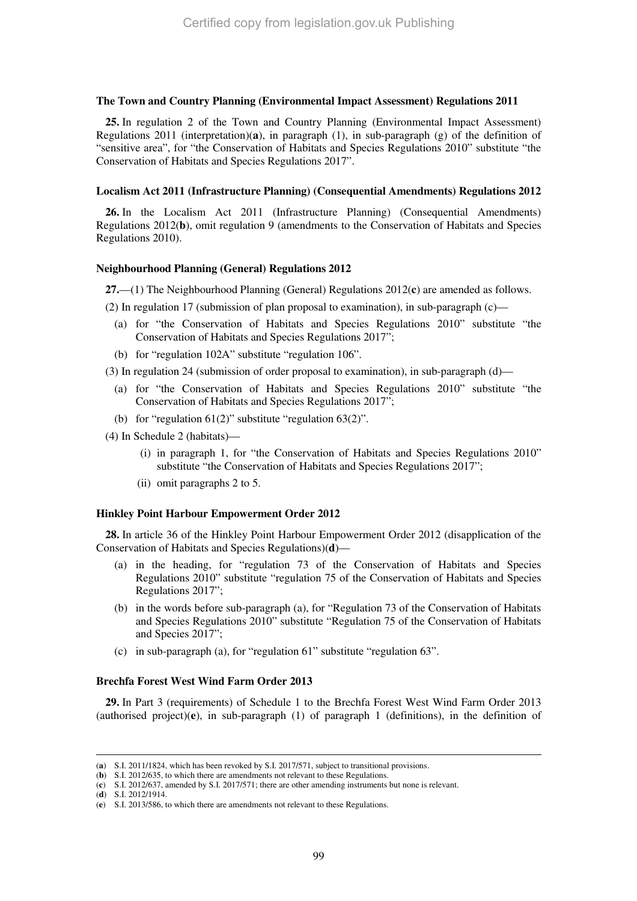**The Town and Country Planning (Environmental Impact Assessment) Regulations 2011**

**25.** In regulation 2 of the Town and Country Planning (Environmental Impact Assessment) Regulations 2011 (interpretation)(**a**), in paragraph (1), in sub-paragraph (g) of the definition of "sensitive area", for "the Conservation of Habitats and Species Regulations 2010" substitute "the Conservation of Habitats and Species Regulations 2017".

**Localism Act 2011 (Infrastructure Planning) (Consequential Amendments) Regulations 2012**

**26.** In the Localism Act 2011 (Infrastructure Planning) (Consequential Amendments) Regulations 2012(**b**), omit regulation 9 (amendments to the Conservation of Habitats and Species Regulations 2010).

**Neighbourhood Planning (General) Regulations 2012**

**27.**—(1) The Neighbourhood Planning (General) Regulations 2012(**c**) are amended as follows.

(2) In regulation 17 (submission of plan proposal to examination), in sub-paragraph (c)—

(a) for "the Conservation of Habitats and Species Regulations 2010" substitute "the Conservation of Habitats and Species Regulations 2017";

(b) for "regulation 102A" substitute "regulation 106".

(3) In regulation 24 (submission of order proposal to examination), in sub-paragraph (d)—

(a) for "the Conservation of Habitats and Species Regulations 2010" substitute "the Conservation of Habitats and Species Regulations 2017";

(b) for "regulation 61(2)" substitute "regulation 63(2)".

(4) In Schedule 2 (habitats)—

(i) in paragraph 1, for "the Conservation of Habitats and Species Regulations 2010" substitute "the Conservation of Habitats and Species Regulations 2017";

(ii) omit paragraphs 2 to 5.

**Hinkley Point Harbour Empowerment Order 2012**

**28.** In article 36 of the Hinkley Point Harbour Empowerment Order 2012 (disapplication of the Conservation of Habitats and Species Regulations)(**d**)—

(a) in the heading, for "regulation 73 of the Conservation of Habitats and Species Regulations 2010" substitute "regulation 75 of the Conservation of Habitats and Species Regulations 2017";

(b) in the words before sub-paragraph (a), for "Regulation 73 of the Conservation of Habitats and Species Regulations 2010" substitute "Regulation 75 of the Conservation of Habitats and Species 2017";

(c) in sub-paragraph (a), for "regulation 61" substitute "regulation 63".

**Brechfa Forest West Wind Farm Order 2013**

**29.** In Part 3 (requirements) of Schedule 1 to the Brechfa Forest West Wind Farm Order 2013 (authorised project)(**e**), in sub-paragraph (1) of paragraph 1 (definitions), in the definition of

---

(**a**) S.I. 2011/1824, which has been revoked by S.I. 2017/571, subject to transitional provisions.
(**b**) S.I. 2012/635, to which there are amendments not relevant to these Regulations.
(**c**) S.I. 2012/637, amended by S.I. 2017/571; there are other amending instruments but none is relevant.
(**d**) S.I. 2012/1914.
(**e**) S.I. 2013/586, to which there are amendments not relevant to these Regulations.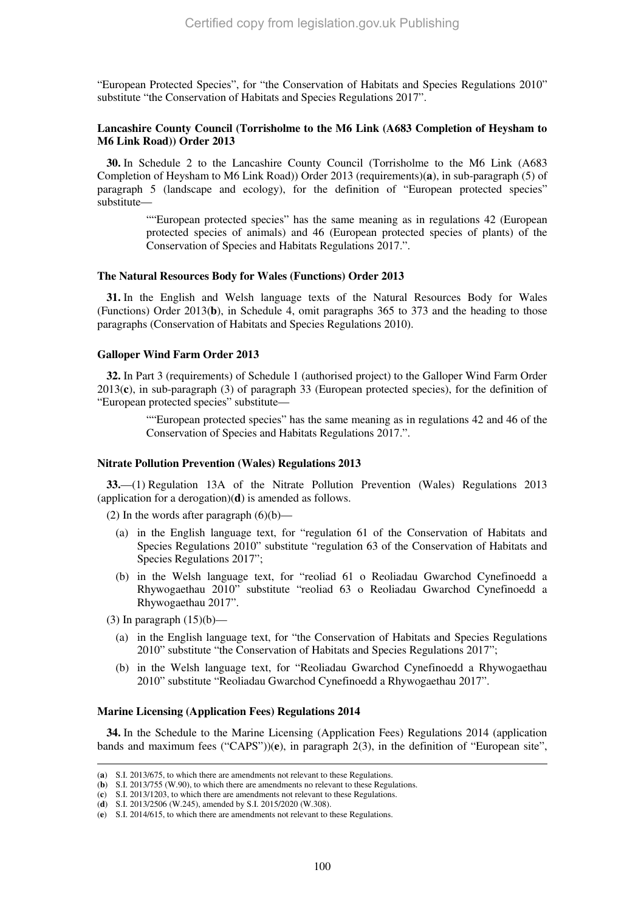"European Protected Species", for "the Conservation of Habitats and Species Regulations 2010" substitute "the Conservation of Habitats and Species Regulations 2017".

**Lancashire County Council (Torrisholme to the M6 Link (A683 Completion of Heysham to M6 Link Road)) Order 2013**

**30.** In Schedule 2 to the Lancashire County Council (Torrisholme to the M6 Link (A683 Completion of Heysham to M6 Link Road)) Order 2013 (requirements)(**a**), in sub-paragraph (5) of paragraph 5 (landscape and ecology), for the definition of "European protected species" substitute—

> ""European protected species" has the same meaning as in regulations 42 (European protected species of animals) and 46 (European protected species of plants) of the Conservation of Species and Habitats Regulations 2017.".

**The Natural Resources Body for Wales (Functions) Order 2013**

**31.** In the English and Welsh language texts of the Natural Resources Body for Wales (Functions) Order 2013(**b**), in Schedule 4, omit paragraphs 365 to 373 and the heading to those paragraphs (Conservation of Habitats and Species Regulations 2010).

**Galloper Wind Farm Order 2013**

**32.** In Part 3 (requirements) of Schedule 1 (authorised project) to the Galloper Wind Farm Order 2013(**c**), in sub-paragraph (3) of paragraph 33 (European protected species), for the definition of "European protected species" substitute—

> ""European protected species" has the same meaning as in regulations 42 and 46 of the Conservation of Species and Habitats Regulations 2017.".

**Nitrate Pollution Prevention (Wales) Regulations 2013**

**33.**—(1) Regulation 13A of the Nitrate Pollution Prevention (Wales) Regulations 2013 (application for a derogation)(**d**) is amended as follows.

(2) In the words after paragraph (6)(b)—

(a) in the English language text, for "regulation 61 of the Conservation of Habitats and Species Regulations 2010" substitute "regulation 63 of the Conservation of Habitats and Species Regulations 2017";

(b) in the Welsh language text, for "reoliad 61 o Reoliadau Gwarchod Cynefinoedd a Rhywogaethau 2010" substitute "reoliad 63 o Reoliadau Gwarchod Cynefinoedd a Rhywogaethau 2017".

(3) In paragraph (15)(b)—

(a) in the English language text, for "the Conservation of Habitats and Species Regulations 2010" substitute "the Conservation of Habitats and Species Regulations 2017";

(b) in the Welsh language text, for "Reoliadau Gwarchod Cynefinoedd a Rhywogaethau 2010" substitute "Reoliadau Gwarchod Cynefinoedd a Rhywogaethau 2017".

**Marine Licensing (Application Fees) Regulations 2014**

**34.** In the Schedule to the Marine Licensing (Application Fees) Regulations 2014 (application bands and maximum fees ("CAPS"))(**e**), in paragraph 2(3), in the definition of "European site",

---

(**a**) S.I. 2013/675, to which there are amendments not relevant to these Regulations.
(**b**) S.I. 2013/755 (W.90), to which there are amendments no relevant to these Regulations.
(**c**) S.I. 2013/1203, to which there are amendments not relevant to these Regulations.
(**d**) S.I. 2013/2506 (W.245), amended by S.I. 2015/2020 (W.308).
(**e**) S.I. 2014/615, to which there are amendments not relevant to these Regulations.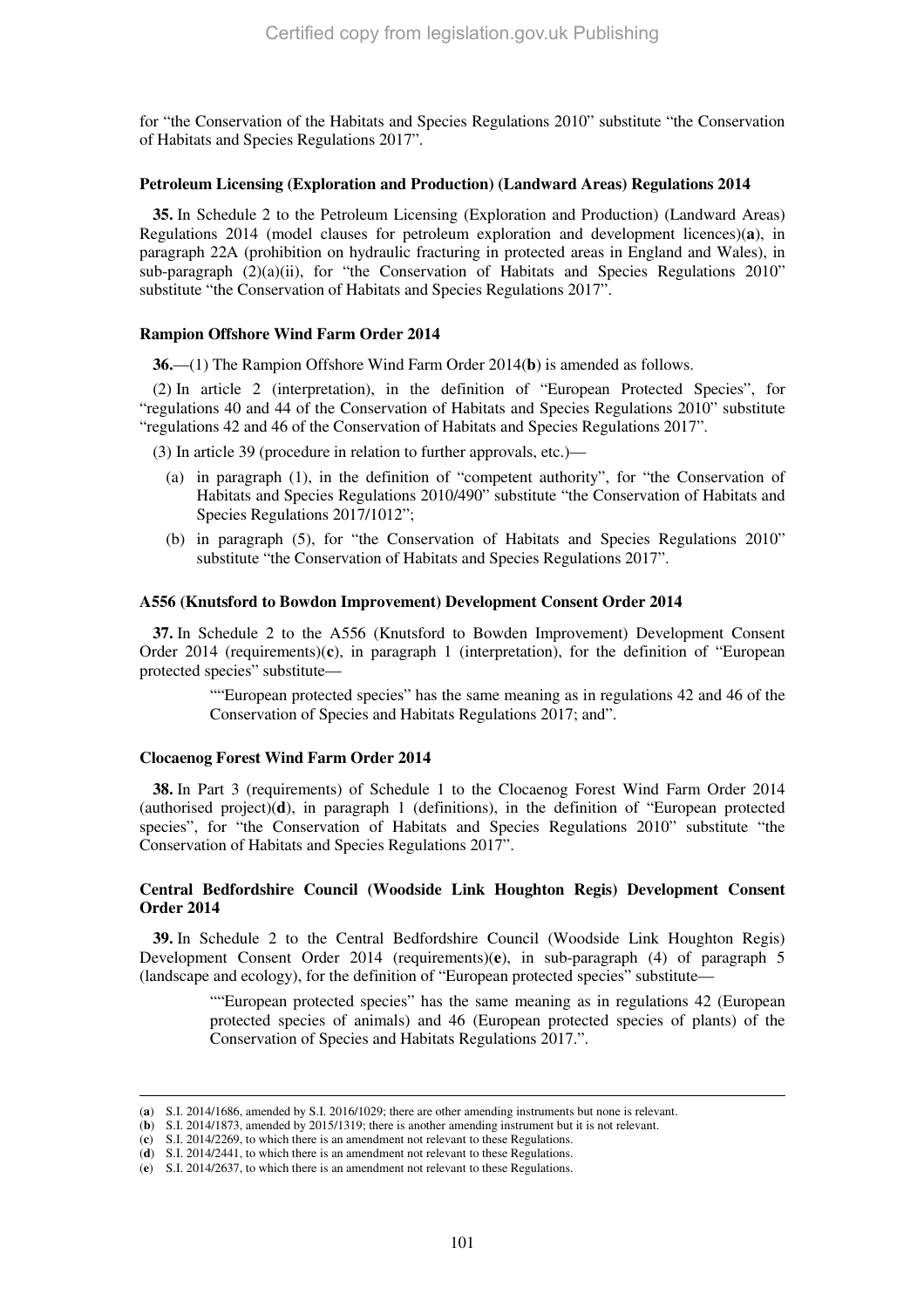for "the Conservation of the Habitats and Species Regulations 2010" substitute "the Conservation of Habitats and Species Regulations 2017".

**Petroleum Licensing (Exploration and Production) (Landward Areas) Regulations 2014**

**35.** In Schedule 2 to the Petroleum Licensing (Exploration and Production) (Landward Areas) Regulations 2014 (model clauses for petroleum exploration and development licences)(**a**), in paragraph 22A (prohibition on hydraulic fracturing in protected areas in England and Wales), in sub-paragraph (2)(a)(ii), for "the Conservation of Habitats and Species Regulations 2010" substitute "the Conservation of Habitats and Species Regulations 2017".

**Rampion Offshore Wind Farm Order 2014**

**36.**—(1) The Rampion Offshore Wind Farm Order 2014(**b**) is amended as follows.

(2) In article 2 (interpretation), in the definition of "European Protected Species", for "regulations 40 and 44 of the Conservation of Habitats and Species Regulations 2010" substitute "regulations 42 and 46 of the Conservation of Habitats and Species Regulations 2017".

(3) In article 39 (procedure in relation to further approvals, etc.)—

(a) in paragraph (1), in the definition of "competent authority", for "the Conservation of Habitats and Species Regulations 2010/490" substitute "the Conservation of Habitats and Species Regulations 2017/1012";

(b) in paragraph (5), for "the Conservation of Habitats and Species Regulations 2010" substitute "the Conservation of Habitats and Species Regulations 2017".

**A556 (Knutsford to Bowdon Improvement) Development Consent Order 2014**

**37.** In Schedule 2 to the A556 (Knutsford to Bowden Improvement) Development Consent Order 2014 (requirements)(**c**), in paragraph 1 (interpretation), for the definition of "European protected species" substitute—

> ""European protected species" has the same meaning as in regulations 42 and 46 of the Conservation of Species and Habitats Regulations 2017; and".

**Clocaenog Forest Wind Farm Order 2014**

**38.** In Part 3 (requirements) of Schedule 1 to the Clocaenog Forest Wind Farm Order 2014 (authorised project)(**d**), in paragraph 1 (definitions), in the definition of "European protected species", for "the Conservation of Habitats and Species Regulations 2010" substitute "the Conservation of Habitats and Species Regulations 2017".

**Central Bedfordshire Council (Woodside Link Houghton Regis) Development Consent Order 2014**

**39.** In Schedule 2 to the Central Bedfordshire Council (Woodside Link Houghton Regis) Development Consent Order 2014 (requirements)(**e**), in sub-paragraph (4) of paragraph 5 (landscape and ecology), for the definition of "European protected species" substitute—

> ""European protected species" has the same meaning as in regulations 42 (European protected species of animals) and 46 (European protected species of plants) of the Conservation of Species and Habitats Regulations 2017.".

---

(**a**) S.I. 2014/1686, amended by S.I. 2016/1029; there are other amending instruments but none is relevant.
(**b**) S.I. 2014/1873, amended by 2015/1319; there is another amending instrument but it is not relevant.
(**c**) S.I. 2014/2269, to which there is an amendment not relevant to these Regulations.
(**d**) S.I. 2014/2441, to which there is an amendment not relevant to these Regulations.
(**e**) S.I. 2014/2637, to which there is an amendment not relevant to these Regulations.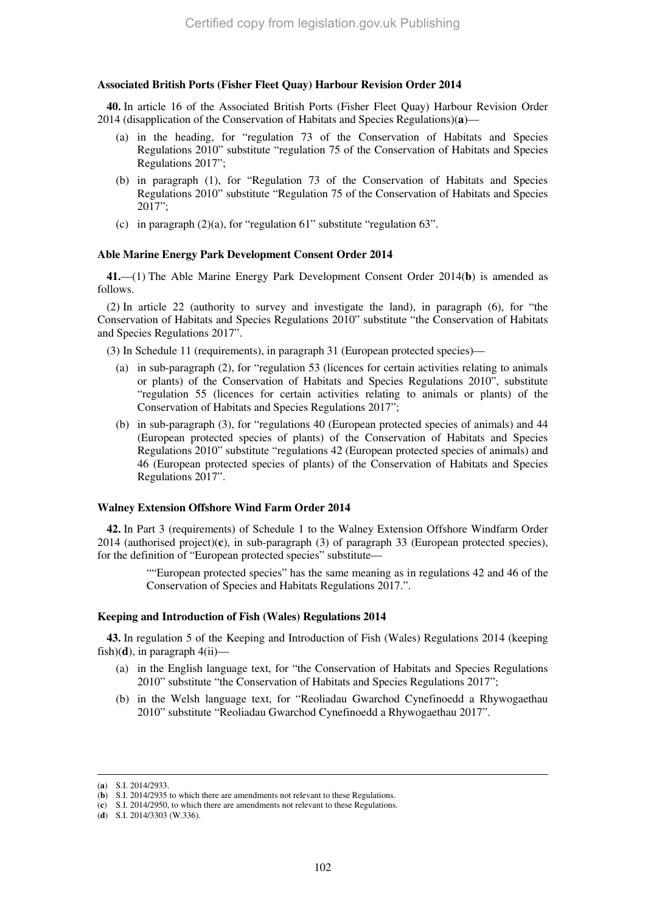**Associated British Ports (Fisher Fleet Quay) Harbour Revision Order 2014**

**40.** In article 16 of the Associated British Ports (Fisher Fleet Quay) Harbour Revision Order 2014 (disapplication of the Conservation of Habitats and Species Regulations)(**a**)—

(a) in the heading, for "regulation 73 of the Conservation of Habitats and Species Regulations 2010" substitute "regulation 75 of the Conservation of Habitats and Species Regulations 2017";

(b) in paragraph (1), for "Regulation 73 of the Conservation of Habitats and Species Regulations 2010" substitute "Regulation 75 of the Conservation of Habitats and Species 2017";

(c) in paragraph (2)(a), for "regulation 61" substitute "regulation 63".

**Able Marine Energy Park Development Consent Order 2014**

**41.**—(1) The Able Marine Energy Park Development Consent Order 2014(**b**) is amended as follows.

(2) In article 22 (authority to survey and investigate the land), in paragraph (6), for "the Conservation of Habitats and Species Regulations 2010" substitute "the Conservation of Habitats and Species Regulations 2017".

(3) In Schedule 11 (requirements), in paragraph 31 (European protected species)—

(a) in sub-paragraph (2), for "regulation 53 (licences for certain activities relating to animals or plants) of the Conservation of Habitats and Species Regulations 2010", substitute "regulation 55 (licences for certain activities relating to animals or plants) of the Conservation of Habitats and Species Regulations 2017";

(b) in sub-paragraph (3), for "regulations 40 (European protected species of animals) and 44 (European protected species of plants) of the Conservation of Habitats and Species Regulations 2010" substitute "regulations 42 (European protected species of animals) and 46 (European protected species of plants) of the Conservation of Habitats and Species Regulations 2017".

**Walney Extension Offshore Wind Farm Order 2014**

**42.** In Part 3 (requirements) of Schedule 1 to the Walney Extension Offshore Windfarm Order 2014 (authorised project)(**c**), in sub-paragraph (3) of paragraph 33 (European protected species), for the definition of "European protected species" substitute—

> ""European protected species" has the same meaning as in regulations 42 and 46 of the Conservation of Species and Habitats Regulations 2017.".

**Keeping and Introduction of Fish (Wales) Regulations 2014**

**43.** In regulation 5 of the Keeping and Introduction of Fish (Wales) Regulations 2014 (keeping fish)(**d**), in paragraph 4(ii)—

(a) in the English language text, for "the Conservation of Habitats and Species Regulations 2010" substitute "the Conservation of Habitats and Species Regulations 2017";

(b) in the Welsh language text, for "Reoliadau Gwarchod Cynefinoedd a Rhywogaethau 2010" substitute "Reoliadau Gwarchod Cynefinoedd a Rhywogaethau 2017".

---

(**a**) S.I. 2014/2933.
(**b**) S.I. 2014/2935 to which there are amendments not relevant to these Regulations.
(**c**) S.I. 2014/2950, to which there are amendments not relevant to these Regulations.
(**d**) S.I. 2014/3303 (W.336).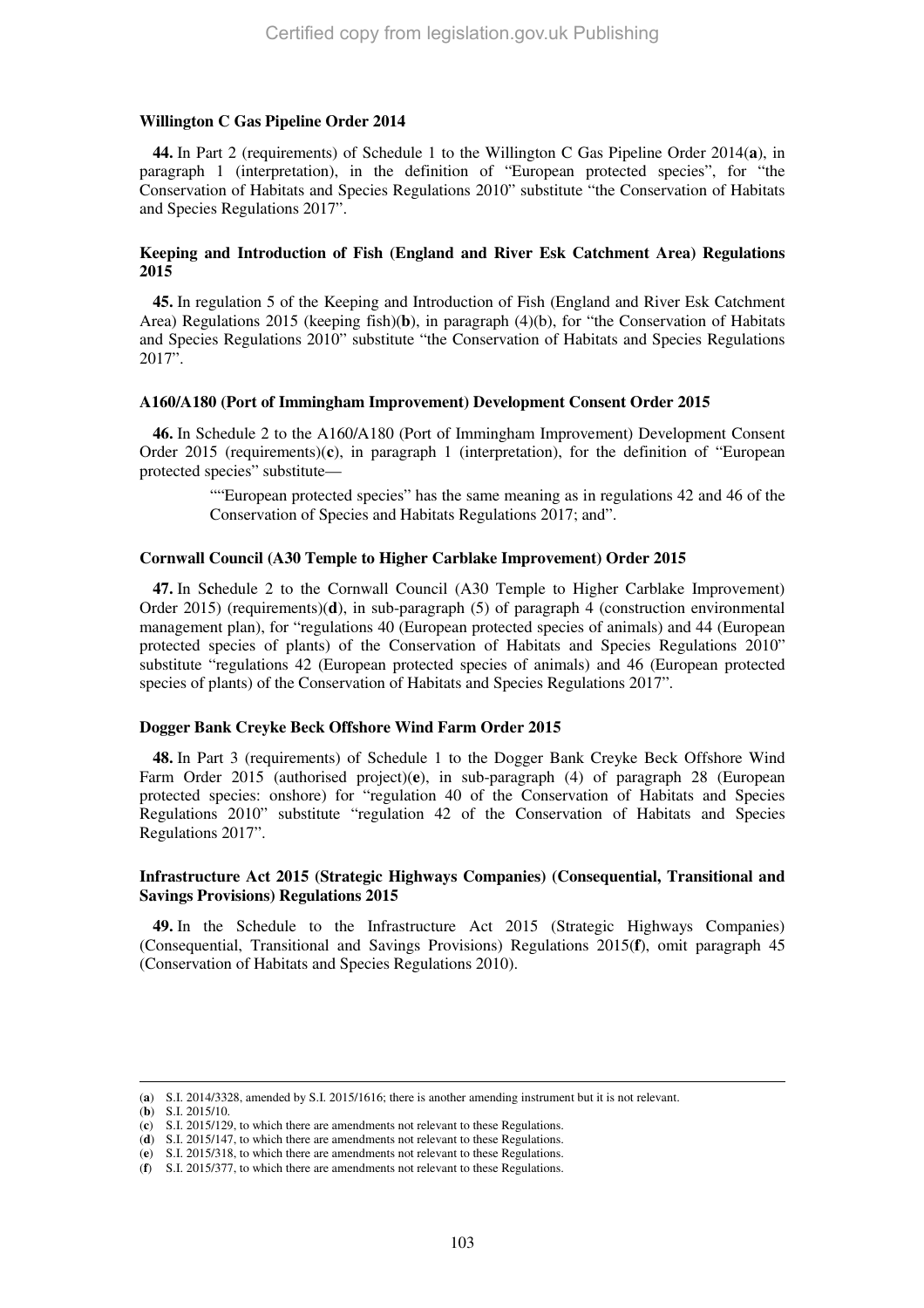**Willington C Gas Pipeline Order 2014**

**44.** In Part 2 (requirements) of Schedule 1 to the Willington C Gas Pipeline Order 2014(**a**), in paragraph 1 (interpretation), in the definition of "European protected species", for "the Conservation of Habitats and Species Regulations 2010" substitute "the Conservation of Habitats and Species Regulations 2017".

**Keeping and Introduction of Fish (England and River Esk Catchment Area) Regulations 2015**

**45.** In regulation 5 of the Keeping and Introduction of Fish (England and River Esk Catchment Area) Regulations 2015 (keeping fish)(**b**), in paragraph (4)(b), for "the Conservation of Habitats and Species Regulations 2010" substitute "the Conservation of Habitats and Species Regulations 2017".

**A160/A180 (Port of Immingham Improvement) Development Consent Order 2015**

**46.** In Schedule 2 to the A160/A180 (Port of Immingham Improvement) Development Consent Order 2015 (requirements)(**c**), in paragraph 1 (interpretation), for the definition of "European protected species" substitute—

> ""European protected species" has the same meaning as in regulations 42 and 46 of the Conservation of Species and Habitats Regulations 2017; and".

**Cornwall Council (A30 Temple to Higher Carblake Improvement) Order 2015**

**47.** In S**c**hedule 2 to the Cornwall Council (A30 Temple to Higher Carblake Improvement) Order 2015) (requirements)(**d**), in sub-paragraph (5) of paragraph 4 (construction environmental management plan), for "regulations 40 (European protected species of animals) and 44 (European protected species of plants) of the Conservation of Habitats and Species Regulations 2010" substitute "regulations 42 (European protected species of animals) and 46 (European protected species of plants) of the Conservation of Habitats and Species Regulations 2017".

**Dogger Bank Creyke Beck Offshore Wind Farm Order 2015**

**48.** In Part 3 (requirements) of Schedule 1 to the Dogger Bank Creyke Beck Offshore Wind Farm Order 2015 (authorised project)(**e**), in sub-paragraph (4) of paragraph 28 (European protected species: onshore) for "regulation 40 of the Conservation of Habitats and Species Regulations 2010" substitute "regulation 42 of the Conservation of Habitats and Species Regulations 2017".

**Infrastructure Act 2015 (Strategic Highways Companies) (Consequential, Transitional and Savings Provisions) Regulations 2015**

**49.** In the Schedule to the Infrastructure Act 2015 (Strategic Highways Companies) (Consequential, Transitional and Savings Provisions) Regulations 2015(**f**), omit paragraph 45 (Conservation of Habitats and Species Regulations 2010).

---

(**a**) S.I. 2014/3328, amended by S.I. 2015/1616; there is another amending instrument but it is not relevant.
(**b**) S.I. 2015/10.
(**c**) S.I. 2015/129, to which there are amendments not relevant to these Regulations.
(**d**) S.I. 2015/147, to which there are amendments not relevant to these Regulations.
(**e**) S.I. 2015/318, to which there are amendments not relevant to these Regulations.
(**f**) S.I. 2015/377, to which there are amendments not relevant to these Regulations.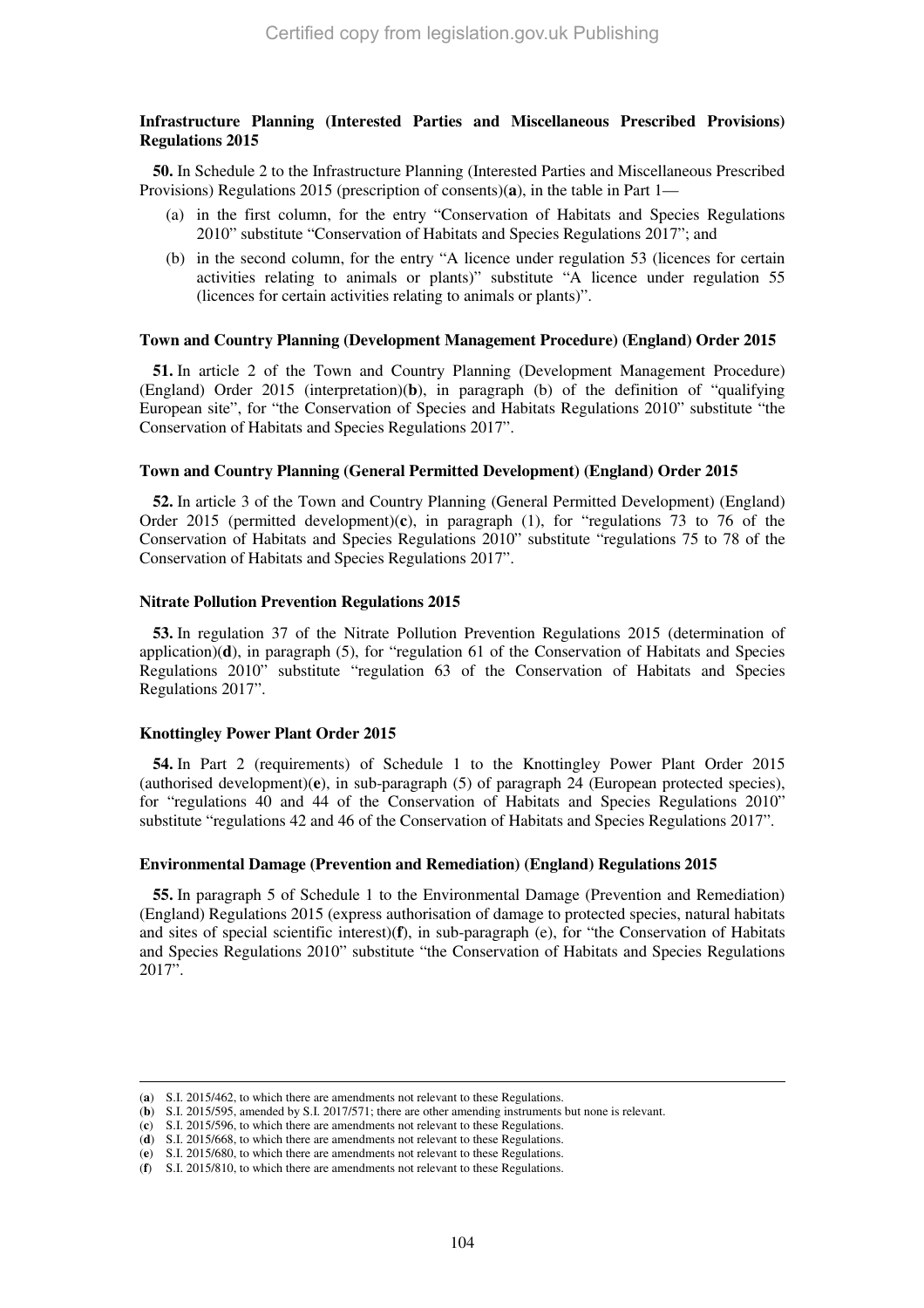### Infrastructure Planning (Interested Parties and Miscellaneous Prescribed Provisions) Regulations 2015

**50.** In Schedule 2 to the Infrastructure Planning (Interested Parties and Miscellaneous Prescribed Provisions) Regulations 2015 (prescription of consents)(**a**), in the table in Part 1—

(a) in the first column, for the entry "Conservation of Habitats and Species Regulations 2010" substitute "Conservation of Habitats and Species Regulations 2017"; and

(b) in the second column, for the entry "A licence under regulation 53 (licences for certain activities relating to animals or plants)" substitute "A licence under regulation 55 (licences for certain activities relating to animals or plants)".

### Town and Country Planning (Development Management Procedure) (England) Order 2015

**51.** In article 2 of the Town and Country Planning (Development Management Procedure) (England) Order 2015 (interpretation)(**b**), in paragraph (b) of the definition of "qualifying European site", for "the Conservation of Species and Habitats Regulations 2010" substitute "the Conservation of Habitats and Species Regulations 2017".

### Town and Country Planning (General Permitted Development) (England) Order 2015

**52.** In article 3 of the Town and Country Planning (General Permitted Development) (England) Order 2015 (permitted development)(**c**), in paragraph (1), for "regulations 73 to 76 of the Conservation of Habitats and Species Regulations 2010" substitute "regulations 75 to 78 of the Conservation of Habitats and Species Regulations 2017".

### Nitrate Pollution Prevention Regulations 2015

**53.** In regulation 37 of the Nitrate Pollution Prevention Regulations 2015 (determination of application)(**d**), in paragraph (5), for "regulation 61 of the Conservation of Habitats and Species Regulations 2010" substitute "regulation 63 of the Conservation of Habitats and Species Regulations 2017".

### Knottingley Power Plant Order 2015

**54.** In Part 2 (requirements) of Schedule 1 to the Knottingley Power Plant Order 2015 (authorised development)(**e**), in sub-paragraph (5) of paragraph 24 (European protected species), for "regulations 40 and 44 of the Conservation of Habitats and Species Regulations 2010" substitute "regulations 42 and 46 of the Conservation of Habitats and Species Regulations 2017".

### Environmental Damage (Prevention and Remediation) (England) Regulations 2015

**55.** In paragraph 5 of Schedule 1 to the Environmental Damage (Prevention and Remediation) (England) Regulations 2015 (express authorisation of damage to protected species, natural habitats and sites of special scientific interest)(**f**), in sub-paragraph (e), for "the Conservation of Habitats and Species Regulations 2010" substitute "the Conservation of Habitats and Species Regulations 2017".

---

(**a**) S.I. 2015/462, to which there are amendments not relevant to these Regulations.
(**b**) S.I. 2015/595, amended by S.I. 2017/571; there are other amending instruments but none is relevant.
(**c**) S.I. 2015/596, to which there are amendments not relevant to these Regulations.
(**d**) S.I. 2015/668, to which there are amendments not relevant to these Regulations.
(**e**) S.I. 2015/680, to which there are amendments not relevant to these Regulations.
(**f**) S.I. 2015/810, to which there are amendments not relevant to these Regulations.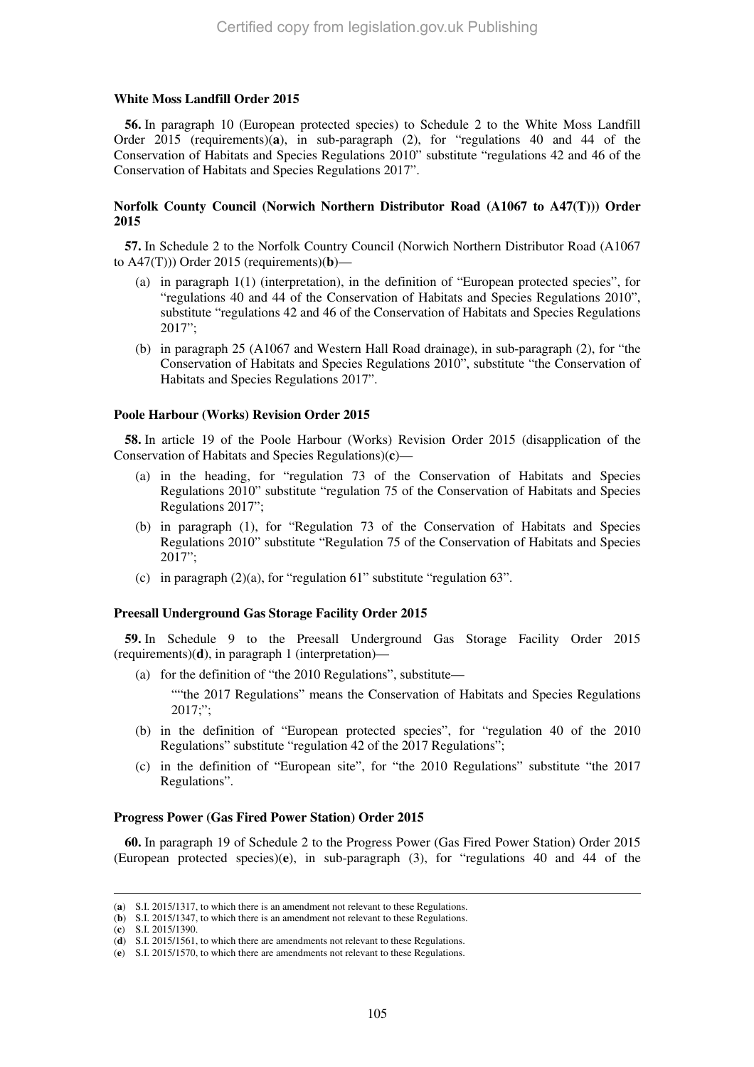**White Moss Landfill Order 2015**

**56.** In paragraph 10 (European protected species) to Schedule 2 to the White Moss Landfill Order 2015 (requirements)(**a**), in sub-paragraph (2), for "regulations 40 and 44 of the Conservation of Habitats and Species Regulations 2010" substitute "regulations 42 and 46 of the Conservation of Habitats and Species Regulations 2017".

**Norfolk County Council (Norwich Northern Distributor Road (A1067 to A47(T))) Order 2015**

**57.** In Schedule 2 to the Norfolk Country Council (Norwich Northern Distributor Road (A1067 to A47(T))) Order 2015 (requirements)(**b**)—

(a) in paragraph 1(1) (interpretation), in the definition of "European protected species", for "regulations 40 and 44 of the Conservation of Habitats and Species Regulations 2010", substitute "regulations 42 and 46 of the Conservation of Habitats and Species Regulations 2017";

(b) in paragraph 25 (A1067 and Western Hall Road drainage), in sub-paragraph (2), for "the Conservation of Habitats and Species Regulations 2010", substitute "the Conservation of Habitats and Species Regulations 2017".

**Poole Harbour (Works) Revision Order 2015**

**58.** In article 19 of the Poole Harbour (Works) Revision Order 2015 (disapplication of the Conservation of Habitats and Species Regulations)(**c**)—

(a) in the heading, for "regulation 73 of the Conservation of Habitats and Species Regulations 2010" substitute "regulation 75 of the Conservation of Habitats and Species Regulations 2017";

(b) in paragraph (1), for "Regulation 73 of the Conservation of Habitats and Species Regulations 2010" substitute "Regulation 75 of the Conservation of Habitats and Species Regulations 2017";

(c) in paragraph (2)(a), for "regulation 61" substitute "regulation 63".

**Preesall Underground Gas Storage Facility Order 2015**

**59.** In Schedule 9 to the Preesall Underground Gas Storage Facility Order 2015 (requirements)(**d**), in paragraph 1 (interpretation)—

(a) for the definition of "the 2010 Regulations", substitute—

""the 2017 Regulations" means the Conservation of Habitats and Species Regulations 2017;";

(b) in the definition of "European protected species", for "regulation 40 of the 2010 Regulations" substitute "regulation 42 of the 2017 Regulations";

(c) in the definition of "European site", for "the 2010 Regulations" substitute "the 2017 Regulations".

**Progress Power (Gas Fired Power Station) Order 2015**

**60.** In paragraph 19 of Schedule 2 to the Progress Power (Gas Fired Power Station) Order 2015 (European protected species)(**e**), in sub-paragraph (3), for "regulations 40 and 44 of the

---

(**a**) S.I. 2015/1317, to which there is an amendment not relevant to these Regulations.
(**b**) S.I. 2015/1347, to which there is an amendment not relevant to these Regulations.
(**c**) S.I. 2015/1390.
(**d**) S.I. 2015/1561, to which there are amendments not relevant to these Regulations.
(**e**) S.I. 2015/1570, to which there are amendments not relevant to these Regulations.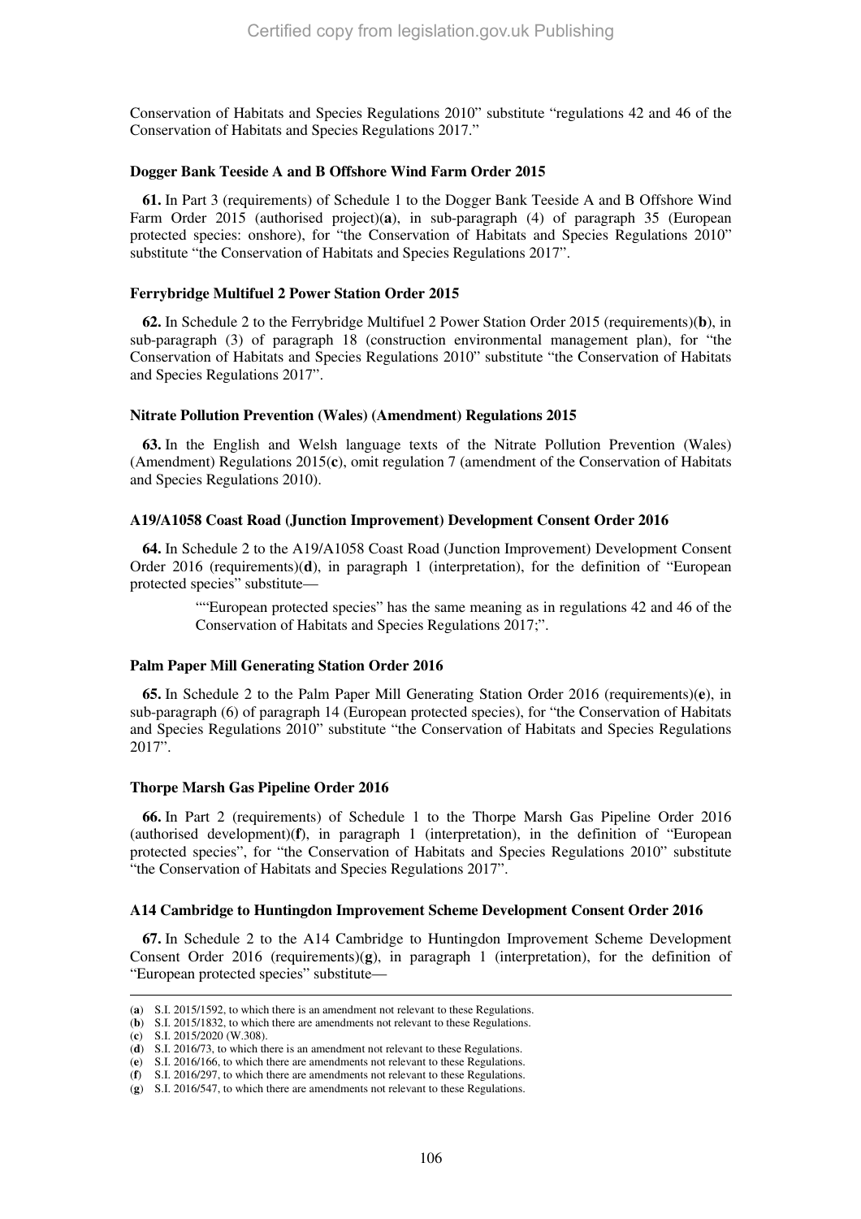Conservation of Habitats and Species Regulations 2010" substitute "regulations 42 and 46 of the Conservation of Habitats and Species Regulations 2017."

**Dogger Bank Teeside A and B Offshore Wind Farm Order 2015**

**61.** In Part 3 (requirements) of Schedule 1 to the Dogger Bank Teeside A and B Offshore Wind Farm Order 2015 (authorised project)(**a**), in sub-paragraph (4) of paragraph 35 (European protected species: onshore), for "the Conservation of Habitats and Species Regulations 2010" substitute "the Conservation of Habitats and Species Regulations 2017".

**Ferrybridge Multifuel 2 Power Station Order 2015**

**62.** In Schedule 2 to the Ferrybridge Multifuel 2 Power Station Order 2015 (requirements)(**b**), in sub-paragraph (3) of paragraph 18 (construction environmental management plan), for "the Conservation of Habitats and Species Regulations 2010" substitute "the Conservation of Habitats and Species Regulations 2017".

**Nitrate Pollution Prevention (Wales) (Amendment) Regulations 2015**

**63.** In the English and Welsh language texts of the Nitrate Pollution Prevention (Wales) (Amendment) Regulations 2015(**c**), omit regulation 7 (amendment of the Conservation of Habitats and Species Regulations 2010).

**A19/A1058 Coast Road (Junction Improvement) Development Consent Order 2016**

**64.** In Schedule 2 to the A19/A1058 Coast Road (Junction Improvement) Development Consent Order 2016 (requirements)(**d**), in paragraph 1 (interpretation), for the definition of "European protected species" substitute—

> ""European protected species" has the same meaning as in regulations 42 and 46 of the Conservation of Habitats and Species Regulations 2017;".

**Palm Paper Mill Generating Station Order 2016**

**65.** In Schedule 2 to the Palm Paper Mill Generating Station Order 2016 (requirements)(**e**), in sub-paragraph (6) of paragraph 14 (European protected species), for "the Conservation of Habitats and Species Regulations 2010" substitute "the Conservation of Habitats and Species Regulations 2017".

**Thorpe Marsh Gas Pipeline Order 2016**

**66.** In Part 2 (requirements) of Schedule 1 to the Thorpe Marsh Gas Pipeline Order 2016 (authorised development)(**f**), in paragraph 1 (interpretation), in the definition of "European protected species", for "the Conservation of Habitats and Species Regulations 2010" substitute "the Conservation of Habitats and Species Regulations 2017".

**A14 Cambridge to Huntingdon Improvement Scheme Development Consent Order 2016**

**67.** In Schedule 2 to the A14 Cambridge to Huntingdon Improvement Scheme Development Consent Order 2016 (requirements)(**g**), in paragraph 1 (interpretation), for the definition of "European protected species" substitute—

---

(**a**) S.I. 2015/1592, to which there is an amendment not relevant to these Regulations.
(**b**) S.I. 2015/1832, to which there are amendments not relevant to these Regulations.
(**c**) S.I. 2015/2020 (W.308).
(**d**) S.I. 2016/73, to which there is an amendment not relevant to these Regulations.
(**e**) S.I. 2016/166, to which there are amendments not relevant to these Regulations.
(**f**) S.I. 2016/297, to which there are amendments not relevant to these Regulations.
(**g**) S.I. 2016/547, to which there are amendments not relevant to these Regulations.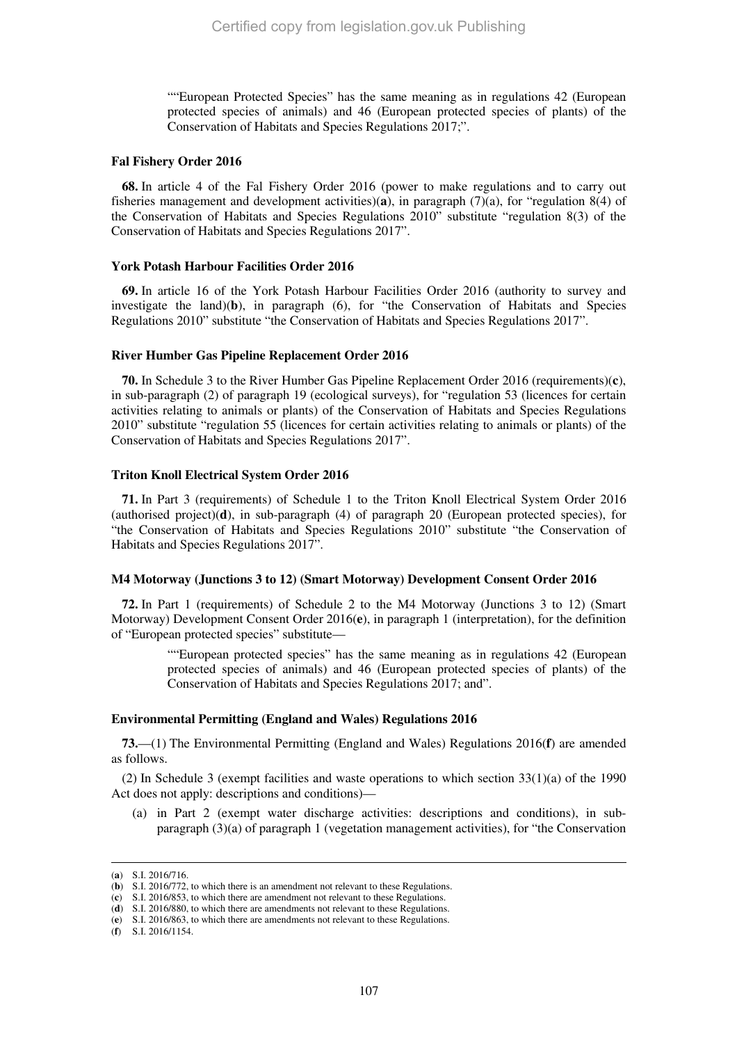""European Protected Species" has the same meaning as in regulations 42 (European protected species of animals) and 46 (European protected species of plants) of the Conservation of Habitats and Species Regulations 2017;".

**Fal Fishery Order 2016**

**68.** In article 4 of the Fal Fishery Order 2016 (power to make regulations and to carry out fisheries management and development activities)(**a**), in paragraph (7)(a), for "regulation 8(4) of the Conservation of Habitats and Species Regulations 2010" substitute "regulation 8(3) of the Conservation of Habitats and Species Regulations 2017".

**York Potash Harbour Facilities Order 2016**

**69.** In article 16 of the York Potash Harbour Facilities Order 2016 (authority to survey and investigate the land)(**b**), in paragraph (6), for "the Conservation of Habitats and Species Regulations 2010" substitute "the Conservation of Habitats and Species Regulations 2017".

**River Humber Gas Pipeline Replacement Order 2016**

**70.** In Schedule 3 to the River Humber Gas Pipeline Replacement Order 2016 (requirements)(**c**), in sub-paragraph (2) of paragraph 19 (ecological surveys), for "regulation 53 (licences for certain activities relating to animals or plants) of the Conservation of Habitats and Species Regulations 2010" substitute "regulation 55 (licences for certain activities relating to animals or plants) of the Conservation of Habitats and Species Regulations 2017".

**Triton Knoll Electrical System Order 2016**

**71.** In Part 3 (requirements) of Schedule 1 to the Triton Knoll Electrical System Order 2016 (authorised project)(**d**), in sub-paragraph (4) of paragraph 20 (European protected species), for "the Conservation of Habitats and Species Regulations 2010" substitute "the Conservation of Habitats and Species Regulations 2017".

**M4 Motorway (Junctions 3 to 12) (Smart Motorway) Development Consent Order 2016**

**72.** In Part 1 (requirements) of Schedule 2 to the M4 Motorway (Junctions 3 to 12) (Smart Motorway) Development Consent Order 2016(**e**), in paragraph 1 (interpretation), for the definition of "European protected species" substitute—

> ""European protected species" has the same meaning as in regulations 42 (European protected species of animals) and 46 (European protected species of plants) of the Conservation of Habitats and Species Regulations 2017; and".

**Environmental Permitting (England and Wales) Regulations 2016**

**73.**—(1) The Environmental Permitting (England and Wales) Regulations 2016(**f**) are amended as follows.

(2) In Schedule 3 (exempt facilities and waste operations to which section 33(1)(a) of the 1990 Act does not apply: descriptions and conditions)—

(a) in Part 2 (exempt water discharge activities: descriptions and conditions), in sub-paragraph (3)(a) of paragraph 1 (vegetation management activities), for "the Conservation

---

(**a**) S.I. 2016/716.
(**b**) S.I. 2016/772, to which there is an amendment not relevant to these Regulations.
(**c**) S.I. 2016/853, to which there are amendment not relevant to these Regulations.
(**d**) S.I. 2016/880, to which there are amendments not relevant to these Regulations.
(**e**) S.I. 2016/863, to which there are amendments not relevant to these Regulations.
(**f**) S.I. 2016/1154.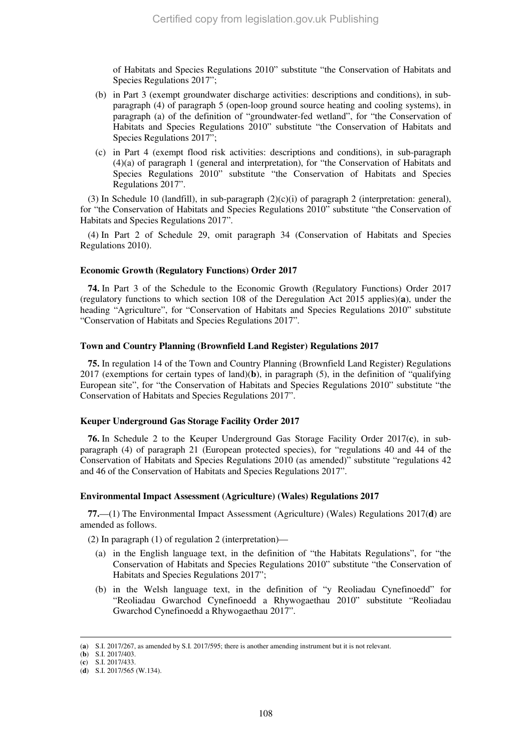of Habitats and Species Regulations 2010" substitute "the Conservation of Habitats and Species Regulations 2017";

(b) in Part 3 (exempt groundwater discharge activities: descriptions and conditions), in sub-paragraph (4) of paragraph 5 (open-loop ground source heating and cooling systems), in paragraph (a) of the definition of "groundwater-fed wetland", for "the Conservation of Habitats and Species Regulations 2010" substitute "the Conservation of Habitats and Species Regulations 2017";

(c) in Part 4 (exempt flood risk activities: descriptions and conditions), in sub-paragraph (4)(a) of paragraph 1 (general and interpretation), for "the Conservation of Habitats and Species Regulations 2010" substitute "the Conservation of Habitats and Species Regulations 2017".

(3) In Schedule 10 (landfill), in sub-paragraph (2)(c)(i) of paragraph 2 (interpretation: general), for "the Conservation of Habitats and Species Regulations 2010" substitute "the Conservation of Habitats and Species Regulations 2017".

(4) In Part 2 of Schedule 29, omit paragraph 34 (Conservation of Habitats and Species Regulations 2010).

**Economic Growth (Regulatory Functions) Order 2017**

**74.** In Part 3 of the Schedule to the Economic Growth (Regulatory Functions) Order 2017 (regulatory functions to which section 108 of the Deregulation Act 2015 applies)(**a**), under the heading "Agriculture", for "Conservation of Habitats and Species Regulations 2010" substitute "Conservation of Habitats and Species Regulations 2017".

**Town and Country Planning (Brownfield Land Register) Regulations 2017**

**75.** In regulation 14 of the Town and Country Planning (Brownfield Land Register) Regulations 2017 (exemptions for certain types of land)(**b**), in paragraph (5), in the definition of "qualifying European site", for "the Conservation of Habitats and Species Regulations 2010" substitute "the Conservation of Habitats and Species Regulations 2017".

**Keuper Underground Gas Storage Facility Order 2017**

**76.** In Schedule 2 to the Keuper Underground Gas Storage Facility Order 2017(**c**), in sub-paragraph (4) of paragraph 21 (European protected species), for "regulations 40 and 44 of the Conservation of Habitats and Species Regulations 2010 (as amended)" substitute "regulations 42 and 46 of the Conservation of Habitats and Species Regulations 2017".

**Environmental Impact Assessment (Agriculture) (Wales) Regulations 2017**

**77.**—(1) The Environmental Impact Assessment (Agriculture) (Wales) Regulations 2017(**d**) are amended as follows.

(2) In paragraph (1) of regulation 2 (interpretation)—

(a) in the English language text, in the definition of "the Habitats Regulations", for "the Conservation of Habitats and Species Regulations 2010" substitute "the Conservation of Habitats and Species Regulations 2017";

(b) in the Welsh language text, in the definition of "y Reoliadau Cynefinoedd" for "Reoliadau Gwarchod Cynefinoedd a Rhywogaethau 2010" substitute "Reoliadau Gwarchod Cynefinoedd a Rhywogaethau 2017".

---

(**a**) S.I. 2017/267, as amended by S.I. 2017/595; there is another amending instrument but it is not relevant.
(**b**) S.I. 2017/403.
(**c**) S.I. 2017/433.
(**d**) S.I. 2017/565 (W.134).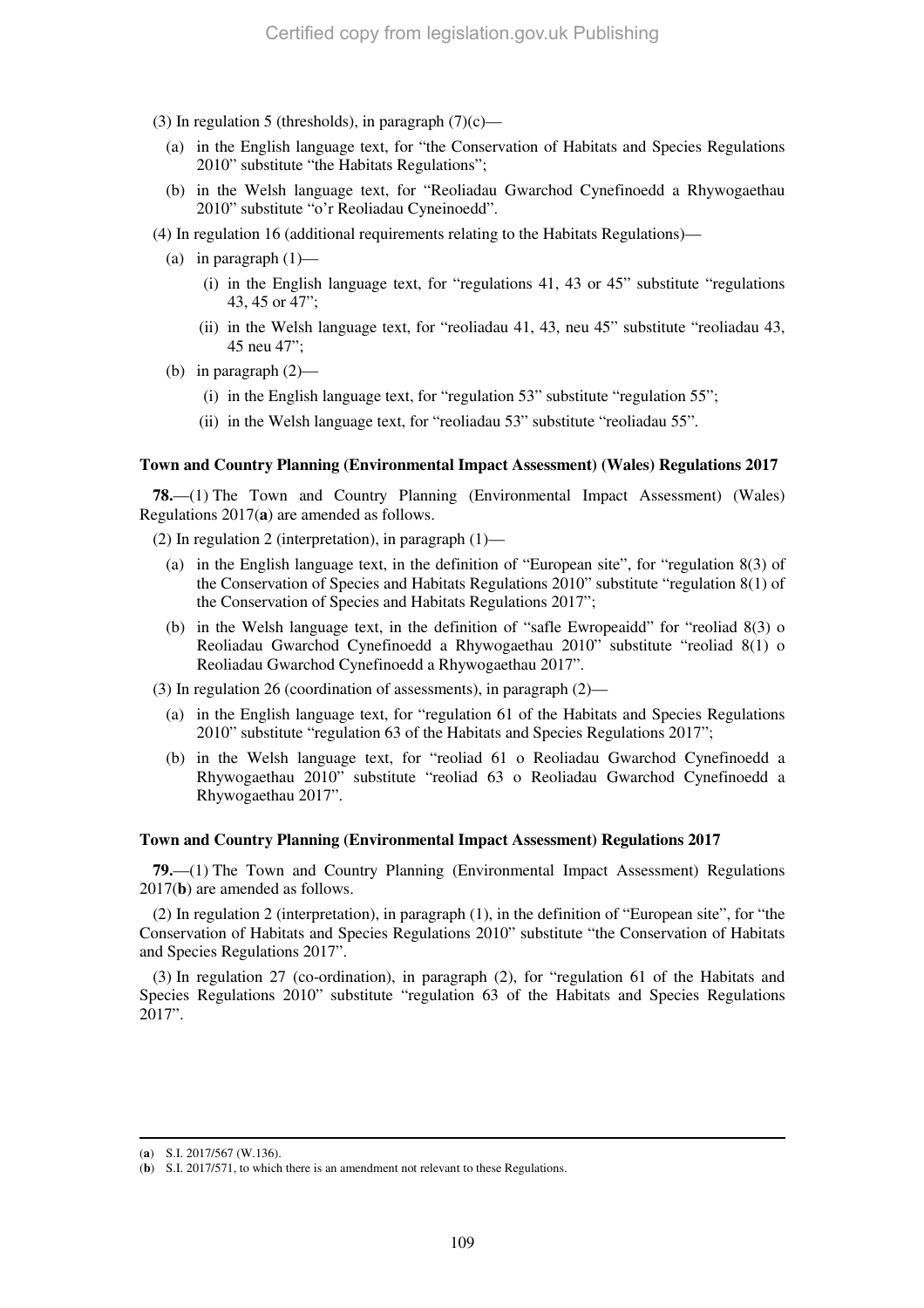(3) In regulation 5 (thresholds), in paragraph (7)(c)—

(a) in the English language text, for "the Conservation of Habitats and Species Regulations 2010" substitute "the Habitats Regulations";

(b) in the Welsh language text, for "Reoliadau Gwarchod Cynefinoedd a Rhywogaethau 2010" substitute "o'r Reoliadau Cyneinoedd".

(4) In regulation 16 (additional requirements relating to the Habitats Regulations)—

(a) in paragraph (1)—

(i) in the English language text, for "regulations 41, 43 or 45" substitute "regulations 43, 45 or 47";

(ii) in the Welsh language text, for "reoliadau 41, 43, neu 45" substitute "reoliadau 43, 45 neu 47";

(b) in paragraph (2)—

(i) in the English language text, for "regulation 53" substitute "regulation 55";

(ii) in the Welsh language text, for "reoliadau 53" substitute "reoliadau 55".

**Town and Country Planning (Environmental Impact Assessment) (Wales) Regulations 2017**

**78.**—(1) The Town and Country Planning (Environmental Impact Assessment) (Wales) Regulations 2017(**a**) are amended as follows.

(2) In regulation 2 (interpretation), in paragraph (1)—

(a) in the English language text, in the definition of "European site", for "regulation 8(3) of the Conservation of Species and Habitats Regulations 2010" substitute "regulation 8(1) of the Conservation of Species and Habitats Regulations 2017";

(b) in the Welsh language text, in the definition of "safle Ewropeaidd" for "reoliad 8(3) o Reoliadau Gwarchod Cynefinoedd a Rhywogaethau 2010" substitute "reoliad 8(1) o Reoliadau Gwarchod Cynefinoedd a Rhywogaethau 2017".

(3) In regulation 26 (coordination of assessments), in paragraph (2)—

(a) in the English language text, for "regulation 61 of the Habitats and Species Regulations 2010" substitute "regulation 63 of the Habitats and Species Regulations 2017";

(b) in the Welsh language text, for "reoliad 61 o Reoliadau Gwarchod Cynefinoedd a Rhywogaethau 2010" substitute "reoliad 63 o Reoliadau Gwarchod Cynefinoedd a Rhywogaethau 2017".

**Town and Country Planning (Environmental Impact Assessment) Regulations 2017**

**79.**—(1) The Town and Country Planning (Environmental Impact Assessment) Regulations 2017(**b**) are amended as follows.

(2) In regulation 2 (interpretation), in paragraph (1), in the definition of "European site", for "the Conservation of Habitats and Species Regulations 2010" substitute "the Conservation of Habitats and Species Regulations 2017".

(3) In regulation 27 (co-ordination), in paragraph (2), for "regulation 61 of the Habitats and Species Regulations 2010" substitute "regulation 63 of the Habitats and Species Regulations 2017".

---

(**a**) S.I. 2017/567 (W.136).

(**b**) S.I. 2017/571, to which there is an amendment not relevant to these Regulations.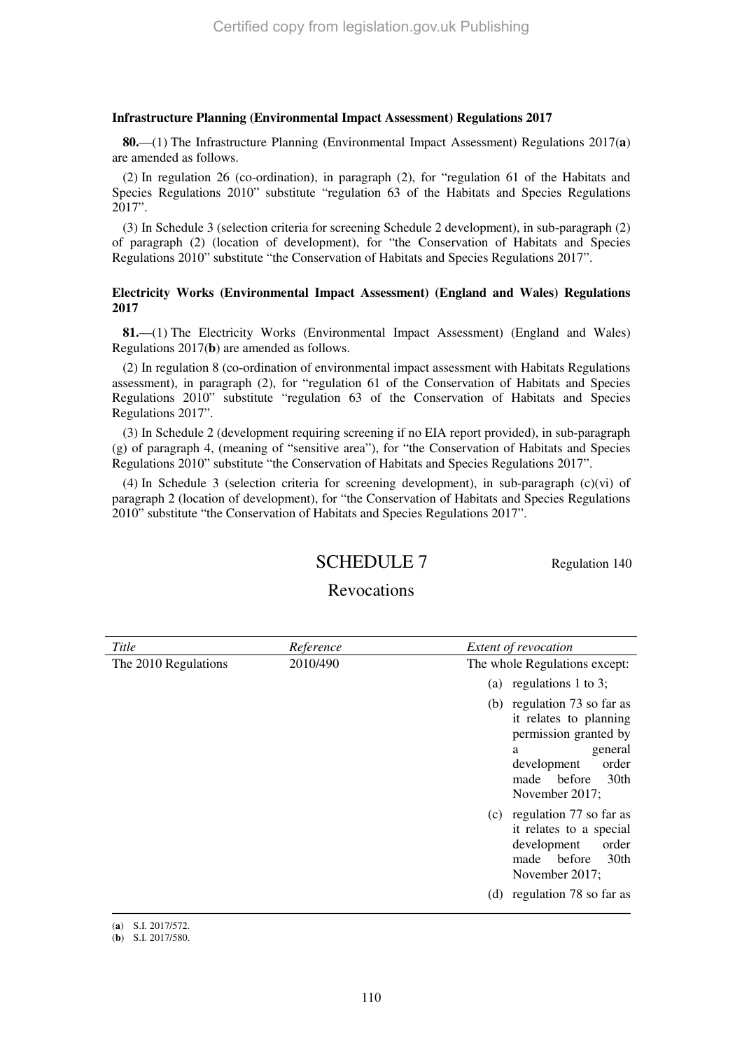**Infrastructure Planning (Environmental Impact Assessment) Regulations 2017**

**80.**—(1) The Infrastructure Planning (Environmental Impact Assessment) Regulations 2017(**a**) are amended as follows.

(2) In regulation 26 (co-ordination), in paragraph (2), for "regulation 61 of the Habitats and Species Regulations 2010" substitute "regulation 63 of the Habitats and Species Regulations 2017".

(3) In Schedule 3 (selection criteria for screening Schedule 2 development), in sub-paragraph (2) of paragraph (2) (location of development), for "the Conservation of Habitats and Species Regulations 2010" substitute "the Conservation of Habitats and Species Regulations 2017".

**Electricity Works (Environmental Impact Assessment) (England and Wales) Regulations 2017**

**81.**—(1) The Electricity Works (Environmental Impact Assessment) (England and Wales) Regulations 2017(**b**) are amended as follows.

(2) In regulation 8 (co-ordination of environmental impact assessment with Habitats Regulations assessment), in paragraph (2), for "regulation 61 of the Conservation of Habitats and Species Regulations 2010" substitute "regulation 63 of the Conservation of Habitats and Species Regulations 2017".

(3) In Schedule 2 (development requiring screening if no EIA report provided), in sub-paragraph (g) of paragraph 4, (meaning of "sensitive area"), for "the Conservation of Habitats and Species Regulations 2010" substitute "the Conservation of Habitats and Species Regulations 2017".

(4) In Schedule 3 (selection criteria for screening development), in sub-paragraph (c)(vi) of paragraph 2 (location of development), for "the Conservation of Habitats and Species Regulations 2010" substitute "the Conservation of Habitats and Species Regulations 2017".

## SCHEDULE 7

Regulation 140

### Revocations

| *Title* | *Reference* | *Extent of revocation* |
|---|---|---|
| The 2010 Regulations | 2010/490 | The whole Regulations except: (a) regulations 1 to 3; (b) regulation 73 so far as it relates to planning permission granted by a general development order made before 30th November 2017; (c) regulation 77 so far as it relates to a special development order made before 30th November 2017; (d) regulation 78 so far as |

(**a**) S.I. 2017/572.
(**b**) S.I. 2017/580.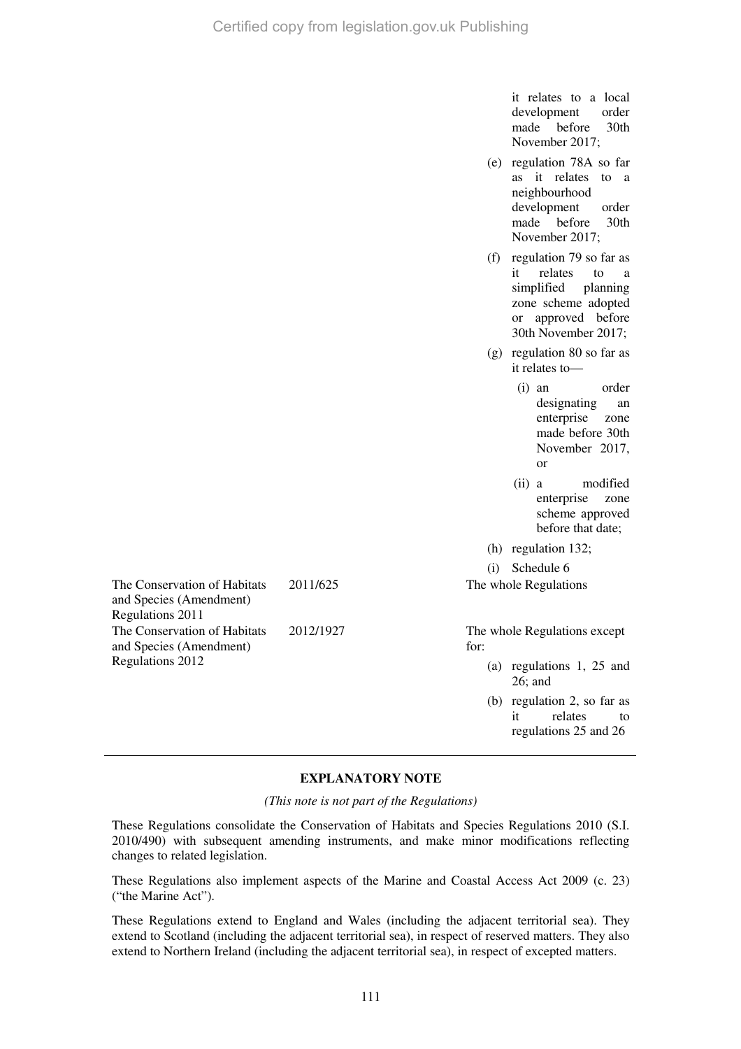| | | it relates to a local development order made before 30th November 2017;<br>(e) regulation 78A so far as it relates to a neighbourhood development order made before 30th November 2017;<br>(f) regulation 79 so far as it relates to a simplified planning zone scheme adopted or approved before 30th November 2017;<br>(g) regulation 80 so far as it relates to—<br>(i) an order designating an enterprise zone made before 30th November 2017, or<br>(ii) a modified enterprise zone scheme approved before that date;<br>(h) regulation 132;<br>(i) Schedule 6 |
|---|---|---|
| The Conservation of Habitats and Species (Amendment) Regulations 2011 | 2011/625 | The whole Regulations |
| The Conservation of Habitats and Species (Amendment) Regulations 2012 | 2012/1927 | The whole Regulations except for:<br>(a) regulations 1, 25 and 26; and<br>(b) regulation 2, so far as it relates to regulations 25 and 26 |

## EXPLANATORY NOTE

*(This note is not part of the Regulations)*

These Regulations consolidate the Conservation of Habitats and Species Regulations 2010 (S.I. 2010/490) with subsequent amending instruments, and make minor modifications reflecting changes to related legislation.

These Regulations also implement aspects of the Marine and Coastal Access Act 2009 (c. 23) ("the Marine Act").

These Regulations extend to England and Wales (including the adjacent territorial sea). They extend to Scotland (including the adjacent territorial sea), in respect of reserved matters. They also extend to Northern Ireland (including the adjacent territorial sea), in respect of excepted matters.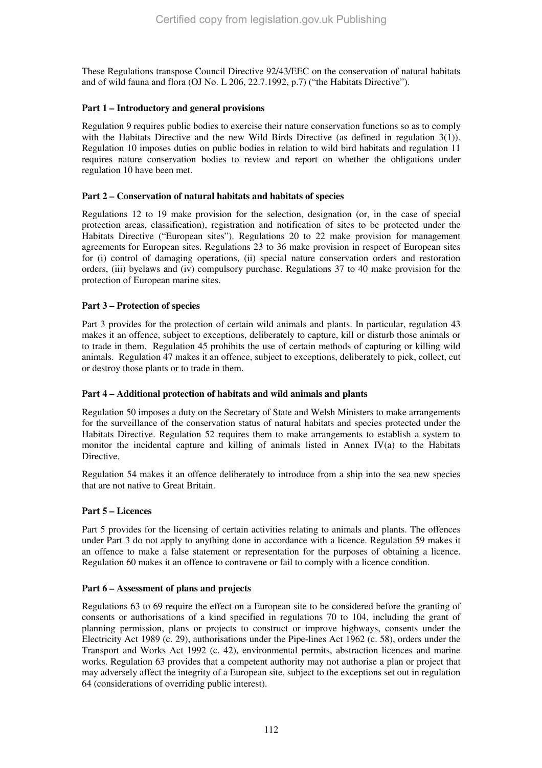These Regulations transpose Council Directive 92/43/EEC on the conservation of natural habitats and of wild fauna and flora (OJ No. L 206, 22.7.1992, p.7) ("the Habitats Directive").

**Part 1 – Introductory and general provisions**

Regulation 9 requires public bodies to exercise their nature conservation functions so as to comply with the Habitats Directive and the new Wild Birds Directive (as defined in regulation 3(1)). Regulation 10 imposes duties on public bodies in relation to wild bird habitats and regulation 11 requires nature conservation bodies to review and report on whether the obligations under regulation 10 have been met.

**Part 2 – Conservation of natural habitats and habitats of species**

Regulations 12 to 19 make provision for the selection, designation (or, in the case of special protection areas, classification), registration and notification of sites to be protected under the Habitats Directive ("European sites"). Regulations 20 to 22 make provision for management agreements for European sites. Regulations 23 to 36 make provision in respect of European sites for (i) control of damaging operations, (ii) special nature conservation orders and restoration orders, (iii) byelaws and (iv) compulsory purchase. Regulations 37 to 40 make provision for the protection of European marine sites.

**Part 3 – Protection of species**

Part 3 provides for the protection of certain wild animals and plants. In particular, regulation 43 makes it an offence, subject to exceptions, deliberately to capture, kill or disturb those animals or to trade in them. Regulation 45 prohibits the use of certain methods of capturing or killing wild animals. Regulation 47 makes it an offence, subject to exceptions, deliberately to pick, collect, cut or destroy those plants or to trade in them.

**Part 4 – Additional protection of habitats and wild animals and plants**

Regulation 50 imposes a duty on the Secretary of State and Welsh Ministers to make arrangements for the surveillance of the conservation status of natural habitats and species protected under the Habitats Directive. Regulation 52 requires them to make arrangements to establish a system to monitor the incidental capture and killing of animals listed in Annex IV(a) to the Habitats Directive.

Regulation 54 makes it an offence deliberately to introduce from a ship into the sea new species that are not native to Great Britain.

**Part 5 – Licences**

Part 5 provides for the licensing of certain activities relating to animals and plants. The offences under Part 3 do not apply to anything done in accordance with a licence. Regulation 59 makes it an offence to make a false statement or representation for the purposes of obtaining a licence. Regulation 60 makes it an offence to contravene or fail to comply with a licence condition.

**Part 6 – Assessment of plans and projects**

Regulations 63 to 69 require the effect on a European site to be considered before the granting of consents or authorisations of a kind specified in regulations 70 to 104, including the grant of planning permission, plans or projects to construct or improve highways, consents under the Electricity Act 1989 (c. 29), authorisations under the Pipe-lines Act 1962 (c. 58), orders under the Transport and Works Act 1992 (c. 42), environmental permits, abstraction licences and marine works. Regulation 63 provides that a competent authority may not authorise a plan or project that may adversely affect the integrity of a European site, subject to the exceptions set out in regulation 64 (considerations of overriding public interest).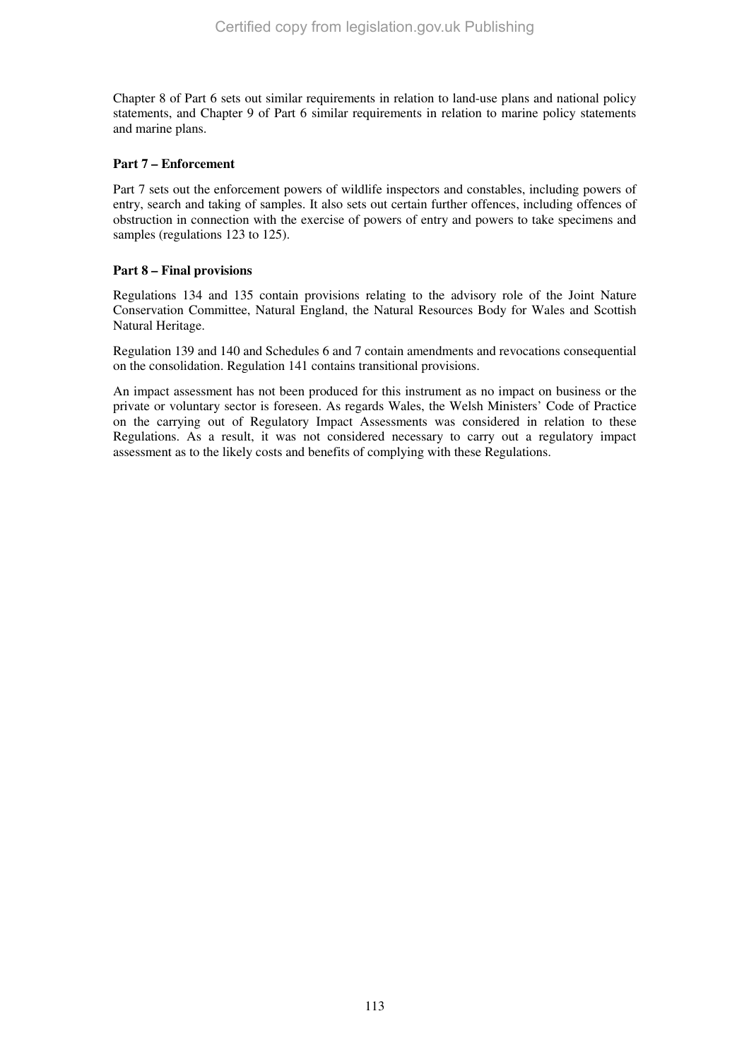Chapter 8 of Part 6 sets out similar requirements in relation to land-use plans and national policy statements, and Chapter 9 of Part 6 similar requirements in relation to marine policy statements and marine plans.

**Part 7 – Enforcement**

Part 7 sets out the enforcement powers of wildlife inspectors and constables, including powers of entry, search and taking of samples. It also sets out certain further offences, including offences of obstruction in connection with the exercise of powers of entry and powers to take specimens and samples (regulations 123 to 125).

**Part 8 – Final provisions**

Regulations 134 and 135 contain provisions relating to the advisory role of the Joint Nature Conservation Committee, Natural England, the Natural Resources Body for Wales and Scottish Natural Heritage.

Regulation 139 and 140 and Schedules 6 and 7 contain amendments and revocations consequential on the consolidation. Regulation 141 contains transitional provisions.

An impact assessment has not been produced for this instrument as no impact on business or the private or voluntary sector is foreseen. As regards Wales, the Welsh Ministers' Code of Practice on the carrying out of Regulatory Impact Assessments was considered in relation to these Regulations. As a result, it was not considered necessary to carry out a regulatory impact assessment as to the likely costs and benefits of complying with these Regulations.